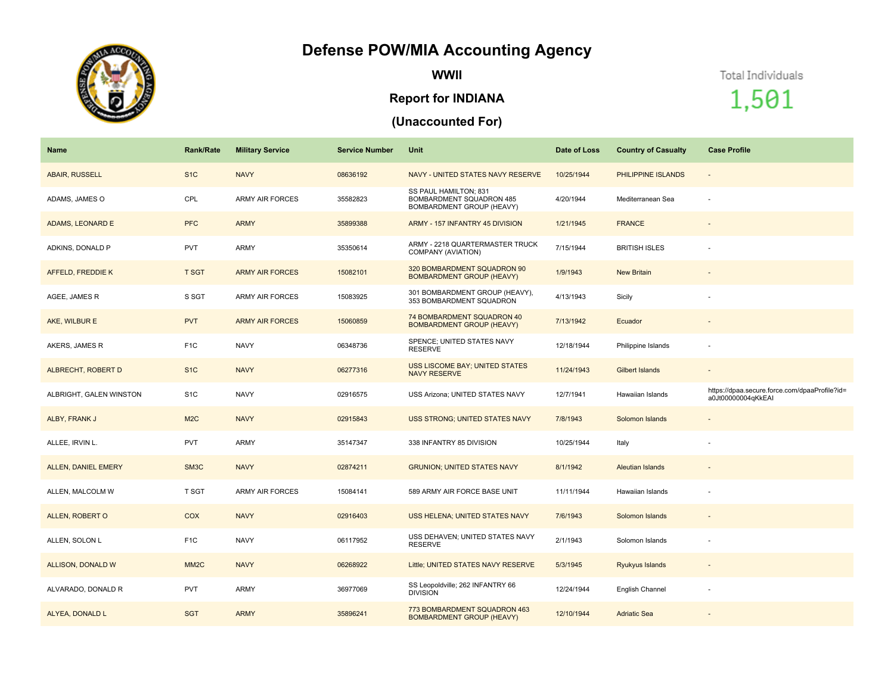# Defense POW/MIA Accounting Agency

## WWII

## Report for INDIANA

## (Unaccounted For)

Total Individuals

1,501

| Name | Rank/Rate | Military Service | Service Number | Unit | Date of Loss | Country of Casualty | Case Profile |
|---|---|---|---|---|---|---|---|
| ABAIR, RUSSELL | S1C | NAVY | 08636192 | NAVY - UNITED STATES NAVY RESERVE | 10/25/1944 | PHILIPPINE ISLANDS | - |
| ADAMS, JAMES O | CPL | ARMY AIR FORCES | 35582823 | SS PAUL HAMILTON; 831 BOMBARDMENT SQUADRON 485 BOMBARDMENT GROUP (HEAVY) | 4/20/1944 | Mediterranean Sea | - |
| ADAMS, LEONARD E | PFC | ARMY | 35899388 | ARMY - 157 INFANTRY 45 DIVISION | 1/21/1945 | FRANCE | - |
| ADKINS, DONALD P | PVT | ARMY | 35350614 | ARMY - 2218 QUARTERMASTER TRUCK COMPANY (AVIATION) | 7/15/1944 | BRITISH ISLES | - |
| AFFELD, FREDDIE K | T SGT | ARMY AIR FORCES | 15082101 | 320 BOMBARDMENT SQUADRON 90 BOMBARDMENT GROUP (HEAVY) | 1/9/1943 | New Britain | - |
| AGEE, JAMES R | S SGT | ARMY AIR FORCES | 15083925 | 301 BOMBARDMENT GROUP (HEAVY), 353 BOMBARDMENT SQUADRON | 4/13/1943 | Sicily | - |
| AKE, WILBUR E | PVT | ARMY AIR FORCES | 15060859 | 74 BOMBARDMENT SQUADRON 40 BOMBARDMENT GROUP (HEAVY) | 7/13/1942 | Ecuador | - |
| AKERS, JAMES R | F1C | NAVY | 06348736 | SPENCE; UNITED STATES NAVY RESERVE | 12/18/1944 | Philippine Islands | - |
| ALBRECHT, ROBERT D | S1C | NAVY | 06277316 | USS LISCOME BAY; UNITED STATES NAVY RESERVE | 11/24/1943 | Gilbert Islands | - |
| ALBRIGHT, GALEN WINSTON | S1C | NAVY | 02916575 | USS Arizona; UNITED STATES NAVY | 12/7/1941 | Hawaiian Islands | https://dpaa.secure.force.com/dpaaProfile?id=a0Jt00000004qKkEAI |
| ALBY, FRANK J | M2C | NAVY | 02915843 | USS STRONG; UNITED STATES NAVY | 7/8/1943 | Solomon Islands | - |
| ALLEE, IRVIN L. | PVT | ARMY | 35147347 | 338 INFANTRY 85 DIVISION | 10/25/1944 | Italy | - |
| ALLEN, DANIEL EMERY | SM3C | NAVY | 02874211 | GRUNION; UNITED STATES NAVY | 8/1/1942 | Aleutian Islands | - |
| ALLEN, MALCOLM W | T SGT | ARMY AIR FORCES | 15084141 | 589 ARMY AIR FORCE BASE UNIT | 11/11/1944 | Hawaiian Islands | - |
| ALLEN, ROBERT O | COX | NAVY | 02916403 | USS HELENA; UNITED STATES NAVY | 7/6/1943 | Solomon Islands | - |
| ALLEN, SOLON L | F1C | NAVY | 06117952 | USS DEHAVEN; UNITED STATES NAVY RESERVE | 2/1/1943 | Solomon Islands | - |
| ALLISON, DONALD W | MM2C | NAVY | 06268922 | Little; UNITED STATES NAVY RESERVE | 5/3/1945 | Ryukyus Islands | - |
| ALVARADO, DONALD R | PVT | ARMY | 36977069 | SS Leopoldville; 262 INFANTRY 66 DIVISION | 12/24/1944 | English Channel | - |
| ALYEA, DONALD L | SGT | ARMY | 35896241 | 773 BOMBARDMENT SQUADRON 463 BOMBARDMENT GROUP (HEAVY) | 12/10/1944 | Adriatic Sea | - |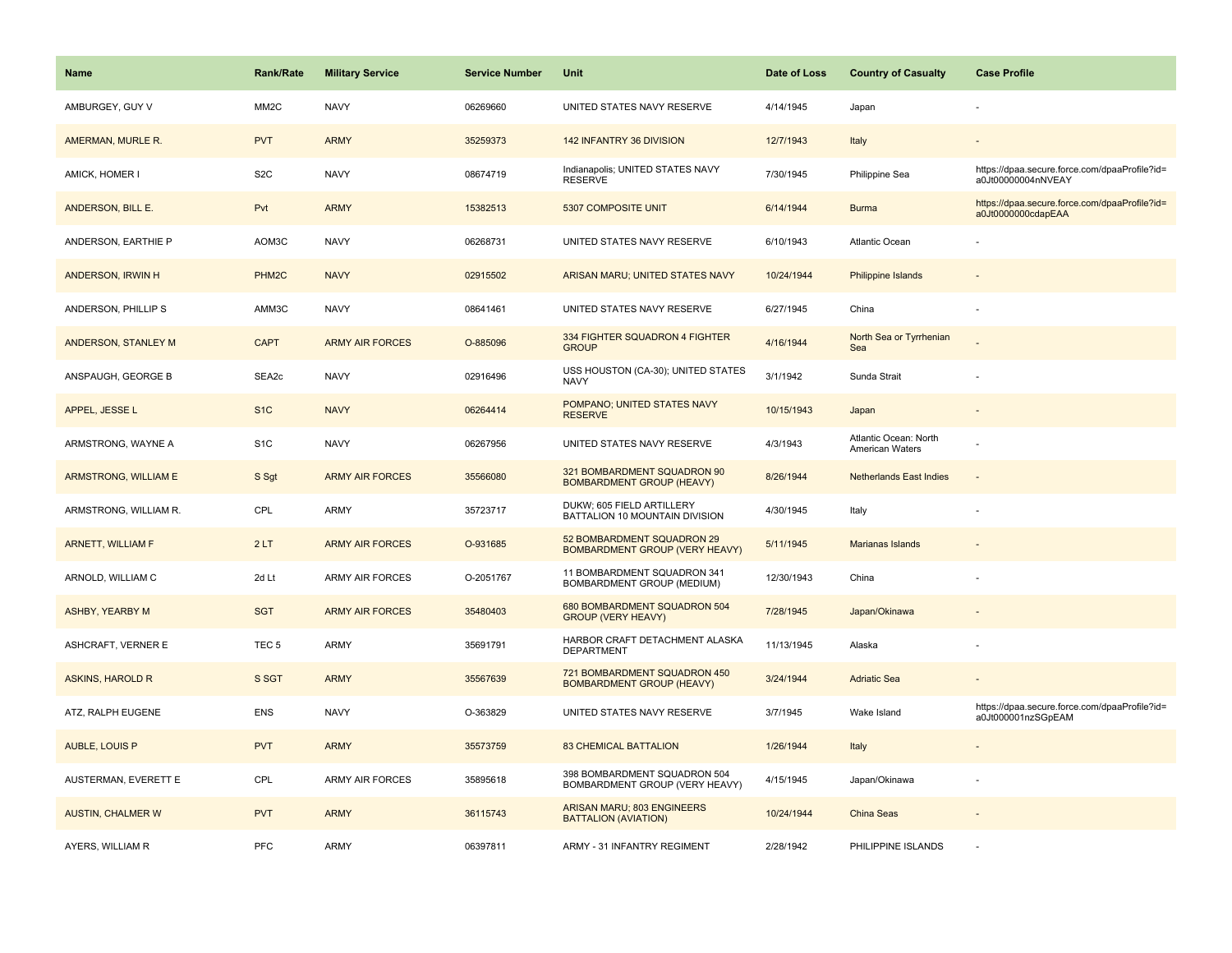| Name | Rank/Rate | Military Service | Service Number | Unit | Date of Loss | Country of Casualty | Case Profile |
| --- | --- | --- | --- | --- | --- | --- | --- |
| AMBURGEY, GUY V | MM2C | NAVY | 06269660 | UNITED STATES NAVY RESERVE | 4/14/1945 | Japan | - |
| AMERMAN, MURLE R. | PVT | ARMY | 35259373 | 142 INFANTRY 36 DIVISION | 12/7/1943 | Italy | - |
| AMICK, HOMER I | S2C | NAVY | 08674719 | Indianapolis; UNITED STATES NAVY RESERVE | 7/30/1945 | Philippine Sea | https://dpaa.secure.force.com/dpaaProfile?id=a0Jt00000004nNVEAY |
| ANDERSON, BILL E. | Pvt | ARMY | 15382513 | 5307 COMPOSITE UNIT | 6/14/1944 | Burma | https://dpaa.secure.force.com/dpaaProfile?id=a0Jt0000000cdapEAA |
| ANDERSON, EARTHIE P | AOM3C | NAVY | 06268731 | UNITED STATES NAVY RESERVE | 6/10/1943 | Atlantic Ocean | - |
| ANDERSON, IRWIN H | PHM2C | NAVY | 02915502 | ARISAN MARU; UNITED STATES NAVY | 10/24/1944 | Philippine Islands | - |
| ANDERSON, PHILLIP S | AMM3C | NAVY | 08641461 | UNITED STATES NAVY RESERVE | 6/27/1945 | China | - |
| ANDERSON, STANLEY M | CAPT | ARMY AIR FORCES | O-885096 | 334 FIGHTER SQUADRON 4 FIGHTER GROUP | 4/16/1944 | North Sea or Tyrrhenian Sea | - |
| ANSPAUGH, GEORGE B | SEA2c | NAVY | 02916496 | USS HOUSTON (CA-30); UNITED STATES NAVY | 3/1/1942 | Sunda Strait | - |
| APPEL, JESSE L | S1C | NAVY | 06264414 | POMPANO; UNITED STATES NAVY RESERVE | 10/15/1943 | Japan | - |
| ARMSTRONG, WAYNE A | S1C | NAVY | 06267956 | UNITED STATES NAVY RESERVE | 4/3/1943 | Atlantic Ocean: North American Waters | - |
| ARMSTRONG, WILLIAM E | S Sgt | ARMY AIR FORCES | 35566080 | 321 BOMBARDMENT SQUADRON 90 BOMBARDMENT GROUP (HEAVY) | 8/26/1944 | Netherlands East Indies | - |
| ARMSTRONG, WILLIAM R. | CPL | ARMY | 35723717 | DUKW; 605 FIELD ARTILLERY BATTALION 10 MOUNTAIN DIVISION | 4/30/1945 | Italy | - |
| ARNETT, WILLIAM F | 2 LT | ARMY AIR FORCES | O-931685 | 52 BOMBARDMENT SQUADRON 29 BOMBARDMENT GROUP (VERY HEAVY) | 5/11/1945 | Marianas Islands | - |
| ARNOLD, WILLIAM C | 2d Lt | ARMY AIR FORCES | O-2051767 | 11 BOMBARDMENT SQUADRON 341 BOMBARDMENT GROUP (MEDIUM) | 12/30/1943 | China | - |
| ASHBY, YEARBY M | SGT | ARMY AIR FORCES | 35480403 | 680 BOMBARDMENT SQUADRON 504 GROUP (VERY HEAVY) | 7/28/1945 | Japan/Okinawa | - |
| ASHCRAFT, VERNER E | TEC 5 | ARMY | 35691791 | HARBOR CRAFT DETACHMENT ALASKA DEPARTMENT | 11/13/1945 | Alaska | - |
| ASKINS, HAROLD R | S SGT | ARMY | 35567639 | 721 BOMBARDMENT SQUADRON 450 BOMBARDMENT GROUP (HEAVY) | 3/24/1944 | Adriatic Sea | - |
| ATZ, RALPH EUGENE | ENS | NAVY | O-363829 | UNITED STATES NAVY RESERVE | 3/7/1945 | Wake Island | https://dpaa.secure.force.com/dpaaProfile?id=a0Jt000001nzSGpEAM |
| AUBLE, LOUIS P | PVT | ARMY | 35573759 | 83 CHEMICAL BATTALION | 1/26/1944 | Italy | - |
| AUSTERMAN, EVERETT E | CPL | ARMY AIR FORCES | 35895618 | 398 BOMBARDMENT SQUADRON 504 BOMBARDMENT GROUP (VERY HEAVY) | 4/15/1945 | Japan/Okinawa | - |
| AUSTIN, CHALMER W | PVT | ARMY | 36115743 | ARISAN MARU; 803 ENGINEERS BATTALION (AVIATION) | 10/24/1944 | China Seas | - |
| AYERS, WILLIAM R | PFC | ARMY | 06397811 | ARMY - 31 INFANTRY REGIMENT | 2/28/1942 | PHILIPPINE ISLANDS | - |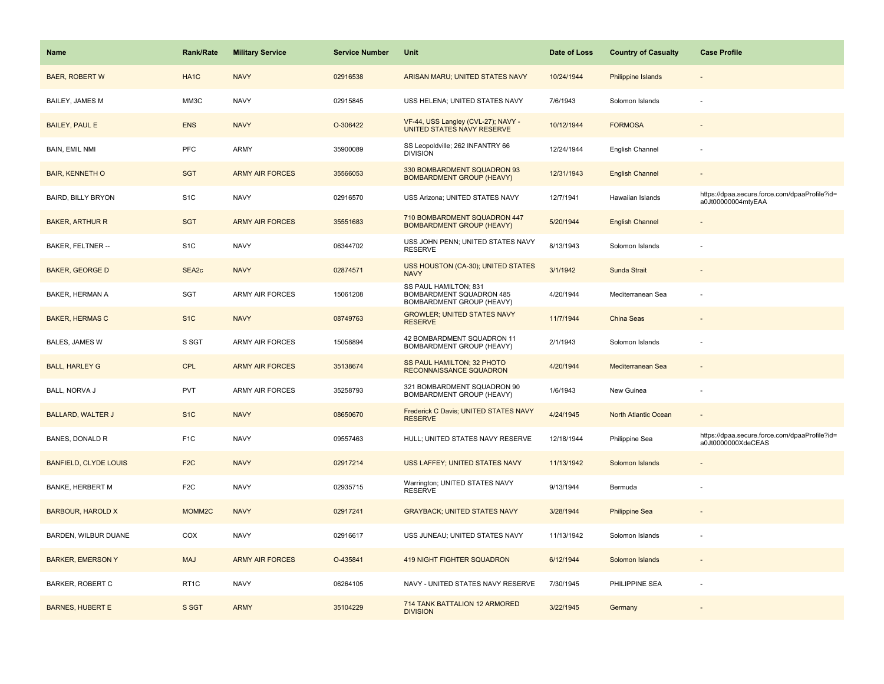| Name | Rank/Rate | Military Service | Service Number | Unit | Date of Loss | Country of Casualty | Case Profile |
| --- | --- | --- | --- | --- | --- | --- | --- |
| BAER, ROBERT W | HA1C | NAVY | 02916538 | ARISAN MARU; UNITED STATES NAVY | 10/24/1944 | Philippine Islands | - |
| BAILEY, JAMES M | MM3C | NAVY | 02915845 | USS HELENA; UNITED STATES NAVY | 7/6/1943 | Solomon Islands | - |
| BAILEY, PAUL E | ENS | NAVY | O-306422 | VF-44, USS Langley (CVL-27); NAVY - UNITED STATES NAVY RESERVE | 10/12/1944 | FORMOSA | - |
| BAIN, EMIL NMI | PFC | ARMY | 35900089 | SS Leopoldville; 262 INFANTRY 66 DIVISION | 12/24/1944 | English Channel | - |
| BAIR, KENNETH O | SGT | ARMY AIR FORCES | 35566053 | 330 BOMBARDMENT SQUADRON 93 BOMBARDMENT GROUP (HEAVY) | 12/31/1943 | English Channel | - |
| BAIRD, BILLY BRYON | S1C | NAVY | 02916570 | USS Arizona; UNITED STATES NAVY | 12/7/1941 | Hawaiian Islands | https://dpaa.secure.force.com/dpaaProfile?id=a0Jt00000004mtyEAA |
| BAKER, ARTHUR R | SGT | ARMY AIR FORCES | 35551683 | 710 BOMBARDMENT SQUADRON 447 BOMBARDMENT GROUP (HEAVY) | 5/20/1944 | English Channel | - |
| BAKER, FELTNER -- | S1C | NAVY | 06344702 | USS JOHN PENN; UNITED STATES NAVY RESERVE | 8/13/1943 | Solomon Islands | - |
| BAKER, GEORGE D | SEA2c | NAVY | 02874571 | USS HOUSTON (CA-30); UNITED STATES NAVY | 3/1/1942 | Sunda Strait | - |
| BAKER, HERMAN A | SGT | ARMY AIR FORCES | 15061208 | SS PAUL HAMILTON; 831 BOMBARDMENT SQUADRON 485 BOMBARDMENT GROUP (HEAVY) | 4/20/1944 | Mediterranean Sea | - |
| BAKER, HERMAS C | S1C | NAVY | 08749763 | GROWLER; UNITED STATES NAVY RESERVE | 11/7/1944 | China Seas | - |
| BALES, JAMES W | S SGT | ARMY AIR FORCES | 15058894 | 42 BOMBARDMENT SQUADRON 11 BOMBARDMENT GROUP (HEAVY) | 2/1/1943 | Solomon Islands | - |
| BALL, HARLEY G | CPL | ARMY AIR FORCES | 35138674 | SS PAUL HAMILTON; 32 PHOTO RECONNAISSANCE SQUADRON | 4/20/1944 | Mediterranean Sea | - |
| BALL, NORVA J | PVT | ARMY AIR FORCES | 35258793 | 321 BOMBARDMENT SQUADRON 90 BOMBARDMENT GROUP (HEAVY) | 1/6/1943 | New Guinea | - |
| BALLARD, WALTER J | S1C | NAVY | 08650670 | Frederick C Davis; UNITED STATES NAVY RESERVE | 4/24/1945 | North Atlantic Ocean | - |
| BANES, DONALD R | F1C | NAVY | 09557463 | HULL; UNITED STATES NAVY RESERVE | 12/18/1944 | Philippine Sea | https://dpaa.secure.force.com/dpaaProfile?id=a0Jt0000000XdeCEAS |
| BANFIELD, CLYDE LOUIS | F2C | NAVY | 02917214 | USS LAFFEY; UNITED STATES NAVY | 11/13/1942 | Solomon Islands | - |
| BANKE, HERBERT M | F2C | NAVY | 02935715 | Warrington; UNITED STATES NAVY RESERVE | 9/13/1944 | Bermuda | - |
| BARBOUR, HAROLD X | MOMM2C | NAVY | 02917241 | GRAYBACK; UNITED STATES NAVY | 3/28/1944 | Philippine Sea | - |
| BARDEN, WILBUR DUANE | COX | NAVY | 02916617 | USS JUNEAU; UNITED STATES NAVY | 11/13/1942 | Solomon Islands | - |
| BARKER, EMERSON Y | MAJ | ARMY AIR FORCES | O-435841 | 419 NIGHT FIGHTER SQUADRON | 6/12/1944 | Solomon Islands | - |
| BARKER, ROBERT C | RT1C | NAVY | 06264105 | NAVY - UNITED STATES NAVY RESERVE | 7/30/1945 | PHILIPPINE SEA | - |
| BARNES, HUBERT E | S SGT | ARMY | 35104229 | 714 TANK BATTALION 12 ARMORED DIVISION | 3/22/1945 | Germany | - |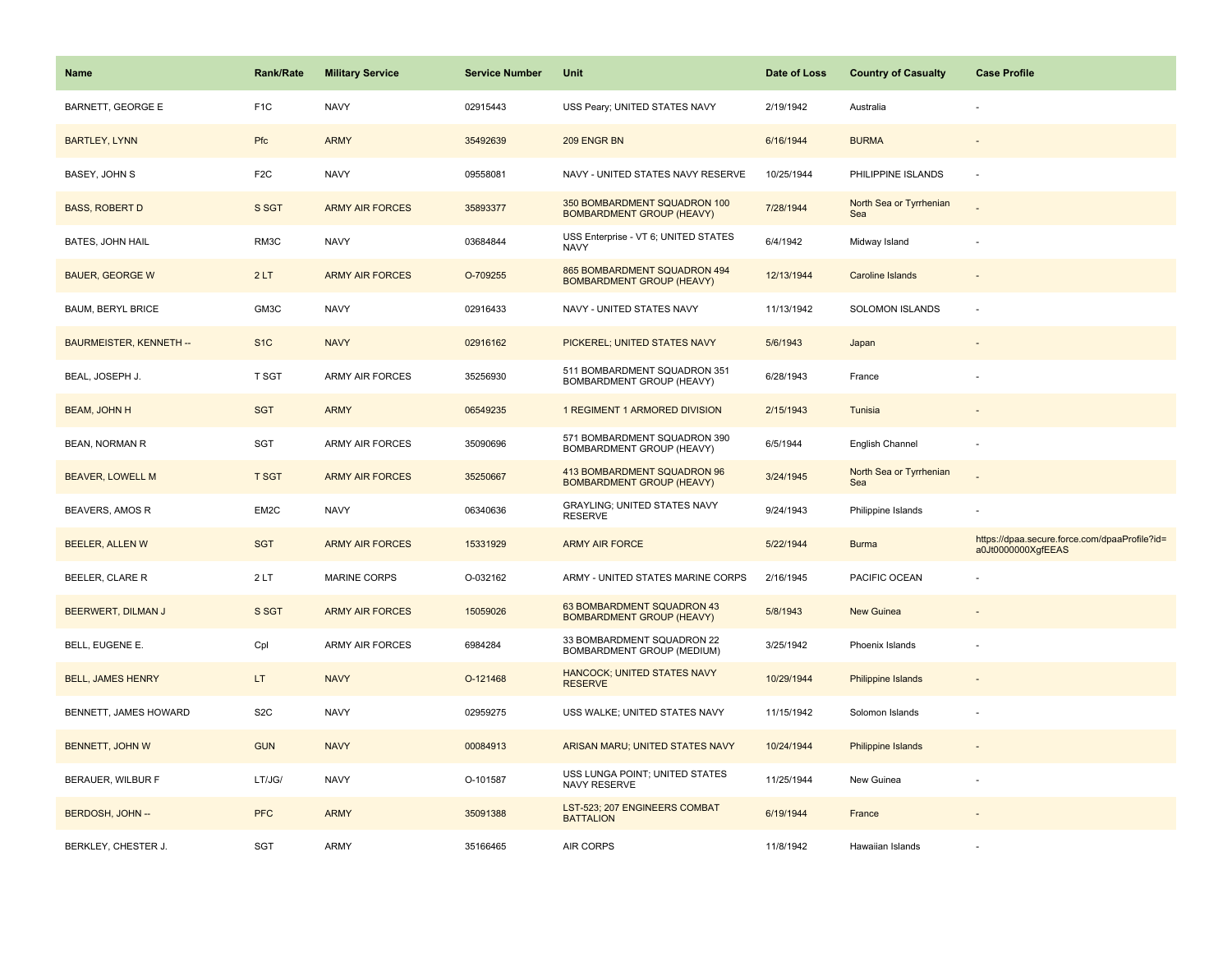| Name | Rank/Rate | Military Service | Service Number | Unit | Date of Loss | Country of Casualty | Case Profile |
| --- | --- | --- | --- | --- | --- | --- | --- |
| BARNETT, GEORGE E | F1C | NAVY | 02915443 | USS Peary; UNITED STATES NAVY | 2/19/1942 | Australia | - |
| BARTLEY, LYNN | Pfc | ARMY | 35492639 | 209 ENGR BN | 6/16/1944 | BURMA | - |
| BASEY, JOHN S | F2C | NAVY | 09558081 | NAVY - UNITED STATES NAVY RESERVE | 10/25/1944 | PHILIPPINE ISLANDS | - |
| BASS, ROBERT D | S SGT | ARMY AIR FORCES | 35893377 | 350 BOMBARDMENT SQUADRON 100 BOMBARDMENT GROUP (HEAVY) | 7/28/1944 | North Sea or Tyrrhenian Sea | - |
| BATES, JOHN HAIL | RM3C | NAVY | 03684844 | USS Enterprise - VT 6; UNITED STATES NAVY | 6/4/1942 | Midway Island | - |
| BAUER, GEORGE W | 2 LT | ARMY AIR FORCES | O-709255 | 865 BOMBARDMENT SQUADRON 494 BOMBARDMENT GROUP (HEAVY) | 12/13/1944 | Caroline Islands | - |
| BAUM, BERYL BRICE | GM3C | NAVY | 02916433 | NAVY - UNITED STATES NAVY | 11/13/1942 | SOLOMON ISLANDS | - |
| BAURMEISTER, KENNETH -- | S1C | NAVY | 02916162 | PICKEREL; UNITED STATES NAVY | 5/6/1943 | Japan | - |
| BEAL, JOSEPH J. | T SGT | ARMY AIR FORCES | 35256930 | 511 BOMBARDMENT SQUADRON 351 BOMBARDMENT GROUP (HEAVY) | 6/28/1943 | France | - |
| BEAM, JOHN H | SGT | ARMY | 06549235 | 1 REGIMENT 1 ARMORED DIVISION | 2/15/1943 | Tunisia | - |
| BEAN, NORMAN R | SGT | ARMY AIR FORCES | 35090696 | 571 BOMBARDMENT SQUADRON 390 BOMBARDMENT GROUP (HEAVY) | 6/5/1944 | English Channel | - |
| BEAVER, LOWELL M | T SGT | ARMY AIR FORCES | 35250667 | 413 BOMBARDMENT SQUADRON 96 BOMBARDMENT GROUP (HEAVY) | 3/24/1945 | North Sea or Tyrrhenian Sea | - |
| BEAVERS, AMOS R | EM2C | NAVY | 06340636 | GRAYLING; UNITED STATES NAVY RESERVE | 9/24/1943 | Philippine Islands | - |
| BEELER, ALLEN W | SGT | ARMY AIR FORCES | 15331929 | ARMY AIR FORCE | 5/22/1944 | Burma | https://dpaa.secure.force.com/dpaaProfile?id=a0Jt0000000XgfEEAS |
| BEELER, CLARE R | 2 LT | MARINE CORPS | O-032162 | ARMY - UNITED STATES MARINE CORPS | 2/16/1945 | PACIFIC OCEAN | - |
| BEERWERT, DILMAN J | S SGT | ARMY AIR FORCES | 15059026 | 63 BOMBARDMENT SQUADRON 43 BOMBARDMENT GROUP (HEAVY) | 5/8/1943 | New Guinea | - |
| BELL, EUGENE E. | Cpl | ARMY AIR FORCES | 6984284 | 33 BOMBARDMENT SQUADRON 22 BOMBARDMENT GROUP (MEDIUM) | 3/25/1942 | Phoenix Islands | - |
| BELL, JAMES HENRY | LT | NAVY | O-121468 | HANCOCK; UNITED STATES NAVY RESERVE | 10/29/1944 | Philippine Islands | - |
| BENNETT, JAMES HOWARD | S2C | NAVY | 02959275 | USS WALKE; UNITED STATES NAVY | 11/15/1942 | Solomon Islands | - |
| BENNETT, JOHN W | GUN | NAVY | 00084913 | ARISAN MARU; UNITED STATES NAVY | 10/24/1944 | Philippine Islands | - |
| BERAUER, WILBUR F | LT/JG/ | NAVY | O-101587 | USS LUNGA POINT; UNITED STATES NAVY RESERVE | 11/25/1944 | New Guinea | - |
| BERDOSH, JOHN -- | PFC | ARMY | 35091388 | LST-523; 207 ENGINEERS COMBAT BATTALION | 6/19/1944 | France | - |
| BERKLEY, CHESTER J. | SGT | ARMY | 35166465 | AIR CORPS | 11/8/1942 | Hawaiian Islands | - |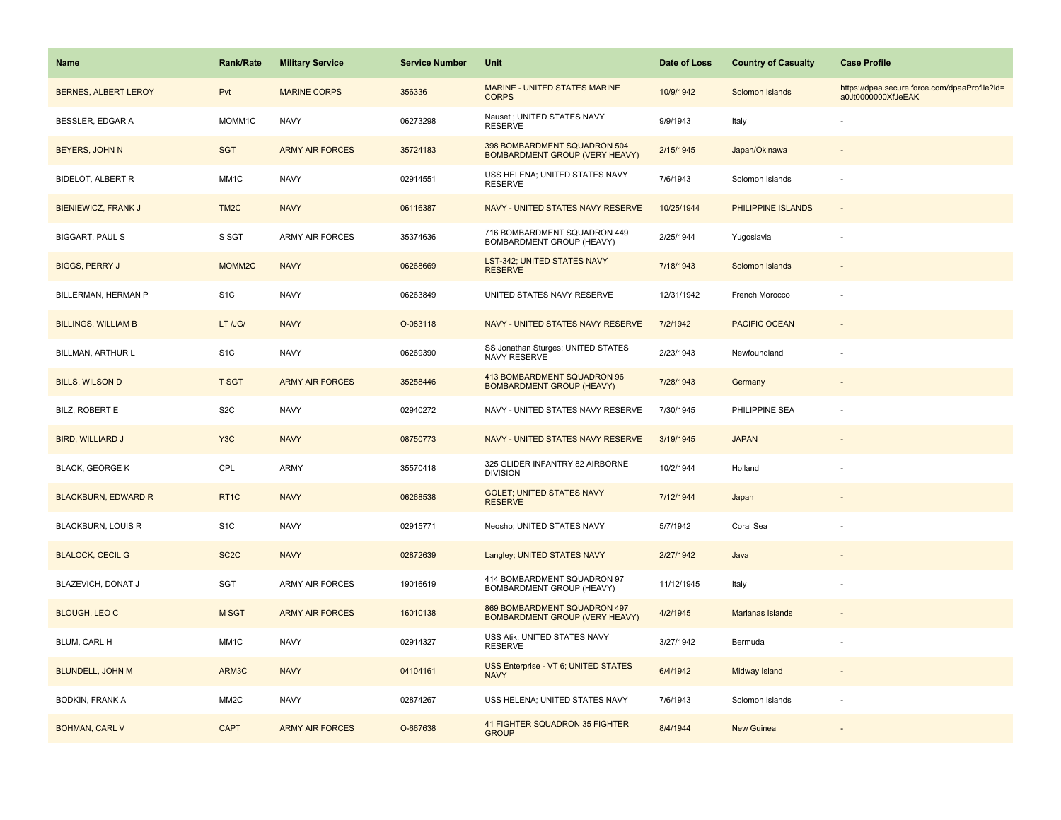| Name | Rank/Rate | Military Service | Service Number | Unit | Date of Loss | Country of Casualty | Case Profile |
| --- | --- | --- | --- | --- | --- | --- | --- |
| BERNES, ALBERT LEROY | Pvt | MARINE CORPS | 356336 | MARINE - UNITED STATES MARINE CORPS | 10/9/1942 | Solomon Islands | https://dpaa.secure.force.com/dpaaProfile?id=a0Jt0000000XfJeEAK |
| BESSLER, EDGAR A | MOMM1C | NAVY | 06273298 | Nauset ; UNITED STATES NAVY RESERVE | 9/9/1943 | Italy | - |
| BEYERS, JOHN N | SGT | ARMY AIR FORCES | 35724183 | 398 BOMBARDMENT SQUADRON 504 BOMBARDMENT GROUP (VERY HEAVY) | 2/15/1945 | Japan/Okinawa | - |
| BIDELOT, ALBERT R | MM1C | NAVY | 02914551 | USS HELENA; UNITED STATES NAVY RESERVE | 7/6/1943 | Solomon Islands | - |
| BIENIEWICZ, FRANK J | TM2C | NAVY | 06116387 | NAVY - UNITED STATES NAVY RESERVE | 10/25/1944 | PHILIPPINE ISLANDS | - |
| BIGGART, PAUL S | S SGT | ARMY AIR FORCES | 35374636 | 716 BOMBARDMENT SQUADRON 449 BOMBARDMENT GROUP (HEAVY) | 2/25/1944 | Yugoslavia | - |
| BIGGS, PERRY J | MOMM2C | NAVY | 06268669 | LST-342; UNITED STATES NAVY RESERVE | 7/18/1943 | Solomon Islands | - |
| BILLERMAN, HERMAN P | S1C | NAVY | 06263849 | UNITED STATES NAVY RESERVE | 12/31/1942 | French Morocco | - |
| BILLINGS, WILLIAM B | LT /JG/ | NAVY | O-083118 | NAVY - UNITED STATES NAVY RESERVE | 7/2/1942 | PACIFIC OCEAN | - |
| BILLMAN, ARTHUR L | S1C | NAVY | 06269390 | SS Jonathan Sturges; UNITED STATES NAVY RESERVE | 2/23/1943 | Newfoundland | - |
| BILLS, WILSON D | T SGT | ARMY AIR FORCES | 35258446 | 413 BOMBARDMENT SQUADRON 96 BOMBARDMENT GROUP (HEAVY) | 7/28/1943 | Germany | - |
| BILZ, ROBERT E | S2C | NAVY | 02940272 | NAVY - UNITED STATES NAVY RESERVE | 7/30/1945 | PHILIPPINE SEA | - |
| BIRD, WILLIARD J | Y3C | NAVY | 08750773 | NAVY - UNITED STATES NAVY RESERVE | 3/19/1945 | JAPAN | - |
| BLACK, GEORGE K | CPL | ARMY | 35570418 | 325 GLIDER INFANTRY 82 AIRBORNE DIVISION | 10/2/1944 | Holland | - |
| BLACKBURN, EDWARD R | RT1C | NAVY | 06268538 | GOLET; UNITED STATES NAVY RESERVE | 7/12/1944 | Japan | - |
| BLACKBURN, LOUIS R | S1C | NAVY | 02915771 | Neosho; UNITED STATES NAVY | 5/7/1942 | Coral Sea | - |
| BLALOCK, CECIL G | SC2C | NAVY | 02872639 | Langley; UNITED STATES NAVY | 2/27/1942 | Java | - |
| BLAZEVICH, DONAT J | SGT | ARMY AIR FORCES | 19016619 | 414 BOMBARDMENT SQUADRON 97 BOMBARDMENT GROUP (HEAVY) | 11/12/1945 | Italy | - |
| BLOUGH, LEO C | M SGT | ARMY AIR FORCES | 16010138 | 869 BOMBARDMENT SQUADRON 497 BOMBARDMENT GROUP (VERY HEAVY) | 4/2/1945 | Marianas Islands | - |
| BLUM, CARL H | MM1C | NAVY | 02914327 | USS Atik; UNITED STATES NAVY RESERVE | 3/27/1942 | Bermuda | - |
| BLUNDELL, JOHN M | ARM3C | NAVY | 04104161 | USS Enterprise - VT 6; UNITED STATES NAVY | 6/4/1942 | Midway Island | - |
| BODKIN, FRANK A | MM2C | NAVY | 02874267 | USS HELENA; UNITED STATES NAVY | 7/6/1943 | Solomon Islands | - |
| BOHMAN, CARL V | CAPT | ARMY AIR FORCES | O-667638 | 41 FIGHTER SQUADRON 35 FIGHTER GROUP | 8/4/1944 | New Guinea | - |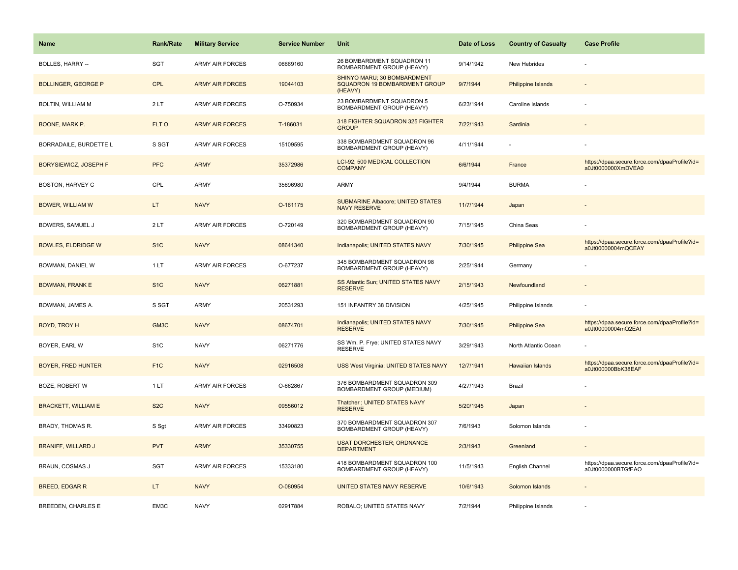| Name | Rank/Rate | Military Service | Service Number | Unit | Date of Loss | Country of Casualty | Case Profile |
| --- | --- | --- | --- | --- | --- | --- | --- |
| BOLLES, HARRY -- | SGT | ARMY AIR FORCES | 06669160 | 26 BOMBARDMENT SQUADRON 11 BOMBARDMENT GROUP (HEAVY) | 9/14/1942 | New Hebrides | - |
| BOLLINGER, GEORGE P | CPL | ARMY AIR FORCES | 19044103 | SHINYO MARU; 30 BOMBARDMENT SQUADRON 19 BOMBARDMENT GROUP (HEAVY) | 9/7/1944 | Philippine Islands | - |
| BOLTIN, WILLIAM M | 2 LT | ARMY AIR FORCES | O-750934 | 23 BOMBARDMENT SQUADRON 5 BOMBARDMENT GROUP (HEAVY) | 6/23/1944 | Caroline Islands | - |
| BOONE, MARK P. | FLT O | ARMY AIR FORCES | T-186031 | 318 FIGHTER SQUADRON 325 FIGHTER GROUP | 7/22/1943 | Sardinia | - |
| BORRADAILE, BURDETTE L | S SGT | ARMY AIR FORCES | 15109595 | 338 BOMBARDMENT SQUADRON 96 BOMBARDMENT GROUP (HEAVY) | 4/11/1944 | - | - |
| BORYSIEWICZ, JOSEPH F | PFC | ARMY | 35372986 | LCI-92; 500 MEDICAL COLLECTION COMPANY | 6/6/1944 | France | https://dpaa.secure.force.com/dpaaProfile?id=a0Jt0000000XmDVEA0 |
| BOSTON, HARVEY C | CPL | ARMY | 35696980 | ARMY | 9/4/1944 | BURMA | - |
| BOWER, WILLIAM W | LT | NAVY | O-161175 | SUBMARINE Albacore; UNITED STATES NAVY RESERVE | 11/7/1944 | Japan | - |
| BOWERS, SAMUEL J | 2 LT | ARMY AIR FORCES | O-720149 | 320 BOMBARDMENT SQUADRON 90 BOMBARDMENT GROUP (HEAVY) | 7/15/1945 | China Seas | - |
| BOWLES, ELDRIDGE W | S1C | NAVY | 08641340 | Indianapolis; UNITED STATES NAVY | 7/30/1945 | Philippine Sea | https://dpaa.secure.force.com/dpaaProfile?id=a0Jt00000004mQCEAY |
| BOWMAN, DANIEL W | 1 LT | ARMY AIR FORCES | O-677237 | 345 BOMBARDMENT SQUADRON 98 BOMBARDMENT GROUP (HEAVY) | 2/25/1944 | Germany | - |
| BOWMAN, FRANK E | S1C | NAVY | 06271881 | SS Atlantic Sun; UNITED STATES NAVY RESERVE | 2/15/1943 | Newfoundland | - |
| BOWMAN, JAMES A. | S SGT | ARMY | 20531293 | 151 INFANTRY 38 DIVISION | 4/25/1945 | Philippine Islands | - |
| BOYD, TROY H | GM3C | NAVY | 08674701 | Indianapolis; UNITED STATES NAVY RESERVE | 7/30/1945 | Philippine Sea | https://dpaa.secure.force.com/dpaaProfile?id=a0Jt00000004mQ2EAI |
| BOYER, EARL W | S1C | NAVY | 06271776 | SS Wm. P. Frye; UNITED STATES NAVY RESERVE | 3/29/1943 | North Atlantic Ocean | - |
| BOYER, FRED HUNTER | F1C | NAVY | 02916508 | USS West Virginia; UNITED STATES NAVY | 12/7/1941 | Hawaiian Islands | https://dpaa.secure.force.com/dpaaProfile?id=a0Jt000000BbK38EAF |
| BOZE, ROBERT W | 1 LT | ARMY AIR FORCES | O-662867 | 376 BOMBARDMENT SQUADRON 309 BOMBARDMENT GROUP (MEDIUM) | 4/27/1943 | Brazil | - |
| BRACKETT, WILLIAM E | S2C | NAVY | 09556012 | Thatcher ; UNITED STATES NAVY RESERVE | 5/20/1945 | Japan | - |
| BRADY, THOMAS R. | S Sgt | ARMY AIR FORCES | 33490823 | 370 BOMBARDMENT SQUADRON 307 BOMBARDMENT GROUP (HEAVY) | 7/6/1943 | Solomon Islands | - |
| BRANIFF, WILLARD J | PVT | ARMY | 35330755 | USAT DORCHESTER; ORDNANCE DEPARTMENT | 2/3/1943 | Greenland | - |
| BRAUN, COSMAS J | SGT | ARMY AIR FORCES | 15333180 | 418 BOMBARDMENT SQUADRON 100 BOMBARDMENT GROUP (HEAVY) | 11/5/1943 | English Channel | https://dpaa.secure.force.com/dpaaProfile?id=a0Jt0000000BTGfEAO |
| BREED, EDGAR R | LT | NAVY | O-080954 | UNITED STATES NAVY RESERVE | 10/6/1943 | Solomon Islands | - |
| BREEDEN, CHARLES E | EM3C | NAVY | 02917884 | ROBALO; UNITED STATES NAVY | 7/2/1944 | Philippine Islands | - |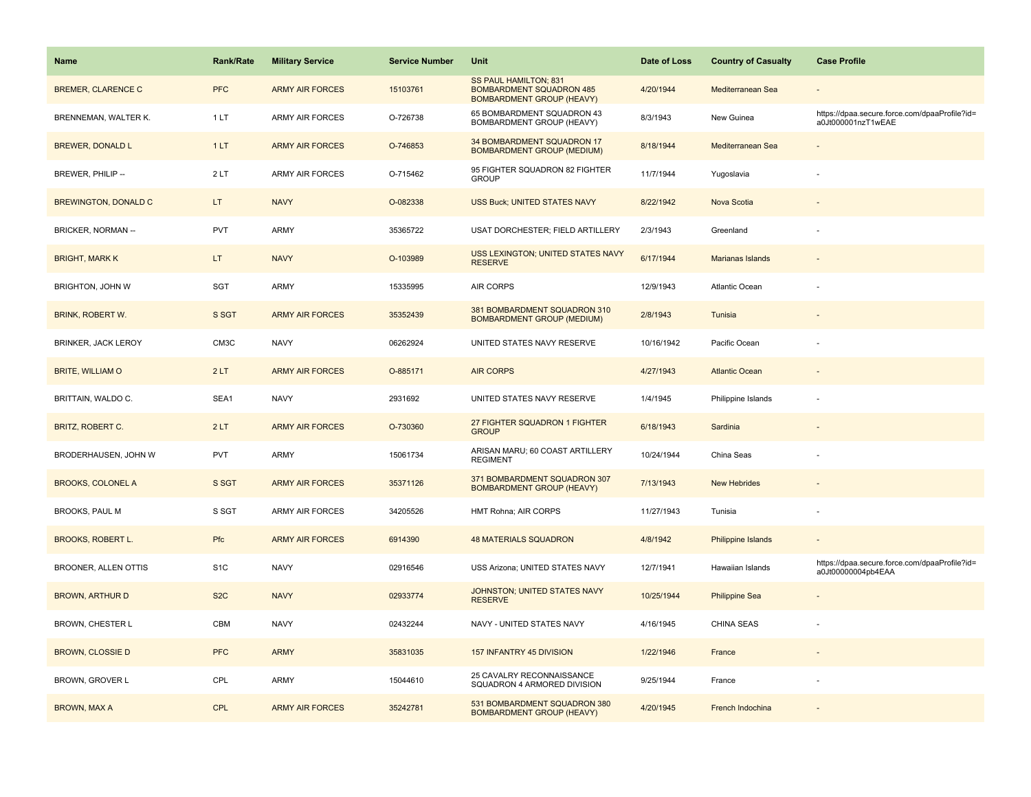| Name | Rank/Rate | Military Service | Service Number | Unit | Date of Loss | Country of Casualty | Case Profile |
| --- | --- | --- | --- | --- | --- | --- | --- |
| BREMER, CLARENCE C | PFC | ARMY AIR FORCES | 15103761 | SS PAUL HAMILTON; 831 BOMBARDMENT SQUADRON 485 BOMBARDMENT GROUP (HEAVY) | 4/20/1944 | Mediterranean Sea | - |
| BRENNEMAN, WALTER K. | 1 LT | ARMY AIR FORCES | O-726738 | 65 BOMBARDMENT SQUADRON 43 BOMBARDMENT GROUP (HEAVY) | 8/3/1943 | New Guinea | https://dpaa.secure.force.com/dpaaProfile?id=a0Jt000001nzT1wEAE |
| BREWER, DONALD L | 1 LT | ARMY AIR FORCES | O-746853 | 34 BOMBARDMENT SQUADRON 17 BOMBARDMENT GROUP (MEDIUM) | 8/18/1944 | Mediterranean Sea | - |
| BREWER, PHILIP -- | 2 LT | ARMY AIR FORCES | O-715462 | 95 FIGHTER SQUADRON 82 FIGHTER GROUP | 11/7/1944 | Yugoslavia | - |
| BREWINGTON, DONALD C | LT | NAVY | O-082338 | USS Buck; UNITED STATES NAVY | 8/22/1942 | Nova Scotia | - |
| BRICKER, NORMAN -- | PVT | ARMY | 35365722 | USAT DORCHESTER; FIELD ARTILLERY | 2/3/1943 | Greenland | - |
| BRIGHT, MARK K | LT | NAVY | O-103989 | USS LEXINGTON; UNITED STATES NAVY RESERVE | 6/17/1944 | Marianas Islands | - |
| BRIGHTON, JOHN W | SGT | ARMY | 15335995 | AIR CORPS | 12/9/1943 | Atlantic Ocean | - |
| BRINK, ROBERT W. | S SGT | ARMY AIR FORCES | 35352439 | 381 BOMBARDMENT SQUADRON 310 BOMBARDMENT GROUP (MEDIUM) | 2/8/1943 | Tunisia | - |
| BRINKER, JACK LEROY | CM3C | NAVY | 06262924 | UNITED STATES NAVY RESERVE | 10/16/1942 | Pacific Ocean | - |
| BRITE, WILLIAM O | 2 LT | ARMY AIR FORCES | O-885171 | AIR CORPS | 4/27/1943 | Atlantic Ocean | - |
| BRITTAIN, WALDO C. | SEA1 | NAVY | 2931692 | UNITED STATES NAVY RESERVE | 1/4/1945 | Philippine Islands | - |
| BRITZ, ROBERT C. | 2 LT | ARMY AIR FORCES | O-730360 | 27 FIGHTER SQUADRON 1 FIGHTER GROUP | 6/18/1943 | Sardinia | - |
| BRODERHAUSEN, JOHN W | PVT | ARMY | 15061734 | ARISAN MARU; 60 COAST ARTILLERY REGIMENT | 10/24/1944 | China Seas | - |
| BROOKS, COLONEL A | S SGT | ARMY AIR FORCES | 35371126 | 371 BOMBARDMENT SQUADRON 307 BOMBARDMENT GROUP (HEAVY) | 7/13/1943 | New Hebrides | - |
| BROOKS, PAUL M | S SGT | ARMY AIR FORCES | 34205526 | HMT Rohna; AIR CORPS | 11/27/1943 | Tunisia | - |
| BROOKS, ROBERT L. | Pfc | ARMY AIR FORCES | 6914390 | 48 MATERIALS SQUADRON | 4/8/1942 | Philippine Islands | - |
| BROONER, ALLEN OTTIS | S1C | NAVY | 02916546 | USS Arizona; UNITED STATES NAVY | 12/7/1941 | Hawaiian Islands | https://dpaa.secure.force.com/dpaaProfile?id=a0Jt00000004pb4EAA |
| BROWN, ARTHUR D | S2C | NAVY | 02933774 | JOHNSTON; UNITED STATES NAVY RESERVE | 10/25/1944 | Philippine Sea | - |
| BROWN, CHESTER L | CBM | NAVY | 02432244 | NAVY - UNITED STATES NAVY | 4/16/1945 | CHINA SEAS | - |
| BROWN, CLOSSIE D | PFC | ARMY | 35831035 | 157 INFANTRY 45 DIVISION | 1/22/1946 | France | - |
| BROWN, GROVER L | CPL | ARMY | 15044610 | 25 CAVALRY RECONNAISSANCE SQUADRON 4 ARMORED DIVISION | 9/25/1944 | France | - |
| BROWN, MAX A | CPL | ARMY AIR FORCES | 35242781 | 531 BOMBARDMENT SQUADRON 380 BOMBARDMENT GROUP (HEAVY) | 4/20/1945 | French Indochina | - |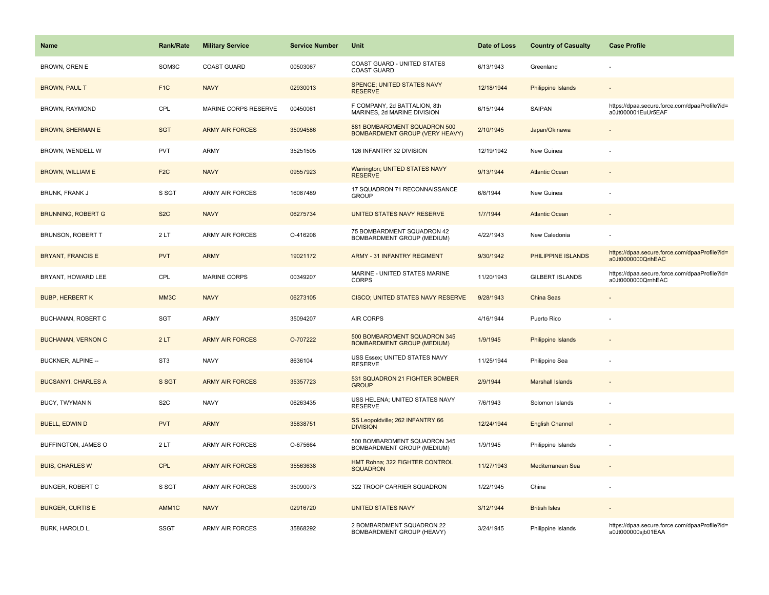| Name | Rank/Rate | Military Service | Service Number | Unit | Date of Loss | Country of Casualty | Case Profile |
|---|---|---|---|---|---|---|---|
| BROWN, OREN E | SOM3C | COAST GUARD | 00503067 | COAST GUARD - UNITED STATES COAST GUARD | 6/13/1943 | Greenland | - |
| BROWN, PAUL T | F1C | NAVY | 02930013 | SPENCE; UNITED STATES NAVY RESERVE | 12/18/1944 | Philippine Islands | - |
| BROWN, RAYMOND | CPL | MARINE CORPS RESERVE | 00450061 | F COMPANY, 2d BATTALION, 8th MARINES, 2d MARINE DIVISION | 6/15/1944 | SAIPAN | https://dpaa.secure.force.com/dpaaProfile?id=a0Jt000001EuUr5EAF |
| BROWN, SHERMAN E | SGT | ARMY AIR FORCES | 35094586 | 881 BOMBARDMENT SQUADRON 500 BOMBARDMENT GROUP (VERY HEAVY) | 2/10/1945 | Japan/Okinawa | - |
| BROWN, WENDELL W | PVT | ARMY | 35251505 | 126 INFANTRY 32 DIVISION | 12/19/1942 | New Guinea | - |
| BROWN, WILLIAM E | F2C | NAVY | 09557923 | Warrington; UNITED STATES NAVY RESERVE | 9/13/1944 | Atlantic Ocean | - |
| BRUNK, FRANK J | S SGT | ARMY AIR FORCES | 16087489 | 17 SQUADRON 71 RECONNAISSANCE GROUP | 6/8/1944 | New Guinea | - |
| BRUNNING, ROBERT G | S2C | NAVY | 06275734 | UNITED STATES NAVY RESERVE | 1/7/1944 | Atlantic Ocean | - |
| BRUNSON, ROBERT T | 2 LT | ARMY AIR FORCES | O-416208 | 75 BOMBARDMENT SQUADRON 42 BOMBARDMENT GROUP (MEDIUM) | 4/22/1943 | New Caledonia | - |
| BRYANT, FRANCIS E | PVT | ARMY | 19021172 | ARMY - 31 INFANTRY REGIMENT | 9/30/1942 | PHILIPPINE ISLANDS | https://dpaa.secure.force.com/dpaaProfile?id=a0Jt0000000QrihEAC |
| BRYANT, HOWARD LEE | CPL | MARINE CORPS | 00349207 | MARINE - UNITED STATES MARINE CORPS | 11/20/1943 | GILBERT ISLANDS | https://dpaa.secure.force.com/dpaaProfile?id=a0Jt0000000QrnhEAC |
| BUBP, HERBERT K | MM3C | NAVY | 06273105 | CISCO; UNITED STATES NAVY RESERVE | 9/28/1943 | China Seas | - |
| BUCHANAN, ROBERT C | SGT | ARMY | 35094207 | AIR CORPS | 4/16/1944 | Puerto Rico | - |
| BUCHANAN, VERNON C | 2 LT | ARMY AIR FORCES | O-707222 | 500 BOMBARDMENT SQUADRON 345 BOMBARDMENT GROUP (MEDIUM) | 1/9/1945 | Philippine Islands | - |
| BUCKNER, ALPINE -- | ST3 | NAVY | 8636104 | USS Essex; UNITED STATES NAVY RESERVE | 11/25/1944 | Philippine Sea | - |
| BUCSANYI, CHARLES A | S SGT | ARMY AIR FORCES | 35357723 | 531 SQUADRON 21 FIGHTER BOMBER GROUP | 2/9/1944 | Marshall Islands | - |
| BUCY, TWYMAN N | S2C | NAVY | 06263435 | USS HELENA; UNITED STATES NAVY RESERVE | 7/6/1943 | Solomon Islands | - |
| BUELL, EDWIN D | PVT | ARMY | 35838751 | SS Leopoldville; 262 INFANTRY 66 DIVISION | 12/24/1944 | English Channel | - |
| BUFFINGTON, JAMES O | 2 LT | ARMY AIR FORCES | O-675664 | 500 BOMBARDMENT SQUADRON 345 BOMBARDMENT GROUP (MEDIUM) | 1/9/1945 | Philippine Islands | - |
| BUIS, CHARLES W | CPL | ARMY AIR FORCES | 35563638 | HMT Rohna; 322 FIGHTER CONTROL SQUADRON | 11/27/1943 | Mediterranean Sea | - |
| BUNGER, ROBERT C | S SGT | ARMY AIR FORCES | 35090073 | 322 TROOP CARRIER SQUADRON | 1/22/1945 | China | - |
| BURGER, CURTIS E | AMM1C | NAVY | 02916720 | UNITED STATES NAVY | 3/12/1944 | British Isles | - |
| BURK, HAROLD L. | SSGT | ARMY AIR FORCES | 35868292 | 2 BOMBARDMENT SQUADRON 22 BOMBARDMENT GROUP (HEAVY) | 3/24/1945 | Philippine Islands | https://dpaa.secure.force.com/dpaaProfile?id=a0Jt000000sjb01EAA |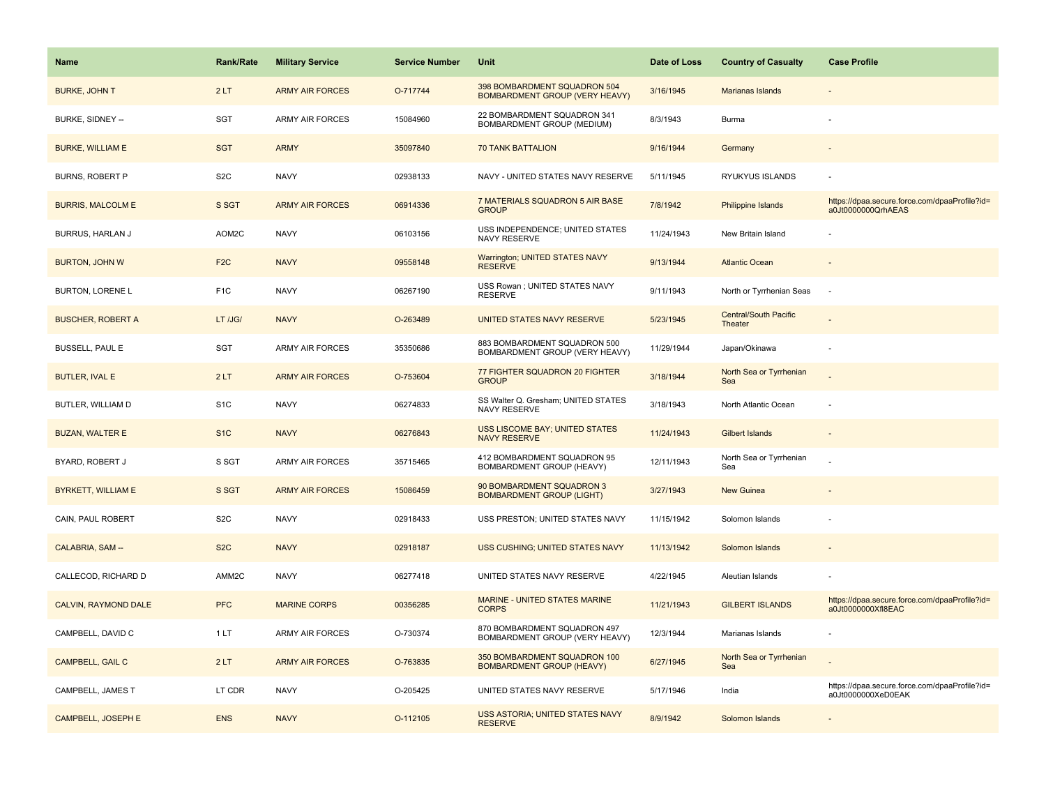| Name | Rank/Rate | Military Service | Service Number | Unit | Date of Loss | Country of Casualty | Case Profile |
| --- | --- | --- | --- | --- | --- | --- | --- |
| BURKE, JOHN T | 2 LT | ARMY AIR FORCES | O-717744 | 398 BOMBARDMENT SQUADRON 504 BOMBARDMENT GROUP (VERY HEAVY) | 3/16/1945 | Marianas Islands | - |
| BURKE, SIDNEY -- | SGT | ARMY AIR FORCES | 15084960 | 22 BOMBARDMENT SQUADRON 341 BOMBARDMENT GROUP (MEDIUM) | 8/3/1943 | Burma | - |
| BURKE, WILLIAM E | SGT | ARMY | 35097840 | 70 TANK BATTALION | 9/16/1944 | Germany | - |
| BURNS, ROBERT P | S2C | NAVY | 02938133 | NAVY - UNITED STATES NAVY RESERVE | 5/11/1945 | RYUKYUS ISLANDS | - |
| BURRIS, MALCOLM E | S SGT | ARMY AIR FORCES | 06914336 | 7 MATERIALS SQUADRON 5 AIR BASE GROUP | 7/8/1942 | Philippine Islands | https://dpaa.secure.force.com/dpaaProfile?id=a0Jt0000000QrhAEAS |
| BURRUS, HARLAN J | AOM2C | NAVY | 06103156 | USS INDEPENDENCE; UNITED STATES NAVY RESERVE | 11/24/1943 | New Britain Island | - |
| BURTON, JOHN W | F2C | NAVY | 09558148 | Warrington; UNITED STATES NAVY RESERVE | 9/13/1944 | Atlantic Ocean | - |
| BURTON, LORENE L | F1C | NAVY | 06267190 | USS Rowan ; UNITED STATES NAVY RESERVE | 9/11/1943 | North or Tyrrhenian Seas | - |
| BUSCHER, ROBERT A | LT /JG/ | NAVY | O-263489 | UNITED STATES NAVY RESERVE | 5/23/1945 | Central/South Pacific Theater | - |
| BUSSELL, PAUL E | SGT | ARMY AIR FORCES | 35350686 | 883 BOMBARDMENT SQUADRON 500 BOMBARDMENT GROUP (VERY HEAVY) | 11/29/1944 | Japan/Okinawa | - |
| BUTLER, IVAL E | 2 LT | ARMY AIR FORCES | O-753604 | 77 FIGHTER SQUADRON 20 FIGHTER GROUP | 3/18/1944 | North Sea or Tyrrhenian Sea | - |
| BUTLER, WILLIAM D | S1C | NAVY | 06274833 | SS Walter Q. Gresham; UNITED STATES NAVY RESERVE | 3/18/1943 | North Atlantic Ocean | - |
| BUZAN, WALTER E | S1C | NAVY | 06276843 | USS LISCOME BAY; UNITED STATES NAVY RESERVE | 11/24/1943 | Gilbert Islands | - |
| BYARD, ROBERT J | S SGT | ARMY AIR FORCES | 35715465 | 412 BOMBARDMENT SQUADRON 95 BOMBARDMENT GROUP (HEAVY) | 12/11/1943 | North Sea or Tyrrhenian Sea | - |
| BYRKETT, WILLIAM E | S SGT | ARMY AIR FORCES | 15086459 | 90 BOMBARDMENT SQUADRON 3 BOMBARDMENT GROUP (LIGHT) | 3/27/1943 | New Guinea | - |
| CAIN, PAUL ROBERT | S2C | NAVY | 02918433 | USS PRESTON; UNITED STATES NAVY | 11/15/1942 | Solomon Islands | - |
| CALABRIA, SAM -- | S2C | NAVY | 02918187 | USS CUSHING; UNITED STATES NAVY | 11/13/1942 | Solomon Islands | - |
| CALLECOD, RICHARD D | AMM2C | NAVY | 06277418 | UNITED STATES NAVY RESERVE | 4/22/1945 | Aleutian Islands | - |
| CALVIN, RAYMOND DALE | PFC | MARINE CORPS | 00356285 | MARINE - UNITED STATES MARINE CORPS | 11/21/1943 | GILBERT ISLANDS | https://dpaa.secure.force.com/dpaaProfile?id=a0Jt0000000Xfl8EAC |
| CAMPBELL, DAVID C | 1 LT | ARMY AIR FORCES | O-730374 | 870 BOMBARDMENT SQUADRON 497 BOMBARDMENT GROUP (VERY HEAVY) | 12/3/1944 | Marianas Islands | - |
| CAMPBELL, GAIL C | 2 LT | ARMY AIR FORCES | O-763835 | 350 BOMBARDMENT SQUADRON 100 BOMBARDMENT GROUP (HEAVY) | 6/27/1945 | North Sea or Tyrrhenian Sea | - |
| CAMPBELL, JAMES T | LT CDR | NAVY | O-205425 | UNITED STATES NAVY RESERVE | 5/17/1946 | India | https://dpaa.secure.force.com/dpaaProfile?id=a0Jt0000000XeD0EAK |
| CAMPBELL, JOSEPH E | ENS | NAVY | O-112105 | USS ASTORIA; UNITED STATES NAVY RESERVE | 8/9/1942 | Solomon Islands | - |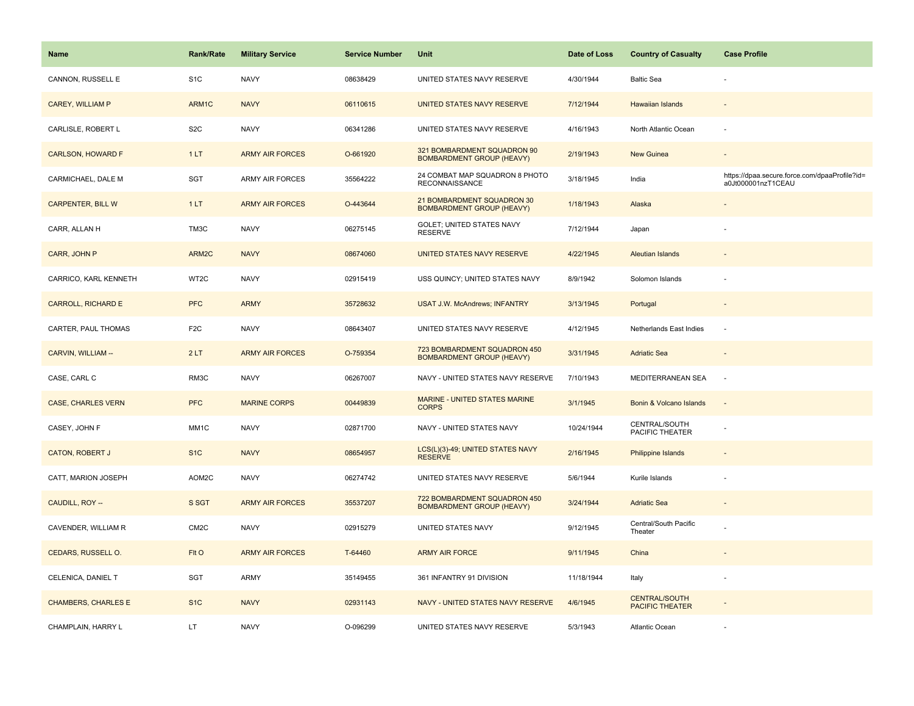| Name | Rank/Rate | Military Service | Service Number | Unit | Date of Loss | Country of Casualty | Case Profile |
| --- | --- | --- | --- | --- | --- | --- | --- |
| CANNON, RUSSELL E | S1C | NAVY | 08638429 | UNITED STATES NAVY RESERVE | 4/30/1944 | Baltic Sea | - |
| CAREY, WILLIAM P | ARM1C | NAVY | 06110615 | UNITED STATES NAVY RESERVE | 7/12/1944 | Hawaiian Islands | - |
| CARLISLE, ROBERT L | S2C | NAVY | 06341286 | UNITED STATES NAVY RESERVE | 4/16/1943 | North Atlantic Ocean | - |
| CARLSON, HOWARD F | 1 LT | ARMY AIR FORCES | O-661920 | 321 BOMBARDMENT SQUADRON 90 BOMBARDMENT GROUP (HEAVY) | 2/19/1943 | New Guinea | - |
| CARMICHAEL, DALE M | SGT | ARMY AIR FORCES | 35564222 | 24 COMBAT MAP SQUADRON 8 PHOTO RECONNAISSANCE | 3/18/1945 | India | https://dpaa.secure.force.com/dpaaProfile?id=a0Jt000001nzT1CEAU |
| CARPENTER, BILL W | 1 LT | ARMY AIR FORCES | O-443644 | 21 BOMBARDMENT SQUADRON 30 BOMBARDMENT GROUP (HEAVY) | 1/18/1943 | Alaska | - |
| CARR, ALLAN H | TM3C | NAVY | 06275145 | GOLET; UNITED STATES NAVY RESERVE | 7/12/1944 | Japan | - |
| CARR, JOHN P | ARM2C | NAVY | 08674060 | UNITED STATES NAVY RESERVE | 4/22/1945 | Aleutian Islands | - |
| CARRICO, KARL KENNETH | WT2C | NAVY | 02915419 | USS QUINCY; UNITED STATES NAVY | 8/9/1942 | Solomon Islands | - |
| CARROLL, RICHARD E | PFC | ARMY | 35728632 | USAT J.W. McAndrews; INFANTRY | 3/13/1945 | Portugal | - |
| CARTER, PAUL THOMAS | F2C | NAVY | 08643407 | UNITED STATES NAVY RESERVE | 4/12/1945 | Netherlands East Indies | - |
| CARVIN, WILLIAM -- | 2 LT | ARMY AIR FORCES | O-759354 | 723 BOMBARDMENT SQUADRON 450 BOMBARDMENT GROUP (HEAVY) | 3/31/1945 | Adriatic Sea | - |
| CASE, CARL C | RM3C | NAVY | 06267007 | NAVY - UNITED STATES NAVY RESERVE | 7/10/1943 | MEDITERRANEAN SEA | - |
| CASE, CHARLES VERN | PFC | MARINE CORPS | 00449839 | MARINE - UNITED STATES MARINE CORPS | 3/1/1945 | Bonin & Volcano Islands | - |
| CASEY, JOHN F | MM1C | NAVY | 02871700 | NAVY - UNITED STATES NAVY | 10/24/1944 | CENTRAL/SOUTH PACIFIC THEATER | - |
| CATON, ROBERT J | S1C | NAVY | 08654957 | LCS(L)(3)-49; UNITED STATES NAVY RESERVE | 2/16/1945 | Philippine Islands | - |
| CATT, MARION JOSEPH | AOM2C | NAVY | 06274742 | UNITED STATES NAVY RESERVE | 5/6/1944 | Kurile Islands | - |
| CAUDILL, ROY -- | S SGT | ARMY AIR FORCES | 35537207 | 722 BOMBARDMENT SQUADRON 450 BOMBARDMENT GROUP (HEAVY) | 3/24/1944 | Adriatic Sea | - |
| CAVENDER, WILLIAM R | CM2C | NAVY | 02915279 | UNITED STATES NAVY | 9/12/1945 | Central/South Pacific Theater | - |
| CEDARS, RUSSELL O. | Flt O | ARMY AIR FORCES | T-64460 | ARMY AIR FORCE | 9/11/1945 | China | - |
| CELENICA, DANIEL T | SGT | ARMY | 35149455 | 361 INFANTRY 91 DIVISION | 11/18/1944 | Italy | - |
| CHAMBERS, CHARLES E | S1C | NAVY | 02931143 | NAVY - UNITED STATES NAVY RESERVE | 4/6/1945 | CENTRAL/SOUTH PACIFIC THEATER | - |
| CHAMPLAIN, HARRY L | LT | NAVY | O-096299 | UNITED STATES NAVY RESERVE | 5/3/1943 | Atlantic Ocean | - |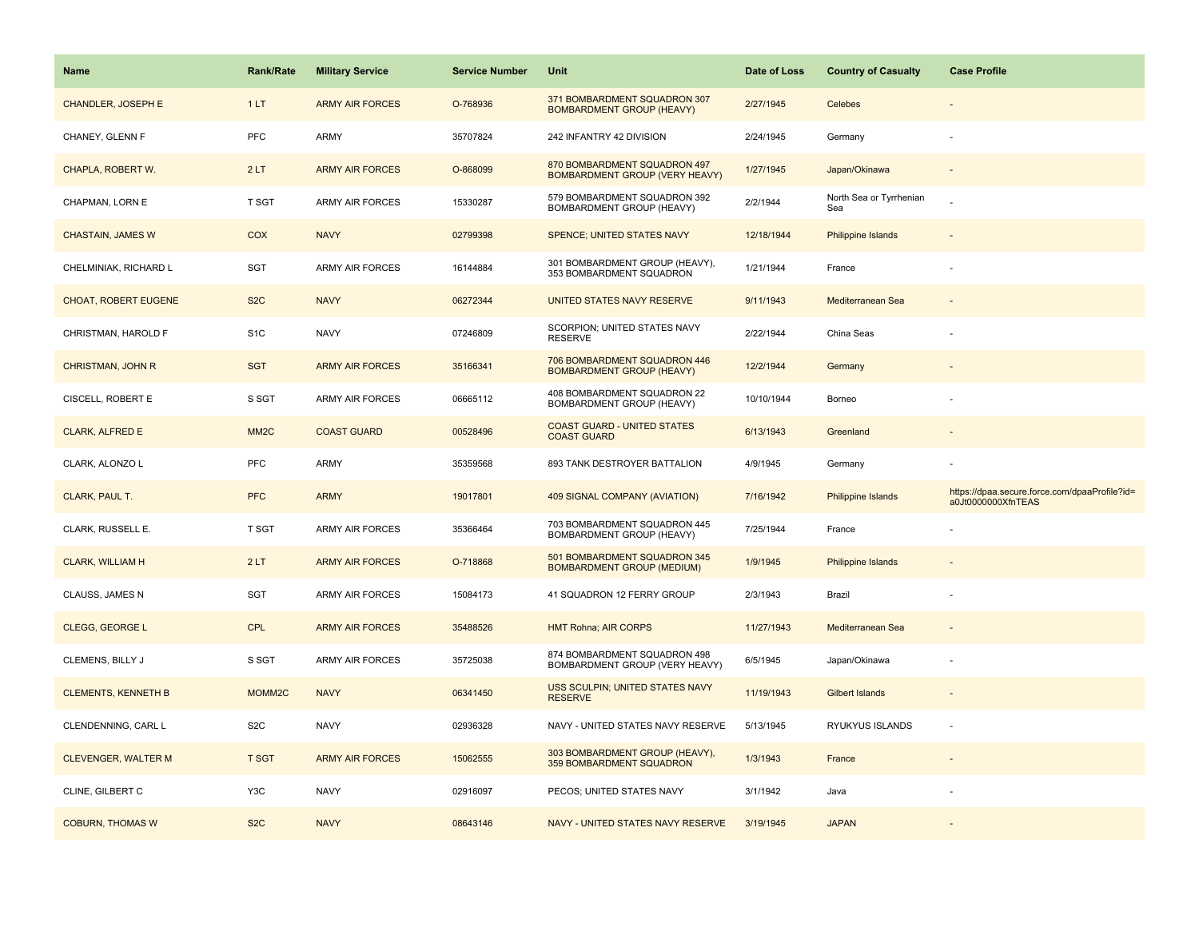| Name | Rank/Rate | Military Service | Service Number | Unit | Date of Loss | Country of Casualty | Case Profile |
|---|---|---|---|---|---|---|---|
| CHANDLER, JOSEPH E | 1 LT | ARMY AIR FORCES | O-768936 | 371 BOMBARDMENT SQUADRON 307 BOMBARDMENT GROUP (HEAVY) | 2/27/1945 | Celebes | - |
| CHANEY, GLENN F | PFC | ARMY | 35707824 | 242 INFANTRY 42 DIVISION | 2/24/1945 | Germany | - |
| CHAPLA, ROBERT W. | 2 LT | ARMY AIR FORCES | O-868099 | 870 BOMBARDMENT SQUADRON 497 BOMBARDMENT GROUP (VERY HEAVY) | 1/27/1945 | Japan/Okinawa | - |
| CHAPMAN, LORN E | T SGT | ARMY AIR FORCES | 15330287 | 579 BOMBARDMENT SQUADRON 392 BOMBARDMENT GROUP (HEAVY) | 2/2/1944 | North Sea or Tyrrhenian Sea | - |
| CHASTAIN, JAMES W | COX | NAVY | 02799398 | SPENCE; UNITED STATES NAVY | 12/18/1944 | Philippine Islands | - |
| CHELMINIAK, RICHARD L | SGT | ARMY AIR FORCES | 16144884 | 301 BOMBARDMENT GROUP (HEAVY), 353 BOMBARDMENT SQUADRON | 1/21/1944 | France | - |
| CHOAT, ROBERT EUGENE | S2C | NAVY | 06272344 | UNITED STATES NAVY RESERVE | 9/11/1943 | Mediterranean Sea | - |
| CHRISTMAN, HAROLD F | S1C | NAVY | 07246809 | SCORPION; UNITED STATES NAVY RESERVE | 2/22/1944 | China Seas | - |
| CHRISTMAN, JOHN R | SGT | ARMY AIR FORCES | 35166341 | 706 BOMBARDMENT SQUADRON 446 BOMBARDMENT GROUP (HEAVY) | 12/2/1944 | Germany | - |
| CISCELL, ROBERT E | S SGT | ARMY AIR FORCES | 06665112 | 408 BOMBARDMENT SQUADRON 22 BOMBARDMENT GROUP (HEAVY) | 10/10/1944 | Borneo | - |
| CLARK, ALFRED E | MM2C | COAST GUARD | 00528496 | COAST GUARD - UNITED STATES COAST GUARD | 6/13/1943 | Greenland | - |
| CLARK, ALONZO L | PFC | ARMY | 35359568 | 893 TANK DESTROYER BATTALION | 4/9/1945 | Germany | - |
| CLARK, PAUL T. | PFC | ARMY | 19017801 | 409 SIGNAL COMPANY (AVIATION) | 7/16/1942 | Philippine Islands | https://dpaa.secure.force.com/dpaaProfile?id=a0Jt0000000XfnTEAS |
| CLARK, RUSSELL E. | T SGT | ARMY AIR FORCES | 35366464 | 703 BOMBARDMENT SQUADRON 445 BOMBARDMENT GROUP (HEAVY) | 7/25/1944 | France | - |
| CLARK, WILLIAM H | 2 LT | ARMY AIR FORCES | O-718868 | 501 BOMBARDMENT SQUADRON 345 BOMBARDMENT GROUP (MEDIUM) | 1/9/1945 | Philippine Islands | - |
| CLAUSS, JAMES N | SGT | ARMY AIR FORCES | 15084173 | 41 SQUADRON 12 FERRY GROUP | 2/3/1943 | Brazil | - |
| CLEGG, GEORGE L | CPL | ARMY AIR FORCES | 35488526 | HMT Rohna; AIR CORPS | 11/27/1943 | Mediterranean Sea | - |
| CLEMENS, BILLY J | S SGT | ARMY AIR FORCES | 35725038 | 874 BOMBARDMENT SQUADRON 498 BOMBARDMENT GROUP (VERY HEAVY) | 6/5/1945 | Japan/Okinawa | - |
| CLEMENTS, KENNETH B | MOMM2C | NAVY | 06341450 | USS SCULPIN; UNITED STATES NAVY RESERVE | 11/19/1943 | Gilbert Islands | - |
| CLENDENNING, CARL L | S2C | NAVY | 02936328 | NAVY - UNITED STATES NAVY RESERVE | 5/13/1945 | RYUKYUS ISLANDS | - |
| CLEVENGER, WALTER M | T SGT | ARMY AIR FORCES | 15062555 | 303 BOMBARDMENT GROUP (HEAVY), 359 BOMBARDMENT SQUADRON | 1/3/1943 | France | - |
| CLINE, GILBERT C | Y3C | NAVY | 02916097 | PECOS; UNITED STATES NAVY | 3/1/1942 | Java | - |
| COBURN, THOMAS W | S2C | NAVY | 08643146 | NAVY - UNITED STATES NAVY RESERVE | 3/19/1945 | JAPAN | - |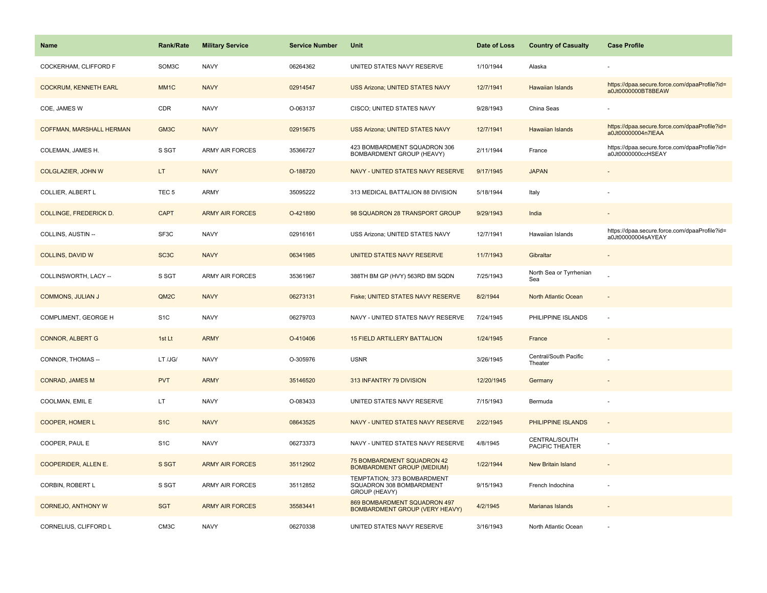| Name | Rank/Rate | Military Service | Service Number | Unit | Date of Loss | Country of Casualty | Case Profile |
|---|---|---|---|---|---|---|---|
| COCKERHAM, CLIFFORD F | SOM3C | NAVY | 06264362 | UNITED STATES NAVY RESERVE | 1/10/1944 | Alaska | - |
| COCKRUM, KENNETH EARL | MM1C | NAVY | 02914547 | USS Arizona; UNITED STATES NAVY | 12/7/1941 | Hawaiian Islands | https://dpaa.secure.force.com/dpaaProfile?id=a0Jt0000000BT8BEAW |
| COE, JAMES W | CDR | NAVY | O-063137 | CISCO; UNITED STATES NAVY | 9/28/1943 | China Seas | - |
| COFFMAN, MARSHALL HERMAN | GM3C | NAVY | 02915675 | USS Arizona; UNITED STATES NAVY | 12/7/1941 | Hawaiian Islands | https://dpaa.secure.force.com/dpaaProfile?id=a0Jt00000004n7lEAA |
| COLEMAN, JAMES H. | S SGT | ARMY AIR FORCES | 35366727 | 423 BOMBARDMENT SQUADRON 306 BOMBARDMENT GROUP (HEAVY) | 2/11/1944 | France | https://dpaa.secure.force.com/dpaaProfile?id=a0Jt0000000ccHSEAY |
| COLGLAZIER, JOHN W | LT | NAVY | O-188720 | NAVY - UNITED STATES NAVY RESERVE | 9/17/1945 | JAPAN | - |
| COLLIER, ALBERT L | TEC 5 | ARMY | 35095222 | 313 MEDICAL BATTALION 88 DIVISION | 5/18/1944 | Italy | - |
| COLLINGE, FREDERICK D. | CAPT | ARMY AIR FORCES | O-421890 | 98 SQUADRON 28 TRANSPORT GROUP | 9/29/1943 | India | - |
| COLLINS, AUSTIN -- | SF3C | NAVY | 02916161 | USS Arizona; UNITED STATES NAVY | 12/7/1941 | Hawaiian Islands | https://dpaa.secure.force.com/dpaaProfile?id=a0Jt00000004sAYEAY |
| COLLINS, DAVID W | SC3C | NAVY | 06341985 | UNITED STATES NAVY RESERVE | 11/7/1943 | Gibraltar | - |
| COLLINSWORTH, LACY -- | S SGT | ARMY AIR FORCES | 35361967 | 388TH BM GP (HVY) 563RD BM SQDN | 7/25/1943 | North Sea or Tyrrhenian Sea | - |
| COMMONS, JULIAN J | QM2C | NAVY | 06273131 | Fiske; UNITED STATES NAVY RESERVE | 8/2/1944 | North Atlantic Ocean | - |
| COMPLIMENT, GEORGE H | S1C | NAVY | 06279703 | NAVY - UNITED STATES NAVY RESERVE | 7/24/1945 | PHILIPPINE ISLANDS | - |
| CONNOR, ALBERT G | 1st Lt | ARMY | O-410406 | 15 FIELD ARTILLERY BATTALION | 1/24/1945 | France | - |
| CONNOR, THOMAS -- | LT /JG/ | NAVY | O-305976 | USNR | 3/26/1945 | Central/South Pacific Theater | - |
| CONRAD, JAMES M | PVT | ARMY | 35146520 | 313 INFANTRY 79 DIVISION | 12/20/1945 | Germany | - |
| COOLMAN, EMIL E | LT | NAVY | O-083433 | UNITED STATES NAVY RESERVE | 7/15/1943 | Bermuda | - |
| COOPER, HOMER L | S1C | NAVY | 08643525 | NAVY - UNITED STATES NAVY RESERVE | 2/22/1945 | PHILIPPINE ISLANDS | - |
| COOPER, PAUL E | S1C | NAVY | 06273373 | NAVY - UNITED STATES NAVY RESERVE | 4/8/1945 | CENTRAL/SOUTH PACIFIC THEATER | - |
| COOPERIDER, ALLEN E. | S SGT | ARMY AIR FORCES | 35112902 | 75 BOMBARDMENT SQUADRON 42 BOMBARDMENT GROUP (MEDIUM) | 1/22/1944 | New Britain Island | - |
| CORBIN, ROBERT L | S SGT | ARMY AIR FORCES | 35112852 | TEMPTATION; 373 BOMBARDMENT SQUADRON 308 BOMBARDMENT GROUP (HEAVY) | 9/15/1943 | French Indochina | - |
| CORNEJO, ANTHONY W | SGT | ARMY AIR FORCES | 35583441 | 869 BOMBARDMENT SQUADRON 497 BOMBARDMENT GROUP (VERY HEAVY) | 4/2/1945 | Marianas Islands | - |
| CORNELIUS, CLIFFORD L | CM3C | NAVY | 06270338 | UNITED STATES NAVY RESERVE | 3/16/1943 | North Atlantic Ocean | - |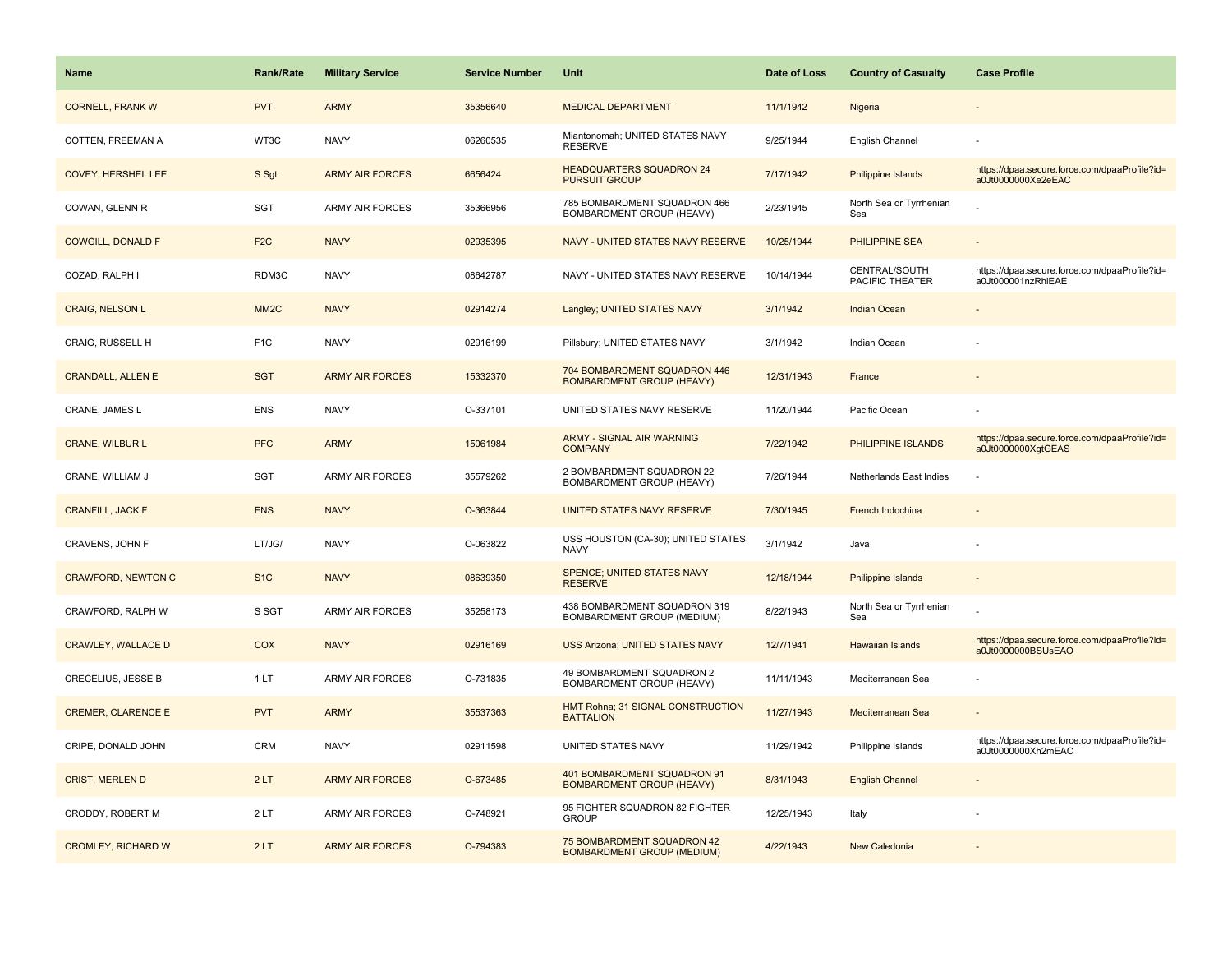| Name | Rank/Rate | Military Service | Service Number | Unit | Date of Loss | Country of Casualty | Case Profile |
|---|---|---|---|---|---|---|---|
| CORNELL, FRANK W | PVT | ARMY | 35356640 | MEDICAL DEPARTMENT | 11/1/1942 | Nigeria | - |
| COTTEN, FREEMAN A | WT3C | NAVY | 06260535 | Miantonomah; UNITED STATES NAVY RESERVE | 9/25/1944 | English Channel | - |
| COVEY, HERSHEL LEE | S Sgt | ARMY AIR FORCES | 6656424 | HEADQUARTERS SQUADRON 24 PURSUIT GROUP | 7/17/1942 | Philippine Islands | https://dpaa.secure.force.com/dpaaProfile?id=a0Jt0000000Xe2eEAC |
| COWAN, GLENN R | SGT | ARMY AIR FORCES | 35366956 | 785 BOMBARDMENT SQUADRON 466 BOMBARDMENT GROUP (HEAVY) | 2/23/1945 | North Sea or Tyrrhenian Sea | - |
| COWGILL, DONALD F | F2C | NAVY | 02935395 | NAVY - UNITED STATES NAVY RESERVE | 10/25/1944 | PHILIPPINE SEA | - |
| COZAD, RALPH I | RDM3C | NAVY | 08642787 | NAVY - UNITED STATES NAVY RESERVE | 10/14/1944 | CENTRAL/SOUTH PACIFIC THEATER | https://dpaa.secure.force.com/dpaaProfile?id=a0Jt000001nzRhiEAE |
| CRAIG, NELSON L | MM2C | NAVY | 02914274 | Langley; UNITED STATES NAVY | 3/1/1942 | Indian Ocean | - |
| CRAIG, RUSSELL H | F1C | NAVY | 02916199 | Pillsbury; UNITED STATES NAVY | 3/1/1942 | Indian Ocean | - |
| CRANDALL, ALLEN E | SGT | ARMY AIR FORCES | 15332370 | 704 BOMBARDMENT SQUADRON 446 BOMBARDMENT GROUP (HEAVY) | 12/31/1943 | France | - |
| CRANE, JAMES L | ENS | NAVY | O-337101 | UNITED STATES NAVY RESERVE | 11/20/1944 | Pacific Ocean | - |
| CRANE, WILBUR L | PFC | ARMY | 15061984 | ARMY - SIGNAL AIR WARNING COMPANY | 7/22/1942 | PHILIPPINE ISLANDS | https://dpaa.secure.force.com/dpaaProfile?id=a0Jt0000000XgtGEAS |
| CRANE, WILLIAM J | SGT | ARMY AIR FORCES | 35579262 | 2 BOMBARDMENT SQUADRON 22 BOMBARDMENT GROUP (HEAVY) | 7/26/1944 | Netherlands East Indies | - |
| CRANFILL, JACK F | ENS | NAVY | O-363844 | UNITED STATES NAVY RESERVE | 7/30/1945 | French Indochina | - |
| CRAVENS, JOHN F | LT/JG/ | NAVY | O-063822 | USS HOUSTON (CA-30); UNITED STATES NAVY | 3/1/1942 | Java | - |
| CRAWFORD, NEWTON C | S1C | NAVY | 08639350 | SPENCE; UNITED STATES NAVY RESERVE | 12/18/1944 | Philippine Islands | - |
| CRAWFORD, RALPH W | S SGT | ARMY AIR FORCES | 35258173 | 438 BOMBARDMENT SQUADRON 319 BOMBARDMENT GROUP (MEDIUM) | 8/22/1943 | North Sea or Tyrrhenian Sea | - |
| CRAWLEY, WALLACE D | COX | NAVY | 02916169 | USS Arizona; UNITED STATES NAVY | 12/7/1941 | Hawaiian Islands | https://dpaa.secure.force.com/dpaaProfile?id=a0Jt0000000BSUsEAO |
| CRECELIUS, JESSE B | 1 LT | ARMY AIR FORCES | O-731835 | 49 BOMBARDMENT SQUADRON 2 BOMBARDMENT GROUP (HEAVY) | 11/11/1943 | Mediterranean Sea | - |
| CREMER, CLARENCE E | PVT | ARMY | 35537363 | HMT Rohna; 31 SIGNAL CONSTRUCTION BATTALION | 11/27/1943 | Mediterranean Sea | - |
| CRIPE, DONALD JOHN | CRM | NAVY | 02911598 | UNITED STATES NAVY | 11/29/1942 | Philippine Islands | https://dpaa.secure.force.com/dpaaProfile?id=a0Jt0000000Xh2mEAC |
| CRIST, MERLEN D | 2 LT | ARMY AIR FORCES | O-673485 | 401 BOMBARDMENT SQUADRON 91 BOMBARDMENT GROUP (HEAVY) | 8/31/1943 | English Channel | - |
| CRODDY, ROBERT M | 2 LT | ARMY AIR FORCES | O-748921 | 95 FIGHTER SQUADRON 82 FIGHTER GROUP | 12/25/1943 | Italy | - |
| CROMLEY, RICHARD W | 2 LT | ARMY AIR FORCES | O-794383 | 75 BOMBARDMENT SQUADRON 42 BOMBARDMENT GROUP (MEDIUM) | 4/22/1943 | New Caledonia | - |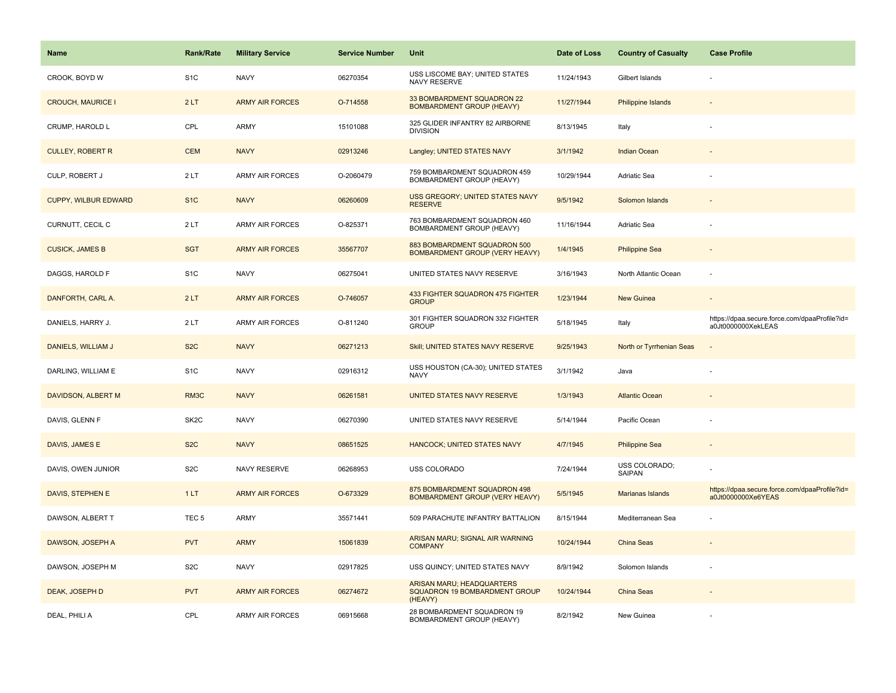| Name | Rank/Rate | Military Service | Service Number | Unit | Date of Loss | Country of Casualty | Case Profile |
|---|---|---|---|---|---|---|---|
| CROOK, BOYD W | S1C | NAVY | 06270354 | USS LISCOME BAY; UNITED STATES NAVY RESERVE | 11/24/1943 | Gilbert Islands | - |
| CROUCH, MAURICE I | 2 LT | ARMY AIR FORCES | O-714558 | 33 BOMBARDMENT SQUADRON 22 BOMBARDMENT GROUP (HEAVY) | 11/27/1944 | Philippine Islands | - |
| CRUMP, HAROLD L | CPL | ARMY | 15101088 | 325 GLIDER INFANTRY 82 AIRBORNE DIVISION | 8/13/1945 | Italy | - |
| CULLEY, ROBERT R | CEM | NAVY | 02913246 | Langley; UNITED STATES NAVY | 3/1/1942 | Indian Ocean | - |
| CULP, ROBERT J | 2 LT | ARMY AIR FORCES | O-2060479 | 759 BOMBARDMENT SQUADRON 459 BOMBARDMENT GROUP (HEAVY) | 10/29/1944 | Adriatic Sea | - |
| CUPPY, WILBUR EDWARD | S1C | NAVY | 06260609 | USS GREGORY; UNITED STATES NAVY RESERVE | 9/5/1942 | Solomon Islands | - |
| CURNUTT, CECIL C | 2 LT | ARMY AIR FORCES | O-825371 | 763 BOMBARDMENT SQUADRON 460 BOMBARDMENT GROUP (HEAVY) | 11/16/1944 | Adriatic Sea | - |
| CUSICK, JAMES B | SGT | ARMY AIR FORCES | 35567707 | 883 BOMBARDMENT SQUADRON 500 BOMBARDMENT GROUP (VERY HEAVY) | 1/4/1945 | Philippine Sea | - |
| DAGGS, HAROLD F | S1C | NAVY | 06275041 | UNITED STATES NAVY RESERVE | 3/16/1943 | North Atlantic Ocean | - |
| DANFORTH, CARL A. | 2 LT | ARMY AIR FORCES | O-746057 | 433 FIGHTER SQUADRON 475 FIGHTER GROUP | 1/23/1944 | New Guinea | - |
| DANIELS, HARRY J. | 2 LT | ARMY AIR FORCES | O-811240 | 301 FIGHTER SQUADRON 332 FIGHTER GROUP | 5/18/1945 | Italy | https://dpaa.secure.force.com/dpaaProfile?id=a0Jt0000000XekLEAS |
| DANIELS, WILLIAM J | S2C | NAVY | 06271213 | Skill; UNITED STATES NAVY RESERVE | 9/25/1943 | North or Tyrrhenian Seas | - |
| DARLING, WILLIAM E | S1C | NAVY | 02916312 | USS HOUSTON (CA-30); UNITED STATES NAVY | 3/1/1942 | Java | - |
| DAVIDSON, ALBERT M | RM3C | NAVY | 06261581 | UNITED STATES NAVY RESERVE | 1/3/1943 | Atlantic Ocean | - |
| DAVIS, GLENN F | SK2C | NAVY | 06270390 | UNITED STATES NAVY RESERVE | 5/14/1944 | Pacific Ocean | - |
| DAVIS, JAMES E | S2C | NAVY | 08651525 | HANCOCK; UNITED STATES NAVY | 4/7/1945 | Philippine Sea | - |
| DAVIS, OWEN JUNIOR | S2C | NAVY RESERVE | 06268953 | USS COLORADO | 7/24/1944 | USS COLORADO; SAIPAN | - |
| DAVIS, STEPHEN E | 1 LT | ARMY AIR FORCES | O-673329 | 875 BOMBARDMENT SQUADRON 498 BOMBARDMENT GROUP (VERY HEAVY) | 5/5/1945 | Marianas Islands | https://dpaa.secure.force.com/dpaaProfile?id=a0Jt0000000Xe6YEAS |
| DAWSON, ALBERT T | TEC 5 | ARMY | 35571441 | 509 PARACHUTE INFANTRY BATTALION | 8/15/1944 | Mediterranean Sea | - |
| DAWSON, JOSEPH A | PVT | ARMY | 15061839 | ARISAN MARU; SIGNAL AIR WARNING COMPANY | 10/24/1944 | China Seas | - |
| DAWSON, JOSEPH M | S2C | NAVY | 02917825 | USS QUINCY; UNITED STATES NAVY | 8/9/1942 | Solomon Islands | - |
| DEAK, JOSEPH D | PVT | ARMY AIR FORCES | 06274672 | ARISAN MARU; HEADQUARTERS SQUADRON 19 BOMBARDMENT GROUP (HEAVY) | 10/24/1944 | China Seas | - |
| DEAL, PHILI A | CPL | ARMY AIR FORCES | 06915668 | 28 BOMBARDMENT SQUADRON 19 BOMBARDMENT GROUP (HEAVY) | 8/2/1942 | New Guinea | - |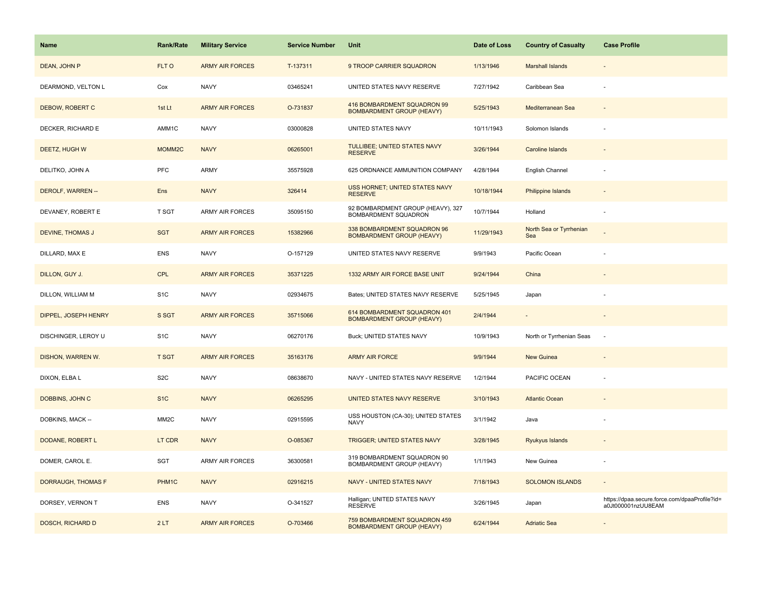| Name | Rank/Rate | Military Service | Service Number | Unit | Date of Loss | Country of Casualty | Case Profile |
|---|---|---|---|---|---|---|---|
| DEAN, JOHN P | FLT O | ARMY AIR FORCES | T-137311 | 9 TROOP CARRIER SQUADRON | 1/13/1946 | Marshall Islands | - |
| DEARMOND, VELTON L | Cox | NAVY | 03465241 | UNITED STATES NAVY RESERVE | 7/27/1942 | Caribbean Sea | - |
| DEBOW, ROBERT C | 1st Lt | ARMY AIR FORCES | O-731837 | 416 BOMBARDMENT SQUADRON 99 BOMBARDMENT GROUP (HEAVY) | 5/25/1943 | Mediterranean Sea | - |
| DECKER, RICHARD E | AMM1C | NAVY | 03000828 | UNITED STATES NAVY | 10/11/1943 | Solomon Islands | - |
| DEETZ, HUGH W | MOMM2C | NAVY | 06265001 | TULLIBEE; UNITED STATES NAVY RESERVE | 3/26/1944 | Caroline Islands | - |
| DELITKO, JOHN A | PFC | ARMY | 35575928 | 625 ORDNANCE AMMUNITION COMPANY | 4/28/1944 | English Channel | - |
| DEROLF, WARREN -- | Ens | NAVY | 326414 | USS HORNET; UNITED STATES NAVY RESERVE | 10/18/1944 | Philippine Islands | - |
| DEVANEY, ROBERT E | T SGT | ARMY AIR FORCES | 35095150 | 92 BOMBARDMENT GROUP (HEAVY), 327 BOMBARDMENT SQUADRON | 10/7/1944 | Holland | - |
| DEVINE, THOMAS J | SGT | ARMY AIR FORCES | 15382966 | 338 BOMBARDMENT SQUADRON 96 BOMBARDMENT GROUP (HEAVY) | 11/29/1943 | North Sea or Tyrrhenian Sea | - |
| DILLARD, MAX E | ENS | NAVY | O-157129 | UNITED STATES NAVY RESERVE | 9/9/1943 | Pacific Ocean | - |
| DILLON, GUY J. | CPL | ARMY AIR FORCES | 35371225 | 1332 ARMY AIR FORCE BASE UNIT | 9/24/1944 | China | - |
| DILLON, WILLIAM M | S1C | NAVY | 02934675 | Bates; UNITED STATES NAVY RESERVE | 5/25/1945 | Japan | - |
| DIPPEL, JOSEPH HENRY | S SGT | ARMY AIR FORCES | 35715066 | 614 BOMBARDMENT SQUADRON 401 BOMBARDMENT GROUP (HEAVY) | 2/4/1944 | - | - |
| DISCHINGER, LEROY U | S1C | NAVY | 06270176 | Buck; UNITED STATES NAVY | 10/9/1943 | North or Tyrrhenian Seas | - |
| DISHON, WARREN W. | T SGT | ARMY AIR FORCES | 35163176 | ARMY AIR FORCE | 9/9/1944 | New Guinea | - |
| DIXON, ELBA L | S2C | NAVY | 08638670 | NAVY - UNITED STATES NAVY RESERVE | 1/2/1944 | PACIFIC OCEAN | - |
| DOBBINS, JOHN C | S1C | NAVY | 06265295 | UNITED STATES NAVY RESERVE | 3/10/1943 | Atlantic Ocean | - |
| DOBKINS, MACK -- | MM2C | NAVY | 02915595 | USS HOUSTON (CA-30); UNITED STATES NAVY | 3/1/1942 | Java | - |
| DODANE, ROBERT L | LT CDR | NAVY | O-085367 | TRIGGER; UNITED STATES NAVY | 3/28/1945 | Ryukyus Islands | - |
| DOMER, CAROL E. | SGT | ARMY AIR FORCES | 36300581 | 319 BOMBARDMENT SQUADRON 90 BOMBARDMENT GROUP (HEAVY) | 1/1/1943 | New Guinea | - |
| DORRAUGH, THOMAS F | PHM1C | NAVY | 02916215 | NAVY - UNITED STATES NAVY | 7/18/1943 | SOLOMON ISLANDS | - |
| DORSEY, VERNON T | ENS | NAVY | O-341527 | Halligan; UNITED STATES NAVY RESERVE | 3/26/1945 | Japan | https://dpaa.secure.force.com/dpaaProfile?id=a0Jt000001nzUU8EAM |
| DOSCH, RICHARD D | 2 LT | ARMY AIR FORCES | O-703466 | 759 BOMBARDMENT SQUADRON 459 BOMBARDMENT GROUP (HEAVY) | 6/24/1944 | Adriatic Sea | - |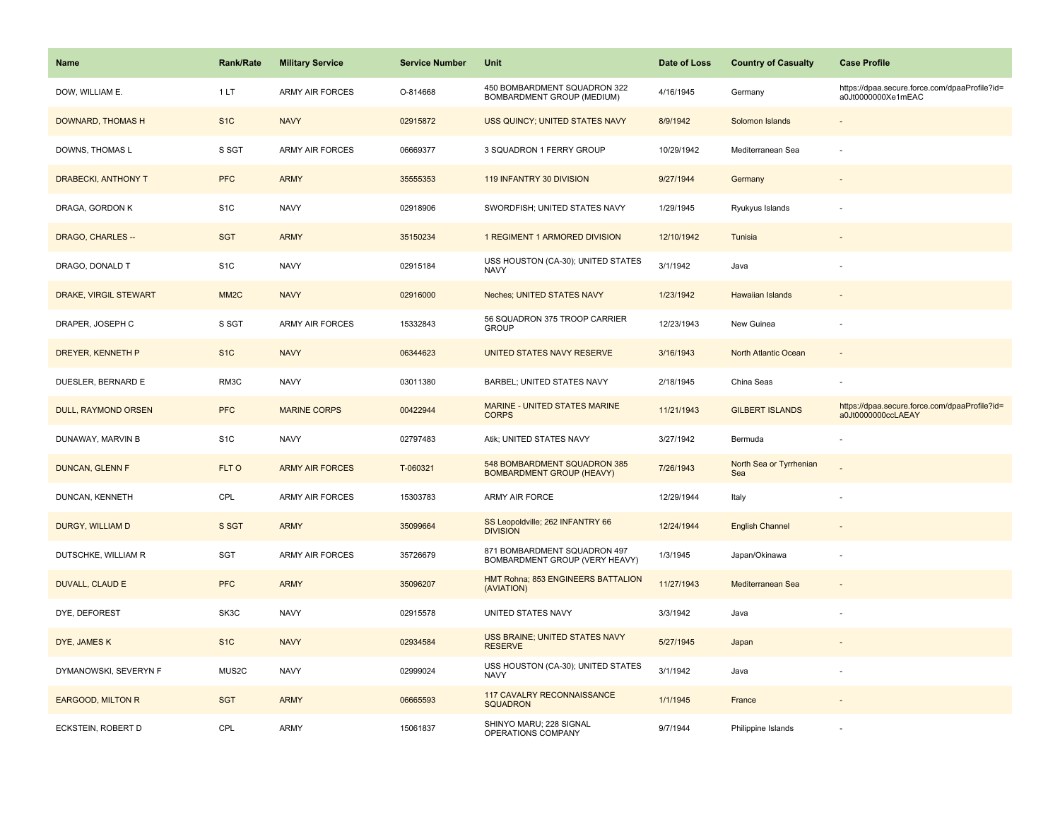| Name | Rank/Rate | Military Service | Service Number | Unit | Date of Loss | Country of Casualty | Case Profile |
|---|---|---|---|---|---|---|---|
| DOW, WILLIAM E. | 1 LT | ARMY AIR FORCES | O-814668 | 450 BOMBARDMENT SQUADRON 322 BOMBARDMENT GROUP (MEDIUM) | 4/16/1945 | Germany | https://dpaa.secure.force.com/dpaaProfile?id=a0Jt0000000Xe1mEAC |
| DOWNARD, THOMAS H | S1C | NAVY | 02915872 | USS QUINCY; UNITED STATES NAVY | 8/9/1942 | Solomon Islands | - |
| DOWNS, THOMAS L | S SGT | ARMY AIR FORCES | 06669377 | 3 SQUADRON 1 FERRY GROUP | 10/29/1942 | Mediterranean Sea | - |
| DRABECKI, ANTHONY T | PFC | ARMY | 35555353 | 119 INFANTRY 30 DIVISION | 9/27/1944 | Germany | - |
| DRAGA, GORDON K | S1C | NAVY | 02918906 | SWORDFISH; UNITED STATES NAVY | 1/29/1945 | Ryukyus Islands | - |
| DRAGO, CHARLES -- | SGT | ARMY | 35150234 | 1 REGIMENT 1 ARMORED DIVISION | 12/10/1942 | Tunisia | - |
| DRAGO, DONALD T | S1C | NAVY | 02915184 | USS HOUSTON (CA-30); UNITED STATES NAVY | 3/1/1942 | Java | - |
| DRAKE, VIRGIL STEWART | MM2C | NAVY | 02916000 | Neches; UNITED STATES NAVY | 1/23/1942 | Hawaiian Islands | - |
| DRAPER, JOSEPH C | S SGT | ARMY AIR FORCES | 15332843 | 56 SQUADRON 375 TROOP CARRIER GROUP | 12/23/1943 | New Guinea | - |
| DREYER, KENNETH P | S1C | NAVY | 06344623 | UNITED STATES NAVY RESERVE | 3/16/1943 | North Atlantic Ocean | - |
| DUESLER, BERNARD E | RM3C | NAVY | 03011380 | BARBEL; UNITED STATES NAVY | 2/18/1945 | China Seas | - |
| DULL, RAYMOND ORSEN | PFC | MARINE CORPS | 00422944 | MARINE - UNITED STATES MARINE CORPS | 11/21/1943 | GILBERT ISLANDS | https://dpaa.secure.force.com/dpaaProfile?id=a0Jt0000000ccLAEAY |
| DUNAWAY, MARVIN B | S1C | NAVY | 02797483 | Atik; UNITED STATES NAVY | 3/27/1942 | Bermuda | - |
| DUNCAN, GLENN F | FLT O | ARMY AIR FORCES | T-060321 | 548 BOMBARDMENT SQUADRON 385 BOMBARDMENT GROUP (HEAVY) | 7/26/1943 | North Sea or Tyrrhenian Sea | - |
| DUNCAN, KENNETH | CPL | ARMY AIR FORCES | 15303783 | ARMY AIR FORCE | 12/29/1944 | Italy | - |
| DURGY, WILLIAM D | S SGT | ARMY | 35099664 | SS Leopoldville; 262 INFANTRY 66 DIVISION | 12/24/1944 | English Channel | - |
| DUTSCHKE, WILLIAM R | SGT | ARMY AIR FORCES | 35726679 | 871 BOMBARDMENT SQUADRON 497 BOMBARDMENT GROUP (VERY HEAVY) | 1/3/1945 | Japan/Okinawa | - |
| DUVALL, CLAUD E | PFC | ARMY | 35096207 | HMT Rohna; 853 ENGINEERS BATTALION (AVIATION) | 11/27/1943 | Mediterranean Sea | - |
| DYE, DEFOREST | SK3C | NAVY | 02915578 | UNITED STATES NAVY | 3/3/1942 | Java | - |
| DYE, JAMES K | S1C | NAVY | 02934584 | USS BRAINE; UNITED STATES NAVY RESERVE | 5/27/1945 | Japan | - |
| DYMANOWSKI, SEVERYN F | MUS2C | NAVY | 02999024 | USS HOUSTON (CA-30); UNITED STATES NAVY | 3/1/1942 | Java | - |
| EARGOOD, MILTON R | SGT | ARMY | 06665593 | 117 CAVALRY RECONNAISSANCE SQUADRON | 1/1/1945 | France | - |
| ECKSTEIN, ROBERT D | CPL | ARMY | 15061837 | SHINYO MARU; 228 SIGNAL OPERATIONS COMPANY | 9/7/1944 | Philippine Islands | - |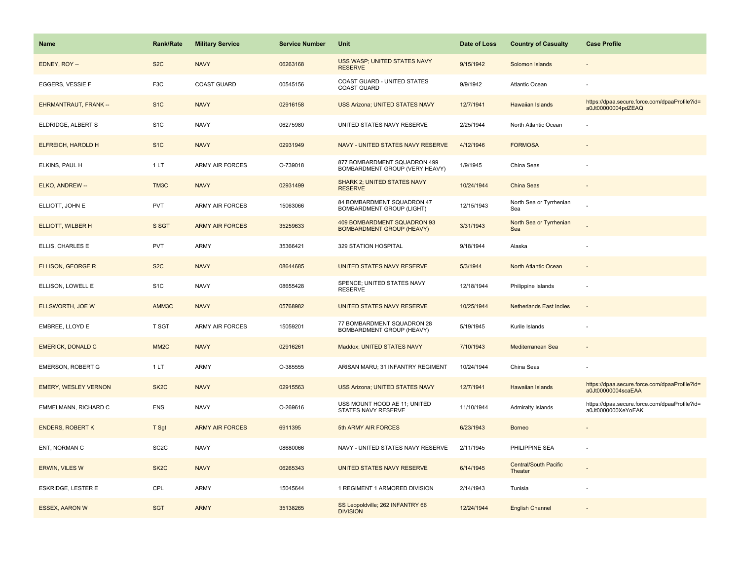| Name | Rank/Rate | Military Service | Service Number | Unit | Date of Loss | Country of Casualty | Case Profile |
|---|---|---|---|---|---|---|---|
| EDNEY, ROY -- | S2C | NAVY | 06263168 | USS WASP; UNITED STATES NAVY RESERVE | 9/15/1942 | Solomon Islands | - |
| EGGERS, VESSIE F | F3C | COAST GUARD | 00545156 | COAST GUARD - UNITED STATES COAST GUARD | 9/9/1942 | Atlantic Ocean | - |
| EHRMANTRAUT, FRANK -- | S1C | NAVY | 02916158 | USS Arizona; UNITED STATES NAVY | 12/7/1941 | Hawaiian Islands | https://dpaa.secure.force.com/dpaaProfile?id=a0Jt00000004pdZEAQ |
| ELDRIDGE, ALBERT S | S1C | NAVY | 06275980 | UNITED STATES NAVY RESERVE | 2/25/1944 | North Atlantic Ocean | - |
| ELFREICH, HAROLD H | S1C | NAVY | 02931949 | NAVY - UNITED STATES NAVY RESERVE | 4/12/1946 | FORMOSA | - |
| ELKINS, PAUL H | 1 LT | ARMY AIR FORCES | O-739018 | 877 BOMBARDMENT SQUADRON 499 BOMBARDMENT GROUP (VERY HEAVY) | 1/9/1945 | China Seas | - |
| ELKO, ANDREW -- | TM3C | NAVY | 02931499 | SHARK 2; UNITED STATES NAVY RESERVE | 10/24/1944 | China Seas | - |
| ELLIOTT, JOHN E | PVT | ARMY AIR FORCES | 15063066 | 84 BOMBARDMENT SQUADRON 47 BOMBARDMENT GROUP (LIGHT) | 12/15/1943 | North Sea or Tyrrhenian Sea | - |
| ELLIOTT, WILBER H | S SGT | ARMY AIR FORCES | 35259633 | 409 BOMBARDMENT SQUADRON 93 BOMBARDMENT GROUP (HEAVY) | 3/31/1943 | North Sea or Tyrrhenian Sea | - |
| ELLIS, CHARLES E | PVT | ARMY | 35366421 | 329 STATION HOSPITAL | 9/18/1944 | Alaska | - |
| ELLISON, GEORGE R | S2C | NAVY | 08644685 | UNITED STATES NAVY RESERVE | 5/3/1944 | North Atlantic Ocean | - |
| ELLISON, LOWELL E | S1C | NAVY | 08655428 | SPENCE; UNITED STATES NAVY RESERVE | 12/18/1944 | Philippine Islands | - |
| ELLSWORTH, JOE W | AMM3C | NAVY | 05768982 | UNITED STATES NAVY RESERVE | 10/25/1944 | Netherlands East Indies | - |
| EMBREE, LLOYD E | T SGT | ARMY AIR FORCES | 15059201 | 77 BOMBARDMENT SQUADRON 28 BOMBARDMENT GROUP (HEAVY) | 5/19/1945 | Kurile Islands | - |
| EMERICK, DONALD C | MM2C | NAVY | 02916261 | Maddox; UNITED STATES NAVY | 7/10/1943 | Mediterranean Sea | - |
| EMERSON, ROBERT G | 1 LT | ARMY | O-385555 | ARISAN MARU; 31 INFANTRY REGIMENT | 10/24/1944 | China Seas | - |
| EMERY, WESLEY VERNON | SK2C | NAVY | 02915563 | USS Arizona; UNITED STATES NAVY | 12/7/1941 | Hawaiian Islands | https://dpaa.secure.force.com/dpaaProfile?id=a0Jt00000004scaEAA |
| EMMELMANN, RICHARD C | ENS | NAVY | O-269616 | USS MOUNT HOOD AE 11; UNITED STATES NAVY RESERVE | 11/10/1944 | Admiralty Islands | https://dpaa.secure.force.com/dpaaProfile?id=a0Jt0000000XeYoEAK |
| ENDERS, ROBERT K | T Sgt | ARMY AIR FORCES | 6911395 | 5th ARMY AIR FORCES | 6/23/1943 | Borneo | - |
| ENT, NORMAN C | SC2C | NAVY | 08680066 | NAVY - UNITED STATES NAVY RESERVE | 2/11/1945 | PHILIPPINE SEA | - |
| ERWIN, VILES W | SK2C | NAVY | 06265343 | UNITED STATES NAVY RESERVE | 6/14/1945 | Central/South Pacific Theater | - |
| ESKRIDGE, LESTER E | CPL | ARMY | 15045644 | 1 REGIMENT 1 ARMORED DIVISION | 2/14/1943 | Tunisia | - |
| ESSEX, AARON W | SGT | ARMY | 35138265 | SS Leopoldville; 262 INFANTRY 66 DIVISION | 12/24/1944 | English Channel | - |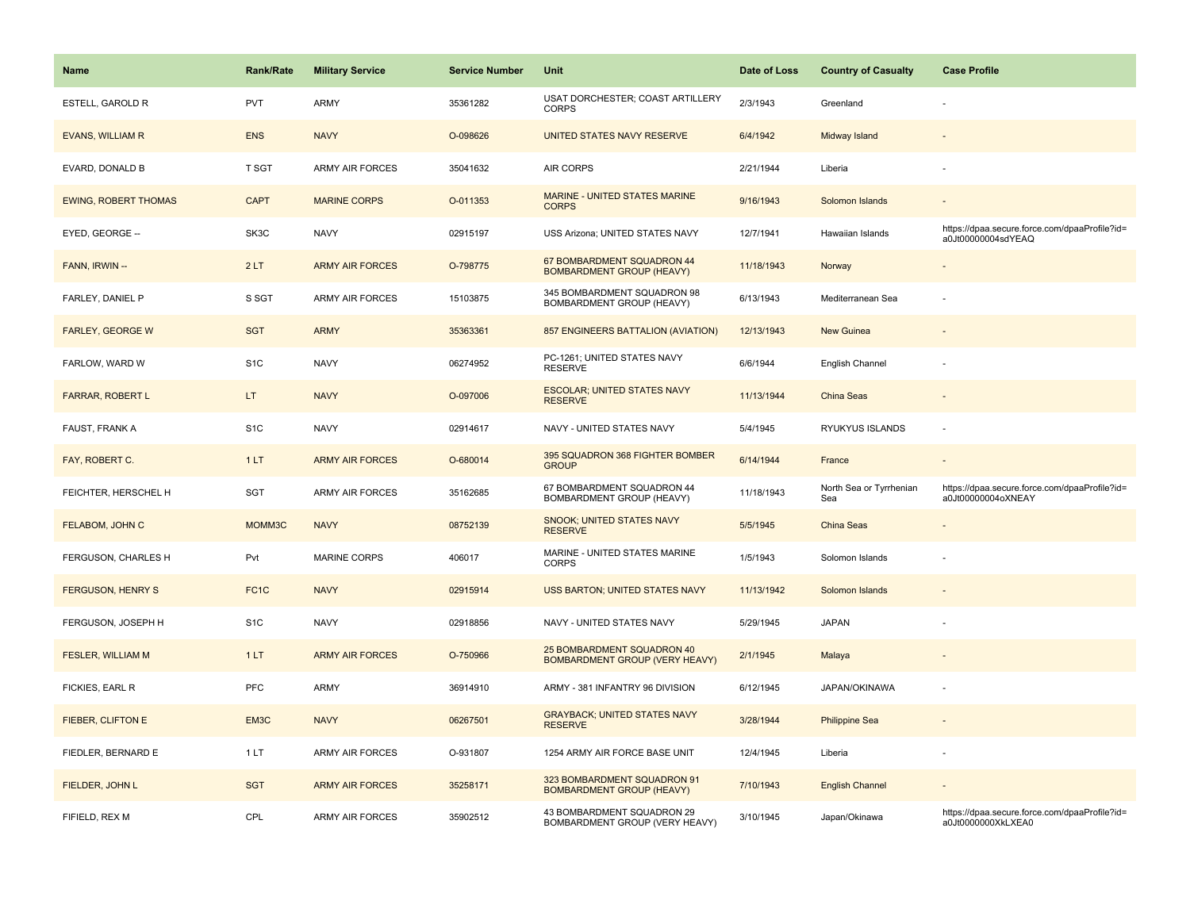| Name | Rank/Rate | Military Service | Service Number | Unit | Date of Loss | Country of Casualty | Case Profile |
|---|---|---|---|---|---|---|---|
| ESTELL, GAROLD R | PVT | ARMY | 35361282 | USAT DORCHESTER; COAST ARTILLERY CORPS | 2/3/1943 | Greenland | - |
| EVANS, WILLIAM R | ENS | NAVY | O-098626 | UNITED STATES NAVY RESERVE | 6/4/1942 | Midway Island | - |
| EVARD, DONALD B | T SGT | ARMY AIR FORCES | 35041632 | AIR CORPS | 2/21/1944 | Liberia | - |
| EWING, ROBERT THOMAS | CAPT | MARINE CORPS | O-011353 | MARINE - UNITED STATES MARINE CORPS | 9/16/1943 | Solomon Islands | - |
| EYED, GEORGE -- | SK3C | NAVY | 02915197 | USS Arizona; UNITED STATES NAVY | 12/7/1941 | Hawaiian Islands | https://dpaa.secure.force.com/dpaaProfile?id=a0Jt00000004sdYEAQ |
| FANN, IRWIN -- | 2 LT | ARMY AIR FORCES | O-798775 | 67 BOMBARDMENT SQUADRON 44 BOMBARDMENT GROUP (HEAVY) | 11/18/1943 | Norway | - |
| FARLEY, DANIEL P | S SGT | ARMY AIR FORCES | 15103875 | 345 BOMBARDMENT SQUADRON 98 BOMBARDMENT GROUP (HEAVY) | 6/13/1943 | Mediterranean Sea | - |
| FARLEY, GEORGE W | SGT | ARMY | 35363361 | 857 ENGINEERS BATTALION (AVIATION) | 12/13/1943 | New Guinea | - |
| FARLOW, WARD W | S1C | NAVY | 06274952 | PC-1261; UNITED STATES NAVY RESERVE | 6/6/1944 | English Channel | - |
| FARRAR, ROBERT L | LT | NAVY | O-097006 | ESCOLAR; UNITED STATES NAVY RESERVE | 11/13/1944 | China Seas | - |
| FAUST, FRANK A | S1C | NAVY | 02914617 | NAVY - UNITED STATES NAVY | 5/4/1945 | RYUKYUS ISLANDS | - |
| FAY, ROBERT C. | 1 LT | ARMY AIR FORCES | O-680014 | 395 SQUADRON 368 FIGHTER BOMBER GROUP | 6/14/1944 | France | - |
| FEICHTER, HERSCHEL H | SGT | ARMY AIR FORCES | 35162685 | 67 BOMBARDMENT SQUADRON 44 BOMBARDMENT GROUP (HEAVY) | 11/18/1943 | North Sea or Tyrrhenian Sea | https://dpaa.secure.force.com/dpaaProfile?id=a0Jt00000004oXNEAY |
| FELABOM, JOHN C | MOMM3C | NAVY | 08752139 | SNOOK; UNITED STATES NAVY RESERVE | 5/5/1945 | China Seas | - |
| FERGUSON, CHARLES H | Pvt | MARINE CORPS | 406017 | MARINE - UNITED STATES MARINE CORPS | 1/5/1943 | Solomon Islands | - |
| FERGUSON, HENRY S | FC1C | NAVY | 02915914 | USS BARTON; UNITED STATES NAVY | 11/13/1942 | Solomon Islands | - |
| FERGUSON, JOSEPH H | S1C | NAVY | 02918856 | NAVY - UNITED STATES NAVY | 5/29/1945 | JAPAN | - |
| FESLER, WILLIAM M | 1 LT | ARMY AIR FORCES | O-750966 | 25 BOMBARDMENT SQUADRON 40 BOMBARDMENT GROUP (VERY HEAVY) | 2/1/1945 | Malaya | - |
| FICKIES, EARL R | PFC | ARMY | 36914910 | ARMY - 381 INFANTRY 96 DIVISION | 6/12/1945 | JAPAN/OKINAWA | - |
| FIEBER, CLIFTON E | EM3C | NAVY | 06267501 | GRAYBACK; UNITED STATES NAVY RESERVE | 3/28/1944 | Philippine Sea | - |
| FIEDLER, BERNARD E | 1 LT | ARMY AIR FORCES | O-931807 | 1254 ARMY AIR FORCE BASE UNIT | 12/4/1945 | Liberia | - |
| FIELDER, JOHN L | SGT | ARMY AIR FORCES | 35258171 | 323 BOMBARDMENT SQUADRON 91 BOMBARDMENT GROUP (HEAVY) | 7/10/1943 | English Channel | - |
| FIFIELD, REX M | CPL | ARMY AIR FORCES | 35902512 | 43 BOMBARDMENT SQUADRON 29 BOMBARDMENT GROUP (VERY HEAVY) | 3/10/1945 | Japan/Okinawa | https://dpaa.secure.force.com/dpaaProfile?id=a0Jt0000000XkLXEA0 |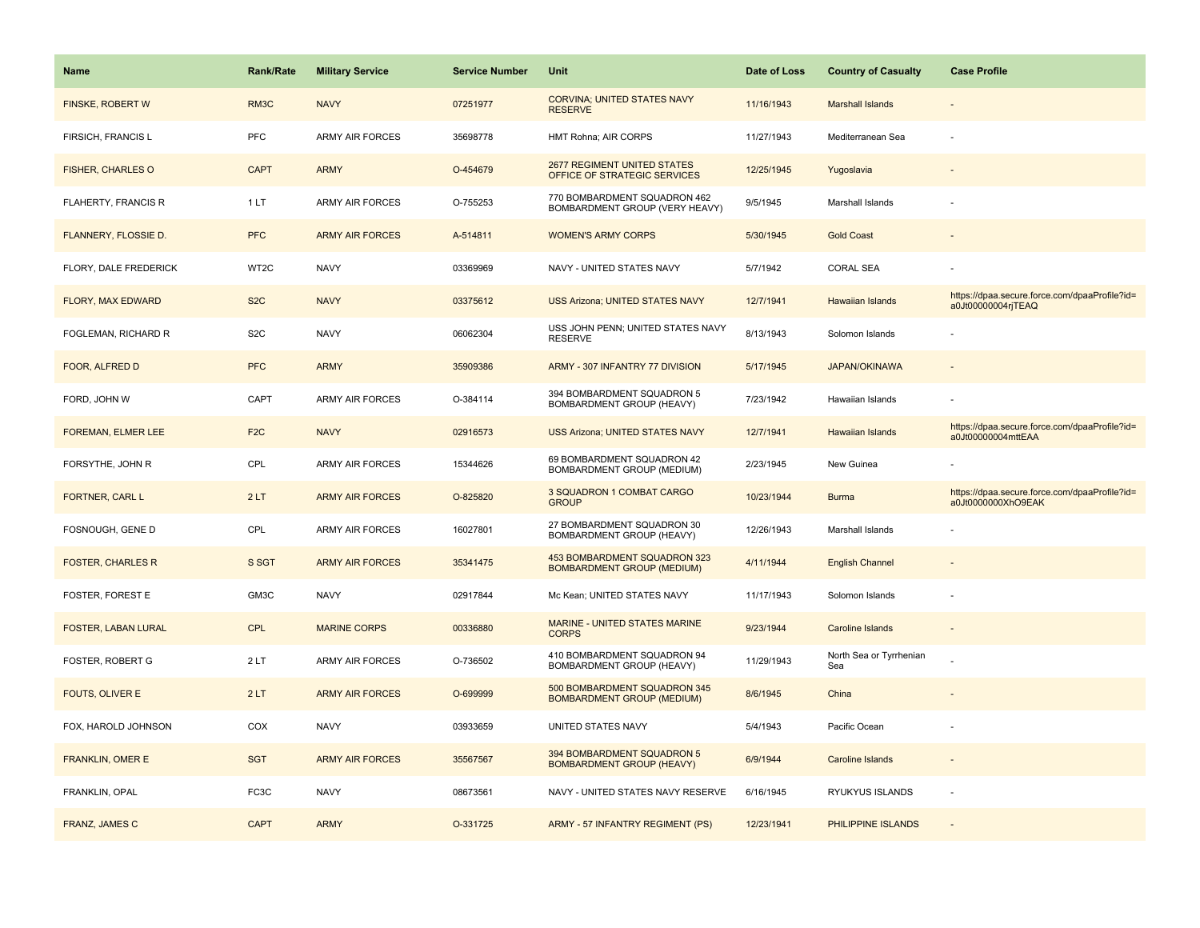| Name | Rank/Rate | Military Service | Service Number | Unit | Date of Loss | Country of Casualty | Case Profile |
|---|---|---|---|---|---|---|---|
| FINSKE, ROBERT W | RM3C | NAVY | 07251977 | CORVINA; UNITED STATES NAVY RESERVE | 11/16/1943 | Marshall Islands | - |
| FIRSICH, FRANCIS L | PFC | ARMY AIR FORCES | 35698778 | HMT Rohna; AIR CORPS | 11/27/1943 | Mediterranean Sea | - |
| FISHER, CHARLES O | CAPT | ARMY | O-454679 | 2677 REGIMENT UNITED STATES OFFICE OF STRATEGIC SERVICES | 12/25/1945 | Yugoslavia | - |
| FLAHERTY, FRANCIS R | 1 LT | ARMY AIR FORCES | O-755253 | 770 BOMBARDMENT SQUADRON 462 BOMBARDMENT GROUP (VERY HEAVY) | 9/5/1945 | Marshall Islands | - |
| FLANNERY, FLOSSIE D. | PFC | ARMY AIR FORCES | A-514811 | WOMEN'S ARMY CORPS | 5/30/1945 | Gold Coast | - |
| FLORY, DALE FREDERICK | WT2C | NAVY | 03369969 | NAVY - UNITED STATES NAVY | 5/7/1942 | CORAL SEA | - |
| FLORY, MAX EDWARD | S2C | NAVY | 03375612 | USS Arizona; UNITED STATES NAVY | 12/7/1941 | Hawaiian Islands | https://dpaa.secure.force.com/dpaaProfile?id=a0Jt00000004rjTEAQ |
| FOGLEMAN, RICHARD R | S2C | NAVY | 06062304 | USS JOHN PENN; UNITED STATES NAVY RESERVE | 8/13/1943 | Solomon Islands | - |
| FOOR, ALFRED D | PFC | ARMY | 35909386 | ARMY - 307 INFANTRY 77 DIVISION | 5/17/1945 | JAPAN/OKINAWA | - |
| FORD, JOHN W | CAPT | ARMY AIR FORCES | O-384114 | 394 BOMBARDMENT SQUADRON 5 BOMBARDMENT GROUP (HEAVY) | 7/23/1942 | Hawaiian Islands | - |
| FOREMAN, ELMER LEE | F2C | NAVY | 02916573 | USS Arizona; UNITED STATES NAVY | 12/7/1941 | Hawaiian Islands | https://dpaa.secure.force.com/dpaaProfile?id=a0Jt00000004mttEAA |
| FORSYTHE, JOHN R | CPL | ARMY AIR FORCES | 15344626 | 69 BOMBARDMENT SQUADRON 42 BOMBARDMENT GROUP (MEDIUM) | 2/23/1945 | New Guinea | - |
| FORTNER, CARL L | 2 LT | ARMY AIR FORCES | O-825820 | 3 SQUADRON 1 COMBAT CARGO GROUP | 10/23/1944 | Burma | https://dpaa.secure.force.com/dpaaProfile?id=a0Jt0000000XhO9EAK |
| FOSNOUGH, GENE D | CPL | ARMY AIR FORCES | 16027801 | 27 BOMBARDMENT SQUADRON 30 BOMBARDMENT GROUP (HEAVY) | 12/26/1943 | Marshall Islands | - |
| FOSTER, CHARLES R | S SGT | ARMY AIR FORCES | 35341475 | 453 BOMBARDMENT SQUADRON 323 BOMBARDMENT GROUP (MEDIUM) | 4/11/1944 | English Channel | - |
| FOSTER, FOREST E | GM3C | NAVY | 02917844 | Mc Kean; UNITED STATES NAVY | 11/17/1943 | Solomon Islands | - |
| FOSTER, LABAN LURAL | CPL | MARINE CORPS | 00336880 | MARINE - UNITED STATES MARINE CORPS | 9/23/1944 | Caroline Islands | - |
| FOSTER, ROBERT G | 2 LT | ARMY AIR FORCES | O-736502 | 410 BOMBARDMENT SQUADRON 94 BOMBARDMENT GROUP (HEAVY) | 11/29/1943 | North Sea or Tyrrhenian Sea | - |
| FOUTS, OLIVER E | 2 LT | ARMY AIR FORCES | O-699999 | 500 BOMBARDMENT SQUADRON 345 BOMBARDMENT GROUP (MEDIUM) | 8/6/1945 | China | - |
| FOX, HAROLD JOHNSON | COX | NAVY | 03933659 | UNITED STATES NAVY | 5/4/1943 | Pacific Ocean | - |
| FRANKLIN, OMER E | SGT | ARMY AIR FORCES | 35567567 | 394 BOMBARDMENT SQUADRON 5 BOMBARDMENT GROUP (HEAVY) | 6/9/1944 | Caroline Islands | - |
| FRANKLIN, OPAL | FC3C | NAVY | 08673561 | NAVY - UNITED STATES NAVY RESERVE | 6/16/1945 | RYUKYUS ISLANDS | - |
| FRANZ, JAMES C | CAPT | ARMY | O-331725 | ARMY - 57 INFANTRY REGIMENT (PS) | 12/23/1941 | PHILIPPINE ISLANDS | - |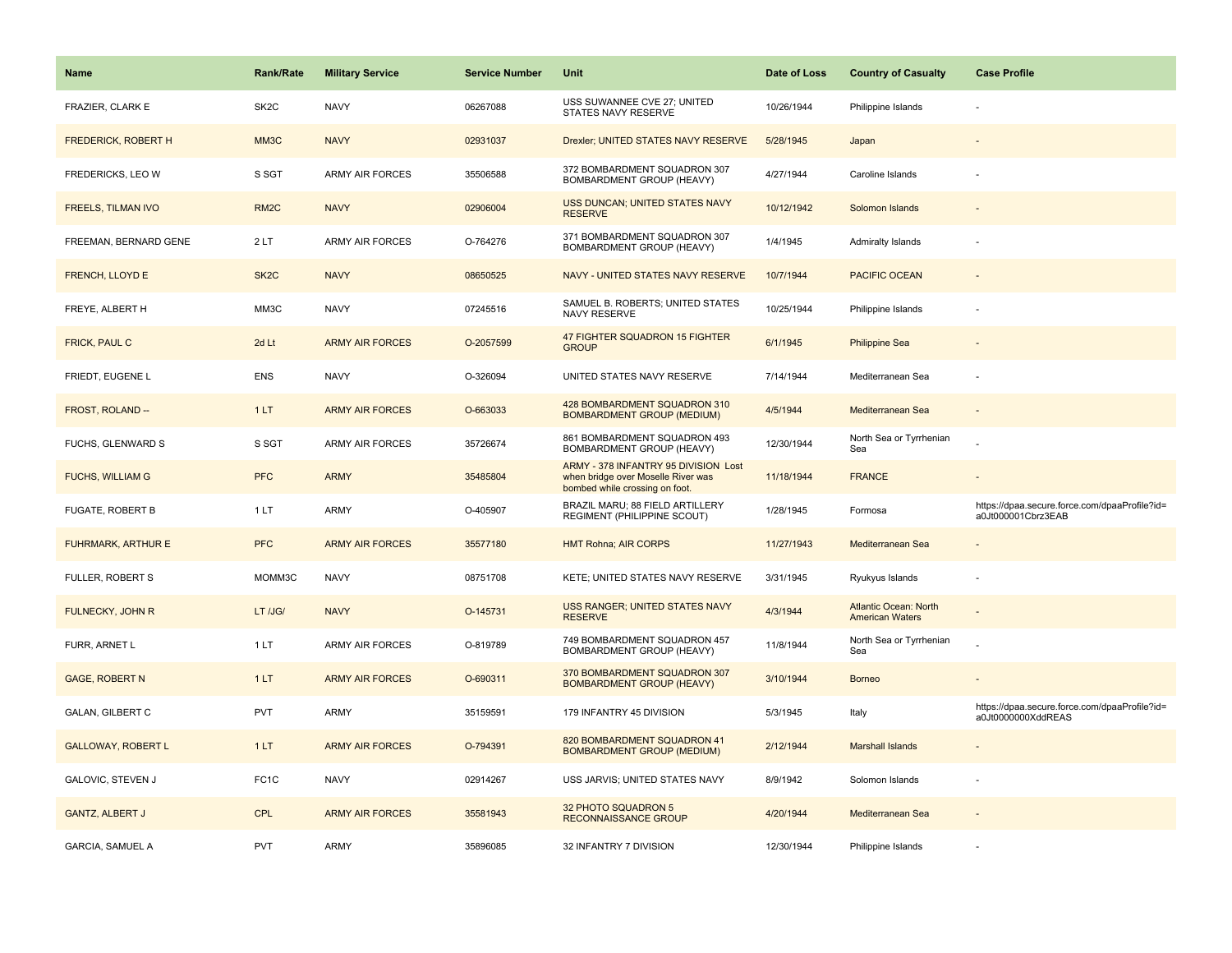| Name | Rank/Rate | Military Service | Service Number | Unit | Date of Loss | Country of Casualty | Case Profile |
| --- | --- | --- | --- | --- | --- | --- | --- |
| FRAZIER, CLARK E | SK2C | NAVY | 06267088 | USS SUWANNEE CVE 27; UNITED STATES NAVY RESERVE | 10/26/1944 | Philippine Islands | - |
| FREDERICK, ROBERT H | MM3C | NAVY | 02931037 | Drexler; UNITED STATES NAVY RESERVE | 5/28/1945 | Japan | - |
| FREDERICKS, LEO W | S SGT | ARMY AIR FORCES | 35506588 | 372 BOMBARDMENT SQUADRON 307 BOMBARDMENT GROUP (HEAVY) | 4/27/1944 | Caroline Islands | - |
| FREELS, TILMAN IVO | RM2C | NAVY | 02906004 | USS DUNCAN; UNITED STATES NAVY RESERVE | 10/12/1942 | Solomon Islands | - |
| FREEMAN, BERNARD GENE | 2 LT | ARMY AIR FORCES | O-764276 | 371 BOMBARDMENT SQUADRON 307 BOMBARDMENT GROUP (HEAVY) | 1/4/1945 | Admiralty Islands | - |
| FRENCH, LLOYD E | SK2C | NAVY | 08650525 | NAVY - UNITED STATES NAVY RESERVE | 10/7/1944 | PACIFIC OCEAN | - |
| FREYE, ALBERT H | MM3C | NAVY | 07245516 | SAMUEL B. ROBERTS; UNITED STATES NAVY RESERVE | 10/25/1944 | Philippine Islands | - |
| FRICK, PAUL C | 2d Lt | ARMY AIR FORCES | O-2057599 | 47 FIGHTER SQUADRON 15 FIGHTER GROUP | 6/1/1945 | Philippine Sea | - |
| FRIEDT, EUGENE L | ENS | NAVY | O-326094 | UNITED STATES NAVY RESERVE | 7/14/1944 | Mediterranean Sea | - |
| FROST, ROLAND -- | 1 LT | ARMY AIR FORCES | O-663033 | 428 BOMBARDMENT SQUADRON 310 BOMBARDMENT GROUP (MEDIUM) | 4/5/1944 | Mediterranean Sea | - |
| FUCHS, GLENWARD S | S SGT | ARMY AIR FORCES | 35726674 | 861 BOMBARDMENT SQUADRON 493 BOMBARDMENT GROUP (HEAVY) | 12/30/1944 | North Sea or Tyrrhenian Sea | - |
| FUCHS, WILLIAM G | PFC | ARMY | 35485804 | ARMY - 378 INFANTRY 95 DIVISION Lost when bridge over Moselle River was bombed while crossing on foot. | 11/18/1944 | FRANCE | - |
| FUGATE, ROBERT B | 1 LT | ARMY | O-405907 | BRAZIL MARU; 88 FIELD ARTILLERY REGIMENT (PHILIPPINE SCOUT) | 1/28/1945 | Formosa | https://dpaa.secure.force.com/dpaaProfile?id=a0Jt000001Cbrz3EAB |
| FUHRMARK, ARTHUR E | PFC | ARMY AIR FORCES | 35577180 | HMT Rohna; AIR CORPS | 11/27/1943 | Mediterranean Sea | - |
| FULLER, ROBERT S | MOMM3C | NAVY | 08751708 | KETE; UNITED STATES NAVY RESERVE | 3/31/1945 | Ryukyus Islands | - |
| FULNECKY, JOHN R | LT /JG/ | NAVY | O-145731 | USS RANGER; UNITED STATES NAVY RESERVE | 4/3/1944 | Atlantic Ocean: North American Waters | - |
| FURR, ARNET L | 1 LT | ARMY AIR FORCES | O-819789 | 749 BOMBARDMENT SQUADRON 457 BOMBARDMENT GROUP (HEAVY) | 11/8/1944 | North Sea or Tyrrhenian Sea | - |
| GAGE, ROBERT N | 1 LT | ARMY AIR FORCES | O-690311 | 370 BOMBARDMENT SQUADRON 307 BOMBARDMENT GROUP (HEAVY) | 3/10/1944 | Borneo | - |
| GALAN, GILBERT C | PVT | ARMY | 35159591 | 179 INFANTRY 45 DIVISION | 5/3/1945 | Italy | https://dpaa.secure.force.com/dpaaProfile?id=a0Jt0000000XddREAS |
| GALLOWAY, ROBERT L | 1 LT | ARMY AIR FORCES | O-794391 | 820 BOMBARDMENT SQUADRON 41 BOMBARDMENT GROUP (MEDIUM) | 2/12/1944 | Marshall Islands | - |
| GALOVIC, STEVEN J | FC1C | NAVY | 02914267 | USS JARVIS; UNITED STATES NAVY | 8/9/1942 | Solomon Islands | - |
| GANTZ, ALBERT J | CPL | ARMY AIR FORCES | 35581943 | 32 PHOTO SQUADRON 5 RECONNAISSANCE GROUP | 4/20/1944 | Mediterranean Sea | - |
| GARCIA, SAMUEL A | PVT | ARMY | 35896085 | 32 INFANTRY 7 DIVISION | 12/30/1944 | Philippine Islands | - |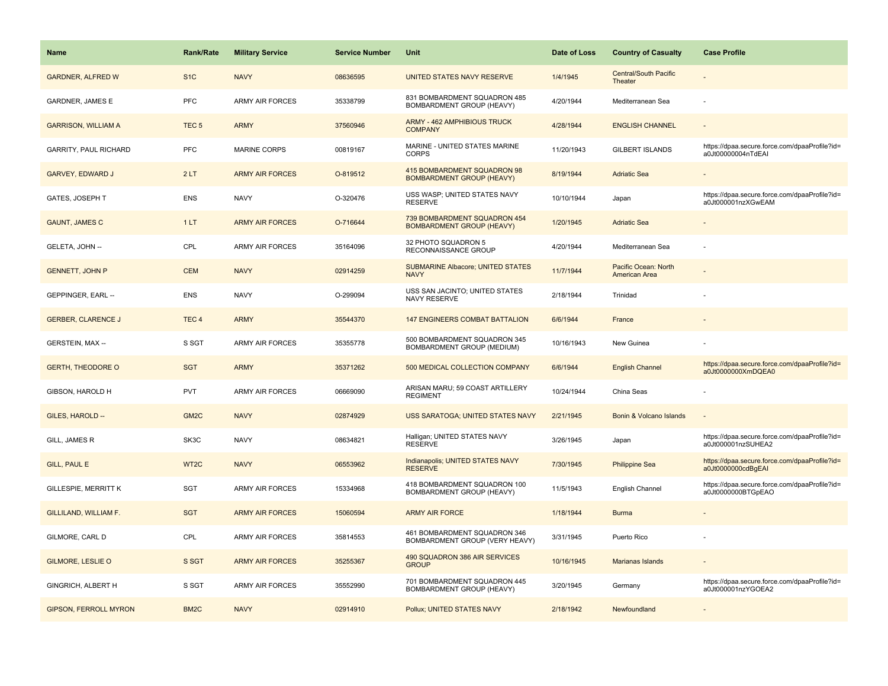| Name | Rank/Rate | Military Service | Service Number | Unit | Date of Loss | Country of Casualty | Case Profile |
|---|---|---|---|---|---|---|---|
| GARDNER, ALFRED W | S1C | NAVY | 08636595 | UNITED STATES NAVY RESERVE | 1/4/1945 | Central/South Pacific Theater | - |
| GARDNER, JAMES E | PFC | ARMY AIR FORCES | 35338799 | 831 BOMBARDMENT SQUADRON 485 BOMBARDMENT GROUP (HEAVY) | 4/20/1944 | Mediterranean Sea | - |
| GARRISON, WILLIAM A | TEC 5 | ARMY | 37560946 | ARMY - 462 AMPHIBIOUS TRUCK COMPANY | 4/28/1944 | ENGLISH CHANNEL | - |
| GARRITY, PAUL RICHARD | PFC | MARINE CORPS | 00819167 | MARINE - UNITED STATES MARINE CORPS | 11/20/1943 | GILBERT ISLANDS | https://dpaa.secure.force.com/dpaaProfile?id=a0Jt00000004nTdEAI |
| GARVEY, EDWARD J | 2 LT | ARMY AIR FORCES | O-819512 | 415 BOMBARDMENT SQUADRON 98 BOMBARDMENT GROUP (HEAVY) | 8/19/1944 | Adriatic Sea | - |
| GATES, JOSEPH T | ENS | NAVY | O-320476 | USS WASP; UNITED STATES NAVY RESERVE | 10/10/1944 | Japan | https://dpaa.secure.force.com/dpaaProfile?id=a0Jt000001nzXGwEAM |
| GAUNT, JAMES C | 1 LT | ARMY AIR FORCES | O-716644 | 739 BOMBARDMENT SQUADRON 454 BOMBARDMENT GROUP (HEAVY) | 1/20/1945 | Adriatic Sea | - |
| GELETA, JOHN -- | CPL | ARMY AIR FORCES | 35164096 | 32 PHOTO SQUADRON 5 RECONNAISSANCE GROUP | 4/20/1944 | Mediterranean Sea | - |
| GENNETT, JOHN P | CEM | NAVY | 02914259 | SUBMARINE Albacore; UNITED STATES NAVY | 11/7/1944 | Pacific Ocean: North American Area | - |
| GEPPINGER, EARL -- | ENS | NAVY | O-299094 | USS SAN JACINTO; UNITED STATES NAVY RESERVE | 2/18/1944 | Trinidad | - |
| GERBER, CLARENCE J | TEC 4 | ARMY | 35544370 | 147 ENGINEERS COMBAT BATTALION | 6/6/1944 | France | - |
| GERSTEIN, MAX -- | S SGT | ARMY AIR FORCES | 35355778 | 500 BOMBARDMENT SQUADRON 345 BOMBARDMENT GROUP (MEDIUM) | 10/16/1943 | New Guinea | - |
| GERTH, THEODORE O | SGT | ARMY | 35371262 | 500 MEDICAL COLLECTION COMPANY | 6/6/1944 | English Channel | https://dpaa.secure.force.com/dpaaProfile?id=a0Jt0000000XmDQEA0 |
| GIBSON, HAROLD H | PVT | ARMY AIR FORCES | 06669090 | ARISAN MARU; 59 COAST ARTILLERY REGIMENT | 10/24/1944 | China Seas | - |
| GILES, HAROLD -- | GM2C | NAVY | 02874929 | USS SARATOGA; UNITED STATES NAVY | 2/21/1945 | Bonin & Volcano Islands | - |
| GILL, JAMES R | SK3C | NAVY | 08634821 | Halligan; UNITED STATES NAVY RESERVE | 3/26/1945 | Japan | https://dpaa.secure.force.com/dpaaProfile?id=a0Jt000001nzSUHEA2 |
| GILL, PAUL E | WT2C | NAVY | 06553962 | Indianapolis; UNITED STATES NAVY RESERVE | 7/30/1945 | Philippine Sea | https://dpaa.secure.force.com/dpaaProfile?id=a0Jt0000000cdBgEAI |
| GILLESPIE, MERRITT K | SGT | ARMY AIR FORCES | 15334968 | 418 BOMBARDMENT SQUADRON 100 BOMBARDMENT GROUP (HEAVY) | 11/5/1943 | English Channel | https://dpaa.secure.force.com/dpaaProfile?id=a0Jt0000000BTGpEAO |
| GILLILAND, WILLIAM F. | SGT | ARMY AIR FORCES | 15060594 | ARMY AIR FORCE | 1/18/1944 | Burma | - |
| GILMORE, CARL D | CPL | ARMY AIR FORCES | 35814553 | 461 BOMBARDMENT SQUADRON 346 BOMBARDMENT GROUP (VERY HEAVY) | 3/31/1945 | Puerto Rico | - |
| GILMORE, LESLIE O | S SGT | ARMY AIR FORCES | 35255367 | 490 SQUADRON 386 AIR SERVICES GROUP | 10/16/1945 | Marianas Islands | - |
| GINGRICH, ALBERT H | S SGT | ARMY AIR FORCES | 35552990 | 701 BOMBARDMENT SQUADRON 445 BOMBARDMENT GROUP (HEAVY) | 3/20/1945 | Germany | https://dpaa.secure.force.com/dpaaProfile?id=a0Jt000001nzYGOEA2 |
| GIPSON, FERROLL MYRON | BM2C | NAVY | 02914910 | Pollux; UNITED STATES NAVY | 2/18/1942 | Newfoundland | - |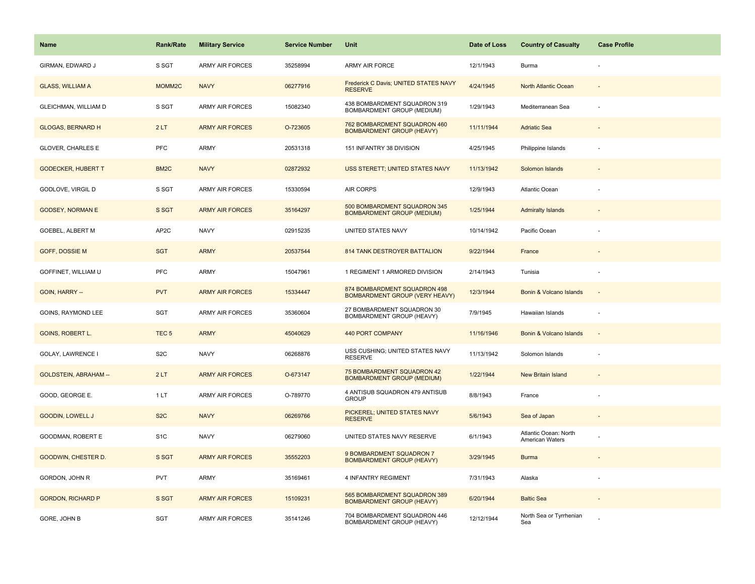| Name | Rank/Rate | Military Service | Service Number | Unit | Date of Loss | Country of Casualty | Case Profile |
| --- | --- | --- | --- | --- | --- | --- | --- |
| GIRMAN, EDWARD J | S SGT | ARMY AIR FORCES | 35258994 | ARMY AIR FORCE | 12/1/1943 | Burma | - |
| GLASS, WILLIAM A | MOMM2C | NAVY | 06277916 | Frederick C Davis; UNITED STATES NAVY RESERVE | 4/24/1945 | North Atlantic Ocean | - |
| GLEICHMAN, WILLIAM D | S SGT | ARMY AIR FORCES | 15082340 | 438 BOMBARDMENT SQUADRON 319 BOMBARDMENT GROUP (MEDIUM) | 1/29/1943 | Mediterranean Sea | - |
| GLOGAS, BERNARD H | 2 LT | ARMY AIR FORCES | O-723605 | 762 BOMBARDMENT SQUADRON 460 BOMBARDMENT GROUP (HEAVY) | 11/11/1944 | Adriatic Sea | - |
| GLOVER, CHARLES E | PFC | ARMY | 20531318 | 151 INFANTRY 38 DIVISION | 4/25/1945 | Philippine Islands | - |
| GODECKER, HUBERT T | BM2C | NAVY | 02872932 | USS STERETT; UNITED STATES NAVY | 11/13/1942 | Solomon Islands | - |
| GODLOVE, VIRGIL D | S SGT | ARMY AIR FORCES | 15330594 | AIR CORPS | 12/9/1943 | Atlantic Ocean | - |
| GODSEY, NORMAN E | S SGT | ARMY AIR FORCES | 35164297 | 500 BOMBARDMENT SQUADRON 345 BOMBARDMENT GROUP (MEDIUM) | 1/25/1944 | Admiralty Islands | - |
| GOEBEL, ALBERT M | AP2C | NAVY | 02915235 | UNITED STATES NAVY | 10/14/1942 | Pacific Ocean | - |
| GOFF, DOSSIE M | SGT | ARMY | 20537544 | 814 TANK DESTROYER BATTALION | 9/22/1944 | France | - |
| GOFFINET, WILLIAM U | PFC | ARMY | 15047961 | 1 REGIMENT 1 ARMORED DIVISION | 2/14/1943 | Tunisia | - |
| GOIN, HARRY -- | PVT | ARMY AIR FORCES | 15334447 | 874 BOMBARDMENT SQUADRON 498 BOMBARDMENT GROUP (VERY HEAVY) | 12/3/1944 | Bonin & Volcano Islands | - |
| GOINS, RAYMOND LEE | SGT | ARMY AIR FORCES | 35360604 | 27 BOMBARDMENT SQUADRON 30 BOMBARDMENT GROUP (HEAVY) | 7/9/1945 | Hawaiian Islands | - |
| GOINS, ROBERT L. | TEC 5 | ARMY | 45040629 | 440 PORT COMPANY | 11/16/1946 | Bonin & Volcano Islands | - |
| GOLAY, LAWRENCE I | S2C | NAVY | 06268876 | USS CUSHING; UNITED STATES NAVY RESERVE | 11/13/1942 | Solomon Islands | - |
| GOLDSTEIN, ABRAHAM -- | 2 LT | ARMY AIR FORCES | O-673147 | 75 BOMBARDMENT SQUADRON 42 BOMBARDMENT GROUP (MEDIUM) | 1/22/1944 | New Britain Island | - |
| GOOD, GEORGE E. | 1 LT | ARMY AIR FORCES | O-789770 | 4 ANTISUB SQUADRON 479 ANTISUB GROUP | 8/8/1943 | France | - |
| GOODIN, LOWELL J | S2C | NAVY | 06269766 | PICKEREL; UNITED STATES NAVY RESERVE | 5/6/1943 | Sea of Japan | - |
| GOODMAN, ROBERT E | S1C | NAVY | 06279060 | UNITED STATES NAVY RESERVE | 6/1/1943 | Atlantic Ocean: North American Waters | - |
| GOODWIN, CHESTER D. | S SGT | ARMY AIR FORCES | 35552203 | 9 BOMBARDMENT SQUADRON 7 BOMBARDMENT GROUP (HEAVY) | 3/29/1945 | Burma | - |
| GORDON, JOHN R | PVT | ARMY | 35169461 | 4 INFANTRY REGIMENT | 7/31/1943 | Alaska | - |
| GORDON, RICHARD P | S SGT | ARMY AIR FORCES | 15109231 | 565 BOMBARDMENT SQUADRON 389 BOMBARDMENT GROUP (HEAVY) | 6/20/1944 | Baltic Sea | - |
| GORE, JOHN B | SGT | ARMY AIR FORCES | 35141246 | 704 BOMBARDMENT SQUADRON 446 BOMBARDMENT GROUP (HEAVY) | 12/12/1944 | North Sea or Tyrrhenian Sea | - |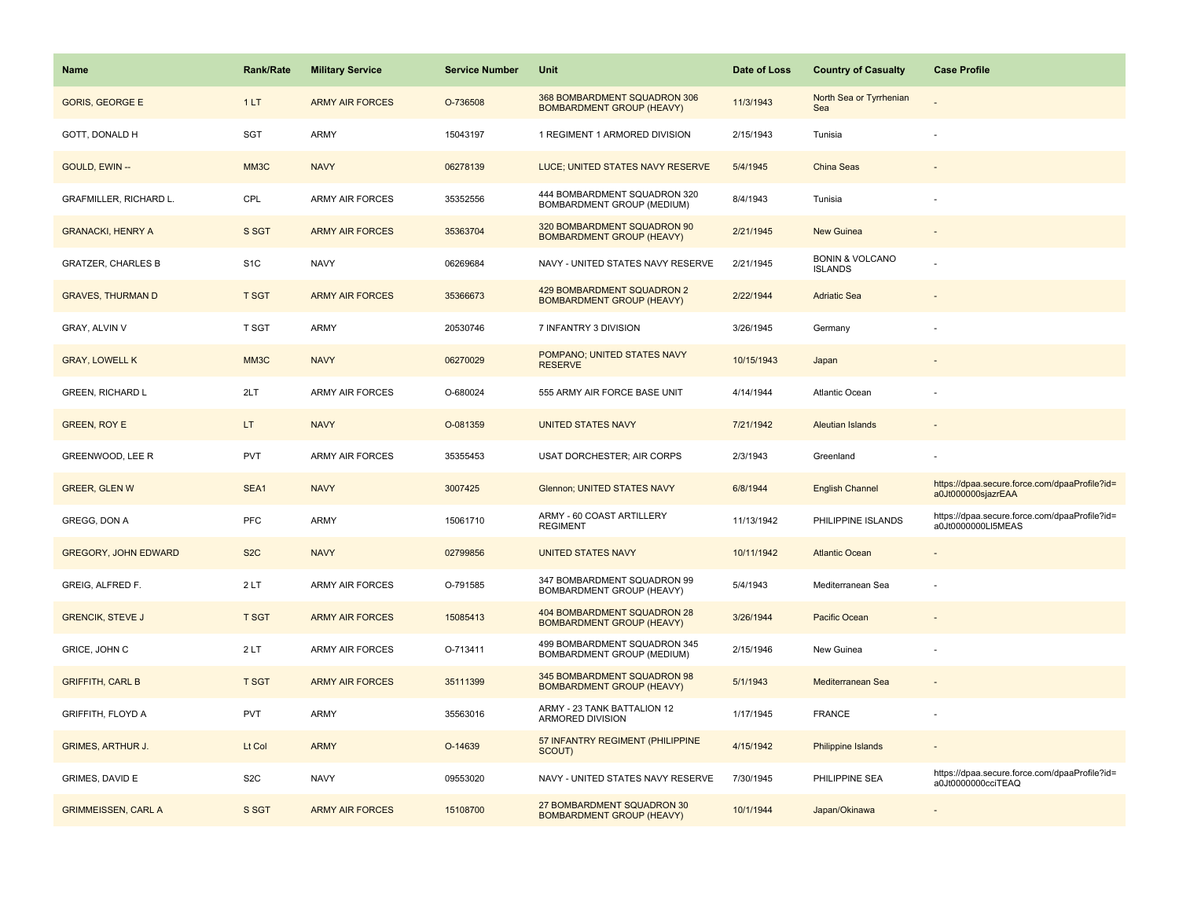| Name | Rank/Rate | Military Service | Service Number | Unit | Date of Loss | Country of Casualty | Case Profile |
|---|---|---|---|---|---|---|---|
| GORIS, GEORGE E | 1 LT | ARMY AIR FORCES | O-736508 | 368 BOMBARDMENT SQUADRON 306 BOMBARDMENT GROUP (HEAVY) | 11/3/1943 | North Sea or Tyrrhenian Sea | - |
| GOTT, DONALD H | SGT | ARMY | 15043197 | 1 REGIMENT 1 ARMORED DIVISION | 2/15/1943 | Tunisia | - |
| GOULD, EWIN -- | MM3C | NAVY | 06278139 | LUCE; UNITED STATES NAVY RESERVE | 5/4/1945 | China Seas | - |
| GRAFMILLER, RICHARD L. | CPL | ARMY AIR FORCES | 35352556 | 444 BOMBARDMENT SQUADRON 320 BOMBARDMENT GROUP (MEDIUM) | 8/4/1943 | Tunisia | - |
| GRANACKI, HENRY A | S SGT | ARMY AIR FORCES | 35363704 | 320 BOMBARDMENT SQUADRON 90 BOMBARDMENT GROUP (HEAVY) | 2/21/1945 | New Guinea | - |
| GRATZER, CHARLES B | S1C | NAVY | 06269684 | NAVY - UNITED STATES NAVY RESERVE | 2/21/1945 | BONIN & VOLCANO ISLANDS | - |
| GRAVES, THURMAN D | T SGT | ARMY AIR FORCES | 35366673 | 429 BOMBARDMENT SQUADRON 2 BOMBARDMENT GROUP (HEAVY) | 2/22/1944 | Adriatic Sea | - |
| GRAY, ALVIN V | T SGT | ARMY | 20530746 | 7 INFANTRY 3 DIVISION | 3/26/1945 | Germany | - |
| GRAY, LOWELL K | MM3C | NAVY | 06270029 | POMPANO; UNITED STATES NAVY RESERVE | 10/15/1943 | Japan | - |
| GREEN, RICHARD L | 2LT | ARMY AIR FORCES | O-680024 | 555 ARMY AIR FORCE BASE UNIT | 4/14/1944 | Atlantic Ocean | - |
| GREEN, ROY E | LT | NAVY | O-081359 | UNITED STATES NAVY | 7/21/1942 | Aleutian Islands | - |
| GREENWOOD, LEE R | PVT | ARMY AIR FORCES | 35355453 | USAT DORCHESTER; AIR CORPS | 2/3/1943 | Greenland | - |
| GREER, GLEN W | SEA1 | NAVY | 3007425 | Glennon; UNITED STATES NAVY | 6/8/1944 | English Channel | https://dpaa.secure.force.com/dpaaProfile?id=a0Jt000000sjazrEAA |
| GREGG, DON A | PFC | ARMY | 15061710 | ARMY - 60 COAST ARTILLERY REGIMENT | 11/13/1942 | PHILIPPINE ISLANDS | https://dpaa.secure.force.com/dpaaProfile?id=a0Jt0000000LI5MEAS |
| GREGORY, JOHN EDWARD | S2C | NAVY | 02799856 | UNITED STATES NAVY | 10/11/1942 | Atlantic Ocean | - |
| GREIG, ALFRED F. | 2 LT | ARMY AIR FORCES | O-791585 | 347 BOMBARDMENT SQUADRON 99 BOMBARDMENT GROUP (HEAVY) | 5/4/1943 | Mediterranean Sea | - |
| GRENCIK, STEVE J | T SGT | ARMY AIR FORCES | 15085413 | 404 BOMBARDMENT SQUADRON 28 BOMBARDMENT GROUP (HEAVY) | 3/26/1944 | Pacific Ocean | - |
| GRICE, JOHN C | 2 LT | ARMY AIR FORCES | O-713411 | 499 BOMBARDMENT SQUADRON 345 BOMBARDMENT GROUP (MEDIUM) | 2/15/1946 | New Guinea | - |
| GRIFFITH, CARL B | T SGT | ARMY AIR FORCES | 35111399 | 345 BOMBARDMENT SQUADRON 98 BOMBARDMENT GROUP (HEAVY) | 5/1/1943 | Mediterranean Sea | - |
| GRIFFITH, FLOYD A | PVT | ARMY | 35563016 | ARMY - 23 TANK BATTALION 12 ARMORED DIVISION | 1/17/1945 | FRANCE | - |
| GRIMES, ARTHUR J. | Lt Col | ARMY | O-14639 | 57 INFANTRY REGIMENT (PHILIPPINE SCOUT) | 4/15/1942 | Philippine Islands | - |
| GRIMES, DAVID E | S2C | NAVY | 09553020 | NAVY - UNITED STATES NAVY RESERVE | 7/30/1945 | PHILIPPINE SEA | https://dpaa.secure.force.com/dpaaProfile?id=a0Jt0000000cciTEAQ |
| GRIMMEISSEN, CARL A | S SGT | ARMY AIR FORCES | 15108700 | 27 BOMBARDMENT SQUADRON 30 BOMBARDMENT GROUP (HEAVY) | 10/1/1944 | Japan/Okinawa | - |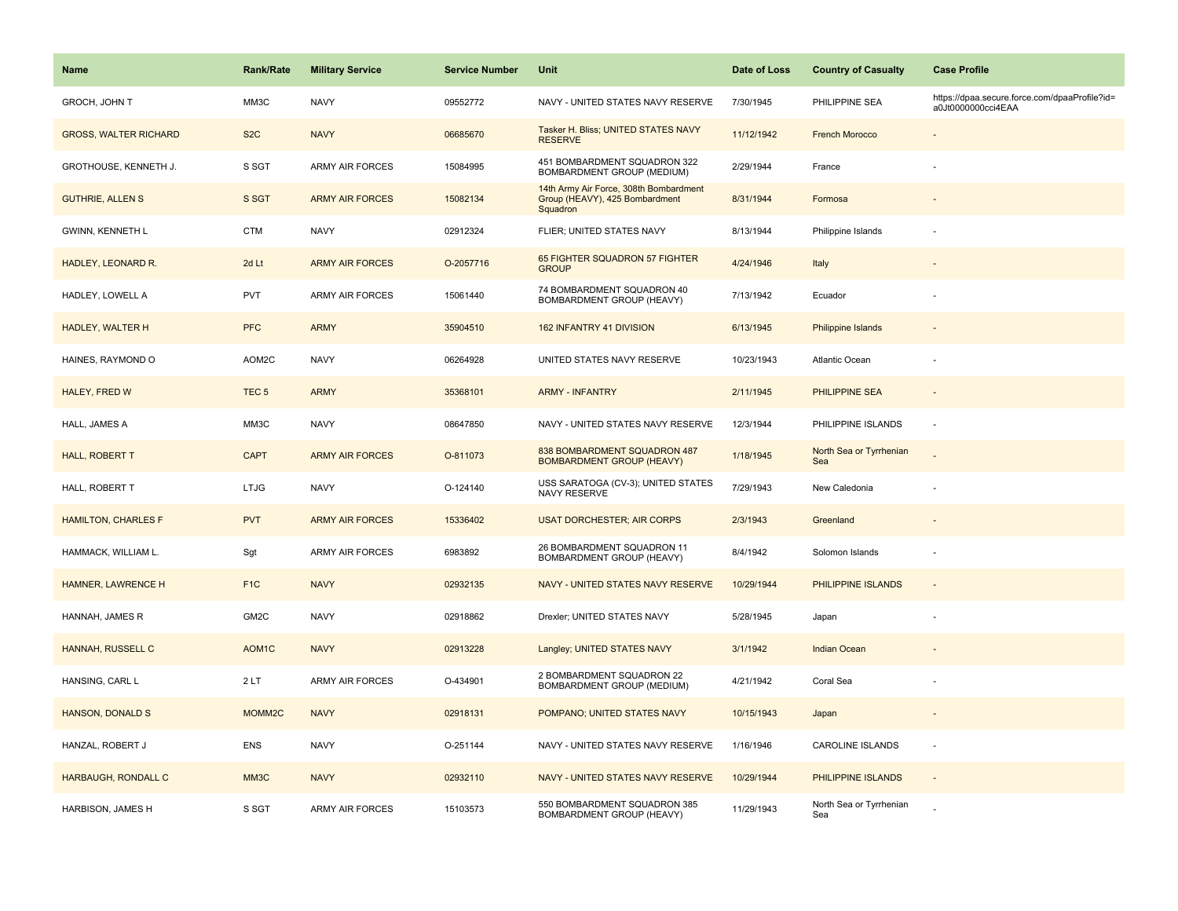| Name | Rank/Rate | Military Service | Service Number | Unit | Date of Loss | Country of Casualty | Case Profile |
|---|---|---|---|---|---|---|---|
| GROCH, JOHN T | MM3C | NAVY | 09552772 | NAVY - UNITED STATES NAVY RESERVE | 7/30/1945 | PHILIPPINE SEA | https://dpaa.secure.force.com/dpaaProfile?id=a0Jt0000000cci4EAA |
| GROSS, WALTER RICHARD | S2C | NAVY | 06685670 | Tasker H. Bliss; UNITED STATES NAVY RESERVE | 11/12/1942 | French Morocco | - |
| GROTHOUSE, KENNETH J. | S SGT | ARMY AIR FORCES | 15084995 | 451 BOMBARDMENT SQUADRON 322 BOMBARDMENT GROUP (MEDIUM) | 2/29/1944 | France | - |
| GUTHRIE, ALLEN S | S SGT | ARMY AIR FORCES | 15082134 | 14th Army Air Force, 308th Bombardment Group (HEAVY), 425 Bombardment Squadron | 8/31/1944 | Formosa | - |
| GWINN, KENNETH L | CTM | NAVY | 02912324 | FLIER; UNITED STATES NAVY | 8/13/1944 | Philippine Islands | - |
| HADLEY, LEONARD R. | 2d Lt | ARMY AIR FORCES | O-2057716 | 65 FIGHTER SQUADRON 57 FIGHTER GROUP | 4/24/1946 | Italy | - |
| HADLEY, LOWELL A | PVT | ARMY AIR FORCES | 15061440 | 74 BOMBARDMENT SQUADRON 40 BOMBARDMENT GROUP (HEAVY) | 7/13/1942 | Ecuador | - |
| HADLEY, WALTER H | PFC | ARMY | 35904510 | 162 INFANTRY 41 DIVISION | 6/13/1945 | Philippine Islands | - |
| HAINES, RAYMOND O | AOM2C | NAVY | 06264928 | UNITED STATES NAVY RESERVE | 10/23/1943 | Atlantic Ocean | - |
| HALEY, FRED W | TEC 5 | ARMY | 35368101 | ARMY - INFANTRY | 2/11/1945 | PHILIPPINE SEA | - |
| HALL, JAMES A | MM3C | NAVY | 08647850 | NAVY - UNITED STATES NAVY RESERVE | 12/3/1944 | PHILIPPINE ISLANDS | - |
| HALL, ROBERT T | CAPT | ARMY AIR FORCES | O-811073 | 838 BOMBARDMENT SQUADRON 487 BOMBARDMENT GROUP (HEAVY) | 1/18/1945 | North Sea or Tyrrhenian Sea | - |
| HALL, ROBERT T | LTJG | NAVY | O-124140 | USS SARATOGA (CV-3); UNITED STATES NAVY RESERVE | 7/29/1943 | New Caledonia | - |
| HAMILTON, CHARLES F | PVT | ARMY AIR FORCES | 15336402 | USAT DORCHESTER; AIR CORPS | 2/3/1943 | Greenland | - |
| HAMMACK, WILLIAM L. | Sgt | ARMY AIR FORCES | 6983892 | 26 BOMBARDMENT SQUADRON 11 BOMBARDMENT GROUP (HEAVY) | 8/4/1942 | Solomon Islands | - |
| HAMNER, LAWRENCE H | F1C | NAVY | 02932135 | NAVY - UNITED STATES NAVY RESERVE | 10/29/1944 | PHILIPPINE ISLANDS | - |
| HANNAH, JAMES R | GM2C | NAVY | 02918862 | Drexler; UNITED STATES NAVY | 5/28/1945 | Japan | - |
| HANNAH, RUSSELL C | AOM1C | NAVY | 02913228 | Langley; UNITED STATES NAVY | 3/1/1942 | Indian Ocean | - |
| HANSING, CARL L | 2 LT | ARMY AIR FORCES | O-434901 | 2 BOMBARDMENT SQUADRON 22 BOMBARDMENT GROUP (MEDIUM) | 4/21/1942 | Coral Sea | - |
| HANSON, DONALD S | MOMM2C | NAVY | 02918131 | POMPANO; UNITED STATES NAVY | 10/15/1943 | Japan | - |
| HANZAL, ROBERT J | ENS | NAVY | O-251144 | NAVY - UNITED STATES NAVY RESERVE | 1/16/1946 | CAROLINE ISLANDS | - |
| HARBAUGH, RONDALL C | MM3C | NAVY | 02932110 | NAVY - UNITED STATES NAVY RESERVE | 10/29/1944 | PHILIPPINE ISLANDS | - |
| HARBISON, JAMES H | S SGT | ARMY AIR FORCES | 15103573 | 550 BOMBARDMENT SQUADRON 385 BOMBARDMENT GROUP (HEAVY) | 11/29/1943 | North Sea or Tyrrhenian Sea | - |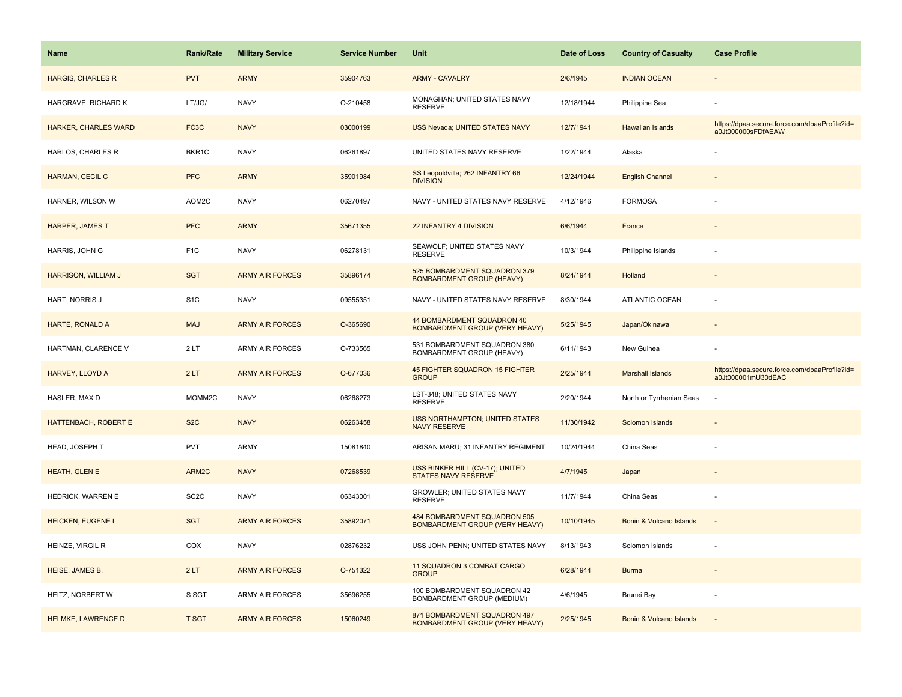| Name | Rank/Rate | Military Service | Service Number | Unit | Date of Loss | Country of Casualty | Case Profile |
| --- | --- | --- | --- | --- | --- | --- | --- |
| HARGIS, CHARLES R | PVT | ARMY | 35904763 | ARMY - CAVALRY | 2/6/1945 | INDIAN OCEAN | - |
| HARGRAVE, RICHARD K | LT/JG/ | NAVY | O-210458 | MONAGHAN; UNITED STATES NAVY RESERVE | 12/18/1944 | Philippine Sea | - |
| HARKER, CHARLES WARD | FC3C | NAVY | 03000199 | USS Nevada; UNITED STATES NAVY | 12/7/1941 | Hawaiian Islands | https://dpaa.secure.force.com/dpaaProfile?id=a0Jt000000sFDfAEAW |
| HARLOS, CHARLES R | BKR1C | NAVY | 06261897 | UNITED STATES NAVY RESERVE | 1/22/1944 | Alaska | - |
| HARMAN, CECIL C | PFC | ARMY | 35901984 | SS Leopoldville; 262 INFANTRY 66 DIVISION | 12/24/1944 | English Channel | - |
| HARNER, WILSON W | AOM2C | NAVY | 06270497 | NAVY - UNITED STATES NAVY RESERVE | 4/12/1946 | FORMOSA | - |
| HARPER, JAMES T | PFC | ARMY | 35671355 | 22 INFANTRY 4 DIVISION | 6/6/1944 | France | - |
| HARRIS, JOHN G | F1C | NAVY | 06278131 | SEAWOLF; UNITED STATES NAVY RESERVE | 10/3/1944 | Philippine Islands | - |
| HARRISON, WILLIAM J | SGT | ARMY AIR FORCES | 35896174 | 525 BOMBARDMENT SQUADRON 379 BOMBARDMENT GROUP (HEAVY) | 8/24/1944 | Holland | - |
| HART, NORRIS J | S1C | NAVY | 09555351 | NAVY - UNITED STATES NAVY RESERVE | 8/30/1944 | ATLANTIC OCEAN | - |
| HARTE, RONALD A | MAJ | ARMY AIR FORCES | O-365690 | 44 BOMBARDMENT SQUADRON 40 BOMBARDMENT GROUP (VERY HEAVY) | 5/25/1945 | Japan/Okinawa | - |
| HARTMAN, CLARENCE V | 2 LT | ARMY AIR FORCES | O-733565 | 531 BOMBARDMENT SQUADRON 380 BOMBARDMENT GROUP (HEAVY) | 6/11/1943 | New Guinea | - |
| HARVEY, LLOYD A | 2 LT | ARMY AIR FORCES | O-677036 | 45 FIGHTER SQUADRON 15 FIGHTER GROUP | 2/25/1944 | Marshall Islands | https://dpaa.secure.force.com/dpaaProfile?id=a0Jt000001mU30dEAC |
| HASLER, MAX D | MOMM2C | NAVY | 06268273 | LST-348; UNITED STATES NAVY RESERVE | 2/20/1944 | North or Tyrrhenian Seas | - |
| HATTENBACH, ROBERT E | S2C | NAVY | 06263458 | USS NORTHAMPTON; UNITED STATES NAVY RESERVE | 11/30/1942 | Solomon Islands | - |
| HEAD, JOSEPH T | PVT | ARMY | 15081840 | ARISAN MARU; 31 INFANTRY REGIMENT | 10/24/1944 | China Seas | - |
| HEATH, GLEN E | ARM2C | NAVY | 07268539 | USS BINKER HILL (CV-17); UNITED STATES NAVY RESERVE | 4/7/1945 | Japan | - |
| HEDRICK, WARREN E | SC2C | NAVY | 06343001 | GROWLER; UNITED STATES NAVY RESERVE | 11/7/1944 | China Seas | - |
| HEICKEN, EUGENE L | SGT | ARMY AIR FORCES | 35892071 | 484 BOMBARDMENT SQUADRON 505 BOMBARDMENT GROUP (VERY HEAVY) | 10/10/1945 | Bonin & Volcano Islands | - |
| HEINZE, VIRGIL R | COX | NAVY | 02876232 | USS JOHN PENN; UNITED STATES NAVY | 8/13/1943 | Solomon Islands | - |
| HEISE, JAMES B. | 2 LT | ARMY AIR FORCES | O-751322 | 11 SQUADRON 3 COMBAT CARGO GROUP | 6/28/1944 | Burma | - |
| HEITZ, NORBERT W | S SGT | ARMY AIR FORCES | 35696255 | 100 BOMBARDMENT SQUADRON 42 BOMBARDMENT GROUP (MEDIUM) | 4/6/1945 | Brunei Bay | - |
| HELMKE, LAWRENCE D | T SGT | ARMY AIR FORCES | 15060249 | 871 BOMBARDMENT SQUADRON 497 BOMBARDMENT GROUP (VERY HEAVY) | 2/25/1945 | Bonin & Volcano Islands | - |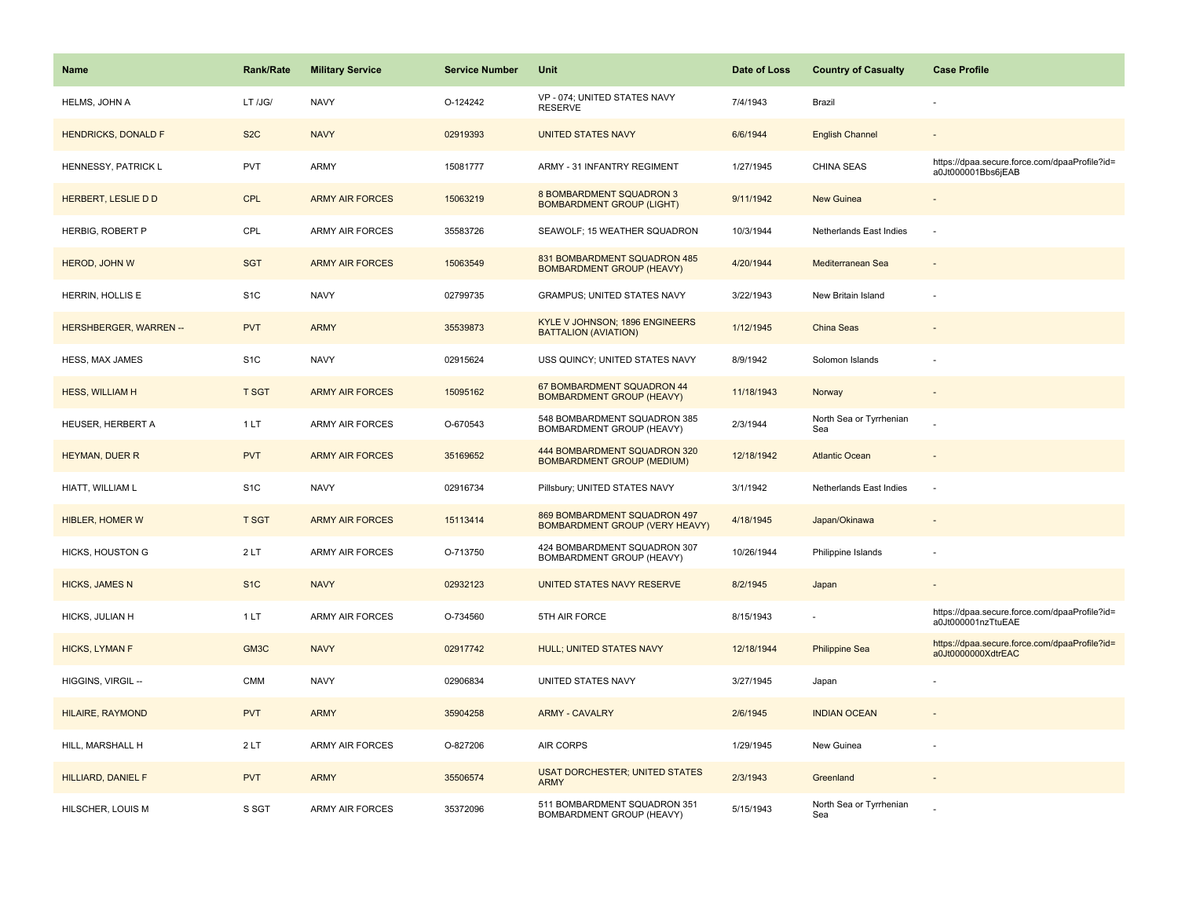| Name | Rank/Rate | Military Service | Service Number | Unit | Date of Loss | Country of Casualty | Case Profile |
| --- | --- | --- | --- | --- | --- | --- | --- |
| HELMS, JOHN A | LT /JG/ | NAVY | O-124242 | VP - 074; UNITED STATES NAVY RESERVE | 7/4/1943 | Brazil | - |
| HENDRICKS, DONALD F | S2C | NAVY | 02919393 | UNITED STATES NAVY | 6/6/1944 | English Channel | - |
| HENNESSY, PATRICK L | PVT | ARMY | 15081777 | ARMY - 31 INFANTRY REGIMENT | 1/27/1945 | CHINA SEAS | https://dpaa.secure.force.com/dpaaProfile?id=a0Jt000001Bbs6jEAB |
| HERBERT, LESLIE D D | CPL | ARMY AIR FORCES | 15063219 | 8 BOMBARDMENT SQUADRON 3 BOMBARDMENT GROUP (LIGHT) | 9/11/1942 | New Guinea | - |
| HERBIG, ROBERT P | CPL | ARMY AIR FORCES | 35583726 | SEAWOLF; 15 WEATHER SQUADRON | 10/3/1944 | Netherlands East Indies | - |
| HEROD, JOHN W | SGT | ARMY AIR FORCES | 15063549 | 831 BOMBARDMENT SQUADRON 485 BOMBARDMENT GROUP (HEAVY) | 4/20/1944 | Mediterranean Sea | - |
| HERRIN, HOLLIS E | S1C | NAVY | 02799735 | GRAMPUS; UNITED STATES NAVY | 3/22/1943 | New Britain Island | - |
| HERSHBERGER, WARREN -- | PVT | ARMY | 35539873 | KYLE V JOHNSON; 1896 ENGINEERS BATTALION (AVIATION) | 1/12/1945 | China Seas | - |
| HESS, MAX JAMES | S1C | NAVY | 02915624 | USS QUINCY; UNITED STATES NAVY | 8/9/1942 | Solomon Islands | - |
| HESS, WILLIAM H | T SGT | ARMY AIR FORCES | 15095162 | 67 BOMBARDMENT SQUADRON 44 BOMBARDMENT GROUP (HEAVY) | 11/18/1943 | Norway | - |
| HEUSER, HERBERT A | 1 LT | ARMY AIR FORCES | O-670543 | 548 BOMBARDMENT SQUADRON 385 BOMBARDMENT GROUP (HEAVY) | 2/3/1944 | North Sea or Tyrrhenian Sea | - |
| HEYMAN, DUER R | PVT | ARMY AIR FORCES | 35169652 | 444 BOMBARDMENT SQUADRON 320 BOMBARDMENT GROUP (MEDIUM) | 12/18/1942 | Atlantic Ocean | - |
| HIATT, WILLIAM L | S1C | NAVY | 02916734 | Pillsbury; UNITED STATES NAVY | 3/1/1942 | Netherlands East Indies | - |
| HIBLER, HOMER W | T SGT | ARMY AIR FORCES | 15113414 | 869 BOMBARDMENT SQUADRON 497 BOMBARDMENT GROUP (VERY HEAVY) | 4/18/1945 | Japan/Okinawa | - |
| HICKS, HOUSTON G | 2 LT | ARMY AIR FORCES | O-713750 | 424 BOMBARDMENT SQUADRON 307 BOMBARDMENT GROUP (HEAVY) | 10/26/1944 | Philippine Islands | - |
| HICKS, JAMES N | S1C | NAVY | 02932123 | UNITED STATES NAVY RESERVE | 8/2/1945 | Japan | - |
| HICKS, JULIAN H | 1 LT | ARMY AIR FORCES | O-734560 | 5TH AIR FORCE | 8/15/1943 | - | https://dpaa.secure.force.com/dpaaProfile?id=a0Jt000001nzTtuEAE |
| HICKS, LYMAN F | GM3C | NAVY | 02917742 | HULL; UNITED STATES NAVY | 12/18/1944 | Philippine Sea | https://dpaa.secure.force.com/dpaaProfile?id=a0Jt0000000XdtrEAC |
| HIGGINS, VIRGIL -- | CMM | NAVY | 02906834 | UNITED STATES NAVY | 3/27/1945 | Japan | - |
| HILAIRE, RAYMOND | PVT | ARMY | 35904258 | ARMY - CAVALRY | 2/6/1945 | INDIAN OCEAN | - |
| HILL, MARSHALL H | 2 LT | ARMY AIR FORCES | O-827206 | AIR CORPS | 1/29/1945 | New Guinea | - |
| HILLIARD, DANIEL F | PVT | ARMY | 35506574 | USAT DORCHESTER; UNITED STATES ARMY | 2/3/1943 | Greenland | - |
| HILSCHER, LOUIS M | S SGT | ARMY AIR FORCES | 35372096 | 511 BOMBARDMENT SQUADRON 351 BOMBARDMENT GROUP (HEAVY) | 5/15/1943 | North Sea or Tyrrhenian Sea | - |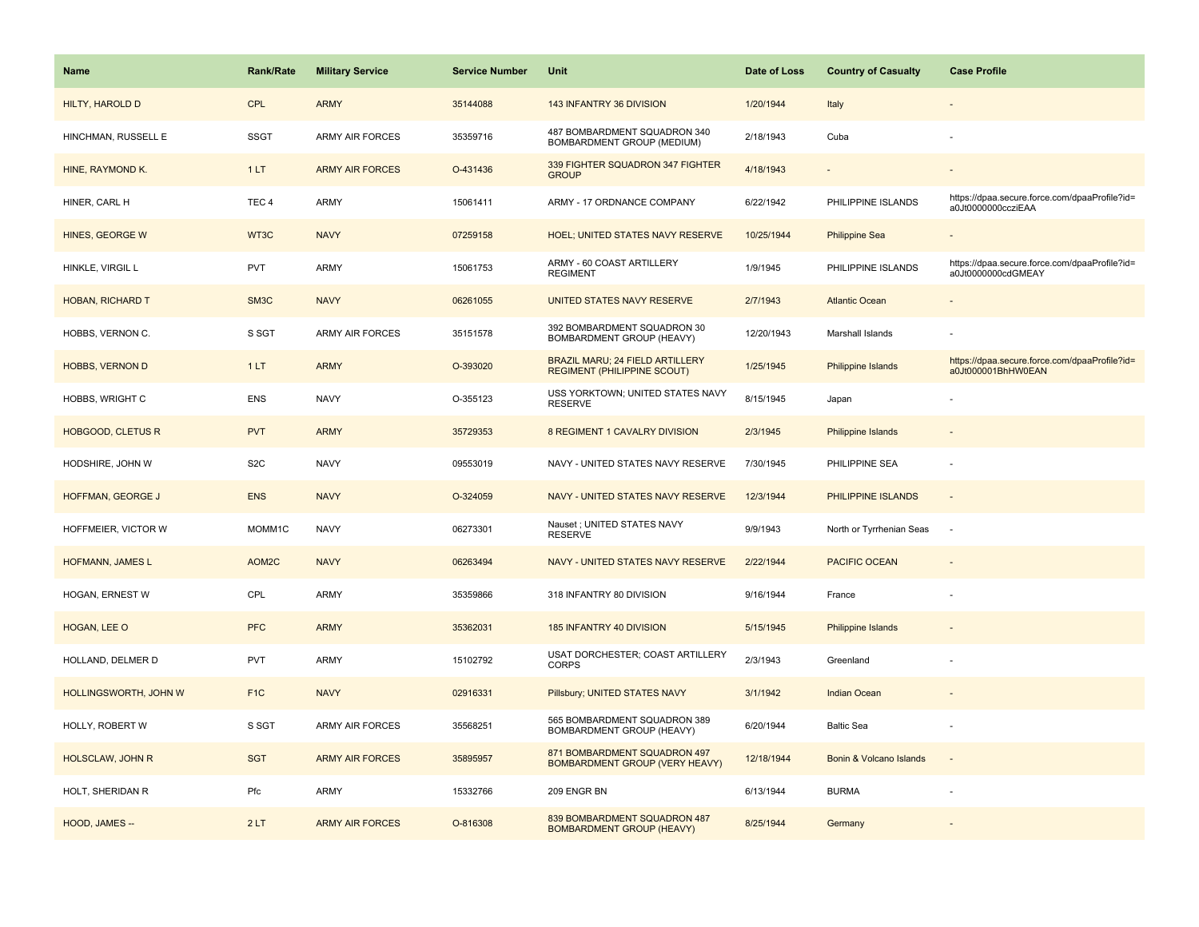| Name | Rank/Rate | Military Service | Service Number | Unit | Date of Loss | Country of Casualty | Case Profile |
|---|---|---|---|---|---|---|---|
| HILTY, HAROLD D | CPL | ARMY | 35144088 | 143 INFANTRY 36 DIVISION | 1/20/1944 | Italy | - |
| HINCHMAN, RUSSELL E | SSGT | ARMY AIR FORCES | 35359716 | 487 BOMBARDMENT SQUADRON 340 BOMBARDMENT GROUP (MEDIUM) | 2/18/1943 | Cuba | - |
| HINE, RAYMOND K. | 1 LT | ARMY AIR FORCES | O-431436 | 339 FIGHTER SQUADRON 347 FIGHTER GROUP | 4/18/1943 | - | - |
| HINER, CARL H | TEC 4 | ARMY | 15061411 | ARMY - 17 ORDNANCE COMPANY | 6/22/1942 | PHILIPPINE ISLANDS | https://dpaa.secure.force.com/dpaaProfile?id=a0Jt0000000ccziEAA |
| HINES, GEORGE W | WT3C | NAVY | 07259158 | HOEL; UNITED STATES NAVY RESERVE | 10/25/1944 | Philippine Sea | - |
| HINKLE, VIRGIL L | PVT | ARMY | 15061753 | ARMY - 60 COAST ARTILLERY REGIMENT | 1/9/1945 | PHILIPPINE ISLANDS | https://dpaa.secure.force.com/dpaaProfile?id=a0Jt0000000cdGMEAY |
| HOBAN, RICHARD T | SM3C | NAVY | 06261055 | UNITED STATES NAVY RESERVE | 2/7/1943 | Atlantic Ocean | - |
| HOBBS, VERNON C. | S SGT | ARMY AIR FORCES | 35151578 | 392 BOMBARDMENT SQUADRON 30 BOMBARDMENT GROUP (HEAVY) | 12/20/1943 | Marshall Islands | - |
| HOBBS, VERNON D | 1 LT | ARMY | O-393020 | BRAZIL MARU; 24 FIELD ARTILLERY REGIMENT (PHILIPPINE SCOUT) | 1/25/1945 | Philippine Islands | https://dpaa.secure.force.com/dpaaProfile?id=a0Jt000001BhHW0EAN |
| HOBBS, WRIGHT C | ENS | NAVY | O-355123 | USS YORKTOWN; UNITED STATES NAVY RESERVE | 8/15/1945 | Japan | - |
| HOBGOOD, CLETUS R | PVT | ARMY | 35729353 | 8 REGIMENT 1 CAVALRY DIVISION | 2/3/1945 | Philippine Islands | - |
| HODSHIRE, JOHN W | S2C | NAVY | 09553019 | NAVY - UNITED STATES NAVY RESERVE | 7/30/1945 | PHILIPPINE SEA | - |
| HOFFMAN, GEORGE J | ENS | NAVY | O-324059 | NAVY - UNITED STATES NAVY RESERVE | 12/3/1944 | PHILIPPINE ISLANDS | - |
| HOFFMEIER, VICTOR W | MOMM1C | NAVY | 06273301 | Nauset ; UNITED STATES NAVY RESERVE | 9/9/1943 | North or Tyrrhenian Seas | - |
| HOFMANN, JAMES L | AOM2C | NAVY | 06263494 | NAVY - UNITED STATES NAVY RESERVE | 2/22/1944 | PACIFIC OCEAN | - |
| HOGAN, ERNEST W | CPL | ARMY | 35359866 | 318 INFANTRY 80 DIVISION | 9/16/1944 | France | - |
| HOGAN, LEE O | PFC | ARMY | 35362031 | 185 INFANTRY 40 DIVISION | 5/15/1945 | Philippine Islands | - |
| HOLLAND, DELMER D | PVT | ARMY | 15102792 | USAT DORCHESTER; COAST ARTILLERY CORPS | 2/3/1943 | Greenland | - |
| HOLLINGSWORTH, JOHN W | F1C | NAVY | 02916331 | Pillsbury; UNITED STATES NAVY | 3/1/1942 | Indian Ocean | - |
| HOLLY, ROBERT W | S SGT | ARMY AIR FORCES | 35568251 | 565 BOMBARDMENT SQUADRON 389 BOMBARDMENT GROUP (HEAVY) | 6/20/1944 | Baltic Sea | - |
| HOLSCLAW, JOHN R | SGT | ARMY AIR FORCES | 35895957 | 871 BOMBARDMENT SQUADRON 497 BOMBARDMENT GROUP (VERY HEAVY) | 12/18/1944 | Bonin & Volcano Islands | - |
| HOLT, SHERIDAN R | Pfc | ARMY | 15332766 | 209 ENGR BN | 6/13/1944 | BURMA | - |
| HOOD, JAMES -- | 2 LT | ARMY AIR FORCES | O-816308 | 839 BOMBARDMENT SQUADRON 487 BOMBARDMENT GROUP (HEAVY) | 8/25/1944 | Germany | - |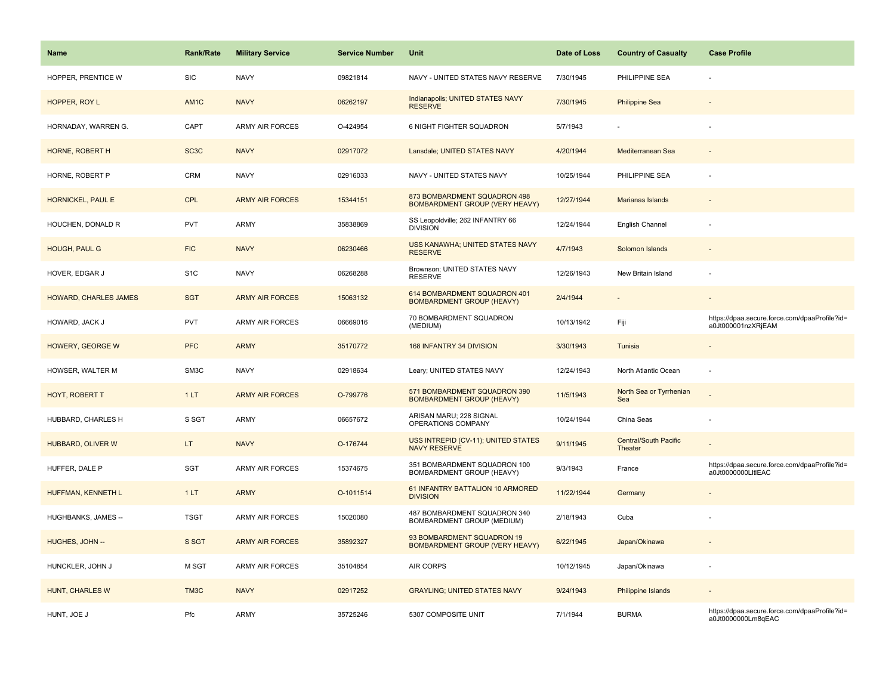| Name | Rank/Rate | Military Service | Service Number | Unit | Date of Loss | Country of Casualty | Case Profile |
|---|---|---|---|---|---|---|---|
| HOPPER, PRENTICE W | SIC | NAVY | 09821814 | NAVY - UNITED STATES NAVY RESERVE | 7/30/1945 | PHILIPPINE SEA | - |
| HOPPER, ROY L | AM1C | NAVY | 06262197 | Indianapolis; UNITED STATES NAVY RESERVE | 7/30/1945 | Philippine Sea | - |
| HORNADAY, WARREN G. | CAPT | ARMY AIR FORCES | O-424954 | 6 NIGHT FIGHTER SQUADRON | 5/7/1943 | - | - |
| HORNE, ROBERT H | SC3C | NAVY | 02917072 | Lansdale; UNITED STATES NAVY | 4/20/1944 | Mediterranean Sea | - |
| HORNE, ROBERT P | CRM | NAVY | 02916033 | NAVY - UNITED STATES NAVY | 10/25/1944 | PHILIPPINE SEA | - |
| HORNICKEL, PAUL E | CPL | ARMY AIR FORCES | 15344151 | 873 BOMBARDMENT SQUADRON 498 BOMBARDMENT GROUP (VERY HEAVY) | 12/27/1944 | Marianas Islands | - |
| HOUCHEN, DONALD R | PVT | ARMY | 35838869 | SS Leopoldville; 262 INFANTRY 66 DIVISION | 12/24/1944 | English Channel | - |
| HOUGH, PAUL G | FIC | NAVY | 06230466 | USS KANAWHA; UNITED STATES NAVY RESERVE | 4/7/1943 | Solomon Islands | - |
| HOVER, EDGAR J | S1C | NAVY | 06268288 | Brownson; UNITED STATES NAVY RESERVE | 12/26/1943 | New Britain Island | - |
| HOWARD, CHARLES JAMES | SGT | ARMY AIR FORCES | 15063132 | 614 BOMBARDMENT SQUADRON 401 BOMBARDMENT GROUP (HEAVY) | 2/4/1944 | - | - |
| HOWARD, JACK J | PVT | ARMY AIR FORCES | 06669016 | 70 BOMBARDMENT SQUADRON (MEDIUM) | 10/13/1942 | Fiji | https://dpaa.secure.force.com/dpaaProfile?id=a0Jt000001nzXRjEAM |
| HOWERY, GEORGE W | PFC | ARMY | 35170772 | 168 INFANTRY 34 DIVISION | 3/30/1943 | Tunisia | - |
| HOWSER, WALTER M | SM3C | NAVY | 02918634 | Leary; UNITED STATES NAVY | 12/24/1943 | North Atlantic Ocean | - |
| HOYT, ROBERT T | 1 LT | ARMY AIR FORCES | O-799776 | 571 BOMBARDMENT SQUADRON 390 BOMBARDMENT GROUP (HEAVY) | 11/5/1943 | North Sea or Tyrrhenian Sea | - |
| HUBBARD, CHARLES H | S SGT | ARMY | 06657672 | ARISAN MARU; 228 SIGNAL OPERATIONS COMPANY | 10/24/1944 | China Seas | - |
| HUBBARD, OLIVER W | LT | NAVY | O-176744 | USS INTREPID (CV-11); UNITED STATES NAVY RESERVE | 9/11/1945 | Central/South Pacific Theater | - |
| HUFFER, DALE P | SGT | ARMY AIR FORCES | 15374675 | 351 BOMBARDMENT SQUADRON 100 BOMBARDMENT GROUP (HEAVY) | 9/3/1943 | France | https://dpaa.secure.force.com/dpaaProfile?id=a0Jt0000000LltlEAC |
| HUFFMAN, KENNETH L | 1 LT | ARMY | O-1011514 | 61 INFANTRY BATTALION 10 ARMORED DIVISION | 11/22/1944 | Germany | - |
| HUGHBANKS, JAMES -- | TSGT | ARMY AIR FORCES | 15020080 | 487 BOMBARDMENT SQUADRON 340 BOMBARDMENT GROUP (MEDIUM) | 2/18/1943 | Cuba | - |
| HUGHES, JOHN -- | S SGT | ARMY AIR FORCES | 35892327 | 93 BOMBARDMENT SQUADRON 19 BOMBARDMENT GROUP (VERY HEAVY) | 6/22/1945 | Japan/Okinawa | - |
| HUNCKLER, JOHN J | M SGT | ARMY AIR FORCES | 35104854 | AIR CORPS | 10/12/1945 | Japan/Okinawa | - |
| HUNT, CHARLES W | TM3C | NAVY | 02917252 | GRAYLING; UNITED STATES NAVY | 9/24/1943 | Philippine Islands | - |
| HUNT, JOE J | Pfc | ARMY | 35725246 | 5307 COMPOSITE UNIT | 7/1/1944 | BURMA | https://dpaa.secure.force.com/dpaaProfile?id=a0Jt0000000Lm8qEAC |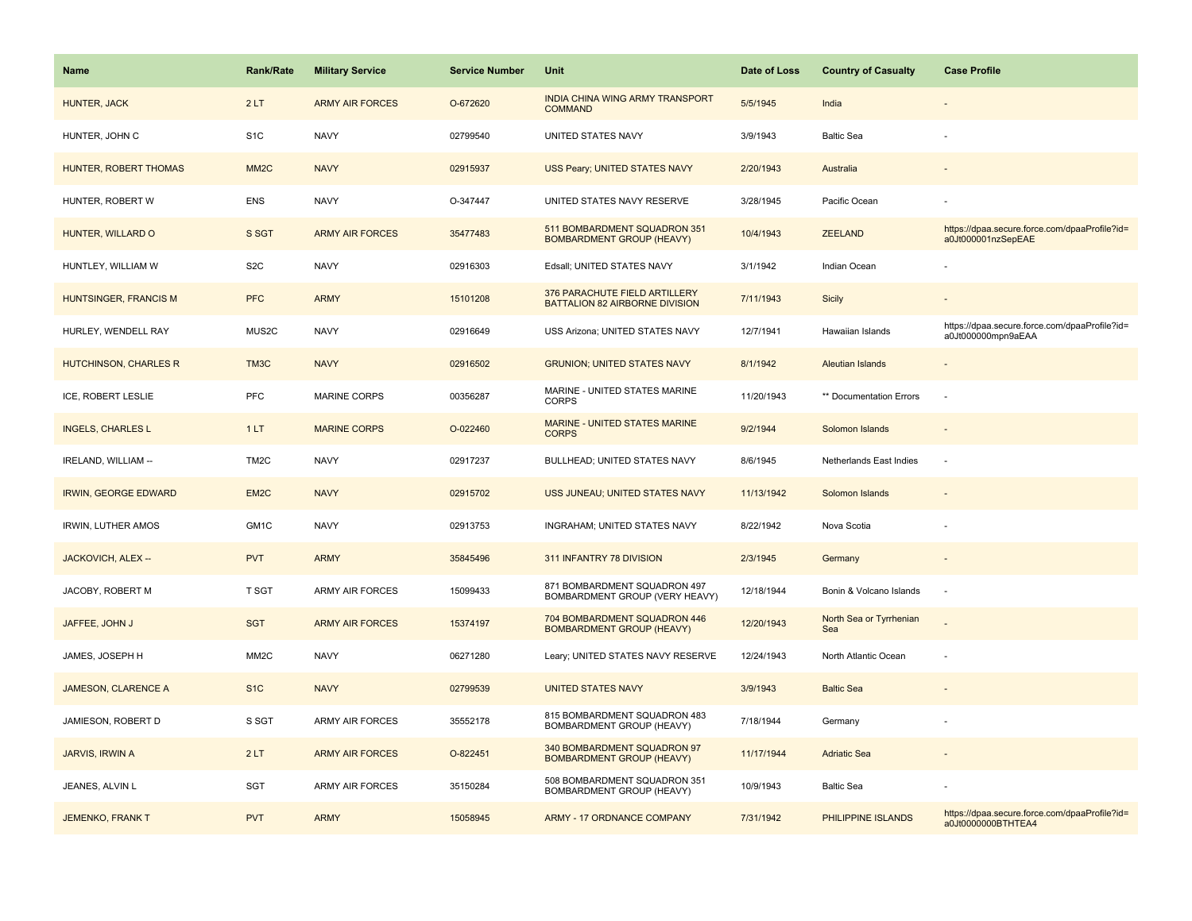| Name | Rank/Rate | Military Service | Service Number | Unit | Date of Loss | Country of Casualty | Case Profile |
|---|---|---|---|---|---|---|---|
| HUNTER, JACK | 2 LT | ARMY AIR FORCES | O-672620 | INDIA CHINA WING ARMY TRANSPORT COMMAND | 5/5/1945 | India | - |
| HUNTER, JOHN C | S1C | NAVY | 02799540 | UNITED STATES NAVY | 3/9/1943 | Baltic Sea | - |
| HUNTER, ROBERT THOMAS | MM2C | NAVY | 02915937 | USS Peary; UNITED STATES NAVY | 2/20/1943 | Australia | - |
| HUNTER, ROBERT W | ENS | NAVY | O-347447 | UNITED STATES NAVY RESERVE | 3/28/1945 | Pacific Ocean | - |
| HUNTER, WILLARD O | S SGT | ARMY AIR FORCES | 35477483 | 511 BOMBARDMENT SQUADRON 351 BOMBARDMENT GROUP (HEAVY) | 10/4/1943 | ZEELAND | https://dpaa.secure.force.com/dpaaProfile?id=a0Jt000001nzSepEAE |
| HUNTLEY, WILLIAM W | S2C | NAVY | 02916303 | Edsall; UNITED STATES NAVY | 3/1/1942 | Indian Ocean | - |
| HUNTSINGER, FRANCIS M | PFC | ARMY | 15101208 | 376 PARACHUTE FIELD ARTILLERY BATTALION 82 AIRBORNE DIVISION | 7/11/1943 | Sicily | - |
| HURLEY, WENDELL RAY | MUS2C | NAVY | 02916649 | USS Arizona; UNITED STATES NAVY | 12/7/1941 | Hawaiian Islands | https://dpaa.secure.force.com/dpaaProfile?id=a0Jt000000mpn9aEAA |
| HUTCHINSON, CHARLES R | TM3C | NAVY | 02916502 | GRUNION; UNITED STATES NAVY | 8/1/1942 | Aleutian Islands | - |
| ICE, ROBERT LESLIE | PFC | MARINE CORPS | 00356287 | MARINE - UNITED STATES MARINE CORPS | 11/20/1943 | ** Documentation Errors | - |
| INGELS, CHARLES L | 1 LT | MARINE CORPS | O-022460 | MARINE - UNITED STATES MARINE CORPS | 9/2/1944 | Solomon Islands | - |
| IRELAND, WILLIAM -- | TM2C | NAVY | 02917237 | BULLHEAD; UNITED STATES NAVY | 8/6/1945 | Netherlands East Indies | - |
| IRWIN, GEORGE EDWARD | EM2C | NAVY | 02915702 | USS JUNEAU; UNITED STATES NAVY | 11/13/1942 | Solomon Islands | - |
| IRWIN, LUTHER AMOS | GM1C | NAVY | 02913753 | INGRAHAM; UNITED STATES NAVY | 8/22/1942 | Nova Scotia | - |
| JACKOVICH, ALEX -- | PVT | ARMY | 35845496 | 311 INFANTRY 78 DIVISION | 2/3/1945 | Germany | - |
| JACOBY, ROBERT M | T SGT | ARMY AIR FORCES | 15099433 | 871 BOMBARDMENT SQUADRON 497 BOMBARDMENT GROUP (VERY HEAVY) | 12/18/1944 | Bonin & Volcano Islands | - |
| JAFFEE, JOHN J | SGT | ARMY AIR FORCES | 15374197 | 704 BOMBARDMENT SQUADRON 446 BOMBARDMENT GROUP (HEAVY) | 12/20/1943 | North Sea or Tyrrhenian Sea | - |
| JAMES, JOSEPH H | MM2C | NAVY | 06271280 | Leary; UNITED STATES NAVY RESERVE | 12/24/1943 | North Atlantic Ocean | - |
| JAMESON, CLARENCE A | S1C | NAVY | 02799539 | UNITED STATES NAVY | 3/9/1943 | Baltic Sea | - |
| JAMIESON, ROBERT D | S SGT | ARMY AIR FORCES | 35552178 | 815 BOMBARDMENT SQUADRON 483 BOMBARDMENT GROUP (HEAVY) | 7/18/1944 | Germany | - |
| JARVIS, IRWIN A | 2 LT | ARMY AIR FORCES | O-822451 | 340 BOMBARDMENT SQUADRON 97 BOMBARDMENT GROUP (HEAVY) | 11/17/1944 | Adriatic Sea | - |
| JEANES, ALVIN L | SGT | ARMY AIR FORCES | 35150284 | 508 BOMBARDMENT SQUADRON 351 BOMBARDMENT GROUP (HEAVY) | 10/9/1943 | Baltic Sea | - |
| JEMENKO, FRANK T | PVT | ARMY | 15058945 | ARMY - 17 ORDNANCE COMPANY | 7/31/1942 | PHILIPPINE ISLANDS | https://dpaa.secure.force.com/dpaaProfile?id=a0Jt0000000BTHTEA4 |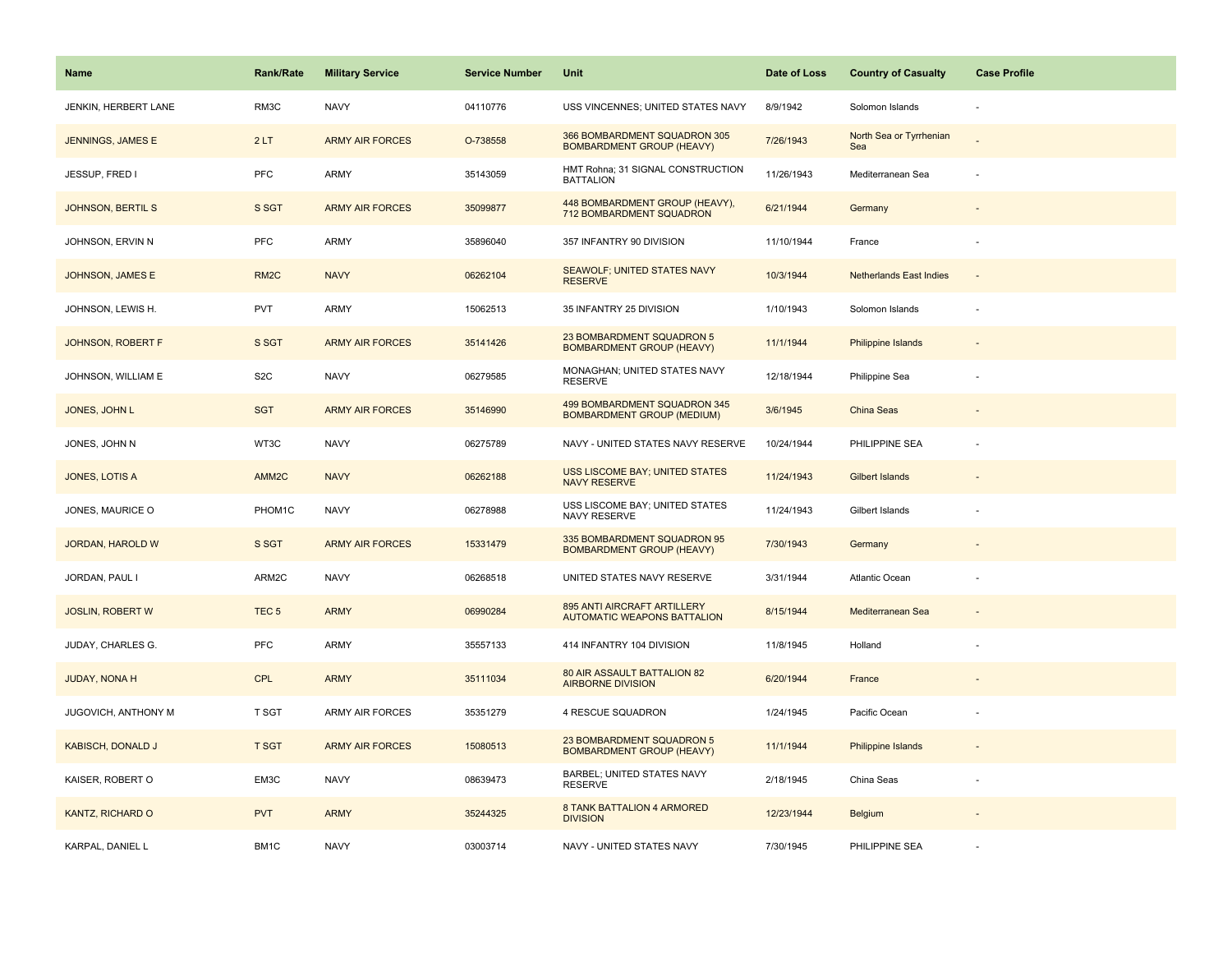| Name | Rank/Rate | Military Service | Service Number | Unit | Date of Loss | Country of Casualty | Case Profile |
|---|---|---|---|---|---|---|---|
| JENKIN, HERBERT LANE | RM3C | NAVY | 04110776 | USS VINCENNES; UNITED STATES NAVY | 8/9/1942 | Solomon Islands | - |
| JENNINGS, JAMES E | 2 LT | ARMY AIR FORCES | O-738558 | 366 BOMBARDMENT SQUADRON 305 BOMBARDMENT GROUP (HEAVY) | 7/26/1943 | North Sea or Tyrrhenian Sea | - |
| JESSUP, FRED I | PFC | ARMY | 35143059 | HMT Rohna; 31 SIGNAL CONSTRUCTION BATTALION | 11/26/1943 | Mediterranean Sea | - |
| JOHNSON, BERTIL S | S SGT | ARMY AIR FORCES | 35099877 | 448 BOMBARDMENT GROUP (HEAVY), 712 BOMBARDMENT SQUADRON | 6/21/1944 | Germany | - |
| JOHNSON, ERVIN N | PFC | ARMY | 35896040 | 357 INFANTRY 90 DIVISION | 11/10/1944 | France | - |
| JOHNSON, JAMES E | RM2C | NAVY | 06262104 | SEAWOLF; UNITED STATES NAVY RESERVE | 10/3/1944 | Netherlands East Indies | - |
| JOHNSON, LEWIS H. | PVT | ARMY | 15062513 | 35 INFANTRY 25 DIVISION | 1/10/1943 | Solomon Islands | - |
| JOHNSON, ROBERT F | S SGT | ARMY AIR FORCES | 35141426 | 23 BOMBARDMENT SQUADRON 5 BOMBARDMENT GROUP (HEAVY) | 11/1/1944 | Philippine Islands | - |
| JOHNSON, WILLIAM E | S2C | NAVY | 06279585 | MONAGHAN; UNITED STATES NAVY RESERVE | 12/18/1944 | Philippine Sea | - |
| JONES, JOHN L | SGT | ARMY AIR FORCES | 35146990 | 499 BOMBARDMENT SQUADRON 345 BOMBARDMENT GROUP (MEDIUM) | 3/6/1945 | China Seas | - |
| JONES, JOHN N | WT3C | NAVY | 06275789 | NAVY - UNITED STATES NAVY RESERVE | 10/24/1944 | PHILIPPINE SEA | - |
| JONES, LOTIS A | AMM2C | NAVY | 06262188 | USS LISCOME BAY; UNITED STATES NAVY RESERVE | 11/24/1943 | Gilbert Islands | - |
| JONES, MAURICE O | PHOM1C | NAVY | 06278988 | USS LISCOME BAY; UNITED STATES NAVY RESERVE | 11/24/1943 | Gilbert Islands | - |
| JORDAN, HAROLD W | S SGT | ARMY AIR FORCES | 15331479 | 335 BOMBARDMENT SQUADRON 95 BOMBARDMENT GROUP (HEAVY) | 7/30/1943 | Germany | - |
| JORDAN, PAUL I | ARM2C | NAVY | 06268518 | UNITED STATES NAVY RESERVE | 3/31/1944 | Atlantic Ocean | - |
| JOSLIN, ROBERT W | TEC 5 | ARMY | 06990284 | 895 ANTI AIRCRAFT ARTILLERY AUTOMATIC WEAPONS BATTALION | 8/15/1944 | Mediterranean Sea | - |
| JUDAY, CHARLES G. | PFC | ARMY | 35557133 | 414 INFANTRY 104 DIVISION | 11/8/1945 | Holland | - |
| JUDAY, NONA H | CPL | ARMY | 35111034 | 80 AIR ASSAULT BATTALION 82 AIRBORNE DIVISION | 6/20/1944 | France | - |
| JUGOVICH, ANTHONY M | T SGT | ARMY AIR FORCES | 35351279 | 4 RESCUE SQUADRON | 1/24/1945 | Pacific Ocean | - |
| KABISCH, DONALD J | T SGT | ARMY AIR FORCES | 15080513 | 23 BOMBARDMENT SQUADRON 5 BOMBARDMENT GROUP (HEAVY) | 11/1/1944 | Philippine Islands | - |
| KAISER, ROBERT O | EM3C | NAVY | 08639473 | BARBEL; UNITED STATES NAVY RESERVE | 2/18/1945 | China Seas | - |
| KANTZ, RICHARD O | PVT | ARMY | 35244325 | 8 TANK BATTALION 4 ARMORED DIVISION | 12/23/1944 | Belgium | - |
| KARPAL, DANIEL L | BM1C | NAVY | 03003714 | NAVY - UNITED STATES NAVY | 7/30/1945 | PHILIPPINE SEA | - |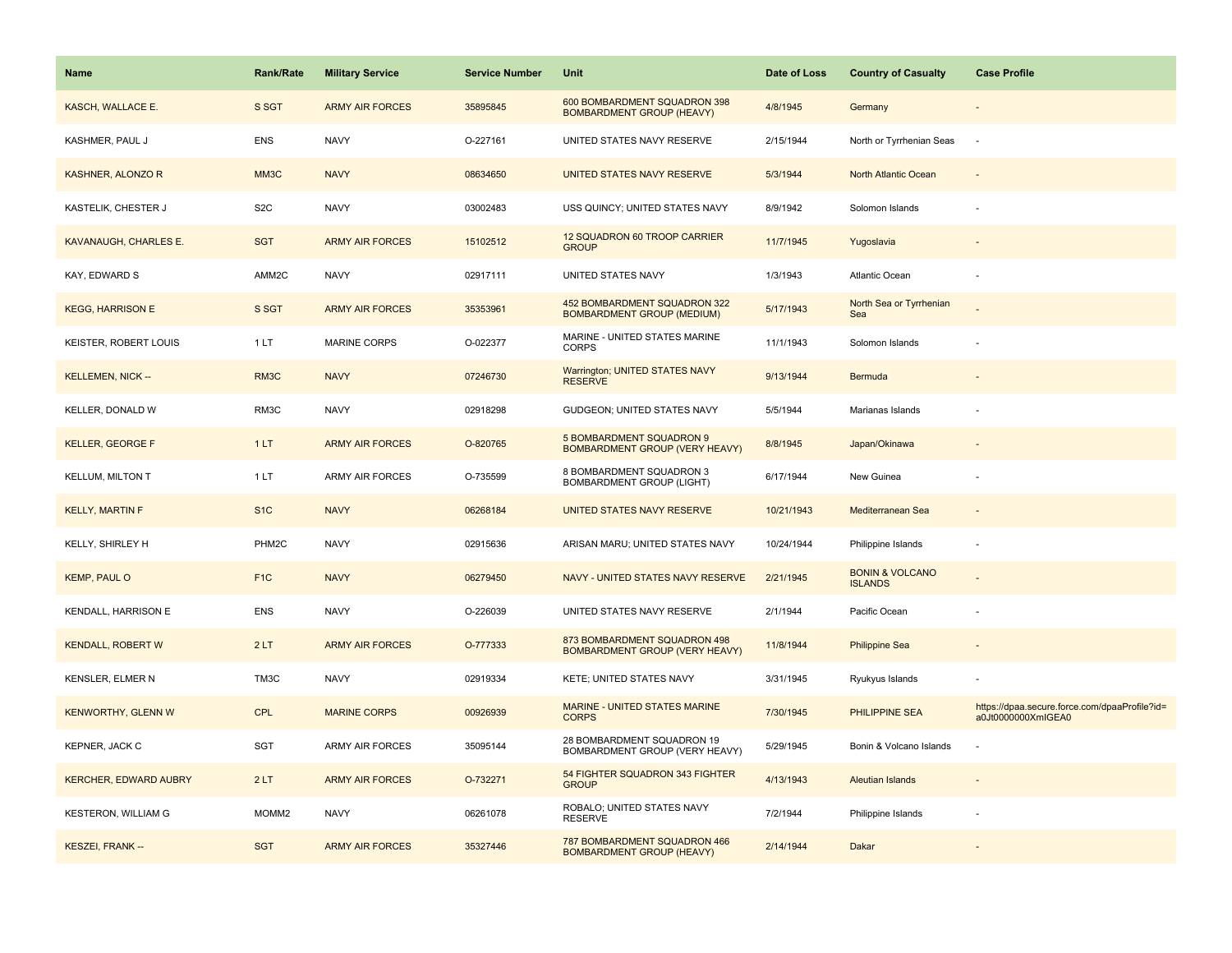| Name | Rank/Rate | Military Service | Service Number | Unit | Date of Loss | Country of Casualty | Case Profile |
| --- | --- | --- | --- | --- | --- | --- | --- |
| KASCH, WALLACE E. | S SGT | ARMY AIR FORCES | 35895845 | 600 BOMBARDMENT SQUADRON 398 BOMBARDMENT GROUP (HEAVY) | 4/8/1945 | Germany | - |
| KASHMER, PAUL J | ENS | NAVY | O-227161 | UNITED STATES NAVY RESERVE | 2/15/1944 | North or Tyrrhenian Seas | - |
| KASHNER, ALONZO R | MM3C | NAVY | 08634650 | UNITED STATES NAVY RESERVE | 5/3/1944 | North Atlantic Ocean | - |
| KASTELIK, CHESTER J | S2C | NAVY | 03002483 | USS QUINCY; UNITED STATES NAVY | 8/9/1942 | Solomon Islands | - |
| KAVANAUGH, CHARLES E. | SGT | ARMY AIR FORCES | 15102512 | 12 SQUADRON 60 TROOP CARRIER GROUP | 11/7/1945 | Yugoslavia | - |
| KAY, EDWARD S | AMM2C | NAVY | 02917111 | UNITED STATES NAVY | 1/3/1943 | Atlantic Ocean | - |
| KEGG, HARRISON E | S SGT | ARMY AIR FORCES | 35353961 | 452 BOMBARDMENT SQUADRON 322 BOMBARDMENT GROUP (MEDIUM) | 5/17/1943 | North Sea or Tyrrhenian Sea | - |
| KEISTER, ROBERT LOUIS | 1 LT | MARINE CORPS | O-022377 | MARINE - UNITED STATES MARINE CORPS | 11/1/1943 | Solomon Islands | - |
| KELLEMEN, NICK -- | RM3C | NAVY | 07246730 | Warrington; UNITED STATES NAVY RESERVE | 9/13/1944 | Bermuda | - |
| KELLER, DONALD W | RM3C | NAVY | 02918298 | GUDGEON; UNITED STATES NAVY | 5/5/1944 | Marianas Islands | - |
| KELLER, GEORGE F | 1 LT | ARMY AIR FORCES | O-820765 | 5 BOMBARDMENT SQUADRON 9 BOMBARDMENT GROUP (VERY HEAVY) | 8/8/1945 | Japan/Okinawa | - |
| KELLUM, MILTON T | 1 LT | ARMY AIR FORCES | O-735599 | 8 BOMBARDMENT SQUADRON 3 BOMBARDMENT GROUP (LIGHT) | 6/17/1944 | New Guinea | - |
| KELLY, MARTIN F | S1C | NAVY | 06268184 | UNITED STATES NAVY RESERVE | 10/21/1943 | Mediterranean Sea | - |
| KELLY, SHIRLEY H | PHM2C | NAVY | 02915636 | ARISAN MARU; UNITED STATES NAVY | 10/24/1944 | Philippine Islands | - |
| KEMP, PAUL O | F1C | NAVY | 06279450 | NAVY - UNITED STATES NAVY RESERVE | 2/21/1945 | BONIN & VOLCANO ISLANDS | - |
| KENDALL, HARRISON E | ENS | NAVY | O-226039 | UNITED STATES NAVY RESERVE | 2/1/1944 | Pacific Ocean | - |
| KENDALL, ROBERT W | 2 LT | ARMY AIR FORCES | O-777333 | 873 BOMBARDMENT SQUADRON 498 BOMBARDMENT GROUP (VERY HEAVY) | 11/8/1944 | Philippine Sea | - |
| KENSLER, ELMER N | TM3C | NAVY | 02919334 | KETE; UNITED STATES NAVY | 3/31/1945 | Ryukyus Islands | - |
| KENWORTHY, GLENN W | CPL | MARINE CORPS | 00926939 | MARINE - UNITED STATES MARINE CORPS | 7/30/1945 | PHILIPPINE SEA | https://dpaa.secure.force.com/dpaaProfile?id=a0Jt0000000XmIGEA0 |
| KEPNER, JACK C | SGT | ARMY AIR FORCES | 35095144 | 28 BOMBARDMENT SQUADRON 19 BOMBARDMENT GROUP (VERY HEAVY) | 5/29/1945 | Bonin & Volcano Islands | - |
| KERCHER, EDWARD AUBRY | 2 LT | ARMY AIR FORCES | O-732271 | 54 FIGHTER SQUADRON 343 FIGHTER GROUP | 4/13/1943 | Aleutian Islands | - |
| KESTERON, WILLIAM G | MOMM2 | NAVY | 06261078 | ROBALO; UNITED STATES NAVY RESERVE | 7/2/1944 | Philippine Islands | - |
| KESZEI, FRANK -- | SGT | ARMY AIR FORCES | 35327446 | 787 BOMBARDMENT SQUADRON 466 BOMBARDMENT GROUP (HEAVY) | 2/14/1944 | Dakar | - |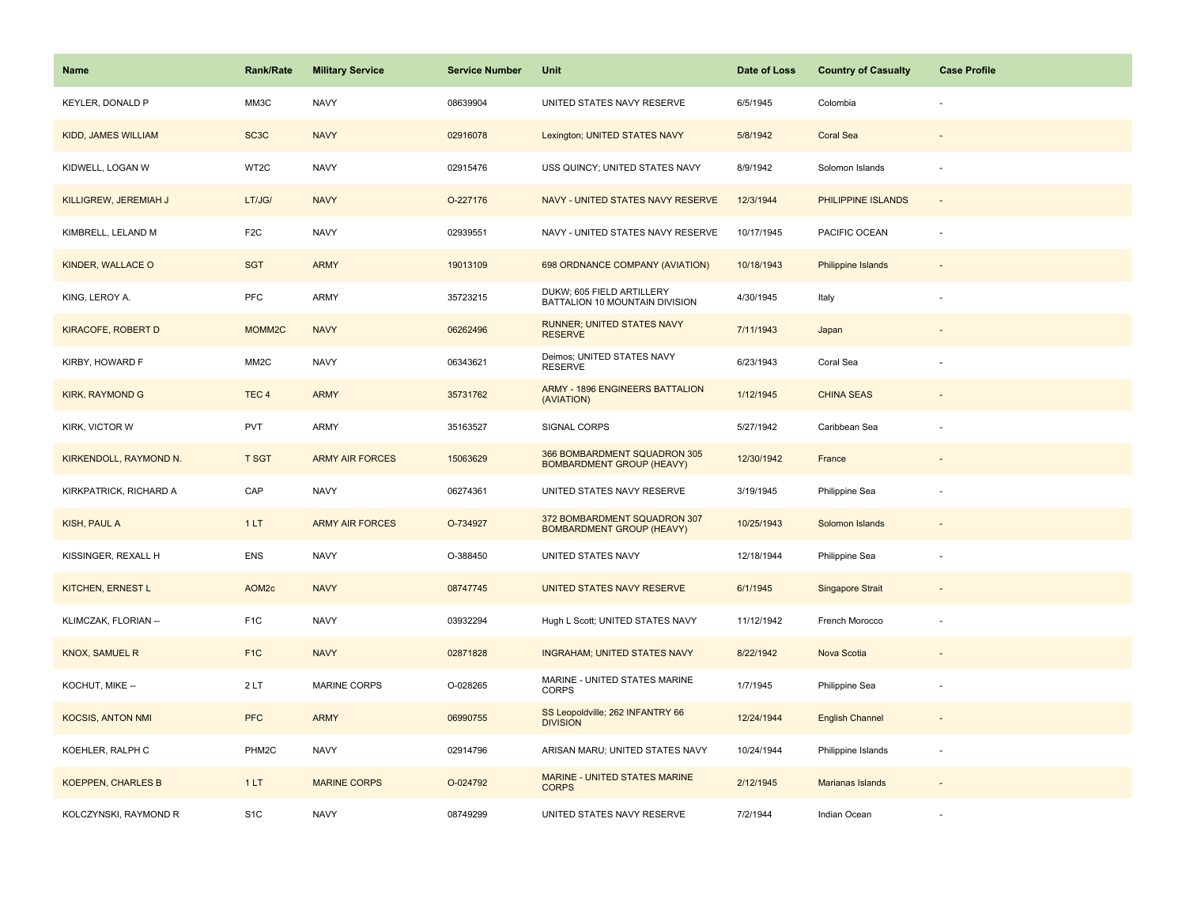| Name | Rank/Rate | Military Service | Service Number | Unit | Date of Loss | Country of Casualty | Case Profile |
| --- | --- | --- | --- | --- | --- | --- | --- |
| KEYLER, DONALD P | MM3C | NAVY | 08639904 | UNITED STATES NAVY RESERVE | 6/5/1945 | Colombia | - |
| KIDD, JAMES WILLIAM | SC3C | NAVY | 02916078 | Lexington; UNITED STATES NAVY | 5/8/1942 | Coral Sea | - |
| KIDWELL, LOGAN W | WT2C | NAVY | 02915476 | USS QUINCY; UNITED STATES NAVY | 8/9/1942 | Solomon Islands | - |
| KILLIGREW, JEREMIAH J | LT/JG/ | NAVY | O-227176 | NAVY - UNITED STATES NAVY RESERVE | 12/3/1944 | PHILIPPINE ISLANDS | - |
| KIMBRELL, LELAND M | F2C | NAVY | 02939551 | NAVY - UNITED STATES NAVY RESERVE | 10/17/1945 | PACIFIC OCEAN | - |
| KINDER, WALLACE O | SGT | ARMY | 19013109 | 698 ORDNANCE COMPANY (AVIATION) | 10/18/1943 | Philippine Islands | - |
| KING, LEROY A. | PFC | ARMY | 35723215 | DUKW; 605 FIELD ARTILLERY BATTALION 10 MOUNTAIN DIVISION | 4/30/1945 | Italy | - |
| KIRACOFE, ROBERT D | MOMM2C | NAVY | 06262496 | RUNNER; UNITED STATES NAVY RESERVE | 7/11/1943 | Japan | - |
| KIRBY, HOWARD F | MM2C | NAVY | 06343621 | Deimos; UNITED STATES NAVY RESERVE | 6/23/1943 | Coral Sea | - |
| KIRK, RAYMOND G | TEC 4 | ARMY | 35731762 | ARMY - 1896 ENGINEERS BATTALION (AVIATION) | 1/12/1945 | CHINA SEAS | - |
| KIRK, VICTOR W | PVT | ARMY | 35163527 | SIGNAL CORPS | 5/27/1942 | Caribbean Sea | - |
| KIRKENDOLL, RAYMOND N. | T SGT | ARMY AIR FORCES | 15063629 | 366 BOMBARDMENT SQUADRON 305 BOMBARDMENT GROUP (HEAVY) | 12/30/1942 | France | - |
| KIRKPATRICK, RICHARD A | CAP | NAVY | 06274361 | UNITED STATES NAVY RESERVE | 3/19/1945 | Philippine Sea | - |
| KISH, PAUL A | 1 LT | ARMY AIR FORCES | O-734927 | 372 BOMBARDMENT SQUADRON 307 BOMBARDMENT GROUP (HEAVY) | 10/25/1943 | Solomon Islands | - |
| KISSINGER, REXALL H | ENS | NAVY | O-388450 | UNITED STATES NAVY | 12/18/1944 | Philippine Sea | - |
| KITCHEN, ERNEST L | AOM2c | NAVY | 08747745 | UNITED STATES NAVY RESERVE | 6/1/1945 | Singapore Strait | - |
| KLIMCZAK, FLORIAN -- | F1C | NAVY | 03932294 | Hugh L Scott; UNITED STATES NAVY | 11/12/1942 | French Morocco | - |
| KNOX, SAMUEL R | F1C | NAVY | 02871828 | INGRAHAM; UNITED STATES NAVY | 8/22/1942 | Nova Scotia | - |
| KOCHUT, MIKE -- | 2 LT | MARINE CORPS | O-028265 | MARINE - UNITED STATES MARINE CORPS | 1/7/1945 | Philippine Sea | - |
| KOCSIS, ANTON NMI | PFC | ARMY | 06990755 | SS Leopoldville; 262 INFANTRY 66 DIVISION | 12/24/1944 | English Channel | - |
| KOEHLER, RALPH C | PHM2C | NAVY | 02914796 | ARISAN MARU; UNITED STATES NAVY | 10/24/1944 | Philippine Islands | - |
| KOEPPEN, CHARLES B | 1 LT | MARINE CORPS | O-024792 | MARINE - UNITED STATES MARINE CORPS | 2/12/1945 | Marianas Islands | - |
| KOLCZYNSKI, RAYMOND R | S1C | NAVY | 08749299 | UNITED STATES NAVY RESERVE | 7/2/1944 | Indian Ocean | - |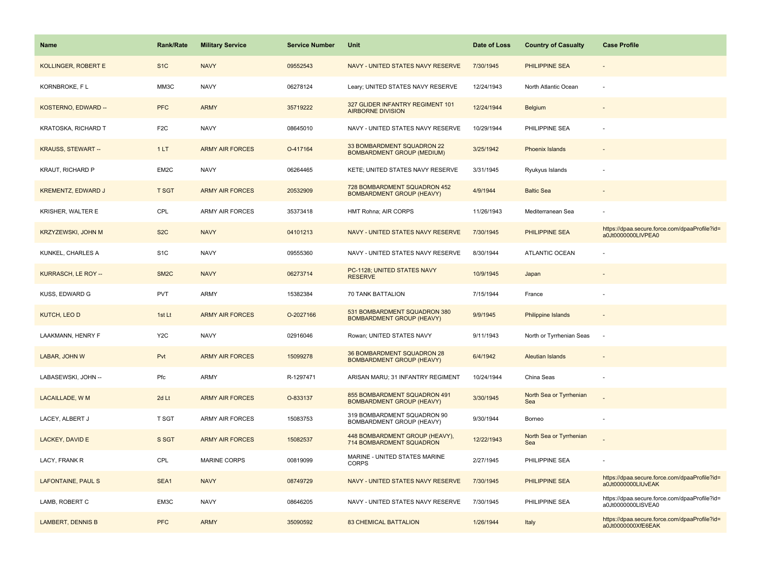| Name | Rank/Rate | Military Service | Service Number | Unit | Date of Loss | Country of Casualty | Case Profile |
|---|---|---|---|---|---|---|---|
| KOLLINGER, ROBERT E | S1C | NAVY | 09552543 | NAVY - UNITED STATES NAVY RESERVE | 7/30/1945 | PHILIPPINE SEA | - |
| KORNBROKE, F L | MM3C | NAVY | 06278124 | Leary; UNITED STATES NAVY RESERVE | 12/24/1943 | North Atlantic Ocean | - |
| KOSTERNO, EDWARD -- | PFC | ARMY | 35719222 | 327 GLIDER INFANTRY REGIMENT 101 AIRBORNE DIVISION | 12/24/1944 | Belgium | - |
| KRATOSKA, RICHARD T | F2C | NAVY | 08645010 | NAVY - UNITED STATES NAVY RESERVE | 10/29/1944 | PHILIPPINE SEA | - |
| KRAUSS, STEWART -- | 1 LT | ARMY AIR FORCES | O-417164 | 33 BOMBARDMENT SQUADRON 22 BOMBARDMENT GROUP (MEDIUM) | 3/25/1942 | Phoenix Islands | - |
| KRAUT, RICHARD P | EM2C | NAVY | 06264465 | KETE; UNITED STATES NAVY RESERVE | 3/31/1945 | Ryukyus Islands | - |
| KREMENTZ, EDWARD J | T SGT | ARMY AIR FORCES | 20532909 | 728 BOMBARDMENT SQUADRON 452 BOMBARDMENT GROUP (HEAVY) | 4/9/1944 | Baltic Sea | - |
| KRISHER, WALTER E | CPL | ARMY AIR FORCES | 35373418 | HMT Rohna; AIR CORPS | 11/26/1943 | Mediterranean Sea | - |
| KRZYZEWSKI, JOHN M | S2C | NAVY | 04101213 | NAVY - UNITED STATES NAVY RESERVE | 7/30/1945 | PHILIPPINE SEA | https://dpaa.secure.force.com/dpaaProfile?id=a0Jt0000000LlVPEA0 |
| KUNKEL, CHARLES A | S1C | NAVY | 09555360 | NAVY - UNITED STATES NAVY RESERVE | 8/30/1944 | ATLANTIC OCEAN | - |
| KURRASCH, LE ROY -- | SM2C | NAVY | 06273714 | PC-1128; UNITED STATES NAVY RESERVE | 10/9/1945 | Japan | - |
| KUSS, EDWARD G | PVT | ARMY | 15382384 | 70 TANK BATTALION | 7/15/1944 | France | - |
| KUTCH, LEO D | 1st Lt | ARMY AIR FORCES | O-2027166 | 531 BOMBARDMENT SQUADRON 380 BOMBARDMENT GROUP (HEAVY) | 9/9/1945 | Philippine Islands | - |
| LAAKMANN, HENRY F | Y2C | NAVY | 02916046 | Rowan; UNITED STATES NAVY | 9/11/1943 | North or Tyrrhenian Seas | - |
| LABAR, JOHN W | Pvt | ARMY AIR FORCES | 15099278 | 36 BOMBARDMENT SQUADRON 28 BOMBARDMENT GROUP (HEAVY) | 6/4/1942 | Aleutian Islands | - |
| LABASEWSKI, JOHN -- | Pfc | ARMY | R-1297471 | ARISAN MARU; 31 INFANTRY REGIMENT | 10/24/1944 | China Seas | - |
| LACAILLADE, W M | 2d Lt | ARMY AIR FORCES | O-833137 | 855 BOMBARDMENT SQUADRON 491 BOMBARDMENT GROUP (HEAVY) | 3/30/1945 | North Sea or Tyrrhenian Sea | - |
| LACEY, ALBERT J | T SGT | ARMY AIR FORCES | 15083753 | 319 BOMBARDMENT SQUADRON 90 BOMBARDMENT GROUP (HEAVY) | 9/30/1944 | Borneo | - |
| LACKEY, DAVID E | S SGT | ARMY AIR FORCES | 15082537 | 448 BOMBARDMENT GROUP (HEAVY), 714 BOMBARDMENT SQUADRON | 12/22/1943 | North Sea or Tyrrhenian Sea | - |
| LACY, FRANK R | CPL | MARINE CORPS | 00819099 | MARINE - UNITED STATES MARINE CORPS | 2/27/1945 | PHILIPPINE SEA | - |
| LAFONTAINE, PAUL S | SEA1 | NAVY | 08749729 | NAVY - UNITED STATES NAVY RESERVE | 7/30/1945 | PHILIPPINE SEA | https://dpaa.secure.force.com/dpaaProfile?id=a0Jt0000000LlUvEAK |
| LAMB, ROBERT C | EM3C | NAVY | 08646205 | NAVY - UNITED STATES NAVY RESERVE | 7/30/1945 | PHILIPPINE SEA | https://dpaa.secure.force.com/dpaaProfile?id=a0Jt0000000LlSVEA0 |
| LAMBERT, DENNIS B | PFC | ARMY | 35090592 | 83 CHEMICAL BATTALION | 1/26/1944 | Italy | https://dpaa.secure.force.com/dpaaProfile?id=a0Jt0000000XfE6EAK |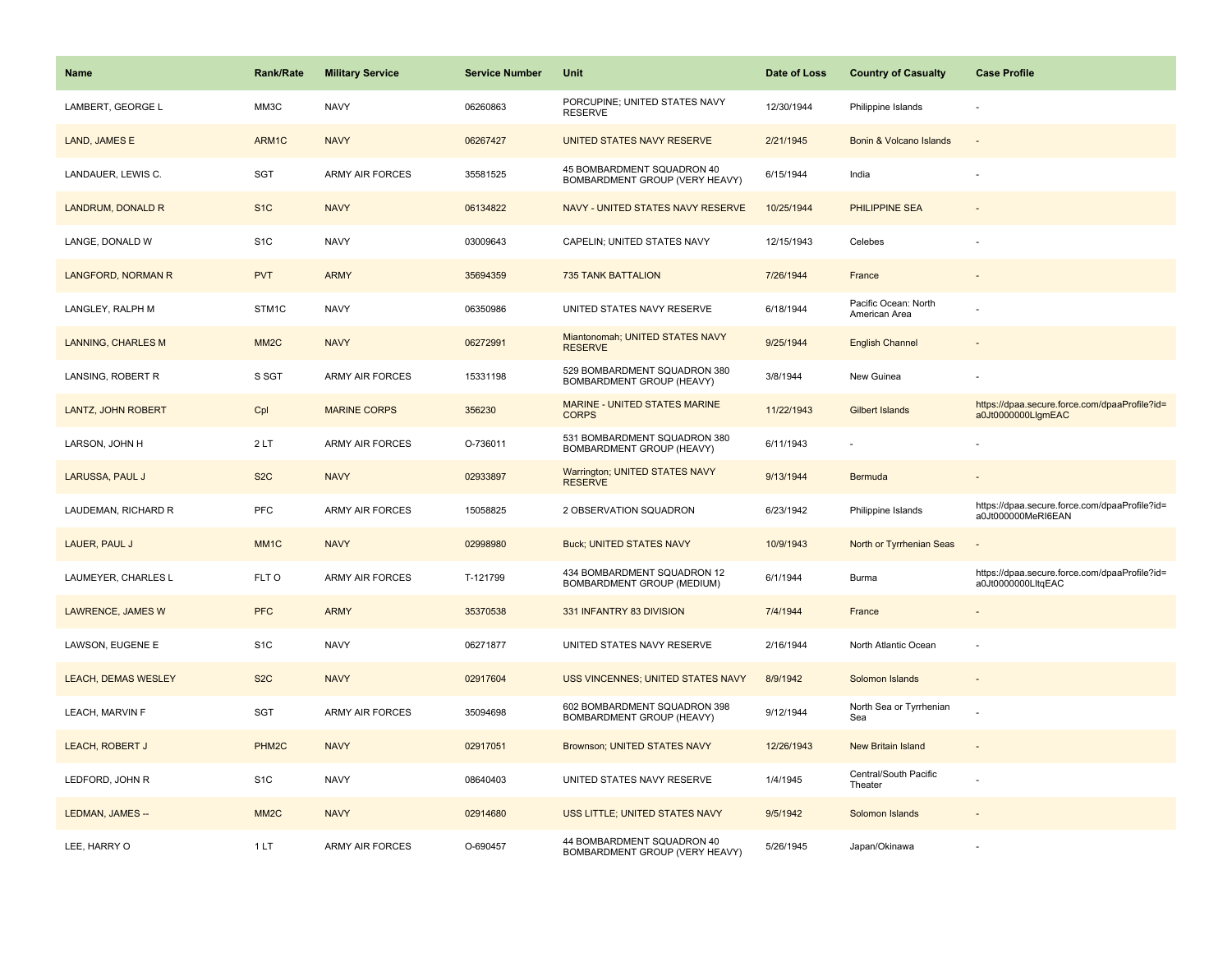| Name | Rank/Rate | Military Service | Service Number | Unit | Date of Loss | Country of Casualty | Case Profile |
|---|---|---|---|---|---|---|---|
| LAMBERT, GEORGE L | MM3C | NAVY | 06260863 | PORCUPINE; UNITED STATES NAVY RESERVE | 12/30/1944 | Philippine Islands | - |
| LAND, JAMES E | ARM1C | NAVY | 06267427 | UNITED STATES NAVY RESERVE | 2/21/1945 | Bonin & Volcano Islands | - |
| LANDAUER, LEWIS C. | SGT | ARMY AIR FORCES | 35581525 | 45 BOMBARDMENT SQUADRON 40 BOMBARDMENT GROUP (VERY HEAVY) | 6/15/1944 | India | - |
| LANDRUM, DONALD R | S1C | NAVY | 06134822 | NAVY - UNITED STATES NAVY RESERVE | 10/25/1944 | PHILIPPINE SEA | - |
| LANGE, DONALD W | S1C | NAVY | 03009643 | CAPELIN; UNITED STATES NAVY | 12/15/1943 | Celebes | - |
| LANGFORD, NORMAN R | PVT | ARMY | 35694359 | 735 TANK BATTALION | 7/26/1944 | France | - |
| LANGLEY, RALPH M | STM1C | NAVY | 06350986 | UNITED STATES NAVY RESERVE | 6/18/1944 | Pacific Ocean: North American Area | - |
| LANNING, CHARLES M | MM2C | NAVY | 06272991 | Miantonomah; UNITED STATES NAVY RESERVE | 9/25/1944 | English Channel | - |
| LANSING, ROBERT R | S SGT | ARMY AIR FORCES | 15331198 | 529 BOMBARDMENT SQUADRON 380 BOMBARDMENT GROUP (HEAVY) | 3/8/1944 | New Guinea | - |
| LANTZ, JOHN ROBERT | Cpl | MARINE CORPS | 356230 | MARINE - UNITED STATES MARINE CORPS | 11/22/1943 | Gilbert Islands | https://dpaa.secure.force.com/dpaaProfile?id=a0Jt0000000LlgmEAC |
| LARSON, JOHN H | 2 LT | ARMY AIR FORCES | O-736011 | 531 BOMBARDMENT SQUADRON 380 BOMBARDMENT GROUP (HEAVY) | 6/11/1943 | - | - |
| LARUSSA, PAUL J | S2C | NAVY | 02933897 | Warrington; UNITED STATES NAVY RESERVE | 9/13/1944 | Bermuda | - |
| LAUDEMAN, RICHARD R | PFC | ARMY AIR FORCES | 15058825 | 2 OBSERVATION SQUADRON | 6/23/1942 | Philippine Islands | https://dpaa.secure.force.com/dpaaProfile?id=a0Jt000000MeRI6EAN |
| LAUER, PAUL J | MM1C | NAVY | 02998980 | Buck; UNITED STATES NAVY | 10/9/1943 | North or Tyrrhenian Seas | - |
| LAUMEYER, CHARLES L | FLT O | ARMY AIR FORCES | T-121799 | 434 BOMBARDMENT SQUADRON 12 BOMBARDMENT GROUP (MEDIUM) | 6/1/1944 | Burma | https://dpaa.secure.force.com/dpaaProfile?id=a0Jt0000000LltqEAC |
| LAWRENCE, JAMES W | PFC | ARMY | 35370538 | 331 INFANTRY 83 DIVISION | 7/4/1944 | France | - |
| LAWSON, EUGENE E | S1C | NAVY | 06271877 | UNITED STATES NAVY RESERVE | 2/16/1944 | North Atlantic Ocean | - |
| LEACH, DEMAS WESLEY | S2C | NAVY | 02917604 | USS VINCENNES; UNITED STATES NAVY | 8/9/1942 | Solomon Islands | - |
| LEACH, MARVIN F | SGT | ARMY AIR FORCES | 35094698 | 602 BOMBARDMENT SQUADRON 398 BOMBARDMENT GROUP (HEAVY) | 9/12/1944 | North Sea or Tyrrhenian Sea | - |
| LEACH, ROBERT J | PHM2C | NAVY | 02917051 | Brownson; UNITED STATES NAVY | 12/26/1943 | New Britain Island | - |
| LEDFORD, JOHN R | S1C | NAVY | 08640403 | UNITED STATES NAVY RESERVE | 1/4/1945 | Central/South Pacific Theater | - |
| LEDMAN, JAMES -- | MM2C | NAVY | 02914680 | USS LITTLE; UNITED STATES NAVY | 9/5/1942 | Solomon Islands | - |
| LEE, HARRY O | 1 LT | ARMY AIR FORCES | O-690457 | 44 BOMBARDMENT SQUADRON 40 BOMBARDMENT GROUP (VERY HEAVY) | 5/26/1945 | Japan/Okinawa | - |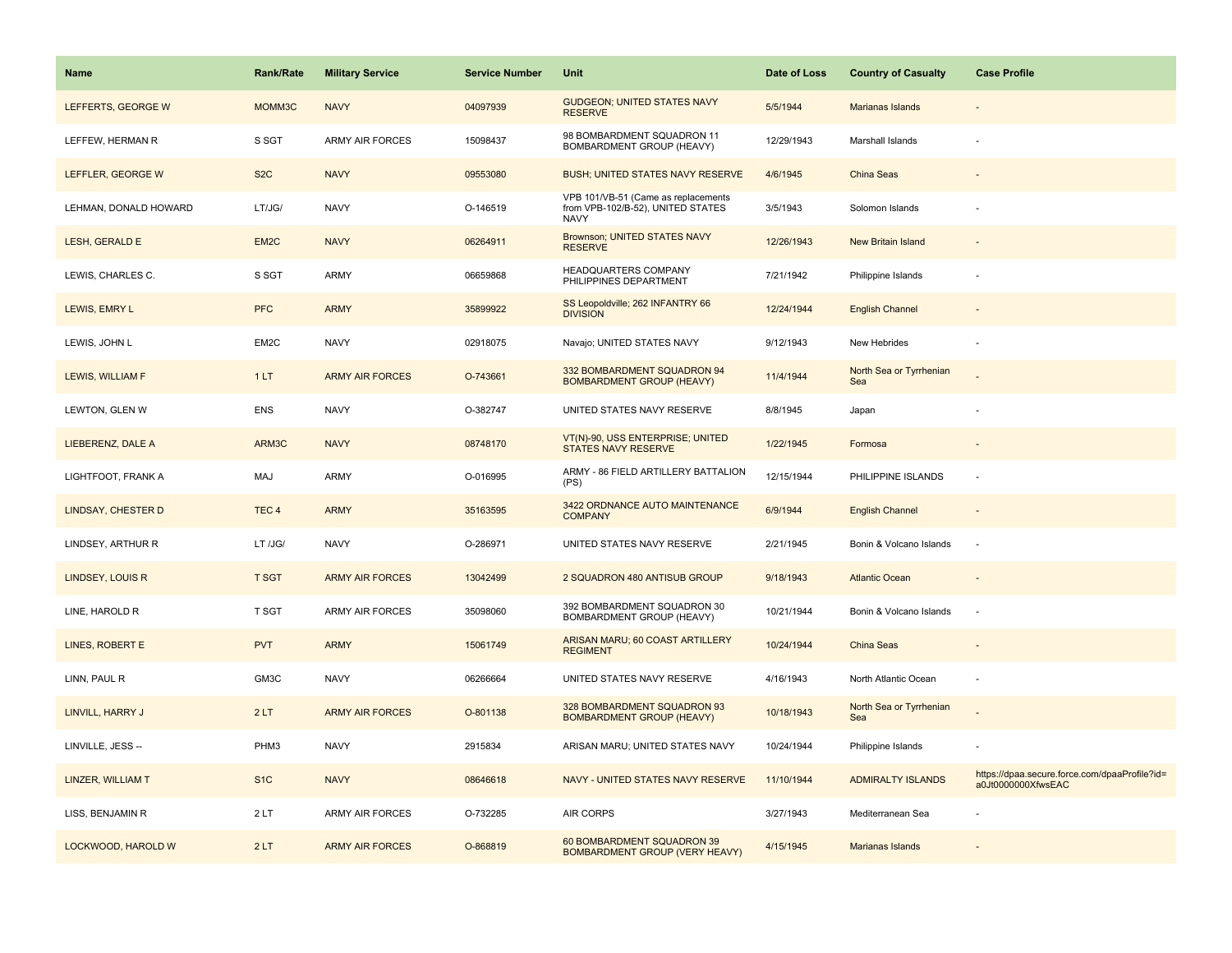| Name | Rank/Rate | Military Service | Service Number | Unit | Date of Loss | Country of Casualty | Case Profile |
|---|---|---|---|---|---|---|---|
| LEFFERTS, GEORGE W | MOMM3C | NAVY | 04097939 | GUDGEON; UNITED STATES NAVY RESERVE | 5/5/1944 | Marianas Islands | - |
| LEFFEW, HERMAN R | S SGT | ARMY AIR FORCES | 15098437 | 98 BOMBARDMENT SQUADRON 11 BOMBARDMENT GROUP (HEAVY) | 12/29/1943 | Marshall Islands | - |
| LEFFLER, GEORGE W | S2C | NAVY | 09553080 | BUSH; UNITED STATES NAVY RESERVE | 4/6/1945 | China Seas | - |
| LEHMAN, DONALD HOWARD | LT/JG/ | NAVY | O-146519 | VPB 101/VB-51 (Came as replacements from VPB-102/B-52), UNITED STATES NAVY | 3/5/1943 | Solomon Islands | - |
| LESH, GERALD E | EM2C | NAVY | 06264911 | Brownson; UNITED STATES NAVY RESERVE | 12/26/1943 | New Britain Island | - |
| LEWIS, CHARLES C. | S SGT | ARMY | 06659868 | HEADQUARTERS COMPANY PHILIPPINES DEPARTMENT | 7/21/1942 | Philippine Islands | - |
| LEWIS, EMRY L | PFC | ARMY | 35899922 | SS Leopoldville; 262 INFANTRY 66 DIVISION | 12/24/1944 | English Channel | - |
| LEWIS, JOHN L | EM2C | NAVY | 02918075 | Navajo; UNITED STATES NAVY | 9/12/1943 | New Hebrides | - |
| LEWIS, WILLIAM F | 1 LT | ARMY AIR FORCES | O-743661 | 332 BOMBARDMENT SQUADRON 94 BOMBARDMENT GROUP (HEAVY) | 11/4/1944 | North Sea or Tyrrhenian Sea | - |
| LEWTON, GLEN W | ENS | NAVY | O-382747 | UNITED STATES NAVY RESERVE | 8/8/1945 | Japan | - |
| LIEBERENZ, DALE A | ARM3C | NAVY | 08748170 | VT(N)-90, USS ENTERPRISE; UNITED STATES NAVY RESERVE | 1/22/1945 | Formosa | - |
| LIGHTFOOT, FRANK A | MAJ | ARMY | O-016995 | ARMY - 86 FIELD ARTILLERY BATTALION (PS) | 12/15/1944 | PHILIPPINE ISLANDS | - |
| LINDSAY, CHESTER D | TEC 4 | ARMY | 35163595 | 3422 ORDNANCE AUTO MAINTENANCE COMPANY | 6/9/1944 | English Channel | - |
| LINDSEY, ARTHUR R | LT /JG/ | NAVY | O-286971 | UNITED STATES NAVY RESERVE | 2/21/1945 | Bonin & Volcano Islands | - |
| LINDSEY, LOUIS R | T SGT | ARMY AIR FORCES | 13042499 | 2 SQUADRON 480 ANTISUB GROUP | 9/18/1943 | Atlantic Ocean | - |
| LINE, HAROLD R | T SGT | ARMY AIR FORCES | 35098060 | 392 BOMBARDMENT SQUADRON 30 BOMBARDMENT GROUP (HEAVY) | 10/21/1944 | Bonin & Volcano Islands | - |
| LINES, ROBERT E | PVT | ARMY | 15061749 | ARISAN MARU; 60 COAST ARTILLERY REGIMENT | 10/24/1944 | China Seas | - |
| LINN, PAUL R | GM3C | NAVY | 06266664 | UNITED STATES NAVY RESERVE | 4/16/1943 | North Atlantic Ocean | - |
| LINVILL, HARRY J | 2 LT | ARMY AIR FORCES | O-801138 | 328 BOMBARDMENT SQUADRON 93 BOMBARDMENT GROUP (HEAVY) | 10/18/1943 | North Sea or Tyrrhenian Sea | - |
| LINVILLE, JESS -- | PHM3 | NAVY | 2915834 | ARISAN MARU; UNITED STATES NAVY | 10/24/1944 | Philippine Islands | - |
| LINZER, WILLIAM T | S1C | NAVY | 08646618 | NAVY - UNITED STATES NAVY RESERVE | 11/10/1944 | ADMIRALTY ISLANDS | https://dpaa.secure.force.com/dpaaProfile?id=a0Jt0000000XfwsEAC |
| LISS, BENJAMIN R | 2 LT | ARMY AIR FORCES | O-732285 | AIR CORPS | 3/27/1943 | Mediterranean Sea | - |
| LOCKWOOD, HAROLD W | 2 LT | ARMY AIR FORCES | O-868819 | 60 BOMBARDMENT SQUADRON 39 BOMBARDMENT GROUP (VERY HEAVY) | 4/15/1945 | Marianas Islands | - |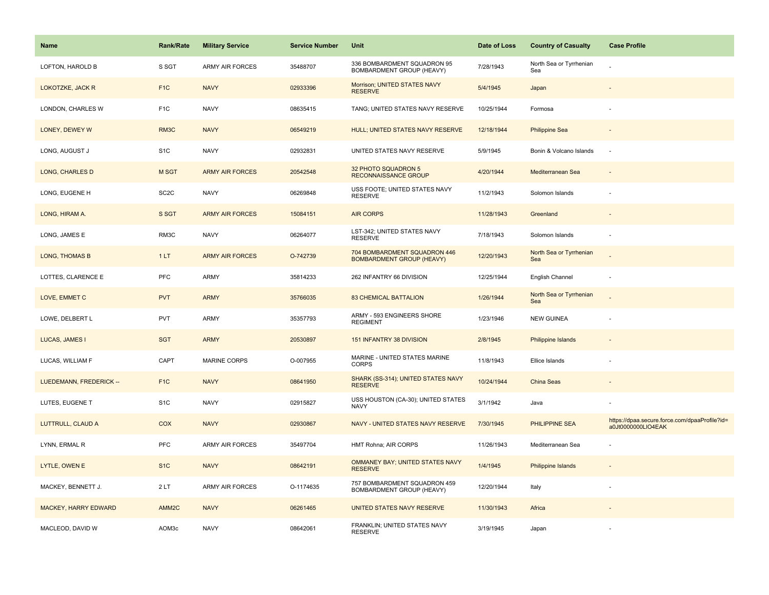| Name | Rank/Rate | Military Service | Service Number | Unit | Date of Loss | Country of Casualty | Case Profile |
|---|---|---|---|---|---|---|---|
| LOFTON, HAROLD B | S SGT | ARMY AIR FORCES | 35488707 | 336 BOMBARDMENT SQUADRON 95 BOMBARDMENT GROUP (HEAVY) | 7/28/1943 | North Sea or Tyrrhenian Sea | - |
| LOKOTZKE, JACK R | F1C | NAVY | 02933396 | Morrison; UNITED STATES NAVY RESERVE | 5/4/1945 | Japan | - |
| LONDON, CHARLES W | F1C | NAVY | 08635415 | TANG; UNITED STATES NAVY RESERVE | 10/25/1944 | Formosa | - |
| LONEY, DEWEY W | RM3C | NAVY | 06549219 | HULL; UNITED STATES NAVY RESERVE | 12/18/1944 | Philippine Sea | - |
| LONG, AUGUST J | S1C | NAVY | 02932831 | UNITED STATES NAVY RESERVE | 5/9/1945 | Bonin & Volcano Islands | - |
| LONG, CHARLES D | M SGT | ARMY AIR FORCES | 20542548 | 32 PHOTO SQUADRON 5 RECONNAISSANCE GROUP | 4/20/1944 | Mediterranean Sea | - |
| LONG, EUGENE H | SC2C | NAVY | 06269848 | USS FOOTE; UNITED STATES NAVY RESERVE | 11/2/1943 | Solomon Islands | - |
| LONG, HIRAM A. | S SGT | ARMY AIR FORCES | 15084151 | AIR CORPS | 11/28/1943 | Greenland | - |
| LONG, JAMES E | RM3C | NAVY | 06264077 | LST-342; UNITED STATES NAVY RESERVE | 7/18/1943 | Solomon Islands | - |
| LONG, THOMAS B | 1 LT | ARMY AIR FORCES | O-742739 | 704 BOMBARDMENT SQUADRON 446 BOMBARDMENT GROUP (HEAVY) | 12/20/1943 | North Sea or Tyrrhenian Sea | - |
| LOTTES, CLARENCE E | PFC | ARMY | 35814233 | 262 INFANTRY 66 DIVISION | 12/25/1944 | English Channel | - |
| LOVE, EMMET C | PVT | ARMY | 35766035 | 83 CHEMICAL BATTALION | 1/26/1944 | North Sea or Tyrrhenian Sea | - |
| LOWE, DELBERT L | PVT | ARMY | 35357793 | ARMY - 593 ENGINEERS SHORE REGIMENT | 1/23/1946 | NEW GUINEA | - |
| LUCAS, JAMES I | SGT | ARMY | 20530897 | 151 INFANTRY 38 DIVISION | 2/8/1945 | Philippine Islands | - |
| LUCAS, WILLIAM F | CAPT | MARINE CORPS | O-007955 | MARINE - UNITED STATES MARINE CORPS | 11/8/1943 | Ellice Islands | - |
| LUEDEMANN, FREDERICK -- | F1C | NAVY | 08641950 | SHARK (SS-314); UNITED STATES NAVY RESERVE | 10/24/1944 | China Seas | - |
| LUTES, EUGENE T | S1C | NAVY | 02915827 | USS HOUSTON (CA-30); UNITED STATES NAVY | 3/1/1942 | Java | - |
| LUTTRULL, CLAUD A | COX | NAVY | 02930867 | NAVY - UNITED STATES NAVY RESERVE | 7/30/1945 | PHILIPPINE SEA | https://dpaa.secure.force.com/dpaaProfile?id=a0Jt0000000LIO4EAK |
| LYNN, ERMAL R | PFC | ARMY AIR FORCES | 35497704 | HMT Rohna; AIR CORPS | 11/26/1943 | Mediterranean Sea | - |
| LYTLE, OWEN E | S1C | NAVY | 08642191 | OMMANEY BAY; UNITED STATES NAVY RESERVE | 1/4/1945 | Philippine Islands | - |
| MACKEY, BENNETT J. | 2 LT | ARMY AIR FORCES | O-1174635 | 757 BOMBARDMENT SQUADRON 459 BOMBARDMENT GROUP (HEAVY) | 12/20/1944 | Italy | - |
| MACKEY, HARRY EDWARD | AMM2C | NAVY | 06261465 | UNITED STATES NAVY RESERVE | 11/30/1943 | Africa | - |
| MACLEOD, DAVID W | AOM3c | NAVY | 08642061 | FRANKLIN; UNITED STATES NAVY RESERVE | 3/19/1945 | Japan | - |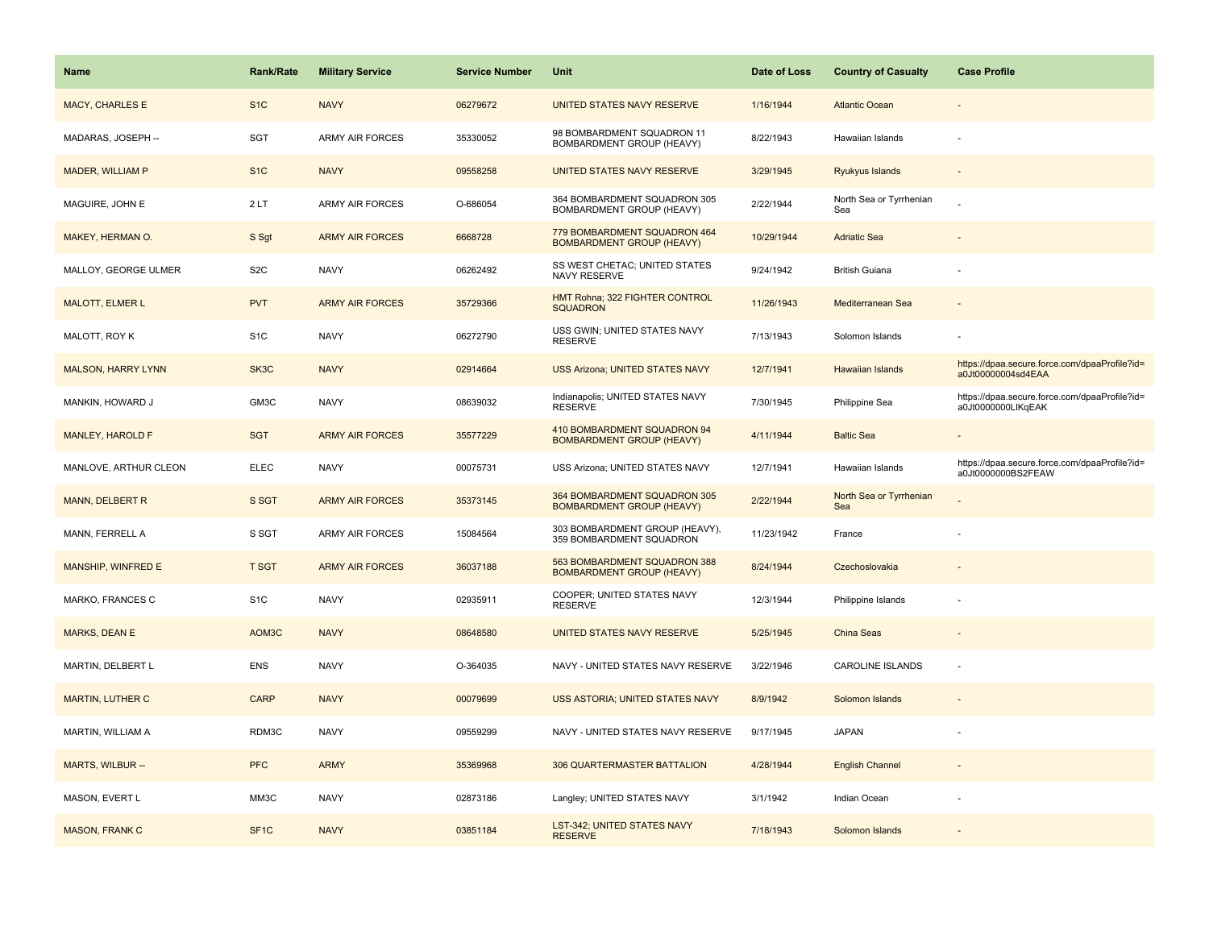| Name | Rank/Rate | Military Service | Service Number | Unit | Date of Loss | Country of Casualty | Case Profile |
| --- | --- | --- | --- | --- | --- | --- | --- |
| MACY, CHARLES E | S1C | NAVY | 06279672 | UNITED STATES NAVY RESERVE | 1/16/1944 | Atlantic Ocean | - |
| MADARAS, JOSEPH -- | SGT | ARMY AIR FORCES | 35330052 | 98 BOMBARDMENT SQUADRON 11 BOMBARDMENT GROUP (HEAVY) | 8/22/1943 | Hawaiian Islands | - |
| MADER, WILLIAM P | S1C | NAVY | 09558258 | UNITED STATES NAVY RESERVE | 3/29/1945 | Ryukyus Islands | - |
| MAGUIRE, JOHN E | 2 LT | ARMY AIR FORCES | O-686054 | 364 BOMBARDMENT SQUADRON 305 BOMBARDMENT GROUP (HEAVY) | 2/22/1944 | North Sea or Tyrrhenian Sea | - |
| MAKEY, HERMAN O. | S Sgt | ARMY AIR FORCES | 6668728 | 779 BOMBARDMENT SQUADRON 464 BOMBARDMENT GROUP (HEAVY) | 10/29/1944 | Adriatic Sea | - |
| MALLOY, GEORGE ULMER | S2C | NAVY | 06262492 | SS WEST CHETAC; UNITED STATES NAVY RESERVE | 9/24/1942 | British Guiana | - |
| MALOTT, ELMER L | PVT | ARMY AIR FORCES | 35729366 | HMT Rohna; 322 FIGHTER CONTROL SQUADRON | 11/26/1943 | Mediterranean Sea | - |
| MALOTT, ROY K | S1C | NAVY | 06272790 | USS GWIN; UNITED STATES NAVY RESERVE | 7/13/1943 | Solomon Islands | - |
| MALSON, HARRY LYNN | SK3C | NAVY | 02914664 | USS Arizona; UNITED STATES NAVY | 12/7/1941 | Hawaiian Islands | https://dpaa.secure.force.com/dpaaProfile?id=a0Jt00000004sd4EAA |
| MANKIN, HOWARD J | GM3C | NAVY | 08639032 | Indianapolis; UNITED STATES NAVY RESERVE | 7/30/1945 | Philippine Sea | https://dpaa.secure.force.com/dpaaProfile?id=a0Jt0000000LlKqEAK |
| MANLEY, HAROLD F | SGT | ARMY AIR FORCES | 35577229 | 410 BOMBARDMENT SQUADRON 94 BOMBARDMENT GROUP (HEAVY) | 4/11/1944 | Baltic Sea | - |
| MANLOVE, ARTHUR CLEON | ELEC | NAVY | 00075731 | USS Arizona; UNITED STATES NAVY | 12/7/1941 | Hawaiian Islands | https://dpaa.secure.force.com/dpaaProfile?id=a0Jt0000000BS2FEAW |
| MANN, DELBERT R | S SGT | ARMY AIR FORCES | 35373145 | 364 BOMBARDMENT SQUADRON 305 BOMBARDMENT GROUP (HEAVY) | 2/22/1944 | North Sea or Tyrrhenian Sea | - |
| MANN, FERRELL A | S SGT | ARMY AIR FORCES | 15084564 | 303 BOMBARDMENT GROUP (HEAVY), 359 BOMBARDMENT SQUADRON | 11/23/1942 | France | - |
| MANSHIP, WINFRED E | T SGT | ARMY AIR FORCES | 36037188 | 563 BOMBARDMENT SQUADRON 388 BOMBARDMENT GROUP (HEAVY) | 8/24/1944 | Czechoslovakia | - |
| MARKO, FRANCES C | S1C | NAVY | 02935911 | COOPER; UNITED STATES NAVY RESERVE | 12/3/1944 | Philippine Islands | - |
| MARKS, DEAN E | AOM3C | NAVY | 08648580 | UNITED STATES NAVY RESERVE | 5/25/1945 | China Seas | - |
| MARTIN, DELBERT L | ENS | NAVY | O-364035 | NAVY - UNITED STATES NAVY RESERVE | 3/22/1946 | CAROLINE ISLANDS | - |
| MARTIN, LUTHER C | CARP | NAVY | 00079699 | USS ASTORIA; UNITED STATES NAVY | 8/9/1942 | Solomon Islands | - |
| MARTIN, WILLIAM A | RDM3C | NAVY | 09559299 | NAVY - UNITED STATES NAVY RESERVE | 9/17/1945 | JAPAN | - |
| MARTS, WILBUR -- | PFC | ARMY | 35369968 | 306 QUARTERMASTER BATTALION | 4/28/1944 | English Channel | - |
| MASON, EVERT L | MM3C | NAVY | 02873186 | Langley; UNITED STATES NAVY | 3/1/1942 | Indian Ocean | - |
| MASON, FRANK C | SF1C | NAVY | 03851184 | LST-342; UNITED STATES NAVY RESERVE | 7/18/1943 | Solomon Islands | - |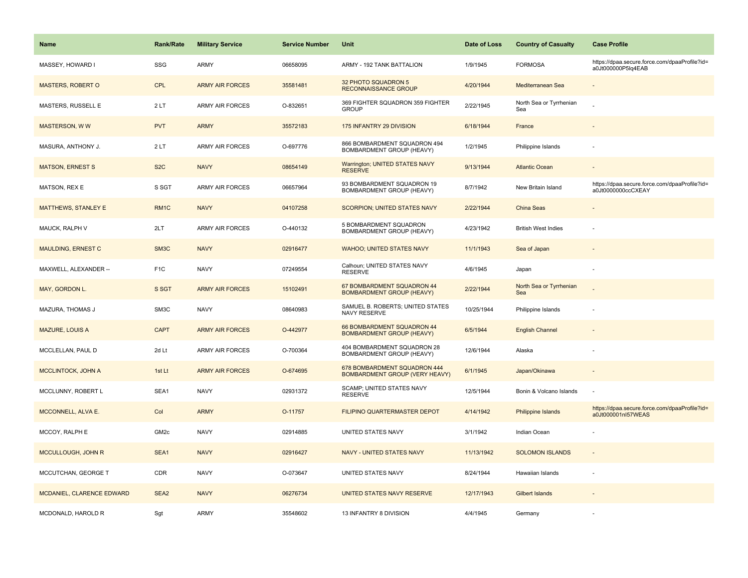| Name | Rank/Rate | Military Service | Service Number | Unit | Date of Loss | Country of Casualty | Case Profile |
|---|---|---|---|---|---|---|---|
| MASSEY, HOWARD I | SSG | ARMY | 06658095 | ARMY - 192 TANK BATTALION | 1/9/1945 | FORMOSA | https://dpaa.secure.force.com/dpaaProfile?id=a0Jt000000P5lq4EAB |
| MASTERS, ROBERT O | CPL | ARMY AIR FORCES | 35581481 | 32 PHOTO SQUADRON 5 RECONNAISSANCE GROUP | 4/20/1944 | Mediterranean Sea | - |
| MASTERS, RUSSELL E | 2 LT | ARMY AIR FORCES | O-832651 | 369 FIGHTER SQUADRON 359 FIGHTER GROUP | 2/22/1945 | North Sea or Tyrrhenian Sea | - |
| MASTERSON, W W | PVT | ARMY | 35572183 | 175 INFANTRY 29 DIVISION | 6/18/1944 | France | - |
| MASURA, ANTHONY J. | 2 LT | ARMY AIR FORCES | O-697776 | 866 BOMBARDMENT SQUADRON 494 BOMBARDMENT GROUP (HEAVY) | 1/2/1945 | Philippine Islands | - |
| MATSON, ERNEST S | S2C | NAVY | 08654149 | Warrington; UNITED STATES NAVY RESERVE | 9/13/1944 | Atlantic Ocean | - |
| MATSON, REX E | S SGT | ARMY AIR FORCES | 06657964 | 93 BOMBARDMENT SQUADRON 19 BOMBARDMENT GROUP (HEAVY) | 8/7/1942 | New Britain Island | https://dpaa.secure.force.com/dpaaProfile?id=a0Jt0000000ccCXEAY |
| MATTHEWS, STANLEY E | RM1C | NAVY | 04107258 | SCORPION; UNITED STATES NAVY | 2/22/1944 | China Seas | - |
| MAUCK, RALPH V | 2LT | ARMY AIR FORCES | O-440132 | 5 BOMBARDMENT SQUADRON BOMBARDMENT GROUP (HEAVY) | 4/23/1942 | British West Indies | - |
| MAULDING, ERNEST C | SM3C | NAVY | 02916477 | WAHOO; UNITED STATES NAVY | 11/1/1943 | Sea of Japan | - |
| MAXWELL, ALEXANDER -- | F1C | NAVY | 07249554 | Calhoun; UNITED STATES NAVY RESERVE | 4/6/1945 | Japan | - |
| MAY, GORDON L. | S SGT | ARMY AIR FORCES | 15102491 | 67 BOMBARDMENT SQUADRON 44 BOMBARDMENT GROUP (HEAVY) | 2/22/1944 | North Sea or Tyrrhenian Sea | - |
| MAZURA, THOMAS J | SM3C | NAVY | 08640983 | SAMUEL B. ROBERTS; UNITED STATES NAVY RESERVE | 10/25/1944 | Philippine Islands | - |
| MAZURE, LOUIS A | CAPT | ARMY AIR FORCES | O-442977 | 66 BOMBARDMENT SQUADRON 44 BOMBARDMENT GROUP (HEAVY) | 6/5/1944 | English Channel | - |
| MCCLELLAN, PAUL D | 2d Lt | ARMY AIR FORCES | O-700364 | 404 BOMBARDMENT SQUADRON 28 BOMBARDMENT GROUP (HEAVY) | 12/6/1944 | Alaska | - |
| MCCLINTOCK, JOHN A | 1st Lt | ARMY AIR FORCES | O-674695 | 678 BOMBARDMENT SQUADRON 444 BOMBARDMENT GROUP (VERY HEAVY) | 6/1/1945 | Japan/Okinawa | - |
| MCCLUNNY, ROBERT L | SEA1 | NAVY | 02931372 | SCAMP; UNITED STATES NAVY RESERVE | 12/5/1944 | Bonin & Volcano Islands | - |
| MCCONNELL, ALVA E. | Col | ARMY | O-11757 | FILIPINO QUARTERMASTER DEPOT | 4/14/1942 | Philippine Islands | https://dpaa.secure.force.com/dpaaProfile?id=a0Jt000001nI57WEAS |
| MCCOY, RALPH E | GM2c | NAVY | 02914885 | UNITED STATES NAVY | 3/1/1942 | Indian Ocean | - |
| MCCULLOUGH, JOHN R | SEA1 | NAVY | 02916427 | NAVY - UNITED STATES NAVY | 11/13/1942 | SOLOMON ISLANDS | - |
| MCCUTCHAN, GEORGE T | CDR | NAVY | O-073647 | UNITED STATES NAVY | 8/24/1944 | Hawaiian Islands | - |
| MCDANIEL, CLARENCE EDWARD | SEA2 | NAVY | 06276734 | UNITED STATES NAVY RESERVE | 12/17/1943 | Gilbert Islands | - |
| MCDONALD, HAROLD R | Sgt | ARMY | 35548602 | 13 INFANTRY 8 DIVISION | 4/4/1945 | Germany | - |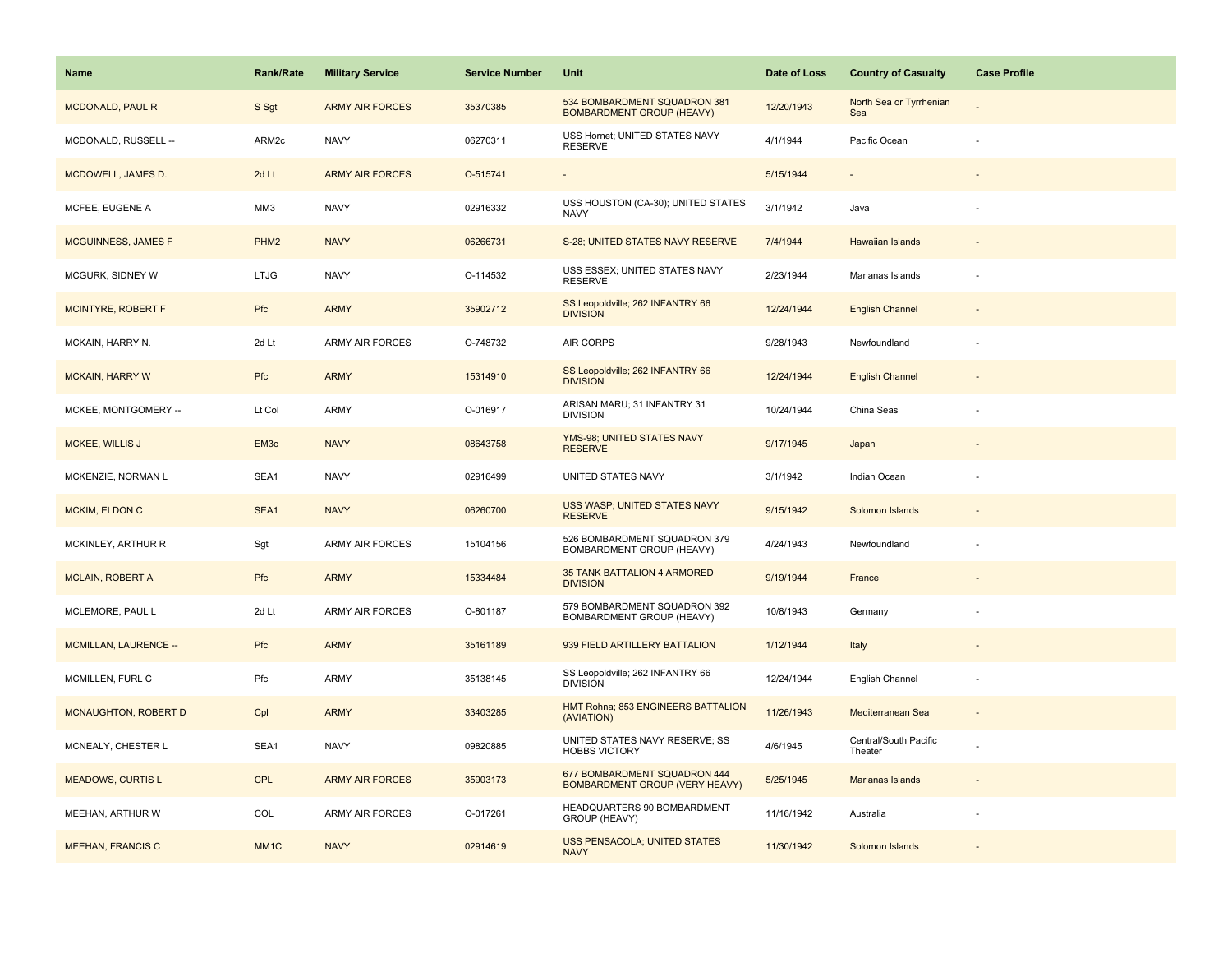| Name | Rank/Rate | Military Service | Service Number | Unit | Date of Loss | Country of Casualty | Case Profile |
| --- | --- | --- | --- | --- | --- | --- | --- |
| MCDONALD, PAUL R | S Sgt | ARMY AIR FORCES | 35370385 | 534 BOMBARDMENT SQUADRON 381 BOMBARDMENT GROUP (HEAVY) | 12/20/1943 | North Sea or Tyrrhenian Sea | - |
| MCDONALD, RUSSELL -- | ARM2c | NAVY | 06270311 | USS Hornet; UNITED STATES NAVY RESERVE | 4/1/1944 | Pacific Ocean | - |
| MCDOWELL, JAMES D. | 2d Lt | ARMY AIR FORCES | O-515741 | - | 5/15/1944 | - | - |
| MCFEE, EUGENE A | MM3 | NAVY | 02916332 | USS HOUSTON (CA-30); UNITED STATES NAVY | 3/1/1942 | Java | - |
| MCGUINNESS, JAMES F | PHM2 | NAVY | 06266731 | S-28; UNITED STATES NAVY RESERVE | 7/4/1944 | Hawaiian Islands | - |
| MCGURK, SIDNEY W | LTJG | NAVY | O-114532 | USS ESSEX; UNITED STATES NAVY RESERVE | 2/23/1944 | Marianas Islands | - |
| MCINTYRE, ROBERT F | Pfc | ARMY | 35902712 | SS Leopoldville; 262 INFANTRY 66 DIVISION | 12/24/1944 | English Channel | - |
| MCKAIN, HARRY N. | 2d Lt | ARMY AIR FORCES | O-748732 | AIR CORPS | 9/28/1943 | Newfoundland | - |
| MCKAIN, HARRY W | Pfc | ARMY | 15314910 | SS Leopoldville; 262 INFANTRY 66 DIVISION | 12/24/1944 | English Channel | - |
| MCKEE, MONTGOMERY -- | Lt Col | ARMY | O-016917 | ARISAN MARU; 31 INFANTRY 31 DIVISION | 10/24/1944 | China Seas | - |
| MCKEE, WILLIS J | EM3c | NAVY | 08643758 | YMS-98; UNITED STATES NAVY RESERVE | 9/17/1945 | Japan | - |
| MCKENZIE, NORMAN L | SEA1 | NAVY | 02916499 | UNITED STATES NAVY | 3/1/1942 | Indian Ocean | - |
| MCKIM, ELDON C | SEA1 | NAVY | 06260700 | USS WASP; UNITED STATES NAVY RESERVE | 9/15/1942 | Solomon Islands | - |
| MCKINLEY, ARTHUR R | Sgt | ARMY AIR FORCES | 15104156 | 526 BOMBARDMENT SQUADRON 379 BOMBARDMENT GROUP (HEAVY) | 4/24/1943 | Newfoundland | - |
| MCLAIN, ROBERT A | Pfc | ARMY | 15334484 | 35 TANK BATTALION 4 ARMORED DIVISION | 9/19/1944 | France | - |
| MCLEMORE, PAUL L | 2d Lt | ARMY AIR FORCES | O-801187 | 579 BOMBARDMENT SQUADRON 392 BOMBARDMENT GROUP (HEAVY) | 10/8/1943 | Germany | - |
| MCMILLAN, LAURENCE -- | Pfc | ARMY | 35161189 | 939 FIELD ARTILLERY BATTALION | 1/12/1944 | Italy | - |
| MCMILLEN, FURL C | Pfc | ARMY | 35138145 | SS Leopoldville; 262 INFANTRY 66 DIVISION | 12/24/1944 | English Channel | - |
| MCNAUGHTON, ROBERT D | Cpl | ARMY | 33403285 | HMT Rohna; 853 ENGINEERS BATTALION (AVIATION) | 11/26/1943 | Mediterranean Sea | - |
| MCNEALY, CHESTER L | SEA1 | NAVY | 09820885 | UNITED STATES NAVY RESERVE; SS HOBBS VICTORY | 4/6/1945 | Central/South Pacific Theater | - |
| MEADOWS, CURTIS L | CPL | ARMY AIR FORCES | 35903173 | 677 BOMBARDMENT SQUADRON 444 BOMBARDMENT GROUP (VERY HEAVY) | 5/25/1945 | Marianas Islands | - |
| MEEHAN, ARTHUR W | COL | ARMY AIR FORCES | O-017261 | HEADQUARTERS 90 BOMBARDMENT GROUP (HEAVY) | 11/16/1942 | Australia | - |
| MEEHAN, FRANCIS C | MM1C | NAVY | 02914619 | USS PENSACOLA; UNITED STATES NAVY | 11/30/1942 | Solomon Islands | - |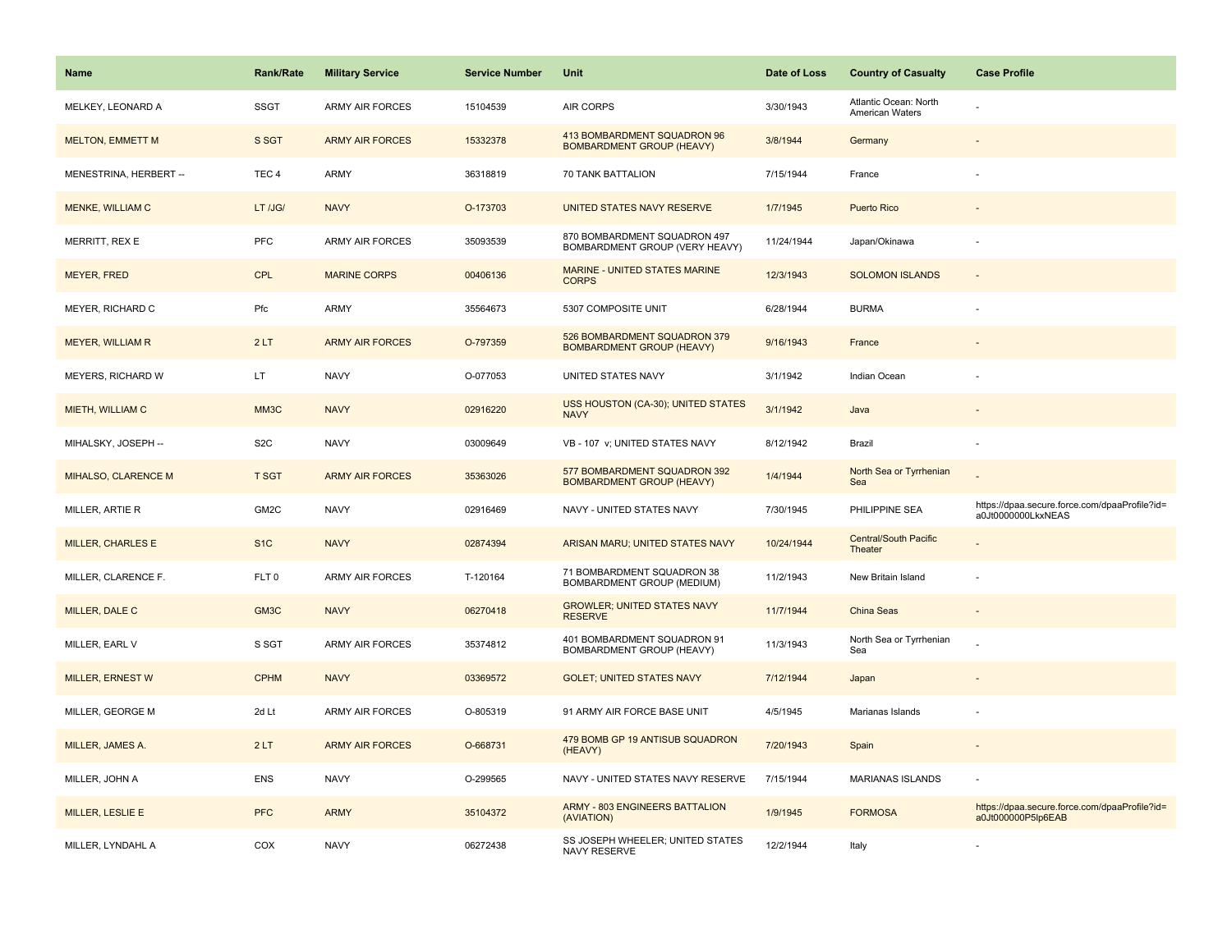| Name | Rank/Rate | Military Service | Service Number | Unit | Date of Loss | Country of Casualty | Case Profile |
|---|---|---|---|---|---|---|---|
| MELKEY, LEONARD A | SSGT | ARMY AIR FORCES | 15104539 | AIR CORPS | 3/30/1943 | Atlantic Ocean: North American Waters | - |
| MELTON, EMMETT M | S SGT | ARMY AIR FORCES | 15332378 | 413 BOMBARDMENT SQUADRON 96 BOMBARDMENT GROUP (HEAVY) | 3/8/1944 | Germany | - |
| MENESTRINA, HERBERT -- | TEC 4 | ARMY | 36318819 | 70 TANK BATTALION | 7/15/1944 | France | - |
| MENKE, WILLIAM C | LT /JG/ | NAVY | O-173703 | UNITED STATES NAVY RESERVE | 1/7/1945 | Puerto Rico | - |
| MERRITT, REX E | PFC | ARMY AIR FORCES | 35093539 | 870 BOMBARDMENT SQUADRON 497 BOMBARDMENT GROUP (VERY HEAVY) | 11/24/1944 | Japan/Okinawa | - |
| MEYER, FRED | CPL | MARINE CORPS | 00406136 | MARINE - UNITED STATES MARINE CORPS | 12/3/1943 | SOLOMON ISLANDS | - |
| MEYER, RICHARD C | Pfc | ARMY | 35564673 | 5307 COMPOSITE UNIT | 6/28/1944 | BURMA | - |
| MEYER, WILLIAM R | 2 LT | ARMY AIR FORCES | O-797359 | 526 BOMBARDMENT SQUADRON 379 BOMBARDMENT GROUP (HEAVY) | 9/16/1943 | France | - |
| MEYERS, RICHARD W | LT | NAVY | O-077053 | UNITED STATES NAVY | 3/1/1942 | Indian Ocean | - |
| MIETH, WILLIAM C | MM3C | NAVY | 02916220 | USS HOUSTON (CA-30); UNITED STATES NAVY | 3/1/1942 | Java | - |
| MIHALSKY, JOSEPH -- | S2C | NAVY | 03009649 | VB - 107 v; UNITED STATES NAVY | 8/12/1942 | Brazil | - |
| MIHALSO, CLARENCE M | T SGT | ARMY AIR FORCES | 35363026 | 577 BOMBARDMENT SQUADRON 392 BOMBARDMENT GROUP (HEAVY) | 1/4/1944 | North Sea or Tyrrhenian Sea | - |
| MILLER, ARTIE R | GM2C | NAVY | 02916469 | NAVY - UNITED STATES NAVY | 7/30/1945 | PHILIPPINE SEA | https://dpaa.secure.force.com/dpaaProfile?id=a0Jt0000000LkxNEAS |
| MILLER, CHARLES E | S1C | NAVY | 02874394 | ARISAN MARU; UNITED STATES NAVY | 10/24/1944 | Central/South Pacific Theater | - |
| MILLER, CLARENCE F. | FLT 0 | ARMY AIR FORCES | T-120164 | 71 BOMBARDMENT SQUADRON 38 BOMBARDMENT GROUP (MEDIUM) | 11/2/1943 | New Britain Island | - |
| MILLER, DALE C | GM3C | NAVY | 06270418 | GROWLER; UNITED STATES NAVY RESERVE | 11/7/1944 | China Seas | - |
| MILLER, EARL V | S SGT | ARMY AIR FORCES | 35374812 | 401 BOMBARDMENT SQUADRON 91 BOMBARDMENT GROUP (HEAVY) | 11/3/1943 | North Sea or Tyrrhenian Sea | - |
| MILLER, ERNEST W | CPHM | NAVY | 03369572 | GOLET; UNITED STATES NAVY | 7/12/1944 | Japan | - |
| MILLER, GEORGE M | 2d Lt | ARMY AIR FORCES | O-805319 | 91 ARMY AIR FORCE BASE UNIT | 4/5/1945 | Marianas Islands | - |
| MILLER, JAMES A. | 2 LT | ARMY AIR FORCES | O-668731 | 479 BOMB GP 19 ANTISUB SQUADRON (HEAVY) | 7/20/1943 | Spain | - |
| MILLER, JOHN A | ENS | NAVY | O-299565 | NAVY - UNITED STATES NAVY RESERVE | 7/15/1944 | MARIANAS ISLANDS | - |
| MILLER, LESLIE E | PFC | ARMY | 35104372 | ARMY - 803 ENGINEERS BATTALION (AVIATION) | 1/9/1945 | FORMOSA | https://dpaa.secure.force.com/dpaaProfile?id=a0Jt000000P5lp6EAB |
| MILLER, LYNDAHL A | COX | NAVY | 06272438 | SS JOSEPH WHEELER; UNITED STATES NAVY RESERVE | 12/2/1944 | Italy | - |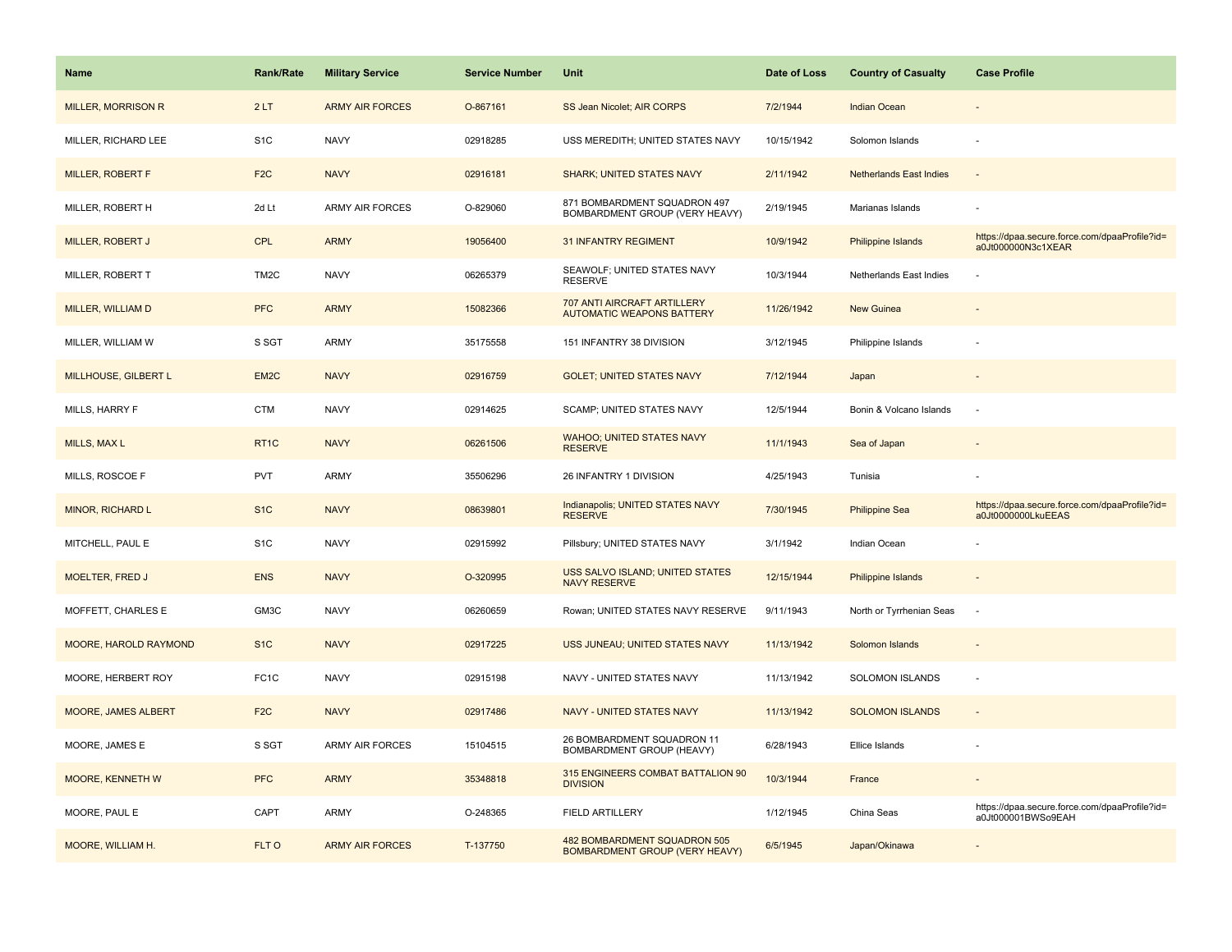| Name | Rank/Rate | Military Service | Service Number | Unit | Date of Loss | Country of Casualty | Case Profile |
|---|---|---|---|---|---|---|---|
| MILLER, MORRISON R | 2 LT | ARMY AIR FORCES | O-867161 | SS Jean Nicolet; AIR CORPS | 7/2/1944 | Indian Ocean | - |
| MILLER, RICHARD LEE | S1C | NAVY | 02918285 | USS MEREDITH; UNITED STATES NAVY | 10/15/1942 | Solomon Islands | - |
| MILLER, ROBERT F | F2C | NAVY | 02916181 | SHARK; UNITED STATES NAVY | 2/11/1942 | Netherlands East Indies | - |
| MILLER, ROBERT H | 2d Lt | ARMY AIR FORCES | O-829060 | 871 BOMBARDMENT SQUADRON 497 BOMBARDMENT GROUP (VERY HEAVY) | 2/19/1945 | Marianas Islands | - |
| MILLER, ROBERT J | CPL | ARMY | 19056400 | 31 INFANTRY REGIMENT | 10/9/1942 | Philippine Islands | https://dpaa.secure.force.com/dpaaProfile?id=a0Jt000000N3c1XEAR |
| MILLER, ROBERT T | TM2C | NAVY | 06265379 | SEAWOLF; UNITED STATES NAVY RESERVE | 10/3/1944 | Netherlands East Indies | - |
| MILLER, WILLIAM D | PFC | ARMY | 15082366 | 707 ANTI AIRCRAFT ARTILLERY AUTOMATIC WEAPONS BATTERY | 11/26/1942 | New Guinea | - |
| MILLER, WILLIAM W | S SGT | ARMY | 35175558 | 151 INFANTRY 38 DIVISION | 3/12/1945 | Philippine Islands | - |
| MILLHOUSE, GILBERT L | EM2C | NAVY | 02916759 | GOLET; UNITED STATES NAVY | 7/12/1944 | Japan | - |
| MILLS, HARRY F | CTM | NAVY | 02914625 | SCAMP; UNITED STATES NAVY | 12/5/1944 | Bonin & Volcano Islands | - |
| MILLS, MAX L | RT1C | NAVY | 06261506 | WAHOO; UNITED STATES NAVY RESERVE | 11/1/1943 | Sea of Japan | - |
| MILLS, ROSCOE F | PVT | ARMY | 35506296 | 26 INFANTRY 1 DIVISION | 4/25/1943 | Tunisia | - |
| MINOR, RICHARD L | S1C | NAVY | 08639801 | Indianapolis; UNITED STATES NAVY RESERVE | 7/30/1945 | Philippine Sea | https://dpaa.secure.force.com/dpaaProfile?id=a0Jt0000000LkuEEAS |
| MITCHELL, PAUL E | S1C | NAVY | 02915992 | Pillsbury; UNITED STATES NAVY | 3/1/1942 | Indian Ocean | - |
| MOELTER, FRED J | ENS | NAVY | O-320995 | USS SALVO ISLAND; UNITED STATES NAVY RESERVE | 12/15/1944 | Philippine Islands | - |
| MOFFETT, CHARLES E | GM3C | NAVY | 06260659 | Rowan; UNITED STATES NAVY RESERVE | 9/11/1943 | North or Tyrrhenian Seas | - |
| MOORE, HAROLD RAYMOND | S1C | NAVY | 02917225 | USS JUNEAU; UNITED STATES NAVY | 11/13/1942 | Solomon Islands | - |
| MOORE, HERBERT ROY | FC1C | NAVY | 02915198 | NAVY - UNITED STATES NAVY | 11/13/1942 | SOLOMON ISLANDS | - |
| MOORE, JAMES ALBERT | F2C | NAVY | 02917486 | NAVY - UNITED STATES NAVY | 11/13/1942 | SOLOMON ISLANDS | - |
| MOORE, JAMES E | S SGT | ARMY AIR FORCES | 15104515 | 26 BOMBARDMENT SQUADRON 11 BOMBARDMENT GROUP (HEAVY) | 6/28/1943 | Ellice Islands | - |
| MOORE, KENNETH W | PFC | ARMY | 35348818 | 315 ENGINEERS COMBAT BATTALION 90 DIVISION | 10/3/1944 | France | - |
| MOORE, PAUL E | CAPT | ARMY | O-248365 | FIELD ARTILLERY | 1/12/1945 | China Seas | https://dpaa.secure.force.com/dpaaProfile?id=a0Jt000001BWSo9EAH |
| MOORE, WILLIAM H. | FLT O | ARMY AIR FORCES | T-137750 | 482 BOMBARDMENT SQUADRON 505 BOMBARDMENT GROUP (VERY HEAVY) | 6/5/1945 | Japan/Okinawa | - |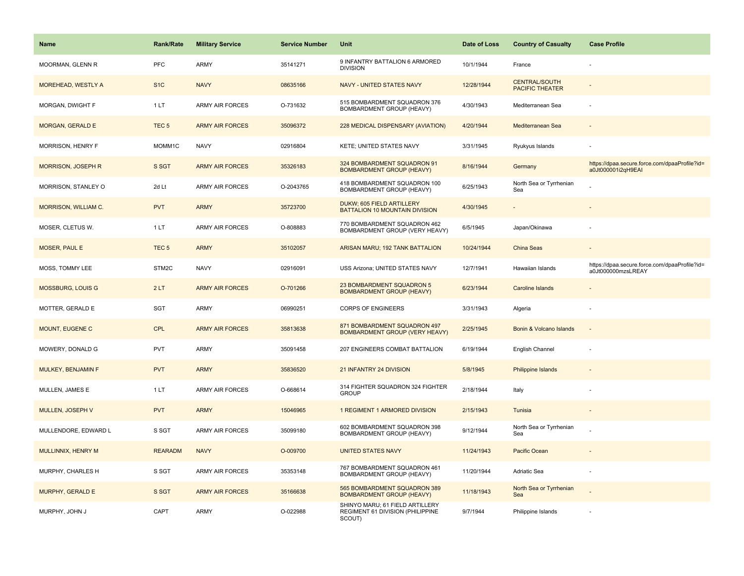| Name | Rank/Rate | Military Service | Service Number | Unit | Date of Loss | Country of Casualty | Case Profile |
|---|---|---|---|---|---|---|---|
| MOORMAN, GLENN R | PFC | ARMY | 35141271 | 9 INFANTRY BATTALION 6 ARMORED DIVISION | 10/1/1944 | France | - |
| MOREHEAD, WESTLY A | S1C | NAVY | 08635166 | NAVY - UNITED STATES NAVY | 12/28/1944 | CENTRAL/SOUTH PACIFIC THEATER | - |
| MORGAN, DWIGHT F | 1 LT | ARMY AIR FORCES | O-731632 | 515 BOMBARDMENT SQUADRON 376 BOMBARDMENT GROUP (HEAVY) | 4/30/1943 | Mediterranean Sea | - |
| MORGAN, GERALD E | TEC 5 | ARMY AIR FORCES | 35096372 | 228 MEDICAL DISPENSARY (AVIATION) | 4/20/1944 | Mediterranean Sea | - |
| MORRISON, HENRY F | MOMM1C | NAVY | 02916804 | KETE; UNITED STATES NAVY | 3/31/1945 | Ryukyus Islands | - |
| MORRISON, JOSEPH R | S SGT | ARMY AIR FORCES | 35326183 | 324 BOMBARDMENT SQUADRON 91 BOMBARDMENT GROUP (HEAVY) | 8/16/1944 | Germany | https://dpaa.secure.force.com/dpaaProfile?id=a0Jt000001i2qH9EAI |
| MORRISON, STANLEY O | 2d Lt | ARMY AIR FORCES | O-2043765 | 418 BOMBARDMENT SQUADRON 100 BOMBARDMENT GROUP (HEAVY) | 6/25/1943 | North Sea or Tyrrhenian Sea | - |
| MORRISON, WILLIAM C. | PVT | ARMY | 35723700 | DUKW; 605 FIELD ARTILLERY BATTALION 10 MOUNTAIN DIVISION | 4/30/1945 | - | - |
| MOSER, CLETUS W. | 1 LT | ARMY AIR FORCES | O-808883 | 770 BOMBARDMENT SQUADRON 462 BOMBARDMENT GROUP (VERY HEAVY) | 6/5/1945 | Japan/Okinawa | - |
| MOSER, PAUL E | TEC 5 | ARMY | 35102057 | ARISAN MARU; 192 TANK BATTALION | 10/24/1944 | China Seas | - |
| MOSS, TOMMY LEE | STM2C | NAVY | 02916091 | USS Arizona; UNITED STATES NAVY | 12/7/1941 | Hawaiian Islands | https://dpaa.secure.force.com/dpaaProfile?id=a0Jt000000mzsLREAY |
| MOSSBURG, LOUIS G | 2 LT | ARMY AIR FORCES | O-701266 | 23 BOMBARDMENT SQUADRON 5 BOMBARDMENT GROUP (HEAVY) | 6/23/1944 | Caroline Islands | - |
| MOTTER, GERALD E | SGT | ARMY | 06990251 | CORPS OF ENGINEERS | 3/31/1943 | Algeria | - |
| MOUNT, EUGENE C | CPL | ARMY AIR FORCES | 35813638 | 871 BOMBARDMENT SQUADRON 497 BOMBARDMENT GROUP (VERY HEAVY) | 2/25/1945 | Bonin & Volcano Islands | - |
| MOWERY, DONALD G | PVT | ARMY | 35091458 | 207 ENGINEERS COMBAT BATTALION | 6/19/1944 | English Channel | - |
| MULKEY, BENJAMIN F | PVT | ARMY | 35836520 | 21 INFANTRY 24 DIVISION | 5/8/1945 | Philippine Islands | - |
| MULLEN, JAMES E | 1 LT | ARMY AIR FORCES | O-668614 | 314 FIGHTER SQUADRON 324 FIGHTER GROUP | 2/18/1944 | Italy | - |
| MULLEN, JOSEPH V | PVT | ARMY | 15046965 | 1 REGIMENT 1 ARMORED DIVISION | 2/15/1943 | Tunisia | - |
| MULLENDORE, EDWARD L | S SGT | ARMY AIR FORCES | 35099180 | 602 BOMBARDMENT SQUADRON 398 BOMBARDMENT GROUP (HEAVY) | 9/12/1944 | North Sea or Tyrrhenian Sea | - |
| MULLINNIX, HENRY M | REARADM | NAVY | O-009700 | UNITED STATES NAVY | 11/24/1943 | Pacific Ocean | - |
| MURPHY, CHARLES H | S SGT | ARMY AIR FORCES | 35353148 | 767 BOMBARDMENT SQUADRON 461 BOMBARDMENT GROUP (HEAVY) | 11/20/1944 | Adriatic Sea | - |
| MURPHY, GERALD E | S SGT | ARMY AIR FORCES | 35166638 | 565 BOMBARDMENT SQUADRON 389 BOMBARDMENT GROUP (HEAVY) | 11/18/1943 | North Sea or Tyrrhenian Sea | - |
| MURPHY, JOHN J | CAPT | ARMY | O-022988 | SHINYO MARU; 61 FIELD ARTILLERY REGIMENT 61 DIVISION (PHILIPPINE SCOUT) | 9/7/1944 | Philippine Islands | - |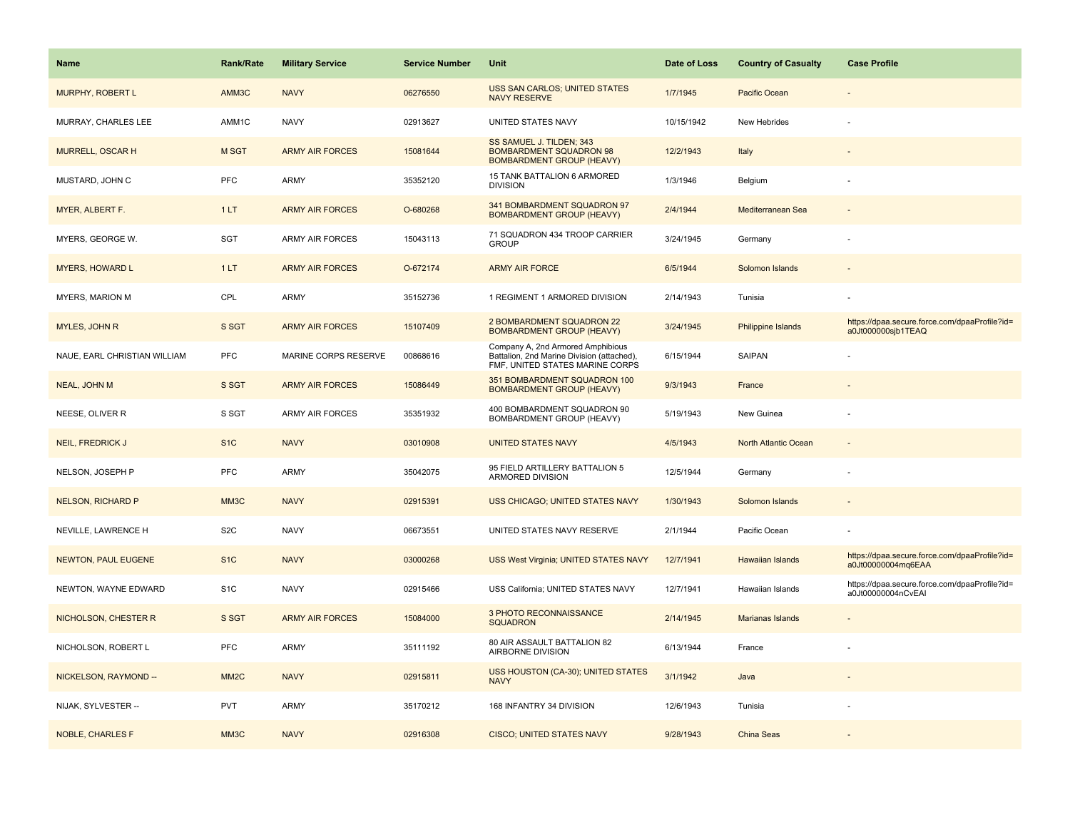| Name | Rank/Rate | Military Service | Service Number | Unit | Date of Loss | Country of Casualty | Case Profile |
|---|---|---|---|---|---|---|---|
| MURPHY, ROBERT L | AMM3C | NAVY | 06276550 | USS SAN CARLOS; UNITED STATES NAVY RESERVE | 1/7/1945 | Pacific Ocean | - |
| MURRAY, CHARLES LEE | AMM1C | NAVY | 02913627 | UNITED STATES NAVY | 10/15/1942 | New Hebrides | - |
| MURRELL, OSCAR H | M SGT | ARMY AIR FORCES | 15081644 | SS SAMUEL J. TILDEN; 343 BOMBARDMENT SQUADRON 98 BOMBARDMENT GROUP (HEAVY) | 12/2/1943 | Italy | - |
| MUSTARD, JOHN C | PFC | ARMY | 35352120 | 15 TANK BATTALION 6 ARMORED DIVISION | 1/3/1946 | Belgium | - |
| MYER, ALBERT F. | 1 LT | ARMY AIR FORCES | O-680268 | 341 BOMBARDMENT SQUADRON 97 BOMBARDMENT GROUP (HEAVY) | 2/4/1944 | Mediterranean Sea | - |
| MYERS, GEORGE W. | SGT | ARMY AIR FORCES | 15043113 | 71 SQUADRON 434 TROOP CARRIER GROUP | 3/24/1945 | Germany | - |
| MYERS, HOWARD L | 1 LT | ARMY AIR FORCES | O-672174 | ARMY AIR FORCE | 6/5/1944 | Solomon Islands | - |
| MYERS, MARION M | CPL | ARMY | 35152736 | 1 REGIMENT 1 ARMORED DIVISION | 2/14/1943 | Tunisia | - |
| MYLES, JOHN R | S SGT | ARMY AIR FORCES | 15107409 | 2 BOMBARDMENT SQUADRON 22 BOMBARDMENT GROUP (HEAVY) | 3/24/1945 | Philippine Islands | https://dpaa.secure.force.com/dpaaProfile?id=a0Jt000000sjb1TEAQ |
| NAUE, EARL CHRISTIAN WILLIAM | PFC | MARINE CORPS RESERVE | 00868616 | Company A, 2nd Armored Amphibious Battalion, 2nd Marine Division (attached), FMF, UNITED STATES MARINE CORPS | 6/15/1944 | SAIPAN | - |
| NEAL, JOHN M | S SGT | ARMY AIR FORCES | 15086449 | 351 BOMBARDMENT SQUADRON 100 BOMBARDMENT GROUP (HEAVY) | 9/3/1943 | France | - |
| NEESE, OLIVER R | S SGT | ARMY AIR FORCES | 35351932 | 400 BOMBARDMENT SQUADRON 90 BOMBARDMENT GROUP (HEAVY) | 5/19/1943 | New Guinea | - |
| NEIL, FREDRICK J | S1C | NAVY | 03010908 | UNITED STATES NAVY | 4/5/1943 | North Atlantic Ocean | - |
| NELSON, JOSEPH P | PFC | ARMY | 35042075 | 95 FIELD ARTILLERY BATTALION 5 ARMORED DIVISION | 12/5/1944 | Germany | - |
| NELSON, RICHARD P | MM3C | NAVY | 02915391 | USS CHICAGO; UNITED STATES NAVY | 1/30/1943 | Solomon Islands | - |
| NEVILLE, LAWRENCE H | S2C | NAVY | 06673551 | UNITED STATES NAVY RESERVE | 2/1/1944 | Pacific Ocean | - |
| NEWTON, PAUL EUGENE | S1C | NAVY | 03000268 | USS West Virginia; UNITED STATES NAVY | 12/7/1941 | Hawaiian Islands | https://dpaa.secure.force.com/dpaaProfile?id=a0Jt00000004mq6EAA |
| NEWTON, WAYNE EDWARD | S1C | NAVY | 02915466 | USS California; UNITED STATES NAVY | 12/7/1941 | Hawaiian Islands | https://dpaa.secure.force.com/dpaaProfile?id=a0Jt00000004nCvEAI |
| NICHOLSON, CHESTER R | S SGT | ARMY AIR FORCES | 15084000 | 3 PHOTO RECONNAISSANCE SQUADRON | 2/14/1945 | Marianas Islands | - |
| NICHOLSON, ROBERT L | PFC | ARMY | 35111192 | 80 AIR ASSAULT BATTALION 82 AIRBORNE DIVISION | 6/13/1944 | France | - |
| NICKELSON, RAYMOND -- | MM2C | NAVY | 02915811 | USS HOUSTON (CA-30); UNITED STATES NAVY | 3/1/1942 | Java | - |
| NIJAK, SYLVESTER -- | PVT | ARMY | 35170212 | 168 INFANTRY 34 DIVISION | 12/6/1943 | Tunisia | - |
| NOBLE, CHARLES F | MM3C | NAVY | 02916308 | CISCO; UNITED STATES NAVY | 9/28/1943 | China Seas | - |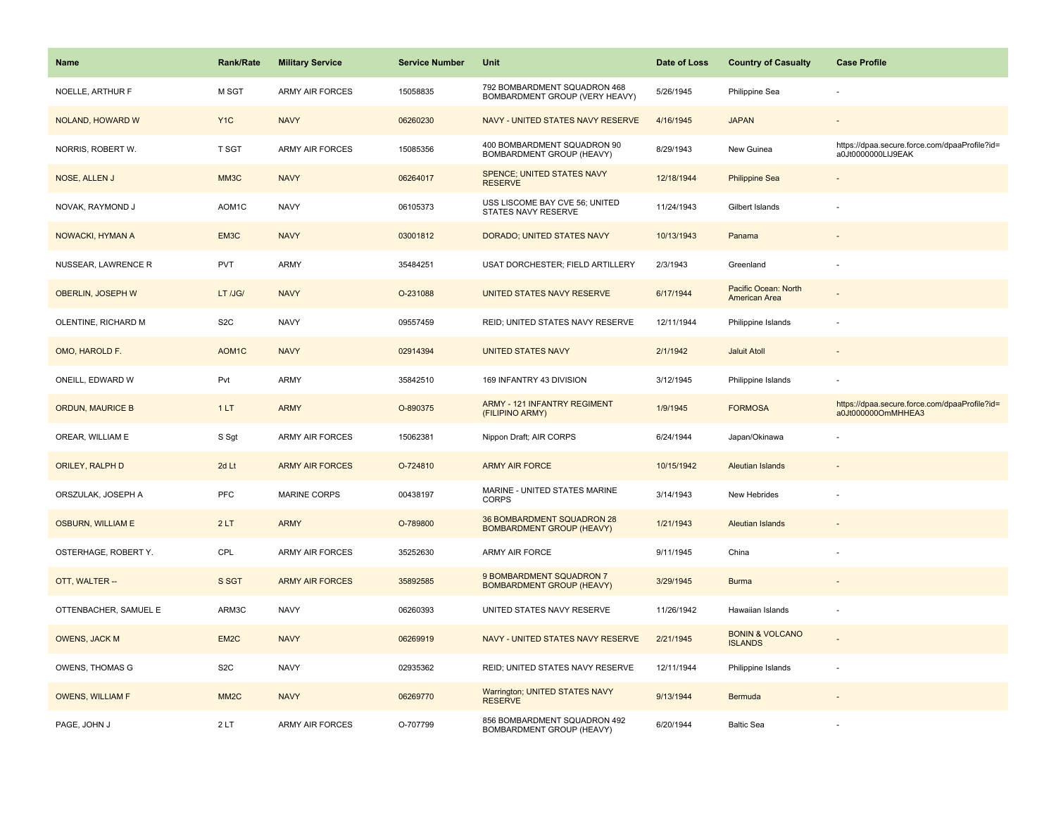| Name | Rank/Rate | Military Service | Service Number | Unit | Date of Loss | Country of Casualty | Case Profile |
|---|---|---|---|---|---|---|---|
| NOELLE, ARTHUR F | M SGT | ARMY AIR FORCES | 15058835 | 792 BOMBARDMENT SQUADRON 468 BOMBARDMENT GROUP (VERY HEAVY) | 5/26/1945 | Philippine Sea | - |
| NOLAND, HOWARD W | Y1C | NAVY | 06260230 | NAVY - UNITED STATES NAVY RESERVE | 4/16/1945 | JAPAN | - |
| NORRIS, ROBERT W. | T SGT | ARMY AIR FORCES | 15085356 | 400 BOMBARDMENT SQUADRON 90 BOMBARDMENT GROUP (HEAVY) | 8/29/1943 | New Guinea | https://dpaa.secure.force.com/dpaaProfile?id=a0Jt0000000LlJ9EAK |
| NOSE, ALLEN J | MM3C | NAVY | 06264017 | SPENCE; UNITED STATES NAVY RESERVE | 12/18/1944 | Philippine Sea | - |
| NOVAK, RAYMOND J | AOM1C | NAVY | 06105373 | USS LISCOME BAY CVE 56; UNITED STATES NAVY RESERVE | 11/24/1943 | Gilbert Islands | - |
| NOWACKI, HYMAN A | EM3C | NAVY | 03001812 | DORADO; UNITED STATES NAVY | 10/13/1943 | Panama | - |
| NUSSEAR, LAWRENCE R | PVT | ARMY | 35484251 | USAT DORCHESTER; FIELD ARTILLERY | 2/3/1943 | Greenland | - |
| OBERLIN, JOSEPH W | LT /JG/ | NAVY | O-231088 | UNITED STATES NAVY RESERVE | 6/17/1944 | Pacific Ocean: North American Area | - |
| OLENTINE, RICHARD M | S2C | NAVY | 09557459 | REID; UNITED STATES NAVY RESERVE | 12/11/1944 | Philippine Islands | - |
| OMO, HAROLD F. | AOM1C | NAVY | 02914394 | UNITED STATES NAVY | 2/1/1942 | Jaluit Atoll | - |
| ONEILL, EDWARD W | Pvt | ARMY | 35842510 | 169 INFANTRY 43 DIVISION | 3/12/1945 | Philippine Islands | - |
| ORDUN, MAURICE B | 1 LT | ARMY | O-890375 | ARMY - 121 INFANTRY REGIMENT (FILIPINO ARMY) | 1/9/1945 | FORMOSA | https://dpaa.secure.force.com/dpaaProfile?id=a0Jt000000OmMHHEA3 |
| OREAR, WILLIAM E | S Sgt | ARMY AIR FORCES | 15062381 | Nippon Draft; AIR CORPS | 6/24/1944 | Japan/Okinawa | - |
| ORILEY, RALPH D | 2d Lt | ARMY AIR FORCES | O-724810 | ARMY AIR FORCE | 10/15/1942 | Aleutian Islands | - |
| ORSZULAK, JOSEPH A | PFC | MARINE CORPS | 00438197 | MARINE - UNITED STATES MARINE CORPS | 3/14/1943 | New Hebrides | - |
| OSBURN, WILLIAM E | 2 LT | ARMY | O-789800 | 36 BOMBARDMENT SQUADRON 28 BOMBARDMENT GROUP (HEAVY) | 1/21/1943 | Aleutian Islands | - |
| OSTERHAGE, ROBERT Y. | CPL | ARMY AIR FORCES | 35252630 | ARMY AIR FORCE | 9/11/1945 | China | - |
| OTT, WALTER -- | S SGT | ARMY AIR FORCES | 35892585 | 9 BOMBARDMENT SQUADRON 7 BOMBARDMENT GROUP (HEAVY) | 3/29/1945 | Burma | - |
| OTTENBACHER, SAMUEL E | ARM3C | NAVY | 06260393 | UNITED STATES NAVY RESERVE | 11/26/1942 | Hawaiian Islands | - |
| OWENS, JACK M | EM2C | NAVY | 06269919 | NAVY - UNITED STATES NAVY RESERVE | 2/21/1945 | BONIN & VOLCANO ISLANDS | - |
| OWENS, THOMAS G | S2C | NAVY | 02935362 | REID; UNITED STATES NAVY RESERVE | 12/11/1944 | Philippine Islands | - |
| OWENS, WILLIAM F | MM2C | NAVY | 06269770 | Warrington; UNITED STATES NAVY RESERVE | 9/13/1944 | Bermuda | - |
| PAGE, JOHN J | 2 LT | ARMY AIR FORCES | O-707799 | 856 BOMBARDMENT SQUADRON 492 BOMBARDMENT GROUP (HEAVY) | 6/20/1944 | Baltic Sea | - |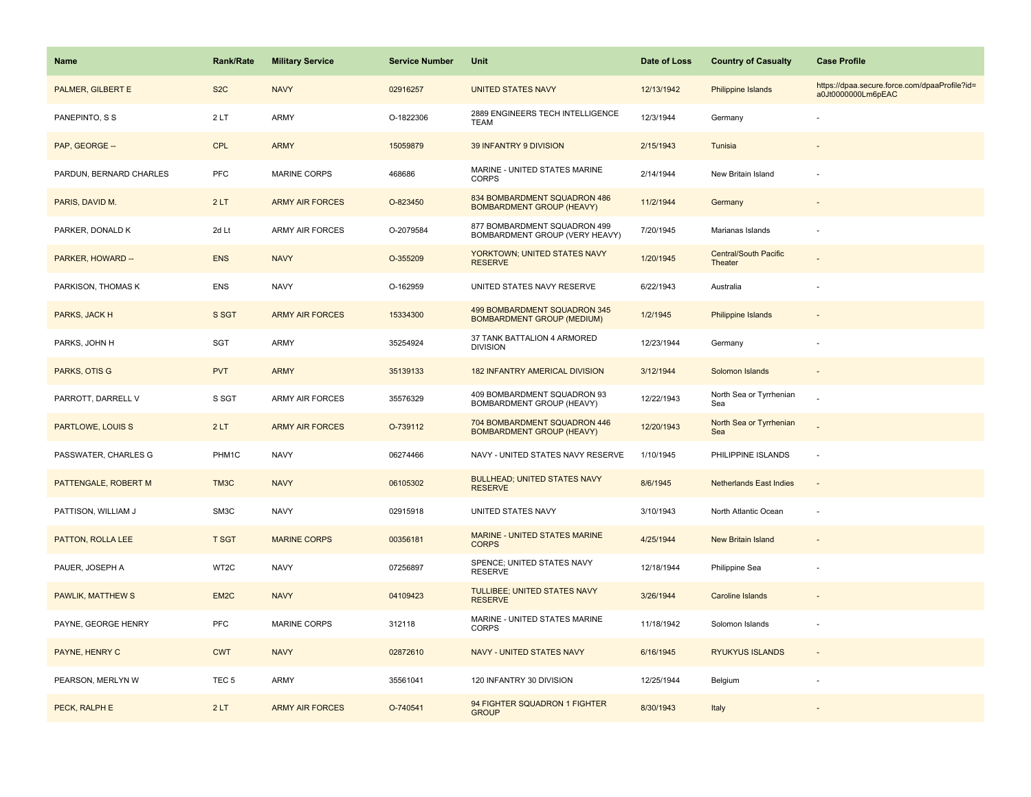| Name | Rank/Rate | Military Service | Service Number | Unit | Date of Loss | Country of Casualty | Case Profile |
|---|---|---|---|---|---|---|---|
| PALMER, GILBERT E | S2C | NAVY | 02916257 | UNITED STATES NAVY | 12/13/1942 | Philippine Islands | https://dpaa.secure.force.com/dpaaProfile?id=a0Jt0000000Lm6pEAC |
| PANEPINTO, S S | 2 LT | ARMY | O-1822306 | 2889 ENGINEERS TECH INTELLIGENCE TEAM | 12/3/1944 | Germany | - |
| PAP, GEORGE -- | CPL | ARMY | 15059879 | 39 INFANTRY 9 DIVISION | 2/15/1943 | Tunisia | - |
| PARDUN, BERNARD CHARLES | PFC | MARINE CORPS | 468686 | MARINE - UNITED STATES MARINE CORPS | 2/14/1944 | New Britain Island | - |
| PARIS, DAVID M. | 2 LT | ARMY AIR FORCES | O-823450 | 834 BOMBARDMENT SQUADRON 486 BOMBARDMENT GROUP (HEAVY) | 11/2/1944 | Germany | - |
| PARKER, DONALD K | 2d Lt | ARMY AIR FORCES | O-2079584 | 877 BOMBARDMENT SQUADRON 499 BOMBARDMENT GROUP (VERY HEAVY) | 7/20/1945 | Marianas Islands | - |
| PARKER, HOWARD -- | ENS | NAVY | O-355209 | YORKTOWN; UNITED STATES NAVY RESERVE | 1/20/1945 | Central/South Pacific Theater | - |
| PARKISON, THOMAS K | ENS | NAVY | O-162959 | UNITED STATES NAVY RESERVE | 6/22/1943 | Australia | - |
| PARKS, JACK H | S SGT | ARMY AIR FORCES | 15334300 | 499 BOMBARDMENT SQUADRON 345 BOMBARDMENT GROUP (MEDIUM) | 1/2/1945 | Philippine Islands | - |
| PARKS, JOHN H | SGT | ARMY | 35254924 | 37 TANK BATTALION 4 ARMORED DIVISION | 12/23/1944 | Germany | - |
| PARKS, OTIS G | PVT | ARMY | 35139133 | 182 INFANTRY AMERICAL DIVISION | 3/12/1944 | Solomon Islands | - |
| PARROTT, DARRELL V | S SGT | ARMY AIR FORCES | 35576329 | 409 BOMBARDMENT SQUADRON 93 BOMBARDMENT GROUP (HEAVY) | 12/22/1943 | North Sea or Tyrrhenian Sea | - |
| PARTLOWE, LOUIS S | 2 LT | ARMY AIR FORCES | O-739112 | 704 BOMBARDMENT SQUADRON 446 BOMBARDMENT GROUP (HEAVY) | 12/20/1943 | North Sea or Tyrrhenian Sea | - |
| PASSWATER, CHARLES G | PHM1C | NAVY | 06274466 | NAVY - UNITED STATES NAVY RESERVE | 1/10/1945 | PHILIPPINE ISLANDS | - |
| PATTENGALE, ROBERT M | TM3C | NAVY | 06105302 | BULLHEAD; UNITED STATES NAVY RESERVE | 8/6/1945 | Netherlands East Indies | - |
| PATTISON, WILLIAM J | SM3C | NAVY | 02915918 | UNITED STATES NAVY | 3/10/1943 | North Atlantic Ocean | - |
| PATTON, ROLLA LEE | T SGT | MARINE CORPS | 00356181 | MARINE - UNITED STATES MARINE CORPS | 4/25/1944 | New Britain Island | - |
| PAUER, JOSEPH A | WT2C | NAVY | 07256897 | SPENCE; UNITED STATES NAVY RESERVE | 12/18/1944 | Philippine Sea | - |
| PAWLIK, MATTHEW S | EM2C | NAVY | 04109423 | TULLIBEE; UNITED STATES NAVY RESERVE | 3/26/1944 | Caroline Islands | - |
| PAYNE, GEORGE HENRY | PFC | MARINE CORPS | 312118 | MARINE - UNITED STATES MARINE CORPS | 11/18/1942 | Solomon Islands | - |
| PAYNE, HENRY C | CWT | NAVY | 02872610 | NAVY - UNITED STATES NAVY | 6/16/1945 | RYUKYUS ISLANDS | - |
| PEARSON, MERLYN W | TEC 5 | ARMY | 35561041 | 120 INFANTRY 30 DIVISION | 12/25/1944 | Belgium | - |
| PECK, RALPH E | 2 LT | ARMY AIR FORCES | O-740541 | 94 FIGHTER SQUADRON 1 FIGHTER GROUP | 8/30/1943 | Italy | - |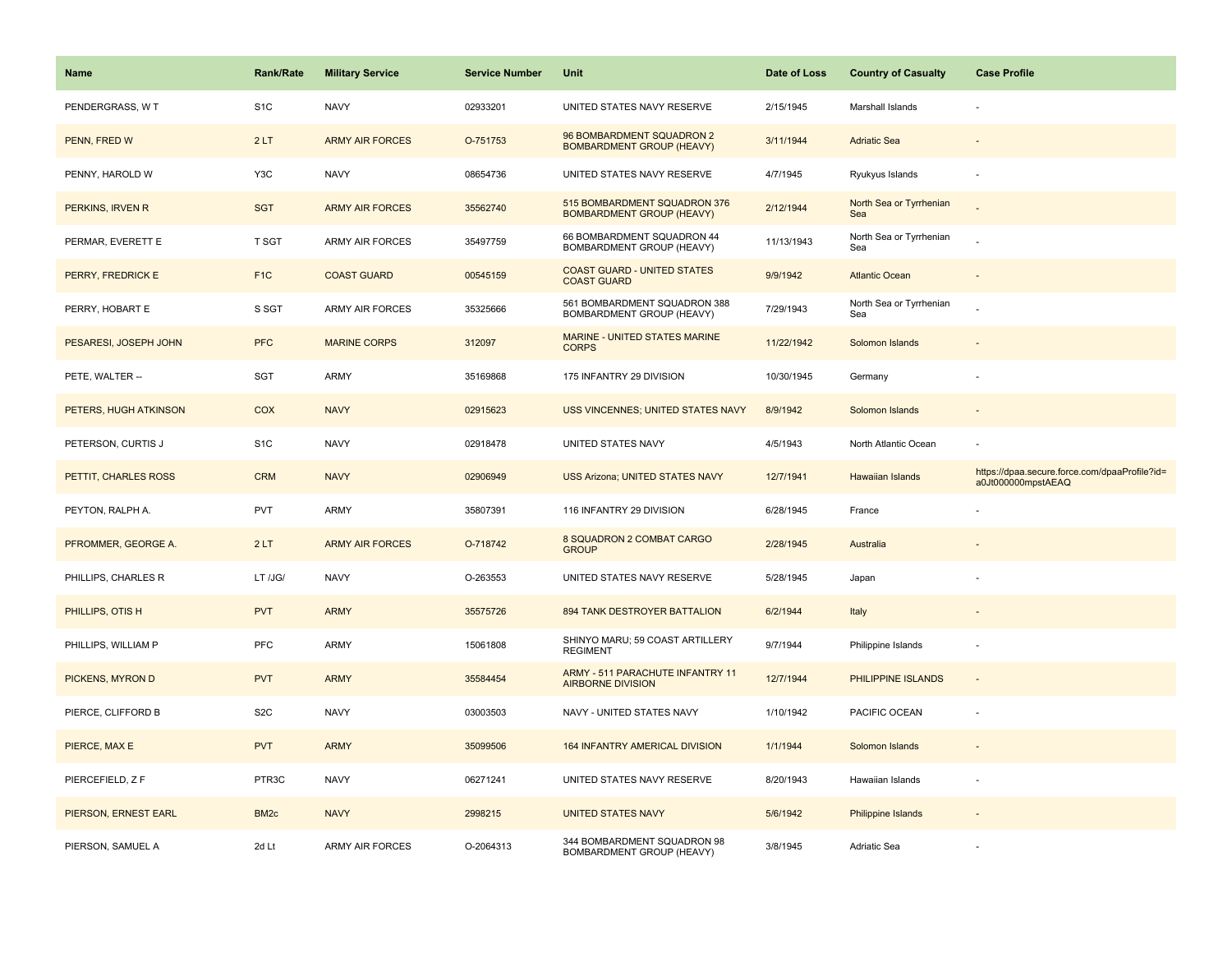| Name | Rank/Rate | Military Service | Service Number | Unit | Date of Loss | Country of Casualty | Case Profile |
|---|---|---|---|---|---|---|---|
| PENDERGRASS, W T | S1C | NAVY | 02933201 | UNITED STATES NAVY RESERVE | 2/15/1945 | Marshall Islands | - |
| PENN, FRED W | 2 LT | ARMY AIR FORCES | O-751753 | 96 BOMBARDMENT SQUADRON 2 BOMBARDMENT GROUP (HEAVY) | 3/11/1944 | Adriatic Sea | - |
| PENNY, HAROLD W | Y3C | NAVY | 08654736 | UNITED STATES NAVY RESERVE | 4/7/1945 | Ryukyus Islands | - |
| PERKINS, IRVEN R | SGT | ARMY AIR FORCES | 35562740 | 515 BOMBARDMENT SQUADRON 376 BOMBARDMENT GROUP (HEAVY) | 2/12/1944 | North Sea or Tyrrhenian Sea | - |
| PERMAR, EVERETT E | T SGT | ARMY AIR FORCES | 35497759 | 66 BOMBARDMENT SQUADRON 44 BOMBARDMENT GROUP (HEAVY) | 11/13/1943 | North Sea or Tyrrhenian Sea | - |
| PERRY, FREDRICK E | F1C | COAST GUARD | 00545159 | COAST GUARD - UNITED STATES COAST GUARD | 9/9/1942 | Atlantic Ocean | - |
| PERRY, HOBART E | S SGT | ARMY AIR FORCES | 35325666 | 561 BOMBARDMENT SQUADRON 388 BOMBARDMENT GROUP (HEAVY) | 7/29/1943 | North Sea or Tyrrhenian Sea | - |
| PESARESI, JOSEPH JOHN | PFC | MARINE CORPS | 312097 | MARINE - UNITED STATES MARINE CORPS | 11/22/1942 | Solomon Islands | - |
| PETE, WALTER -- | SGT | ARMY | 35169868 | 175 INFANTRY 29 DIVISION | 10/30/1945 | Germany | - |
| PETERS, HUGH ATKINSON | COX | NAVY | 02915623 | USS VINCENNES; UNITED STATES NAVY | 8/9/1942 | Solomon Islands | - |
| PETERSON, CURTIS J | S1C | NAVY | 02918478 | UNITED STATES NAVY | 4/5/1943 | North Atlantic Ocean | - |
| PETTIT, CHARLES ROSS | CRM | NAVY | 02906949 | USS Arizona; UNITED STATES NAVY | 12/7/1941 | Hawaiian Islands | https://dpaa.secure.force.com/dpaaProfile?id=a0Jt000000mpstAEAQ |
| PEYTON, RALPH A. | PVT | ARMY | 35807391 | 116 INFANTRY 29 DIVISION | 6/28/1945 | France | - |
| PFROMMER, GEORGE A. | 2 LT | ARMY AIR FORCES | O-718742 | 8 SQUADRON 2 COMBAT CARGO GROUP | 2/28/1945 | Australia | - |
| PHILLIPS, CHARLES R | LT /JG/ | NAVY | O-263553 | UNITED STATES NAVY RESERVE | 5/28/1945 | Japan | - |
| PHILLIPS, OTIS H | PVT | ARMY | 35575726 | 894 TANK DESTROYER BATTALION | 6/2/1944 | Italy | - |
| PHILLIPS, WILLIAM P | PFC | ARMY | 15061808 | SHINYO MARU; 59 COAST ARTILLERY REGIMENT | 9/7/1944 | Philippine Islands | - |
| PICKENS, MYRON D | PVT | ARMY | 35584454 | ARMY - 511 PARACHUTE INFANTRY 11 AIRBORNE DIVISION | 12/7/1944 | PHILIPPINE ISLANDS | - |
| PIERCE, CLIFFORD B | S2C | NAVY | 03003503 | NAVY - UNITED STATES NAVY | 1/10/1942 | PACIFIC OCEAN | - |
| PIERCE, MAX E | PVT | ARMY | 35099506 | 164 INFANTRY AMERICAL DIVISION | 1/1/1944 | Solomon Islands | - |
| PIERCEFIELD, Z F | PTR3C | NAVY | 06271241 | UNITED STATES NAVY RESERVE | 8/20/1943 | Hawaiian Islands | - |
| PIERSON, ERNEST EARL | BM2c | NAVY | 2998215 | UNITED STATES NAVY | 5/6/1942 | Philippine Islands | - |
| PIERSON, SAMUEL A | 2d Lt | ARMY AIR FORCES | O-2064313 | 344 BOMBARDMENT SQUADRON 98 BOMBARDMENT GROUP (HEAVY) | 3/8/1945 | Adriatic Sea | - |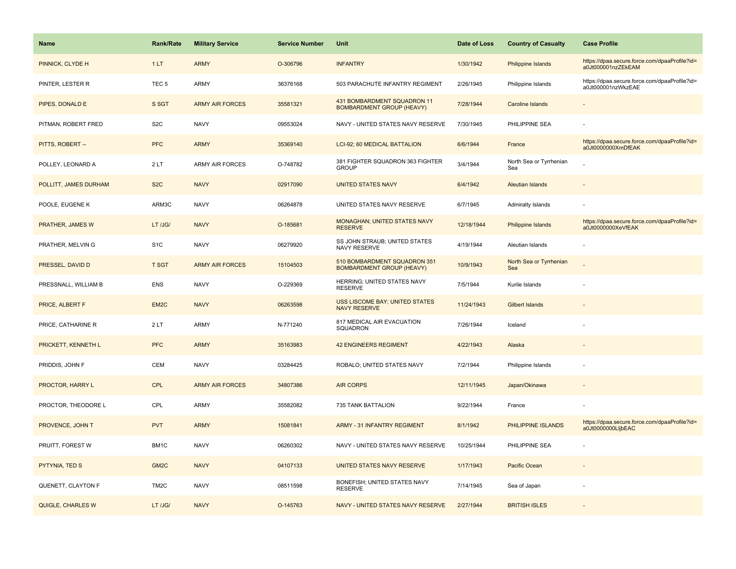| Name | Rank/Rate | Military Service | Service Number | Unit | Date of Loss | Country of Casualty | Case Profile |
|---|---|---|---|---|---|---|---|
| PINNICK, CLYDE H | 1 LT | ARMY | O-306796 | INFANTRY | 1/30/1942 | Philippine Islands | https://dpaa.secure.force.com/dpaaProfile?id=a0Jt000001nzZEkEAM |
| PINTER, LESTER R | TEC 5 | ARMY | 36376168 | 503 PARACHUTE INFANTRY REGIMENT | 2/26/1945 | Philippine Islands | https://dpaa.secure.force.com/dpaaProfile?id=a0Jt000001nzWkzEAE |
| PIPES, DONALD E | S SGT | ARMY AIR FORCES | 35581321 | 431 BOMBARDMENT SQUADRON 11 BOMBARDMENT GROUP (HEAVY) | 7/28/1944 | Caroline Islands | - |
| PITMAN, ROBERT FRED | S2C | NAVY | 09553024 | NAVY - UNITED STATES NAVY RESERVE | 7/30/1945 | PHILIPPINE SEA | - |
| PITTS, ROBERT -- | PFC | ARMY | 35369140 | LCI-92; 60 MEDICAL BATTALION | 6/6/1944 | France | https://dpaa.secure.force.com/dpaaProfile?id=a0Jt0000000XmDfEAK |
| POLLEY, LEONARD A | 2 LT | ARMY AIR FORCES | O-748782 | 381 FIGHTER SQUADRON 363 FIGHTER GROUP | 3/4/1944 | North Sea or Tyrrhenian Sea | - |
| POLLITT, JAMES DURHAM | S2C | NAVY | 02917090 | UNITED STATES NAVY | 6/4/1942 | Aleutian Islands | - |
| POOLE, EUGENE K | ARM3C | NAVY | 06264878 | UNITED STATES NAVY RESERVE | 6/7/1945 | Admiralty Islands | - |
| PRATHER, JAMES W | LT /JG/ | NAVY | O-185681 | MONAGHAN; UNITED STATES NAVY RESERVE | 12/18/1944 | Philippine Islands | https://dpaa.secure.force.com/dpaaProfile?id=a0Jt0000000XeVfEAK |
| PRATHER, MELVIN G | S1C | NAVY | 06279920 | SS JOHN STRAUB; UNITED STATES NAVY RESERVE | 4/19/1944 | Aleutian Islands | - |
| PRESSEL, DAVID D | T SGT | ARMY AIR FORCES | 15104503 | 510 BOMBARDMENT SQUADRON 351 BOMBARDMENT GROUP (HEAVY) | 10/9/1943 | North Sea or Tyrrhenian Sea | - |
| PRESSNALL, WILLIAM B | ENS | NAVY | O-229369 | HERRING; UNITED STATES NAVY RESERVE | 7/5/1944 | Kurile Islands | - |
| PRICE, ALBERT F | EM2C | NAVY | 06263598 | USS LISCOME BAY; UNITED STATES NAVY RESERVE | 11/24/1943 | Gilbert Islands | - |
| PRICE, CATHARINE R | 2 LT | ARMY | N-771240 | 817 MEDICAL AIR EVACUATION SQUADRON | 7/26/1944 | Iceland | - |
| PRICKETT, KENNETH L | PFC | ARMY | 35163983 | 42 ENGINEERS REGIMENT | 4/22/1943 | Alaska | - |
| PRIDDIS, JOHN F | CEM | NAVY | 03284425 | ROBALO; UNITED STATES NAVY | 7/2/1944 | Philippine Islands | - |
| PROCTOR, HARRY L | CPL | ARMY AIR FORCES | 34807386 | AIR CORPS | 12/11/1945 | Japan/Okinawa | - |
| PROCTOR, THEODORE L | CPL | ARMY | 35582082 | 735 TANK BATTALION | 9/22/1944 | France | - |
| PROVENCE, JOHN T | PVT | ARMY | 15081841 | ARMY - 31 INFANTRY REGIMENT | 8/1/1942 | PHILIPPINE ISLANDS | https://dpaa.secure.force.com/dpaaProfile?id=a0Jt0000000LljbEAC |
| PRUITT, FOREST W | BM1C | NAVY | 06260302 | NAVY - UNITED STATES NAVY RESERVE | 10/25/1944 | PHILIPPINE SEA | - |
| PYTYNIA, TED S | GM2C | NAVY | 04107133 | UNITED STATES NAVY RESERVE | 1/17/1943 | Pacific Ocean | - |
| QUENETT, CLAYTON F | TM2C | NAVY | 08511598 | BONEFISH; UNITED STATES NAVY RESERVE | 7/14/1945 | Sea of Japan | - |
| QUIGLE, CHARLES W | LT /JG/ | NAVY | O-145763 | NAVY - UNITED STATES NAVY RESERVE | 2/27/1944 | BRITISH ISLES | - |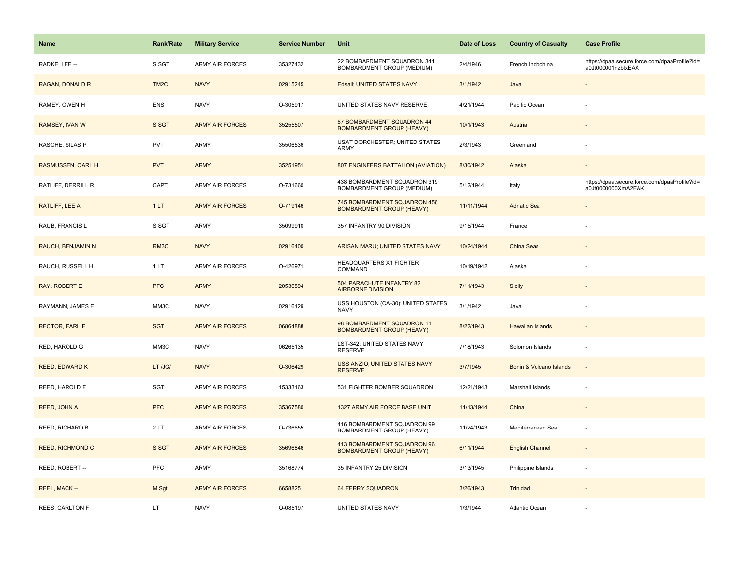| Name | Rank/Rate | Military Service | Service Number | Unit | Date of Loss | Country of Casualty | Case Profile |
|---|---|---|---|---|---|---|---|
| RADKE, LEE -- | S SGT | ARMY AIR FORCES | 35327432 | 22 BOMBARDMENT SQUADRON 341 BOMBARDMENT GROUP (MEDIUM) | 2/4/1946 | French Indochina | https://dpaa.secure.force.com/dpaaProfile?id=a0Jt000001nzblxEAA |
| RAGAN, DONALD R | TM2C | NAVY | 02915245 | Edsall; UNITED STATES NAVY | 3/1/1942 | Java | - |
| RAMEY, OWEN H | ENS | NAVY | O-305917 | UNITED STATES NAVY RESERVE | 4/21/1944 | Pacific Ocean | - |
| RAMSEY, IVAN W | S SGT | ARMY AIR FORCES | 35255507 | 67 BOMBARDMENT SQUADRON 44 BOMBARDMENT GROUP (HEAVY) | 10/1/1943 | Austria | - |
| RASCHE, SILAS P | PVT | ARMY | 35506536 | USAT DORCHESTER; UNITED STATES ARMY | 2/3/1943 | Greenland | - |
| RASMUSSEN, CARL H | PVT | ARMY | 35251951 | 807 ENGINEERS BATTALION (AVIATION) | 8/30/1942 | Alaska | - |
| RATLIFF, DERRILL R. | CAPT | ARMY AIR FORCES | O-731660 | 438 BOMBARDMENT SQUADRON 319 BOMBARDMENT GROUP (MEDIUM) | 5/12/1944 | Italy | https://dpaa.secure.force.com/dpaaProfile?id=a0Jt0000000XmA2EAK |
| RATLIFF, LEE A | 1 LT | ARMY AIR FORCES | O-719146 | 745 BOMBARDMENT SQUADRON 456 BOMBARDMENT GROUP (HEAVY) | 11/11/1944 | Adriatic Sea | - |
| RAUB, FRANCIS L | S SGT | ARMY | 35099910 | 357 INFANTRY 90 DIVISION | 9/15/1944 | France | - |
| RAUCH, BENJAMIN N | RM3C | NAVY | 02916400 | ARISAN MARU; UNITED STATES NAVY | 10/24/1944 | China Seas | - |
| RAUCH, RUSSELL H | 1 LT | ARMY AIR FORCES | O-426971 | HEADQUARTERS X1 FIGHTER COMMAND | 10/19/1942 | Alaska | - |
| RAY, ROBERT E | PFC | ARMY | 20536894 | 504 PARACHUTE INFANTRY 82 AIRBORNE DIVISION | 7/11/1943 | Sicily | - |
| RAYMANN, JAMES E | MM3C | NAVY | 02916129 | USS HOUSTON (CA-30); UNITED STATES NAVY | 3/1/1942 | Java | - |
| RECTOR, EARL E | SGT | ARMY AIR FORCES | 06864888 | 98 BOMBARDMENT SQUADRON 11 BOMBARDMENT GROUP (HEAVY) | 8/22/1943 | Hawaiian Islands | - |
| RED, HAROLD G | MM3C | NAVY | 06265135 | LST-342; UNITED STATES NAVY RESERVE | 7/18/1943 | Solomon Islands | - |
| REED, EDWARD K | LT /JG/ | NAVY | O-306429 | USS ANZIO; UNITED STATES NAVY RESERVE | 3/7/1945 | Bonin & Volcano Islands | - |
| REED, HAROLD F | SGT | ARMY AIR FORCES | 15333163 | 531 FIGHTER BOMBER SQUADRON | 12/21/1943 | Marshall Islands | - |
| REED, JOHN A | PFC | ARMY AIR FORCES | 35367580 | 1327 ARMY AIR FORCE BASE UNIT | 11/13/1944 | China | - |
| REED, RICHARD B | 2 LT | ARMY AIR FORCES | O-736655 | 416 BOMBARDMENT SQUADRON 99 BOMBARDMENT GROUP (HEAVY) | 11/24/1943 | Mediterranean Sea | - |
| REED, RICHMOND C | S SGT | ARMY AIR FORCES | 35696846 | 413 BOMBARDMENT SQUADRON 96 BOMBARDMENT GROUP (HEAVY) | 6/11/1944 | English Channel | - |
| REED, ROBERT -- | PFC | ARMY | 35168774 | 35 INFANTRY 25 DIVISION | 3/13/1945 | Philippine Islands | - |
| REEL, MACK -- | M Sgt | ARMY AIR FORCES | 6658825 | 64 FERRY SQUADRON | 3/26/1943 | Trinidad | - |
| REES, CARLTON F | LT | NAVY | O-085197 | UNITED STATES NAVY | 1/3/1944 | Atlantic Ocean | - |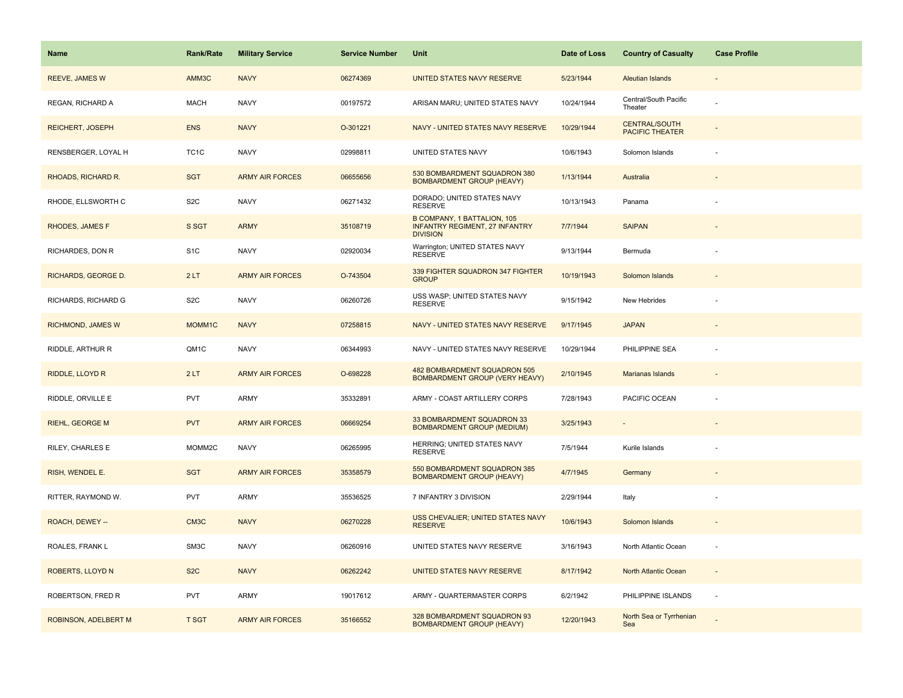| Name | Rank/Rate | Military Service | Service Number | Unit | Date of Loss | Country of Casualty | Case Profile |
|---|---|---|---|---|---|---|---|
| REEVE, JAMES W | AMM3C | NAVY | 06274369 | UNITED STATES NAVY RESERVE | 5/23/1944 | Aleutian Islands | - |
| REGAN, RICHARD A | MACH | NAVY | 00197572 | ARISAN MARU; UNITED STATES NAVY | 10/24/1944 | Central/South Pacific Theater | - |
| REICHERT, JOSEPH | ENS | NAVY | O-301221 | NAVY - UNITED STATES NAVY RESERVE | 10/29/1944 | CENTRAL/SOUTH PACIFIC THEATER | - |
| RENSBERGER, LOYAL H | TC1C | NAVY | 02998811 | UNITED STATES NAVY | 10/6/1943 | Solomon Islands | - |
| RHOADS, RICHARD R. | SGT | ARMY AIR FORCES | 06655656 | 530 BOMBARDMENT SQUADRON 380 BOMBARDMENT GROUP (HEAVY) | 1/13/1944 | Australia | - |
| RHODE, ELLSWORTH C | S2C | NAVY | 06271432 | DORADO; UNITED STATES NAVY RESERVE | 10/13/1943 | Panama | - |
| RHODES, JAMES F | S SGT | ARMY | 35108719 | B COMPANY, 1 BATTALION, 105 INFANTRY REGIMENT, 27 INFANTRY DIVISION | 7/7/1944 | SAIPAN | - |
| RICHARDES, DON R | S1C | NAVY | 02920034 | Warrington; UNITED STATES NAVY RESERVE | 9/13/1944 | Bermuda | - |
| RICHARDS, GEORGE D. | 2 LT | ARMY AIR FORCES | O-743504 | 339 FIGHTER SQUADRON 347 FIGHTER GROUP | 10/19/1943 | Solomon Islands | - |
| RICHARDS, RICHARD G | S2C | NAVY | 06260726 | USS WASP; UNITED STATES NAVY RESERVE | 9/15/1942 | New Hebrides | - |
| RICHMOND, JAMES W | MOMM1C | NAVY | 07258815 | NAVY - UNITED STATES NAVY RESERVE | 9/17/1945 | JAPAN | - |
| RIDDLE, ARTHUR R | QM1C | NAVY | 06344993 | NAVY - UNITED STATES NAVY RESERVE | 10/29/1944 | PHILIPPINE SEA | - |
| RIDDLE, LLOYD R | 2 LT | ARMY AIR FORCES | O-698228 | 482 BOMBARDMENT SQUADRON 505 BOMBARDMENT GROUP (VERY HEAVY) | 2/10/1945 | Marianas Islands | - |
| RIDDLE, ORVILLE E | PVT | ARMY | 35332891 | ARMY - COAST ARTILLERY CORPS | 7/28/1943 | PACIFIC OCEAN | - |
| RIEHL, GEORGE M | PVT | ARMY AIR FORCES | 06669254 | 33 BOMBARDMENT SQUADRON 33 BOMBARDMENT GROUP (MEDIUM) | 3/25/1943 | - | - |
| RILEY, CHARLES E | MOMM2C | NAVY | 06265995 | HERRING; UNITED STATES NAVY RESERVE | 7/5/1944 | Kurile Islands | - |
| RISH, WENDEL E. | SGT | ARMY AIR FORCES | 35358579 | 550 BOMBARDMENT SQUADRON 385 BOMBARDMENT GROUP (HEAVY) | 4/7/1945 | Germany | - |
| RITTER, RAYMOND W. | PVT | ARMY | 35536525 | 7 INFANTRY 3 DIVISION | 2/29/1944 | Italy | - |
| ROACH, DEWEY -- | CM3C | NAVY | 06270228 | USS CHEVALIER; UNITED STATES NAVY RESERVE | 10/6/1943 | Solomon Islands | - |
| ROALES, FRANK L | SM3C | NAVY | 06260916 | UNITED STATES NAVY RESERVE | 3/16/1943 | North Atlantic Ocean | - |
| ROBERTS, LLOYD N | S2C | NAVY | 06262242 | UNITED STATES NAVY RESERVE | 8/17/1942 | North Atlantic Ocean | - |
| ROBERTSON, FRED R | PVT | ARMY | 19017612 | ARMY - QUARTERMASTER CORPS | 6/2/1942 | PHILIPPINE ISLANDS | - |
| ROBINSON, ADELBERT M | T SGT | ARMY AIR FORCES | 35166552 | 328 BOMBARDMENT SQUADRON 93 BOMBARDMENT GROUP (HEAVY) | 12/20/1943 | North Sea or Tyrrhenian Sea | - |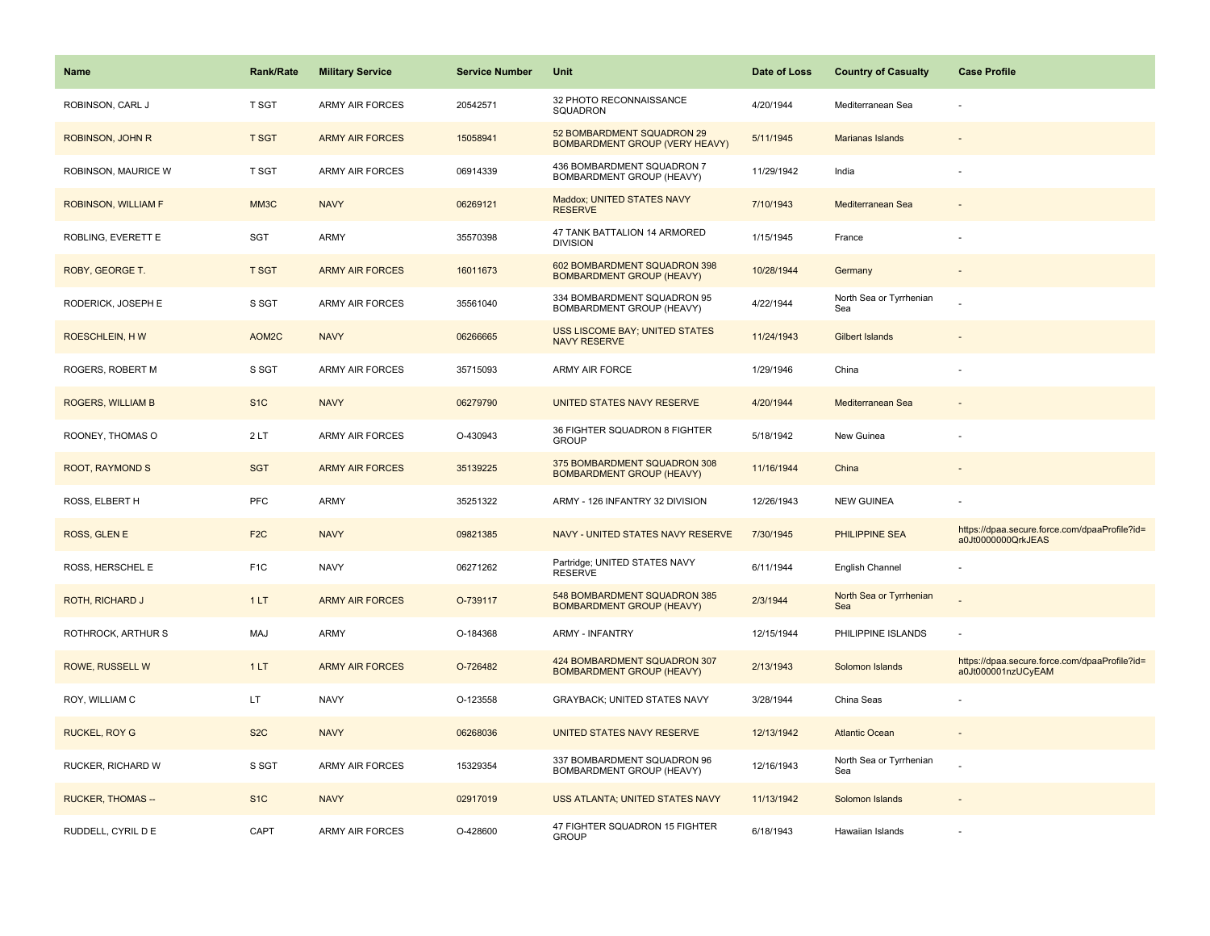| Name | Rank/Rate | Military Service | Service Number | Unit | Date of Loss | Country of Casualty | Case Profile |
|---|---|---|---|---|---|---|---|
| ROBINSON, CARL J | T SGT | ARMY AIR FORCES | 20542571 | 32 PHOTO RECONNAISSANCE SQUADRON | 4/20/1944 | Mediterranean Sea | - |
| ROBINSON, JOHN R | T SGT | ARMY AIR FORCES | 15058941 | 52 BOMBARDMENT SQUADRON 29 BOMBARDMENT GROUP (VERY HEAVY) | 5/11/1945 | Marianas Islands | - |
| ROBINSON, MAURICE W | T SGT | ARMY AIR FORCES | 06914339 | 436 BOMBARDMENT SQUADRON 7 BOMBARDMENT GROUP (HEAVY) | 11/29/1942 | India | - |
| ROBINSON, WILLIAM F | MM3C | NAVY | 06269121 | Maddox; UNITED STATES NAVY RESERVE | 7/10/1943 | Mediterranean Sea | - |
| ROBLING, EVERETT E | SGT | ARMY | 35570398 | 47 TANK BATTALION 14 ARMORED DIVISION | 1/15/1945 | France | - |
| ROBY, GEORGE T. | T SGT | ARMY AIR FORCES | 16011673 | 602 BOMBARDMENT SQUADRON 398 BOMBARDMENT GROUP (HEAVY) | 10/28/1944 | Germany | - |
| RODERICK, JOSEPH E | S SGT | ARMY AIR FORCES | 35561040 | 334 BOMBARDMENT SQUADRON 95 BOMBARDMENT GROUP (HEAVY) | 4/22/1944 | North Sea or Tyrrhenian Sea | - |
| ROESCHLEIN, H W | AOM2C | NAVY | 06266665 | USS LISCOME BAY; UNITED STATES NAVY RESERVE | 11/24/1943 | Gilbert Islands | - |
| ROGERS, ROBERT M | S SGT | ARMY AIR FORCES | 35715093 | ARMY AIR FORCE | 1/29/1946 | China | - |
| ROGERS, WILLIAM B | S1C | NAVY | 06279790 | UNITED STATES NAVY RESERVE | 4/20/1944 | Mediterranean Sea | - |
| ROONEY, THOMAS O | 2 LT | ARMY AIR FORCES | O-430943 | 36 FIGHTER SQUADRON 8 FIGHTER GROUP | 5/18/1942 | New Guinea | - |
| ROOT, RAYMOND S | SGT | ARMY AIR FORCES | 35139225 | 375 BOMBARDMENT SQUADRON 308 BOMBARDMENT GROUP (HEAVY) | 11/16/1944 | China | - |
| ROSS, ELBERT H | PFC | ARMY | 35251322 | ARMY - 126 INFANTRY 32 DIVISION | 12/26/1943 | NEW GUINEA | - |
| ROSS, GLEN E | F2C | NAVY | 09821385 | NAVY - UNITED STATES NAVY RESERVE | 7/30/1945 | PHILIPPINE SEA | https://dpaa.secure.force.com/dpaaProfile?id=a0Jt0000000QrkJEAS |
| ROSS, HERSCHEL E | F1C | NAVY | 06271262 | Partridge; UNITED STATES NAVY RESERVE | 6/11/1944 | English Channel | - |
| ROTH, RICHARD J | 1 LT | ARMY AIR FORCES | O-739117 | 548 BOMBARDMENT SQUADRON 385 BOMBARDMENT GROUP (HEAVY) | 2/3/1944 | North Sea or Tyrrhenian Sea | - |
| ROTHROCK, ARTHUR S | MAJ | ARMY | O-184368 | ARMY - INFANTRY | 12/15/1944 | PHILIPPINE ISLANDS | - |
| ROWE, RUSSELL W | 1 LT | ARMY AIR FORCES | O-726482 | 424 BOMBARDMENT SQUADRON 307 BOMBARDMENT GROUP (HEAVY) | 2/13/1943 | Solomon Islands | https://dpaa.secure.force.com/dpaaProfile?id=a0Jt000001nzUCyEAM |
| ROY, WILLIAM C | LT | NAVY | O-123558 | GRAYBACK; UNITED STATES NAVY | 3/28/1944 | China Seas | - |
| RUCKEL, ROY G | S2C | NAVY | 06268036 | UNITED STATES NAVY RESERVE | 12/13/1942 | Atlantic Ocean | - |
| RUCKER, RICHARD W | S SGT | ARMY AIR FORCES | 15329354 | 337 BOMBARDMENT SQUADRON 96 BOMBARDMENT GROUP (HEAVY) | 12/16/1943 | North Sea or Tyrrhenian Sea | - |
| RUCKER, THOMAS -- | S1C | NAVY | 02917019 | USS ATLANTA; UNITED STATES NAVY | 11/13/1942 | Solomon Islands | - |
| RUDDELL, CYRIL D E | CAPT | ARMY AIR FORCES | O-428600 | 47 FIGHTER SQUADRON 15 FIGHTER GROUP | 6/18/1943 | Hawaiian Islands | - |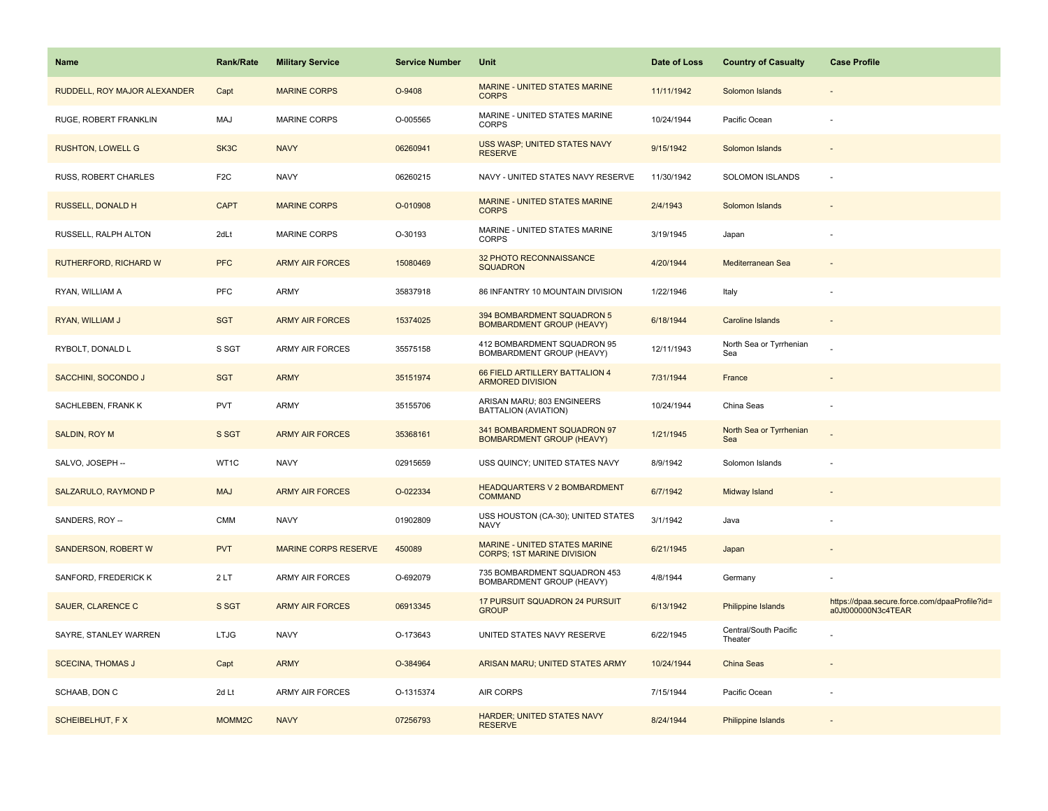| Name | Rank/Rate | Military Service | Service Number | Unit | Date of Loss | Country of Casualty | Case Profile |
| --- | --- | --- | --- | --- | --- | --- | --- |
| RUDDELL, ROY MAJOR ALEXANDER | Capt | MARINE CORPS | O-9408 | MARINE - UNITED STATES MARINE CORPS | 11/11/1942 | Solomon Islands | - |
| RUGE, ROBERT FRANKLIN | MAJ | MARINE CORPS | O-005565 | MARINE - UNITED STATES MARINE CORPS | 10/24/1944 | Pacific Ocean | - |
| RUSHTON, LOWELL G | SK3C | NAVY | 06260941 | USS WASP; UNITED STATES NAVY RESERVE | 9/15/1942 | Solomon Islands | - |
| RUSS, ROBERT CHARLES | F2C | NAVY | 06260215 | NAVY - UNITED STATES NAVY RESERVE | 11/30/1942 | SOLOMON ISLANDS | - |
| RUSSELL, DONALD H | CAPT | MARINE CORPS | O-010908 | MARINE - UNITED STATES MARINE CORPS | 2/4/1943 | Solomon Islands | - |
| RUSSELL, RALPH ALTON | 2dLt | MARINE CORPS | O-30193 | MARINE - UNITED STATES MARINE CORPS | 3/19/1945 | Japan | - |
| RUTHERFORD, RICHARD W | PFC | ARMY AIR FORCES | 15080469 | 32 PHOTO RECONNAISSANCE SQUADRON | 4/20/1944 | Mediterranean Sea | - |
| RYAN, WILLIAM A | PFC | ARMY | 35837918 | 86 INFANTRY 10 MOUNTAIN DIVISION | 1/22/1946 | Italy | - |
| RYAN, WILLIAM J | SGT | ARMY AIR FORCES | 15374025 | 394 BOMBARDMENT SQUADRON 5 BOMBARDMENT GROUP (HEAVY) | 6/18/1944 | Caroline Islands | - |
| RYBOLT, DONALD L | S SGT | ARMY AIR FORCES | 35575158 | 412 BOMBARDMENT SQUADRON 95 BOMBARDMENT GROUP (HEAVY) | 12/11/1943 | North Sea or Tyrrhenian Sea | - |
| SACCHINI, SOCONDO J | SGT | ARMY | 35151974 | 66 FIELD ARTILLERY BATTALION 4 ARMORED DIVISION | 7/31/1944 | France | - |
| SACHLEBEN, FRANK K | PVT | ARMY | 35155706 | ARISAN MARU; 803 ENGINEERS BATTALION (AVIATION) | 10/24/1944 | China Seas | - |
| SALDIN, ROY M | S SGT | ARMY AIR FORCES | 35368161 | 341 BOMBARDMENT SQUADRON 97 BOMBARDMENT GROUP (HEAVY) | 1/21/1945 | North Sea or Tyrrhenian Sea | - |
| SALVO, JOSEPH -- | WT1C | NAVY | 02915659 | USS QUINCY; UNITED STATES NAVY | 8/9/1942 | Solomon Islands | - |
| SALZARULO, RAYMOND P | MAJ | ARMY AIR FORCES | O-022334 | HEADQUARTERS V 2 BOMBARDMENT COMMAND | 6/7/1942 | Midway Island | - |
| SANDERS, ROY -- | CMM | NAVY | 01902809 | USS HOUSTON (CA-30); UNITED STATES NAVY | 3/1/1942 | Java | - |
| SANDERSON, ROBERT W | PVT | MARINE CORPS RESERVE | 450089 | MARINE - UNITED STATES MARINE CORPS; 1ST MARINE DIVISION | 6/21/1945 | Japan | - |
| SANFORD, FREDERICK K | 2 LT | ARMY AIR FORCES | O-692079 | 735 BOMBARDMENT SQUADRON 453 BOMBARDMENT GROUP (HEAVY) | 4/8/1944 | Germany | - |
| SAUER, CLARENCE C | S SGT | ARMY AIR FORCES | 06913345 | 17 PURSUIT SQUADRON 24 PURSUIT GROUP | 6/13/1942 | Philippine Islands | https://dpaa.secure.force.com/dpaaProfile?id=a0Jt000000N3c4TEAR |
| SAYRE, STANLEY WARREN | LTJG | NAVY | O-173643 | UNITED STATES NAVY RESERVE | 6/22/1945 | Central/South Pacific Theater | - |
| SCECINA, THOMAS J | Capt | ARMY | O-384964 | ARISAN MARU; UNITED STATES ARMY | 10/24/1944 | China Seas | - |
| SCHAAB, DON C | 2d Lt | ARMY AIR FORCES | O-1315374 | AIR CORPS | 7/15/1944 | Pacific Ocean | - |
| SCHEIBELHUT, F X | MOMM2C | NAVY | 07256793 | HARDER; UNITED STATES NAVY RESERVE | 8/24/1944 | Philippine Islands | - |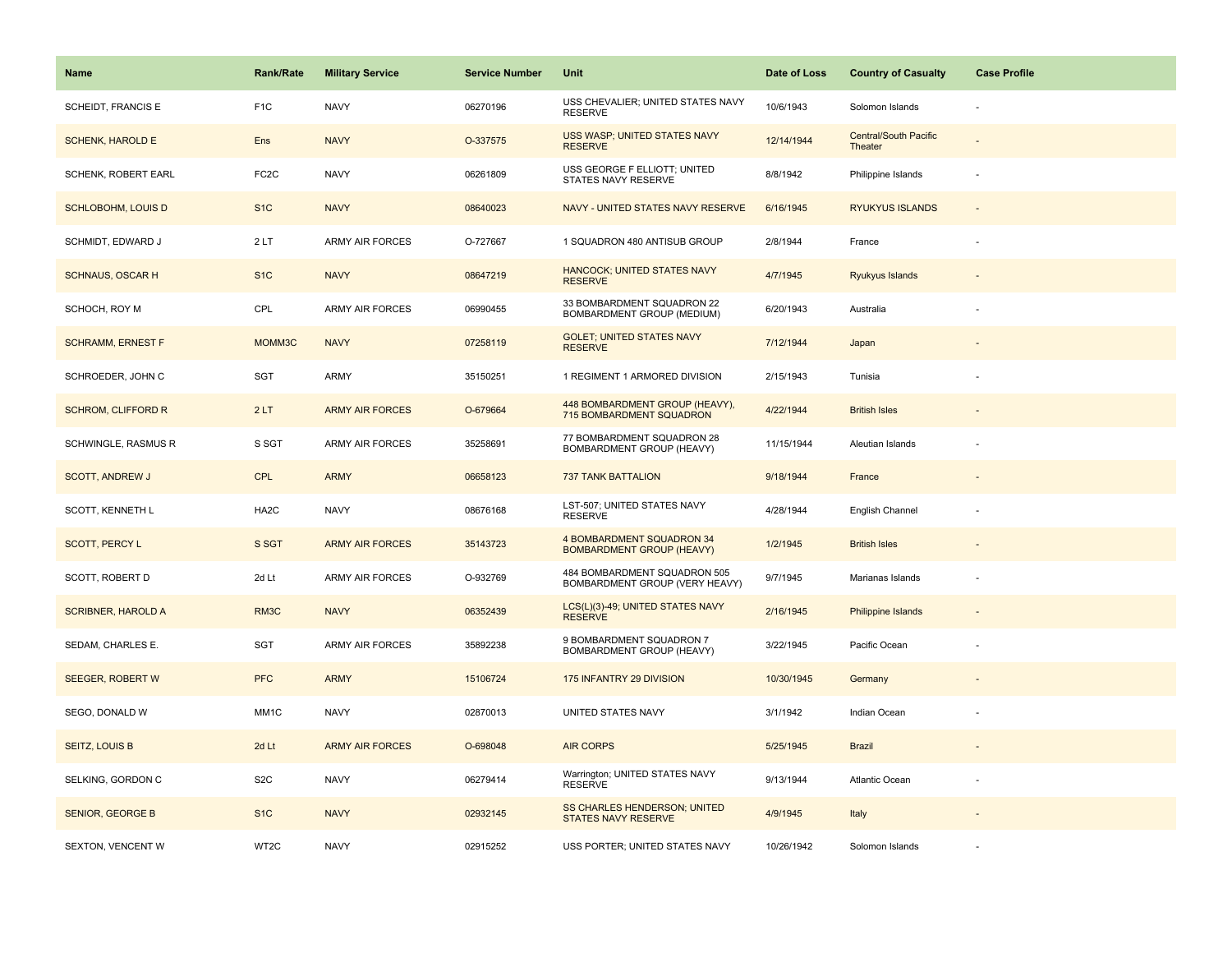| Name | Rank/Rate | Military Service | Service Number | Unit | Date of Loss | Country of Casualty | Case Profile |
|---|---|---|---|---|---|---|---|
| SCHEIDT, FRANCIS E | F1C | NAVY | 06270196 | USS CHEVALIER; UNITED STATES NAVY RESERVE | 10/6/1943 | Solomon Islands | - |
| SCHENK, HAROLD E | Ens | NAVY | O-337575 | USS WASP; UNITED STATES NAVY RESERVE | 12/14/1944 | Central/South Pacific Theater | - |
| SCHENK, ROBERT EARL | FC2C | NAVY | 06261809 | USS GEORGE F ELLIOTT; UNITED STATES NAVY RESERVE | 8/8/1942 | Philippine Islands | - |
| SCHLOBOHM, LOUIS D | S1C | NAVY | 08640023 | NAVY - UNITED STATES NAVY RESERVE | 6/16/1945 | RYUKYUS ISLANDS | - |
| SCHMIDT, EDWARD J | 2 LT | ARMY AIR FORCES | O-727667 | 1 SQUADRON 480 ANTISUB GROUP | 2/8/1944 | France | - |
| SCHNAUS, OSCAR H | S1C | NAVY | 08647219 | HANCOCK; UNITED STATES NAVY RESERVE | 4/7/1945 | Ryukyus Islands | - |
| SCHOCH, ROY M | CPL | ARMY AIR FORCES | 06990455 | 33 BOMBARDMENT SQUADRON 22 BOMBARDMENT GROUP (MEDIUM) | 6/20/1943 | Australia | - |
| SCHRAMM, ERNEST F | MOMM3C | NAVY | 07258119 | GOLET; UNITED STATES NAVY RESERVE | 7/12/1944 | Japan | - |
| SCHROEDER, JOHN C | SGT | ARMY | 35150251 | 1 REGIMENT 1 ARMORED DIVISION | 2/15/1943 | Tunisia | - |
| SCHROM, CLIFFORD R | 2 LT | ARMY AIR FORCES | O-679664 | 448 BOMBARDMENT GROUP (HEAVY), 715 BOMBARDMENT SQUADRON | 4/22/1944 | British Isles | - |
| SCHWINGLE, RASMUS R | S SGT | ARMY AIR FORCES | 35258691 | 77 BOMBARDMENT SQUADRON 28 BOMBARDMENT GROUP (HEAVY) | 11/15/1944 | Aleutian Islands | - |
| SCOTT, ANDREW J | CPL | ARMY | 06658123 | 737 TANK BATTALION | 9/18/1944 | France | - |
| SCOTT, KENNETH L | HA2C | NAVY | 08676168 | LST-507; UNITED STATES NAVY RESERVE | 4/28/1944 | English Channel | - |
| SCOTT, PERCY L | S SGT | ARMY AIR FORCES | 35143723 | 4 BOMBARDMENT SQUADRON 34 BOMBARDMENT GROUP (HEAVY) | 1/2/1945 | British Isles | - |
| SCOTT, ROBERT D | 2d Lt | ARMY AIR FORCES | O-932769 | 484 BOMBARDMENT SQUADRON 505 BOMBARDMENT GROUP (VERY HEAVY) | 9/7/1945 | Marianas Islands | - |
| SCRIBNER, HAROLD A | RM3C | NAVY | 06352439 | LCS(L)(3)-49; UNITED STATES NAVY RESERVE | 2/16/1945 | Philippine Islands | - |
| SEDAM, CHARLES E. | SGT | ARMY AIR FORCES | 35892238 | 9 BOMBARDMENT SQUADRON 7 BOMBARDMENT GROUP (HEAVY) | 3/22/1945 | Pacific Ocean | - |
| SEEGER, ROBERT W | PFC | ARMY | 15106724 | 175 INFANTRY 29 DIVISION | 10/30/1945 | Germany | - |
| SEGO, DONALD W | MM1C | NAVY | 02870013 | UNITED STATES NAVY | 3/1/1942 | Indian Ocean | - |
| SEITZ, LOUIS B | 2d Lt | ARMY AIR FORCES | O-698048 | AIR CORPS | 5/25/1945 | Brazil | - |
| SELKING, GORDON C | S2C | NAVY | 06279414 | Warrington; UNITED STATES NAVY RESERVE | 9/13/1944 | Atlantic Ocean | - |
| SENIOR, GEORGE B | S1C | NAVY | 02932145 | SS CHARLES HENDERSON; UNITED STATES NAVY RESERVE | 4/9/1945 | Italy | - |
| SEXTON, VENCENT W | WT2C | NAVY | 02915252 | USS PORTER; UNITED STATES NAVY | 10/26/1942 | Solomon Islands | - |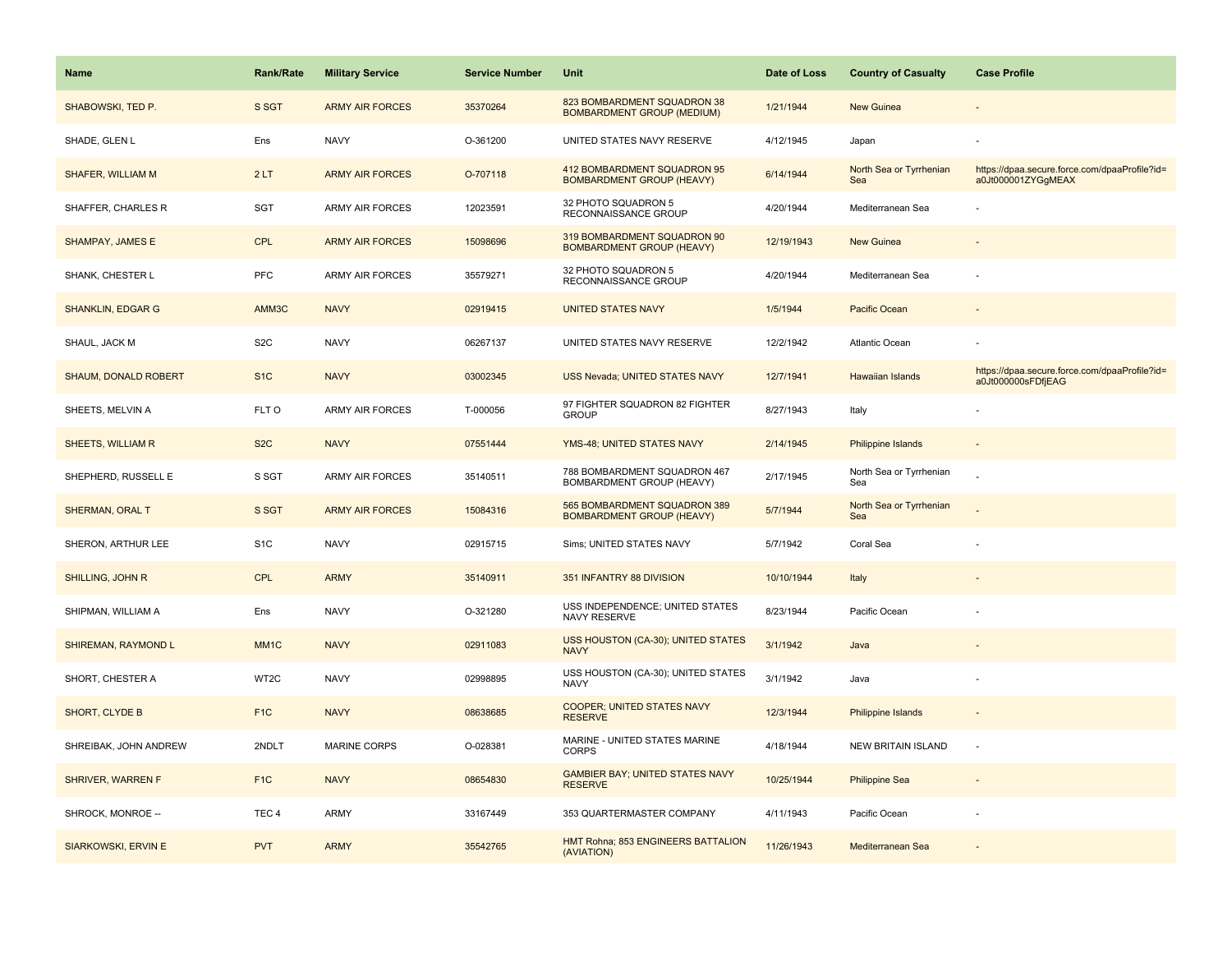| Name | Rank/Rate | Military Service | Service Number | Unit | Date of Loss | Country of Casualty | Case Profile |
| --- | --- | --- | --- | --- | --- | --- | --- |
| SHABOWSKI, TED P. | S SGT | ARMY AIR FORCES | 35370264 | 823 BOMBARDMENT SQUADRON 38 BOMBARDMENT GROUP (MEDIUM) | 1/21/1944 | New Guinea | - |
| SHADE, GLEN L | Ens | NAVY | O-361200 | UNITED STATES NAVY RESERVE | 4/12/1945 | Japan | - |
| SHAFER, WILLIAM M | 2 LT | ARMY AIR FORCES | O-707118 | 412 BOMBARDMENT SQUADRON 95 BOMBARDMENT GROUP (HEAVY) | 6/14/1944 | North Sea or Tyrrhenian Sea | https://dpaa.secure.force.com/dpaaProfile?id=a0Jt000001ZYGgMEAX |
| SHAFFER, CHARLES R | SGT | ARMY AIR FORCES | 12023591 | 32 PHOTO SQUADRON 5 RECONNAISSANCE GROUP | 4/20/1944 | Mediterranean Sea | - |
| SHAMPAY, JAMES E | CPL | ARMY AIR FORCES | 15098696 | 319 BOMBARDMENT SQUADRON 90 BOMBARDMENT GROUP (HEAVY) | 12/19/1943 | New Guinea | - |
| SHANK, CHESTER L | PFC | ARMY AIR FORCES | 35579271 | 32 PHOTO SQUADRON 5 RECONNAISSANCE GROUP | 4/20/1944 | Mediterranean Sea | - |
| SHANKLIN, EDGAR G | AMM3C | NAVY | 02919415 | UNITED STATES NAVY | 1/5/1944 | Pacific Ocean | - |
| SHAUL, JACK M | S2C | NAVY | 06267137 | UNITED STATES NAVY RESERVE | 12/2/1942 | Atlantic Ocean | - |
| SHAUM, DONALD ROBERT | S1C | NAVY | 03002345 | USS Nevada; UNITED STATES NAVY | 12/7/1941 | Hawaiian Islands | https://dpaa.secure.force.com/dpaaProfile?id=a0Jt000000sFDfjEAG |
| SHEETS, MELVIN A | FLT O | ARMY AIR FORCES | T-000056 | 97 FIGHTER SQUADRON 82 FIGHTER GROUP | 8/27/1943 | Italy | - |
| SHEETS, WILLIAM R | S2C | NAVY | 07551444 | YMS-48; UNITED STATES NAVY | 2/14/1945 | Philippine Islands | - |
| SHEPHERD, RUSSELL E | S SGT | ARMY AIR FORCES | 35140511 | 788 BOMBARDMENT SQUADRON 467 BOMBARDMENT GROUP (HEAVY) | 2/17/1945 | North Sea or Tyrrhenian Sea | - |
| SHERMAN, ORAL T | S SGT | ARMY AIR FORCES | 15084316 | 565 BOMBARDMENT SQUADRON 389 BOMBARDMENT GROUP (HEAVY) | 5/7/1944 | North Sea or Tyrrhenian Sea | - |
| SHERON, ARTHUR LEE | S1C | NAVY | 02915715 | Sims; UNITED STATES NAVY | 5/7/1942 | Coral Sea | - |
| SHILLING, JOHN R | CPL | ARMY | 35140911 | 351 INFANTRY 88 DIVISION | 10/10/1944 | Italy | - |
| SHIPMAN, WILLIAM A | Ens | NAVY | O-321280 | USS INDEPENDENCE; UNITED STATES NAVY RESERVE | 8/23/1944 | Pacific Ocean | - |
| SHIREMAN, RAYMOND L | MM1C | NAVY | 02911083 | USS HOUSTON (CA-30); UNITED STATES NAVY | 3/1/1942 | Java | - |
| SHORT, CHESTER A | WT2C | NAVY | 02998895 | USS HOUSTON (CA-30); UNITED STATES NAVY | 3/1/1942 | Java | - |
| SHORT, CLYDE B | F1C | NAVY | 08638685 | COOPER; UNITED STATES NAVY RESERVE | 12/3/1944 | Philippine Islands | - |
| SHREIBAK, JOHN ANDREW | 2NDLT | MARINE CORPS | O-028381 | MARINE - UNITED STATES MARINE CORPS | 4/18/1944 | NEW BRITAIN ISLAND | - |
| SHRIVER, WARREN F | F1C | NAVY | 08654830 | GAMBIER BAY; UNITED STATES NAVY RESERVE | 10/25/1944 | Philippine Sea | - |
| SHROCK, MONROE -- | TEC 4 | ARMY | 33167449 | 353 QUARTERMASTER COMPANY | 4/11/1943 | Pacific Ocean | - |
| SIARKOWSKI, ERVIN E | PVT | ARMY | 35542765 | HMT Rohna; 853 ENGINEERS BATTALION (AVIATION) | 11/26/1943 | Mediterranean Sea | - |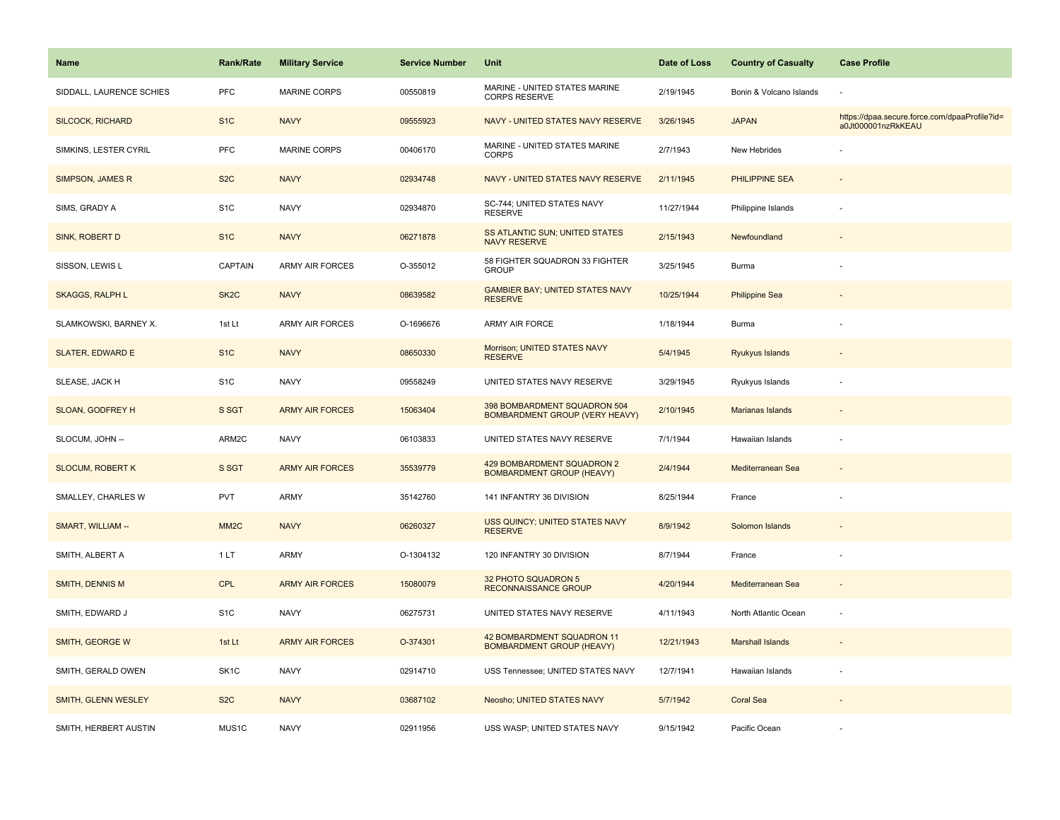| Name | Rank/Rate | Military Service | Service Number | Unit | Date of Loss | Country of Casualty | Case Profile |
|---|---|---|---|---|---|---|---|
| SIDDALL, LAURENCE SCHIES | PFC | MARINE CORPS | 00550819 | MARINE - UNITED STATES MARINE CORPS RESERVE | 2/19/1945 | Bonin & Volcano Islands | - |
| SILCOCK, RICHARD | S1C | NAVY | 09555923 | NAVY - UNITED STATES NAVY RESERVE | 3/26/1945 | JAPAN | https://dpaa.secure.force.com/dpaaProfile?id=a0Jt000001nzRkKEAU |
| SIMKINS, LESTER CYRIL | PFC | MARINE CORPS | 00406170 | MARINE - UNITED STATES MARINE CORPS | 2/7/1943 | New Hebrides | - |
| SIMPSON, JAMES R | S2C | NAVY | 02934748 | NAVY - UNITED STATES NAVY RESERVE | 2/11/1945 | PHILIPPINE SEA | - |
| SIMS, GRADY A | S1C | NAVY | 02934870 | SC-744; UNITED STATES NAVY RESERVE | 11/27/1944 | Philippine Islands | - |
| SINK, ROBERT D | S1C | NAVY | 06271878 | SS ATLANTIC SUN; UNITED STATES NAVY RESERVE | 2/15/1943 | Newfoundland | - |
| SISSON, LEWIS L | CAPTAIN | ARMY AIR FORCES | O-355012 | 58 FIGHTER SQUADRON 33 FIGHTER GROUP | 3/25/1945 | Burma | - |
| SKAGGS, RALPH L | SK2C | NAVY | 08639582 | GAMBIER BAY; UNITED STATES NAVY RESERVE | 10/25/1944 | Philippine Sea | - |
| SLAMKOWSKI, BARNEY X. | 1st Lt | ARMY AIR FORCES | O-1696676 | ARMY AIR FORCE | 1/18/1944 | Burma | - |
| SLATER, EDWARD E | S1C | NAVY | 08650330 | Morrison; UNITED STATES NAVY RESERVE | 5/4/1945 | Ryukyus Islands | - |
| SLEASE, JACK H | S1C | NAVY | 09558249 | UNITED STATES NAVY RESERVE | 3/29/1945 | Ryukyus Islands | - |
| SLOAN, GODFREY H | S SGT | ARMY AIR FORCES | 15063404 | 398 BOMBARDMENT SQUADRON 504 BOMBARDMENT GROUP (VERY HEAVY) | 2/10/1945 | Marianas Islands | - |
| SLOCUM, JOHN -- | ARM2C | NAVY | 06103833 | UNITED STATES NAVY RESERVE | 7/1/1944 | Hawaiian Islands | - |
| SLOCUM, ROBERT K | S SGT | ARMY AIR FORCES | 35539779 | 429 BOMBARDMENT SQUADRON 2 BOMBARDMENT GROUP (HEAVY) | 2/4/1944 | Mediterranean Sea | - |
| SMALLEY, CHARLES W | PVT | ARMY | 35142760 | 141 INFANTRY 36 DIVISION | 8/25/1944 | France | - |
| SMART, WILLIAM -- | MM2C | NAVY | 06260327 | USS QUINCY; UNITED STATES NAVY RESERVE | 8/9/1942 | Solomon Islands | - |
| SMITH, ALBERT A | 1 LT | ARMY | O-1304132 | 120 INFANTRY 30 DIVISION | 8/7/1944 | France | - |
| SMITH, DENNIS M | CPL | ARMY AIR FORCES | 15080079 | 32 PHOTO SQUADRON 5 RECONNAISSANCE GROUP | 4/20/1944 | Mediterranean Sea | - |
| SMITH, EDWARD J | S1C | NAVY | 06275731 | UNITED STATES NAVY RESERVE | 4/11/1943 | North Atlantic Ocean | - |
| SMITH, GEORGE W | 1st Lt | ARMY AIR FORCES | O-374301 | 42 BOMBARDMENT SQUADRON 11 BOMBARDMENT GROUP (HEAVY) | 12/21/1943 | Marshall Islands | - |
| SMITH, GERALD OWEN | SK1C | NAVY | 02914710 | USS Tennessee; UNITED STATES NAVY | 12/7/1941 | Hawaiian Islands | - |
| SMITH, GLENN WESLEY | S2C | NAVY | 03687102 | Neosho; UNITED STATES NAVY | 5/7/1942 | Coral Sea | - |
| SMITH, HERBERT AUSTIN | MUS1C | NAVY | 02911956 | USS WASP; UNITED STATES NAVY | 9/15/1942 | Pacific Ocean | - |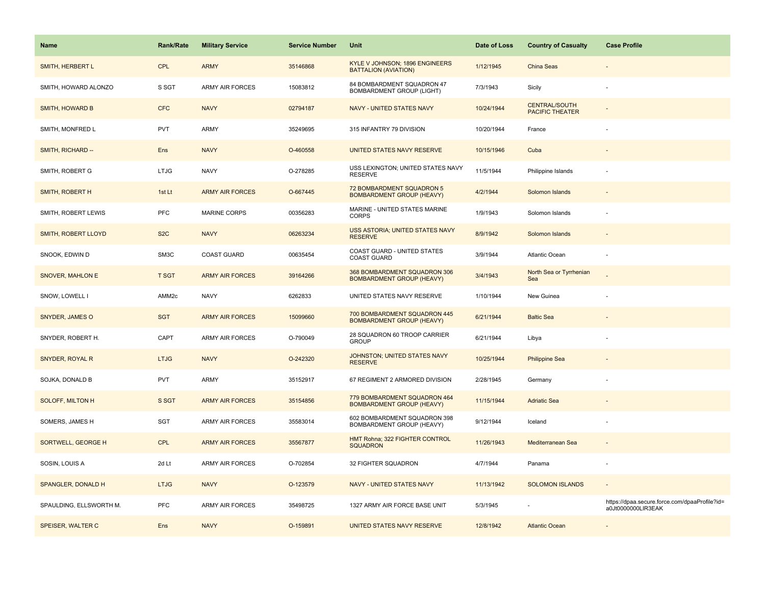| Name | Rank/Rate | Military Service | Service Number | Unit | Date of Loss | Country of Casualty | Case Profile |
|---|---|---|---|---|---|---|---|
| SMITH, HERBERT L | CPL | ARMY | 35146868 | KYLE V JOHNSON; 1896 ENGINEERS BATTALION (AVIATION) | 1/12/1945 | China Seas | - |
| SMITH, HOWARD ALONZO | S SGT | ARMY AIR FORCES | 15083812 | 84 BOMBARDMENT SQUADRON 47 BOMBARDMENT GROUP (LIGHT) | 7/3/1943 | Sicily | - |
| SMITH, HOWARD B | CFC | NAVY | 02794187 | NAVY - UNITED STATES NAVY | 10/24/1944 | CENTRAL/SOUTH PACIFIC THEATER | - |
| SMITH, MONFRED L | PVT | ARMY | 35249695 | 315 INFANTRY 79 DIVISION | 10/20/1944 | France | - |
| SMITH, RICHARD -- | Ens | NAVY | O-460558 | UNITED STATES NAVY RESERVE | 10/15/1946 | Cuba | - |
| SMITH, ROBERT G | LTJG | NAVY | O-278285 | USS LEXINGTON; UNITED STATES NAVY RESERVE | 11/5/1944 | Philippine Islands | - |
| SMITH, ROBERT H | 1st Lt | ARMY AIR FORCES | O-667445 | 72 BOMBARDMENT SQUADRON 5 BOMBARDMENT GROUP (HEAVY) | 4/2/1944 | Solomon Islands | - |
| SMITH, ROBERT LEWIS | PFC | MARINE CORPS | 00356283 | MARINE - UNITED STATES MARINE CORPS | 1/9/1943 | Solomon Islands | - |
| SMITH, ROBERT LLOYD | S2C | NAVY | 06263234 | USS ASTORIA; UNITED STATES NAVY RESERVE | 8/9/1942 | Solomon Islands | - |
| SNOOK, EDWIN D | SM3C | COAST GUARD | 00635454 | COAST GUARD - UNITED STATES COAST GUARD | 3/9/1944 | Atlantic Ocean | - |
| SNOVER, MAHLON E | T SGT | ARMY AIR FORCES | 39164266 | 368 BOMBARDMENT SQUADRON 306 BOMBARDMENT GROUP (HEAVY) | 3/4/1943 | North Sea or Tyrrhenian Sea | - |
| SNOW, LOWELL I | AMM2c | NAVY | 6262833 | UNITED STATES NAVY RESERVE | 1/10/1944 | New Guinea | - |
| SNYDER, JAMES O | SGT | ARMY AIR FORCES | 15099660 | 700 BOMBARDMENT SQUADRON 445 BOMBARDMENT GROUP (HEAVY) | 6/21/1944 | Baltic Sea | - |
| SNYDER, ROBERT H. | CAPT | ARMY AIR FORCES | O-790049 | 28 SQUADRON 60 TROOP CARRIER GROUP | 6/21/1944 | Libya | - |
| SNYDER, ROYAL R | LTJG | NAVY | O-242320 | JOHNSTON; UNITED STATES NAVY RESERVE | 10/25/1944 | Philippine Sea | - |
| SOJKA, DONALD B | PVT | ARMY | 35152917 | 67 REGIMENT 2 ARMORED DIVISION | 2/28/1945 | Germany | - |
| SOLOFF, MILTON H | S SGT | ARMY AIR FORCES | 35154856 | 779 BOMBARDMENT SQUADRON 464 BOMBARDMENT GROUP (HEAVY) | 11/15/1944 | Adriatic Sea | - |
| SOMERS, JAMES H | SGT | ARMY AIR FORCES | 35583014 | 602 BOMBARDMENT SQUADRON 398 BOMBARDMENT GROUP (HEAVY) | 9/12/1944 | Iceland | - |
| SORTWELL, GEORGE H | CPL | ARMY AIR FORCES | 35567877 | HMT Rohna; 322 FIGHTER CONTROL SQUADRON | 11/26/1943 | Mediterranean Sea | - |
| SOSIN, LOUIS A | 2d Lt | ARMY AIR FORCES | O-702854 | 32 FIGHTER SQUADRON | 4/7/1944 | Panama | - |
| SPANGLER, DONALD H | LTJG | NAVY | O-123579 | NAVY - UNITED STATES NAVY | 11/13/1942 | SOLOMON ISLANDS | - |
| SPAULDING, ELLSWORTH M. | PFC | ARMY AIR FORCES | 35498725 | 1327 ARMY AIR FORCE BASE UNIT | 5/3/1945 | - | https://dpaa.secure.force.com/dpaaProfile?id=a0Jt0000000LlR3EAK |
| SPEISER, WALTER C | Ens | NAVY | O-159891 | UNITED STATES NAVY RESERVE | 12/8/1942 | Atlantic Ocean | - |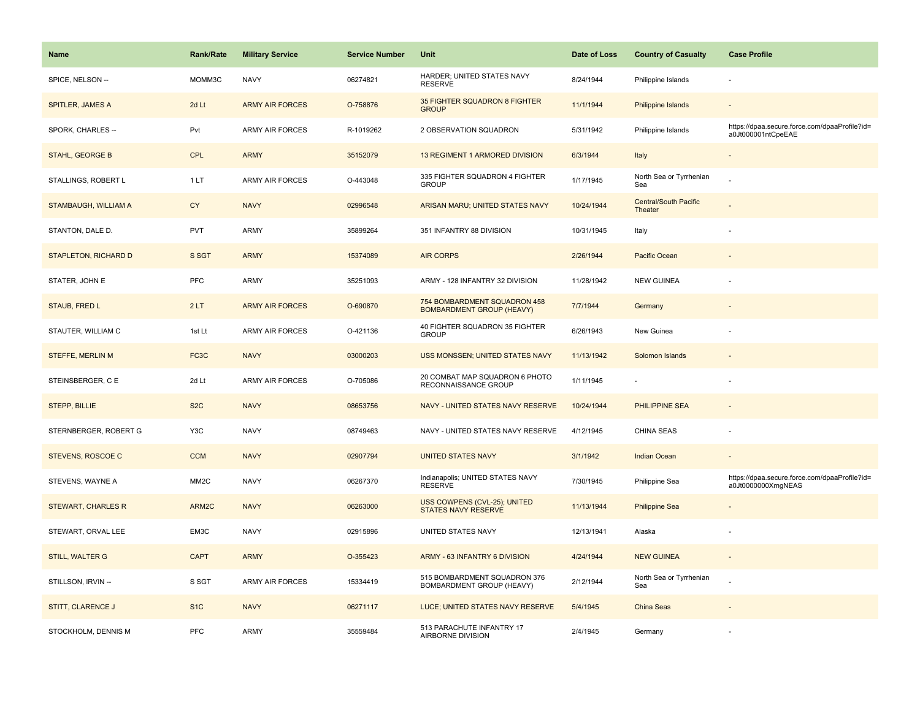| Name | Rank/Rate | Military Service | Service Number | Unit | Date of Loss | Country of Casualty | Case Profile |
| --- | --- | --- | --- | --- | --- | --- | --- |
| SPICE, NELSON -- | MOMM3C | NAVY | 06274821 | HARDER; UNITED STATES NAVY RESERVE | 8/24/1944 | Philippine Islands | - |
| SPITLER, JAMES A | 2d Lt | ARMY AIR FORCES | O-758876 | 35 FIGHTER SQUADRON 8 FIGHTER GROUP | 11/1/1944 | Philippine Islands | - |
| SPORK, CHARLES -- | Pvt | ARMY AIR FORCES | R-1019262 | 2 OBSERVATION SQUADRON | 5/31/1942 | Philippine Islands | https://dpaa.secure.force.com/dpaaProfile?id=a0Jt000001ntCpeEAE |
| STAHL, GEORGE B | CPL | ARMY | 35152079 | 13 REGIMENT 1 ARMORED DIVISION | 6/3/1944 | Italy | - |
| STALLINGS, ROBERT L | 1 LT | ARMY AIR FORCES | O-443048 | 335 FIGHTER SQUADRON 4 FIGHTER GROUP | 1/17/1945 | North Sea or Tyrrhenian Sea | - |
| STAMBAUGH, WILLIAM A | CY | NAVY | 02996548 | ARISAN MARU; UNITED STATES NAVY | 10/24/1944 | Central/South Pacific Theater | - |
| STANTON, DALE D. | PVT | ARMY | 35899264 | 351 INFANTRY 88 DIVISION | 10/31/1945 | Italy | - |
| STAPLETON, RICHARD D | S SGT | ARMY | 15374089 | AIR CORPS | 2/26/1944 | Pacific Ocean | - |
| STATER, JOHN E | PFC | ARMY | 35251093 | ARMY - 128 INFANTRY 32 DIVISION | 11/28/1942 | NEW GUINEA | - |
| STAUB, FRED L | 2 LT | ARMY AIR FORCES | O-690870 | 754 BOMBARDMENT SQUADRON 458 BOMBARDMENT GROUP (HEAVY) | 7/7/1944 | Germany | - |
| STAUTER, WILLIAM C | 1st Lt | ARMY AIR FORCES | O-421136 | 40 FIGHTER SQUADRON 35 FIGHTER GROUP | 6/26/1943 | New Guinea | - |
| STEFFE, MERLIN M | FC3C | NAVY | 03000203 | USS MONSSEN; UNITED STATES NAVY | 11/13/1942 | Solomon Islands | - |
| STEINSBERGER, C E | 2d Lt | ARMY AIR FORCES | O-705086 | 20 COMBAT MAP SQUADRON 6 PHOTO RECONNAISSANCE GROUP | 1/11/1945 | - | - |
| STEPP, BILLIE | S2C | NAVY | 08653756 | NAVY - UNITED STATES NAVY RESERVE | 10/24/1944 | PHILIPPINE SEA | - |
| STERNBERGER, ROBERT G | Y3C | NAVY | 08749463 | NAVY - UNITED STATES NAVY RESERVE | 4/12/1945 | CHINA SEAS | - |
| STEVENS, ROSCOE C | CCM | NAVY | 02907794 | UNITED STATES NAVY | 3/1/1942 | Indian Ocean | - |
| STEVENS, WAYNE A | MM2C | NAVY | 06267370 | Indianapolis; UNITED STATES NAVY RESERVE | 7/30/1945 | Philippine Sea | https://dpaa.secure.force.com/dpaaProfile?id=a0Jt0000000XmgNEAS |
| STEWART, CHARLES R | ARM2C | NAVY | 06263000 | USS COWPENS (CVL-25); UNITED STATES NAVY RESERVE | 11/13/1944 | Philippine Sea | - |
| STEWART, ORVAL LEE | EM3C | NAVY | 02915896 | UNITED STATES NAVY | 12/13/1941 | Alaska | - |
| STILL, WALTER G | CAPT | ARMY | O-355423 | ARMY - 63 INFANTRY 6 DIVISION | 4/24/1944 | NEW GUINEA | - |
| STILLSON, IRVIN -- | S SGT | ARMY AIR FORCES | 15334419 | 515 BOMBARDMENT SQUADRON 376 BOMBARDMENT GROUP (HEAVY) | 2/12/1944 | North Sea or Tyrrhenian Sea | - |
| STITT, CLARENCE J | S1C | NAVY | 06271117 | LUCE; UNITED STATES NAVY RESERVE | 5/4/1945 | China Seas | - |
| STOCKHOLM, DENNIS M | PFC | ARMY | 35559484 | 513 PARACHUTE INFANTRY 17 AIRBORNE DIVISION | 2/4/1945 | Germany | - |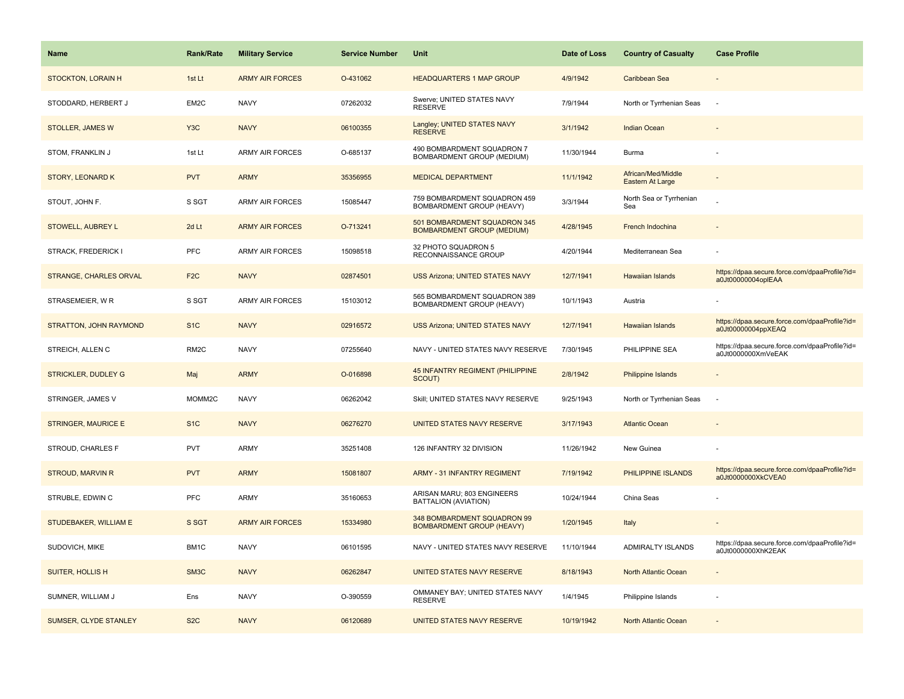| Name | Rank/Rate | Military Service | Service Number | Unit | Date of Loss | Country of Casualty | Case Profile |
| --- | --- | --- | --- | --- | --- | --- | --- |
| STOCKTON, LORAIN H | 1st Lt | ARMY AIR FORCES | O-431062 | HEADQUARTERS 1 MAP GROUP | 4/9/1942 | Caribbean Sea | - |
| STODDARD, HERBERT J | EM2C | NAVY | 07262032 | Swerve; UNITED STATES NAVY RESERVE | 7/9/1944 | North or Tyrrhenian Seas | - |
| STOLLER, JAMES W | Y3C | NAVY | 06100355 | Langley; UNITED STATES NAVY RESERVE | 3/1/1942 | Indian Ocean | - |
| STOM, FRANKLIN J | 1st Lt | ARMY AIR FORCES | O-685137 | 490 BOMBARDMENT SQUADRON 7 BOMBARDMENT GROUP (MEDIUM) | 11/30/1944 | Burma | - |
| STORY, LEONARD K | PVT | ARMY | 35356955 | MEDICAL DEPARTMENT | 11/1/1942 | African/Med/Middle Eastern At Large | - |
| STOUT, JOHN F. | S SGT | ARMY AIR FORCES | 15085447 | 759 BOMBARDMENT SQUADRON 459 BOMBARDMENT GROUP (HEAVY) | 3/3/1944 | North Sea or Tyrrhenian Sea | - |
| STOWELL, AUBREY L | 2d Lt | ARMY AIR FORCES | O-713241 | 501 BOMBARDMENT SQUADRON 345 BOMBARDMENT GROUP (MEDIUM) | 4/28/1945 | French Indochina | - |
| STRACK, FREDERICK I | PFC | ARMY AIR FORCES | 15098518 | 32 PHOTO SQUADRON 5 RECONNAISSANCE GROUP | 4/20/1944 | Mediterranean Sea | - |
| STRANGE, CHARLES ORVAL | F2C | NAVY | 02874501 | USS Arizona; UNITED STATES NAVY | 12/7/1941 | Hawaiian Islands | https://dpaa.secure.force.com/dpaaProfile?id=a0Jt00000004oplEAA |
| STRASEMEIER, W R | S SGT | ARMY AIR FORCES | 15103012 | 565 BOMBARDMENT SQUADRON 389 BOMBARDMENT GROUP (HEAVY) | 10/1/1943 | Austria | - |
| STRATTON, JOHN RAYMOND | S1C | NAVY | 02916572 | USS Arizona; UNITED STATES NAVY | 12/7/1941 | Hawaiian Islands | https://dpaa.secure.force.com/dpaaProfile?id=a0Jt00000004ppXEAQ |
| STREICH, ALLEN C | RM2C | NAVY | 07255640 | NAVY - UNITED STATES NAVY RESERVE | 7/30/1945 | PHILIPPINE SEA | https://dpaa.secure.force.com/dpaaProfile?id=a0Jt0000000XmVeEAK |
| STRICKLER, DUDLEY G | Maj | ARMY | O-016898 | 45 INFANTRY REGIMENT (PHILIPPINE SCOUT) | 2/8/1942 | Philippine Islands | - |
| STRINGER, JAMES V | MOMM2C | NAVY | 06262042 | Skill; UNITED STATES NAVY RESERVE | 9/25/1943 | North or Tyrrhenian Seas | - |
| STRINGER, MAURICE E | S1C | NAVY | 06276270 | UNITED STATES NAVY RESERVE | 3/17/1943 | Atlantic Ocean | - |
| STROUD, CHARLES F | PVT | ARMY | 35251408 | 126 INFANTRY 32 DIVISION | 11/26/1942 | New Guinea | - |
| STROUD, MARVIN R | PVT | ARMY | 15081807 | ARMY - 31 INFANTRY REGIMENT | 7/19/1942 | PHILIPPINE ISLANDS | https://dpaa.secure.force.com/dpaaProfile?id=a0Jt0000000XkCVEA0 |
| STRUBLE, EDWIN C | PFC | ARMY | 35160653 | ARISAN MARU; 803 ENGINEERS BATTALION (AVIATION) | 10/24/1944 | China Seas | - |
| STUDEBAKER, WILLIAM E | S SGT | ARMY AIR FORCES | 15334980 | 348 BOMBARDMENT SQUADRON 99 BOMBARDMENT GROUP (HEAVY) | 1/20/1945 | Italy | - |
| SUDOVICH, MIKE | BM1C | NAVY | 06101595 | NAVY - UNITED STATES NAVY RESERVE | 11/10/1944 | ADMIRALTY ISLANDS | https://dpaa.secure.force.com/dpaaProfile?id=a0Jt0000000XhK2EAK |
| SUITER, HOLLIS H | SM3C | NAVY | 06262847 | UNITED STATES NAVY RESERVE | 8/18/1943 | North Atlantic Ocean | - |
| SUMNER, WILLIAM J | Ens | NAVY | O-390559 | OMMANEY BAY; UNITED STATES NAVY RESERVE | 1/4/1945 | Philippine Islands | - |
| SUMSER, CLYDE STANLEY | S2C | NAVY | 06120689 | UNITED STATES NAVY RESERVE | 10/19/1942 | North Atlantic Ocean | - |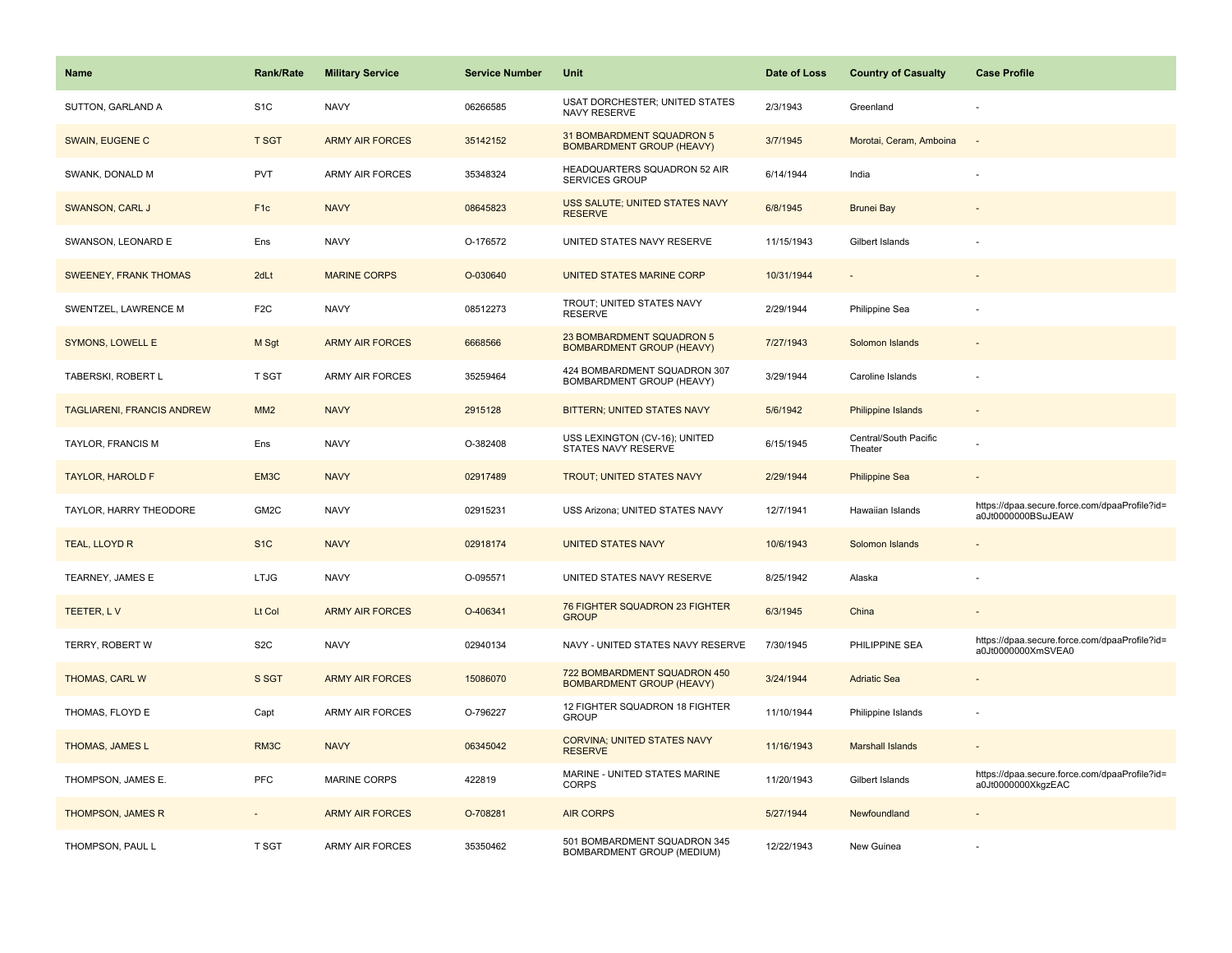| Name | Rank/Rate | Military Service | Service Number | Unit | Date of Loss | Country of Casualty | Case Profile |
|---|---|---|---|---|---|---|---|
| SUTTON, GARLAND A | S1C | NAVY | 06266585 | USAT DORCHESTER; UNITED STATES NAVY RESERVE | 2/3/1943 | Greenland | - |
| SWAIN, EUGENE C | T SGT | ARMY AIR FORCES | 35142152 | 31 BOMBARDMENT SQUADRON 5 BOMBARDMENT GROUP (HEAVY) | 3/7/1945 | Morotai, Ceram, Amboina | - |
| SWANK, DONALD M | PVT | ARMY AIR FORCES | 35348324 | HEADQUARTERS SQUADRON 52 AIR SERVICES GROUP | 6/14/1944 | India | - |
| SWANSON, CARL J | F1c | NAVY | 08645823 | USS SALUTE; UNITED STATES NAVY RESERVE | 6/8/1945 | Brunei Bay | - |
| SWANSON, LEONARD E | Ens | NAVY | O-176572 | UNITED STATES NAVY RESERVE | 11/15/1943 | Gilbert Islands | - |
| SWEENEY, FRANK THOMAS | 2dLt | MARINE CORPS | O-030640 | UNITED STATES MARINE CORP | 10/31/1944 | - | - |
| SWENTZEL, LAWRENCE M | F2C | NAVY | 08512273 | TROUT; UNITED STATES NAVY RESERVE | 2/29/1944 | Philippine Sea | - |
| SYMONS, LOWELL E | M Sgt | ARMY AIR FORCES | 6668566 | 23 BOMBARDMENT SQUADRON 5 BOMBARDMENT GROUP (HEAVY) | 7/27/1943 | Solomon Islands | - |
| TABERSKI, ROBERT L | T SGT | ARMY AIR FORCES | 35259464 | 424 BOMBARDMENT SQUADRON 307 BOMBARDMENT GROUP (HEAVY) | 3/29/1944 | Caroline Islands | - |
| TAGLIARENI, FRANCIS ANDREW | MM2 | NAVY | 2915128 | BITTERN; UNITED STATES NAVY | 5/6/1942 | Philippine Islands | - |
| TAYLOR, FRANCIS M | Ens | NAVY | O-382408 | USS LEXINGTON (CV-16); UNITED STATES NAVY RESERVE | 6/15/1945 | Central/South Pacific Theater | - |
| TAYLOR, HAROLD F | EM3C | NAVY | 02917489 | TROUT; UNITED STATES NAVY | 2/29/1944 | Philippine Sea | - |
| TAYLOR, HARRY THEODORE | GM2C | NAVY | 02915231 | USS Arizona; UNITED STATES NAVY | 12/7/1941 | Hawaiian Islands | https://dpaa.secure.force.com/dpaaProfile?id=a0Jt0000000BSuJEAW |
| TEAL, LLOYD R | S1C | NAVY | 02918174 | UNITED STATES NAVY | 10/6/1943 | Solomon Islands | - |
| TEARNEY, JAMES E | LTJG | NAVY | O-095571 | UNITED STATES NAVY RESERVE | 8/25/1942 | Alaska | - |
| TEETER, L V | Lt Col | ARMY AIR FORCES | O-406341 | 76 FIGHTER SQUADRON 23 FIGHTER GROUP | 6/3/1945 | China | - |
| TERRY, ROBERT W | S2C | NAVY | 02940134 | NAVY - UNITED STATES NAVY RESERVE | 7/30/1945 | PHILIPPINE SEA | https://dpaa.secure.force.com/dpaaProfile?id=a0Jt0000000XmSVEA0 |
| THOMAS, CARL W | S SGT | ARMY AIR FORCES | 15086070 | 722 BOMBARDMENT SQUADRON 450 BOMBARDMENT GROUP (HEAVY) | 3/24/1944 | Adriatic Sea | - |
| THOMAS, FLOYD E | Capt | ARMY AIR FORCES | O-796227 | 12 FIGHTER SQUADRON 18 FIGHTER GROUP | 11/10/1944 | Philippine Islands | - |
| THOMAS, JAMES L | RM3C | NAVY | 06345042 | CORVINA; UNITED STATES NAVY RESERVE | 11/16/1943 | Marshall Islands | - |
| THOMPSON, JAMES E. | PFC | MARINE CORPS | 422819 | MARINE - UNITED STATES MARINE CORPS | 11/20/1943 | Gilbert Islands | https://dpaa.secure.force.com/dpaaProfile?id=a0Jt0000000XkgzEAC |
| THOMPSON, JAMES R | - | ARMY AIR FORCES | O-708281 | AIR CORPS | 5/27/1944 | Newfoundland | - |
| THOMPSON, PAUL L | T SGT | ARMY AIR FORCES | 35350462 | 501 BOMBARDMENT SQUADRON 345 BOMBARDMENT GROUP (MEDIUM) | 12/22/1943 | New Guinea | - |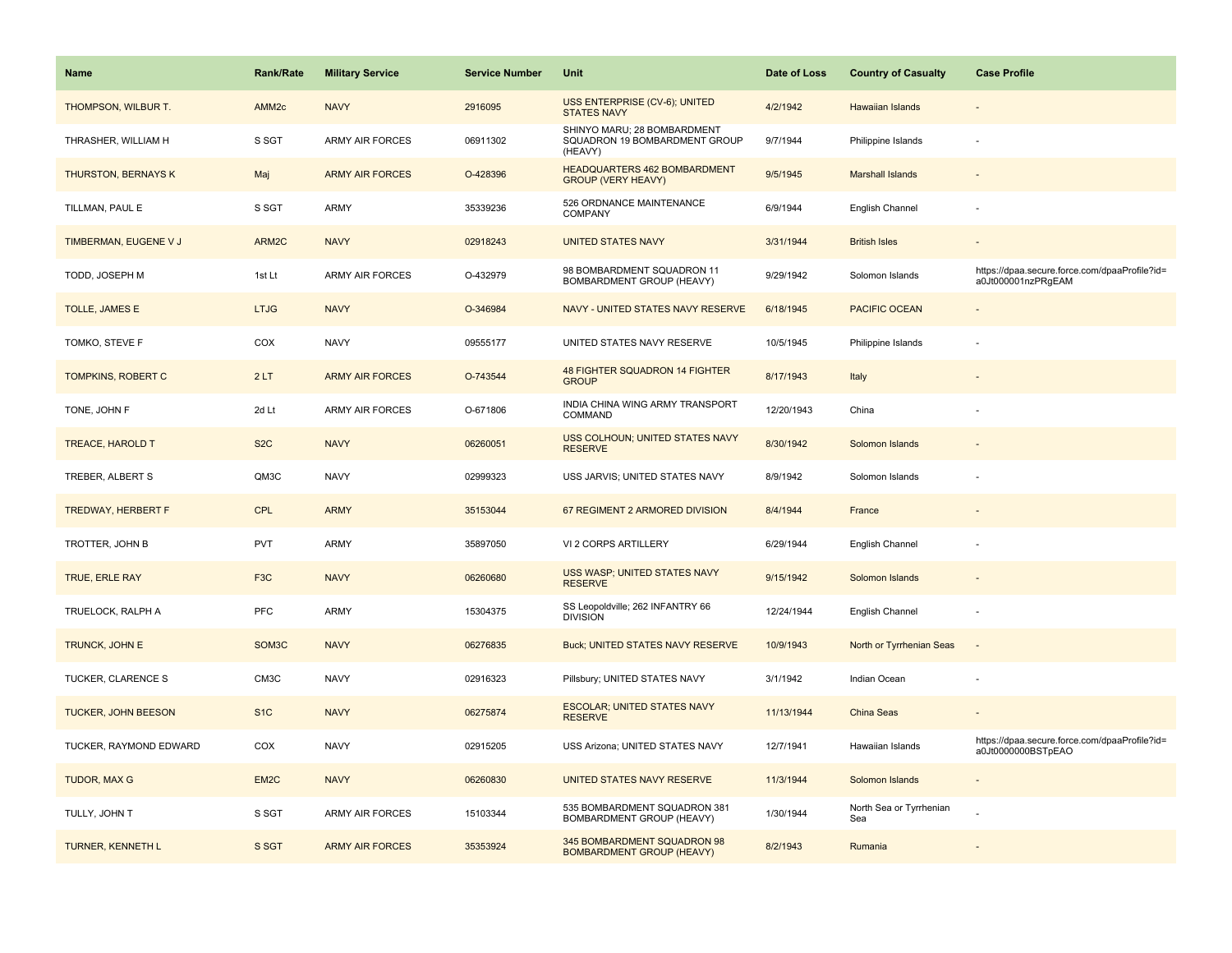| Name | Rank/Rate | Military Service | Service Number | Unit | Date of Loss | Country of Casualty | Case Profile |
|---|---|---|---|---|---|---|---|
| THOMPSON, WILBUR T. | AMM2c | NAVY | 2916095 | USS ENTERPRISE (CV-6); UNITED STATES NAVY | 4/2/1942 | Hawaiian Islands | - |
| THRASHER, WILLIAM H | S SGT | ARMY AIR FORCES | 06911302 | SHINYO MARU; 28 BOMBARDMENT SQUADRON 19 BOMBARDMENT GROUP (HEAVY) | 9/7/1944 | Philippine Islands | - |
| THURSTON, BERNAYS K | Maj | ARMY AIR FORCES | O-428396 | HEADQUARTERS 462 BOMBARDMENT GROUP (VERY HEAVY) | 9/5/1945 | Marshall Islands | - |
| TILLMAN, PAUL E | S SGT | ARMY | 35339236 | 526 ORDNANCE MAINTENANCE COMPANY | 6/9/1944 | English Channel | - |
| TIMBERMAN, EUGENE V J | ARM2C | NAVY | 02918243 | UNITED STATES NAVY | 3/31/1944 | British Isles | - |
| TODD, JOSEPH M | 1st Lt | ARMY AIR FORCES | O-432979 | 98 BOMBARDMENT SQUADRON 11 BOMBARDMENT GROUP (HEAVY) | 9/29/1942 | Solomon Islands | https://dpaa.secure.force.com/dpaaProfile?id=a0Jt000001nzPRgEAM |
| TOLLE, JAMES E | LTJG | NAVY | O-346984 | NAVY - UNITED STATES NAVY RESERVE | 6/18/1945 | PACIFIC OCEAN | - |
| TOMKO, STEVE F | COX | NAVY | 09555177 | UNITED STATES NAVY RESERVE | 10/5/1945 | Philippine Islands | - |
| TOMPKINS, ROBERT C | 2 LT | ARMY AIR FORCES | O-743544 | 48 FIGHTER SQUADRON 14 FIGHTER GROUP | 8/17/1943 | Italy | - |
| TONE, JOHN F | 2d Lt | ARMY AIR FORCES | O-671806 | INDIA CHINA WING ARMY TRANSPORT COMMAND | 12/20/1943 | China | - |
| TREACE, HAROLD T | S2C | NAVY | 06260051 | USS COLHOUN; UNITED STATES NAVY RESERVE | 8/30/1942 | Solomon Islands | - |
| TREBER, ALBERT S | QM3C | NAVY | 02999323 | USS JARVIS; UNITED STATES NAVY | 8/9/1942 | Solomon Islands | - |
| TREDWAY, HERBERT F | CPL | ARMY | 35153044 | 67 REGIMENT 2 ARMORED DIVISION | 8/4/1944 | France | - |
| TROTTER, JOHN B | PVT | ARMY | 35897050 | VI 2 CORPS ARTILLERY | 6/29/1944 | English Channel | - |
| TRUE, ERLE RAY | F3C | NAVY | 06260680 | USS WASP; UNITED STATES NAVY RESERVE | 9/15/1942 | Solomon Islands | - |
| TRUELOCK, RALPH A | PFC | ARMY | 15304375 | SS Leopoldville; 262 INFANTRY 66 DIVISION | 12/24/1944 | English Channel | - |
| TRUNCK, JOHN E | SOM3C | NAVY | 06276835 | Buck; UNITED STATES NAVY RESERVE | 10/9/1943 | North or Tyrrhenian Seas | - |
| TUCKER, CLARENCE S | CM3C | NAVY | 02916323 | Pillsbury; UNITED STATES NAVY | 3/1/1942 | Indian Ocean | - |
| TUCKER, JOHN BEESON | S1C | NAVY | 06275874 | ESCOLAR; UNITED STATES NAVY RESERVE | 11/13/1944 | China Seas | - |
| TUCKER, RAYMOND EDWARD | COX | NAVY | 02915205 | USS Arizona; UNITED STATES NAVY | 12/7/1941 | Hawaiian Islands | https://dpaa.secure.force.com/dpaaProfile?id=a0Jt0000000BSTpEAO |
| TUDOR, MAX G | EM2C | NAVY | 06260830 | UNITED STATES NAVY RESERVE | 11/3/1944 | Solomon Islands | - |
| TULLY, JOHN T | S SGT | ARMY AIR FORCES | 15103344 | 535 BOMBARDMENT SQUADRON 381 BOMBARDMENT GROUP (HEAVY) | 1/30/1944 | North Sea or Tyrrhenian Sea | - |
| TURNER, KENNETH L | S SGT | ARMY AIR FORCES | 35353924 | 345 BOMBARDMENT SQUADRON 98 BOMBARDMENT GROUP (HEAVY) | 8/2/1943 | Rumania | - |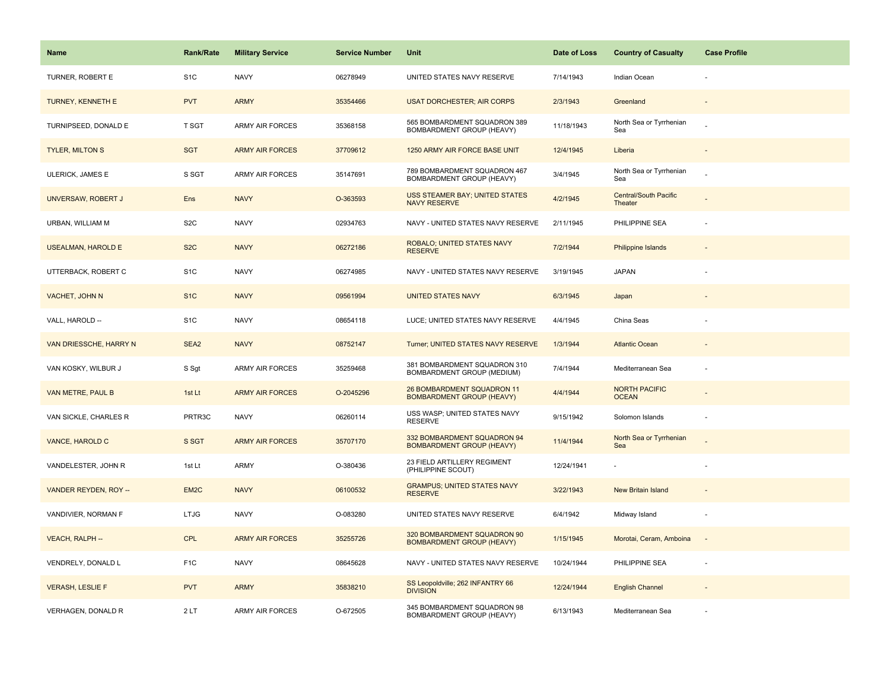| Name | Rank/Rate | Military Service | Service Number | Unit | Date of Loss | Country of Casualty | Case Profile |
| --- | --- | --- | --- | --- | --- | --- | --- |
| TURNER, ROBERT E | S1C | NAVY | 06278949 | UNITED STATES NAVY RESERVE | 7/14/1943 | Indian Ocean | - |
| TURNEY, KENNETH E | PVT | ARMY | 35354466 | USAT DORCHESTER; AIR CORPS | 2/3/1943 | Greenland | - |
| TURNIPSEED, DONALD E | T SGT | ARMY AIR FORCES | 35368158 | 565 BOMBARDMENT SQUADRON 389 BOMBARDMENT GROUP (HEAVY) | 11/18/1943 | North Sea or Tyrrhenian Sea | - |
| TYLER, MILTON S | SGT | ARMY AIR FORCES | 37709612 | 1250 ARMY AIR FORCE BASE UNIT | 12/4/1945 | Liberia | - |
| ULERICK, JAMES E | S SGT | ARMY AIR FORCES | 35147691 | 789 BOMBARDMENT SQUADRON 467 BOMBARDMENT GROUP (HEAVY) | 3/4/1945 | North Sea or Tyrrhenian Sea | - |
| UNVERSAW, ROBERT J | Ens | NAVY | O-363593 | USS STEAMER BAY; UNITED STATES NAVY RESERVE | 4/2/1945 | Central/South Pacific Theater | - |
| URBAN, WILLIAM M | S2C | NAVY | 02934763 | NAVY - UNITED STATES NAVY RESERVE | 2/11/1945 | PHILIPPINE SEA | - |
| USEALMAN, HAROLD E | S2C | NAVY | 06272186 | ROBALO; UNITED STATES NAVY RESERVE | 7/2/1944 | Philippine Islands | - |
| UTTERBACK, ROBERT C | S1C | NAVY | 06274985 | NAVY - UNITED STATES NAVY RESERVE | 3/19/1945 | JAPAN | - |
| VACHET, JOHN N | S1C | NAVY | 09561994 | UNITED STATES NAVY | 6/3/1945 | Japan | - |
| VALL, HAROLD -- | S1C | NAVY | 08654118 | LUCE; UNITED STATES NAVY RESERVE | 4/4/1945 | China Seas | - |
| VAN DRIESSCHE, HARRY N | SEA2 | NAVY | 08752147 | Turner; UNITED STATES NAVY RESERVE | 1/3/1944 | Atlantic Ocean | - |
| VAN KOSKY, WILBUR J | S Sgt | ARMY AIR FORCES | 35259468 | 381 BOMBARDMENT SQUADRON 310 BOMBARDMENT GROUP (MEDIUM) | 7/4/1944 | Mediterranean Sea | - |
| VAN METRE, PAUL B | 1st Lt | ARMY AIR FORCES | O-2045296 | 26 BOMBARDMENT SQUADRON 11 BOMBARDMENT GROUP (HEAVY) | 4/4/1944 | NORTH PACIFIC OCEAN | - |
| VAN SICKLE, CHARLES R | PRTR3C | NAVY | 06260114 | USS WASP; UNITED STATES NAVY RESERVE | 9/15/1942 | Solomon Islands | - |
| VANCE, HAROLD C | S SGT | ARMY AIR FORCES | 35707170 | 332 BOMBARDMENT SQUADRON 94 BOMBARDMENT GROUP (HEAVY) | 11/4/1944 | North Sea or Tyrrhenian Sea | - |
| VANDELESTER, JOHN R | 1st Lt | ARMY | O-380436 | 23 FIELD ARTILLERY REGIMENT (PHILIPPINE SCOUT) | 12/24/1941 | - | - |
| VANDER REYDEN, ROY -- | EM2C | NAVY | 06100532 | GRAMPUS; UNITED STATES NAVY RESERVE | 3/22/1943 | New Britain Island | - |
| VANDIVIER, NORMAN F | LTJG | NAVY | O-083280 | UNITED STATES NAVY RESERVE | 6/4/1942 | Midway Island | - |
| VEACH, RALPH -- | CPL | ARMY AIR FORCES | 35255726 | 320 BOMBARDMENT SQUADRON 90 BOMBARDMENT GROUP (HEAVY) | 1/15/1945 | Morotai, Ceram, Amboina | - |
| VENDRELY, DONALD L | F1C | NAVY | 08645628 | NAVY - UNITED STATES NAVY RESERVE | 10/24/1944 | PHILIPPINE SEA | - |
| VERASH, LESLIE F | PVT | ARMY | 35838210 | SS Leopoldville; 262 INFANTRY 66 DIVISION | 12/24/1944 | English Channel | - |
| VERHAGEN, DONALD R | 2 LT | ARMY AIR FORCES | O-672505 | 345 BOMBARDMENT SQUADRON 98 BOMBARDMENT GROUP (HEAVY) | 6/13/1943 | Mediterranean Sea | - |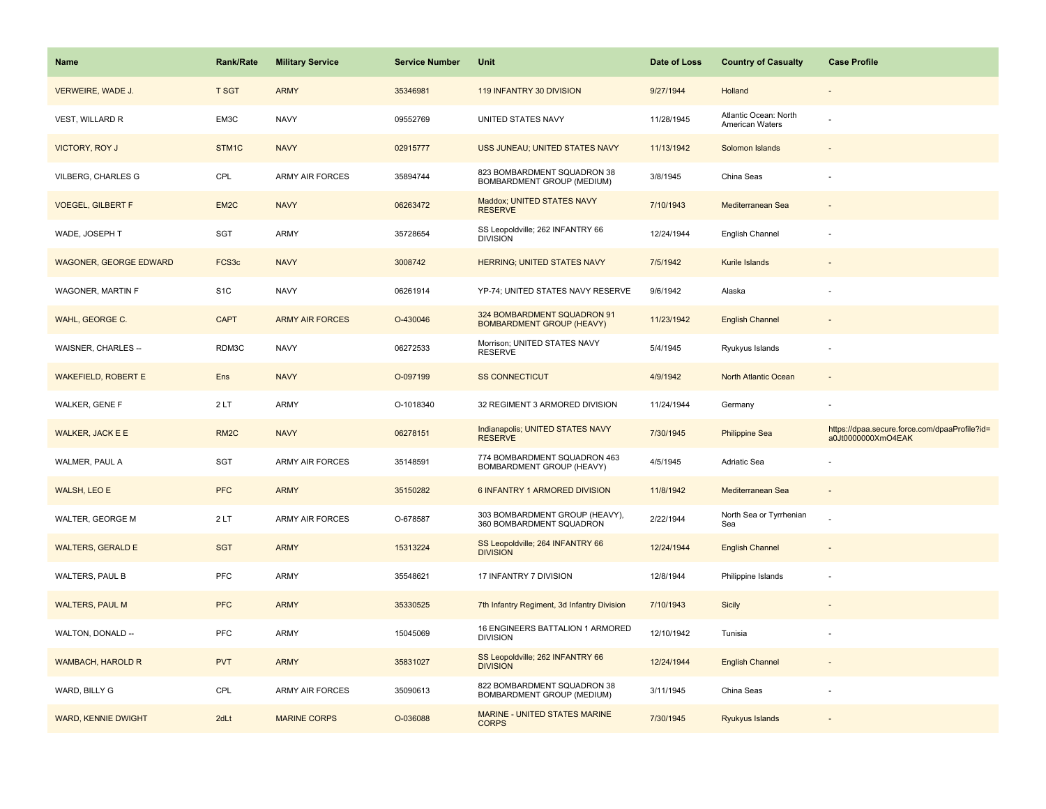| Name | Rank/Rate | Military Service | Service Number | Unit | Date of Loss | Country of Casualty | Case Profile |
|---|---|---|---|---|---|---|---|
| VERWEIRE, WADE J. | T SGT | ARMY | 35346981 | 119 INFANTRY 30 DIVISION | 9/27/1944 | Holland | - |
| VEST, WILLARD R | EM3C | NAVY | 09552769 | UNITED STATES NAVY | 11/28/1945 | Atlantic Ocean: North American Waters | - |
| VICTORY, ROY J | STM1C | NAVY | 02915777 | USS JUNEAU; UNITED STATES NAVY | 11/13/1942 | Solomon Islands | - |
| VILBERG, CHARLES G | CPL | ARMY AIR FORCES | 35894744 | 823 BOMBARDMENT SQUADRON 38 BOMBARDMENT GROUP (MEDIUM) | 3/8/1945 | China Seas | - |
| VOEGEL, GILBERT F | EM2C | NAVY | 06263472 | Maddox; UNITED STATES NAVY RESERVE | 7/10/1943 | Mediterranean Sea | - |
| WADE, JOSEPH T | SGT | ARMY | 35728654 | SS Leopoldville; 262 INFANTRY 66 DIVISION | 12/24/1944 | English Channel | - |
| WAGONER, GEORGE EDWARD | FCS3c | NAVY | 3008742 | HERRING; UNITED STATES NAVY | 7/5/1942 | Kurile Islands | - |
| WAGONER, MARTIN F | S1C | NAVY | 06261914 | YP-74; UNITED STATES NAVY RESERVE | 9/6/1942 | Alaska | - |
| WAHL, GEORGE C. | CAPT | ARMY AIR FORCES | O-430046 | 324 BOMBARDMENT SQUADRON 91 BOMBARDMENT GROUP (HEAVY) | 11/23/1942 | English Channel | - |
| WAISNER, CHARLES -- | RDM3C | NAVY | 06272533 | Morrison; UNITED STATES NAVY RESERVE | 5/4/1945 | Ryukyus Islands | - |
| WAKEFIELD, ROBERT E | Ens | NAVY | O-097199 | SS CONNECTICUT | 4/9/1942 | North Atlantic Ocean | - |
| WALKER, GENE F | 2 LT | ARMY | O-1018340 | 32 REGIMENT 3 ARMORED DIVISION | 11/24/1944 | Germany | - |
| WALKER, JACK E E | RM2C | NAVY | 06278151 | Indianapolis; UNITED STATES NAVY RESERVE | 7/30/1945 | Philippine Sea | https://dpaa.secure.force.com/dpaaProfile?id=a0Jt0000000XmO4EAK |
| WALMER, PAUL A | SGT | ARMY AIR FORCES | 35148591 | 774 BOMBARDMENT SQUADRON 463 BOMBARDMENT GROUP (HEAVY) | 4/5/1945 | Adriatic Sea | - |
| WALSH, LEO E | PFC | ARMY | 35150282 | 6 INFANTRY 1 ARMORED DIVISION | 11/8/1942 | Mediterranean Sea | - |
| WALTER, GEORGE M | 2 LT | ARMY AIR FORCES | O-678587 | 303 BOMBARDMENT GROUP (HEAVY), 360 BOMBARDMENT SQUADRON | 2/22/1944 | North Sea or Tyrrhenian Sea | - |
| WALTERS, GERALD E | SGT | ARMY | 15313224 | SS Leopoldville; 264 INFANTRY 66 DIVISION | 12/24/1944 | English Channel | - |
| WALTERS, PAUL B | PFC | ARMY | 35548621 | 17 INFANTRY 7 DIVISION | 12/8/1944 | Philippine Islands | - |
| WALTERS, PAUL M | PFC | ARMY | 35330525 | 7th Infantry Regiment, 3d Infantry Division | 7/10/1943 | Sicily | - |
| WALTON, DONALD -- | PFC | ARMY | 15045069 | 16 ENGINEERS BATTALION 1 ARMORED DIVISION | 12/10/1942 | Tunisia | - |
| WAMBACH, HAROLD R | PVT | ARMY | 35831027 | SS Leopoldville; 262 INFANTRY 66 DIVISION | 12/24/1944 | English Channel | - |
| WARD, BILLY G | CPL | ARMY AIR FORCES | 35090613 | 822 BOMBARDMENT SQUADRON 38 BOMBARDMENT GROUP (MEDIUM) | 3/11/1945 | China Seas | - |
| WARD, KENNIE DWIGHT | 2dLt | MARINE CORPS | O-036088 | MARINE - UNITED STATES MARINE CORPS | 7/30/1945 | Ryukyus Islands | - |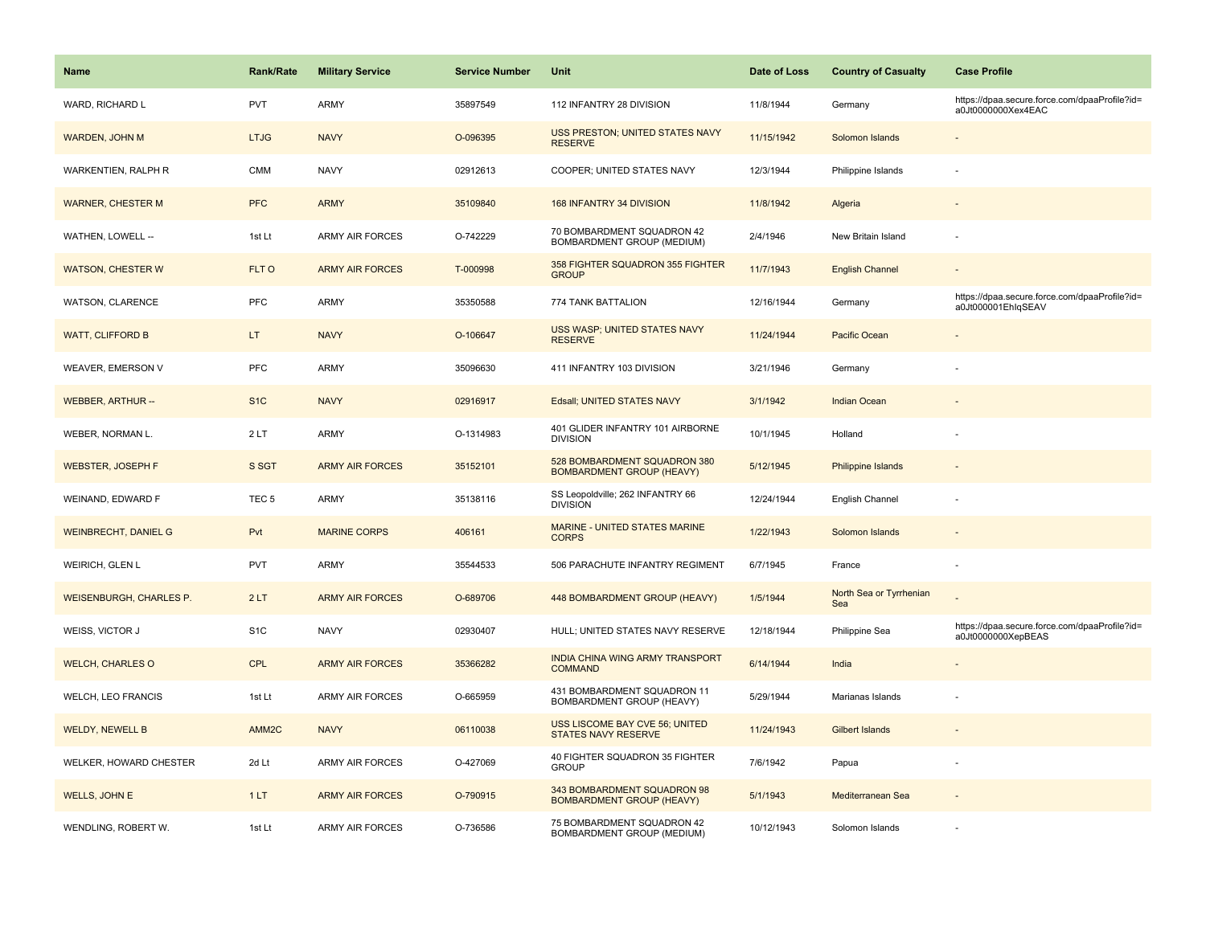| Name | Rank/Rate | Military Service | Service Number | Unit | Date of Loss | Country of Casualty | Case Profile |
|---|---|---|---|---|---|---|---|
| WARD, RICHARD L | PVT | ARMY | 35897549 | 112 INFANTRY 28 DIVISION | 11/8/1944 | Germany | https://dpaa.secure.force.com/dpaaProfile?id=a0Jt0000000Xex4EAC |
| WARDEN, JOHN M | LTJG | NAVY | O-096395 | USS PRESTON; UNITED STATES NAVY RESERVE | 11/15/1942 | Solomon Islands | - |
| WARKENTIEN, RALPH R | CMM | NAVY | 02912613 | COOPER; UNITED STATES NAVY | 12/3/1944 | Philippine Islands | - |
| WARNER, CHESTER M | PFC | ARMY | 35109840 | 168 INFANTRY 34 DIVISION | 11/8/1942 | Algeria | - |
| WATHEN, LOWELL -- | 1st Lt | ARMY AIR FORCES | O-742229 | 70 BOMBARDMENT SQUADRON 42 BOMBARDMENT GROUP (MEDIUM) | 2/4/1946 | New Britain Island | - |
| WATSON, CHESTER W | FLT O | ARMY AIR FORCES | T-000998 | 358 FIGHTER SQUADRON 355 FIGHTER GROUP | 11/7/1943 | English Channel | - |
| WATSON, CLARENCE | PFC | ARMY | 35350588 | 774 TANK BATTALION | 12/16/1944 | Germany | https://dpaa.secure.force.com/dpaaProfile?id=a0Jt000001EhIqSEAV |
| WATT, CLIFFORD B | LT | NAVY | O-106647 | USS WASP; UNITED STATES NAVY RESERVE | 11/24/1944 | Pacific Ocean | - |
| WEAVER, EMERSON V | PFC | ARMY | 35096630 | 411 INFANTRY 103 DIVISION | 3/21/1946 | Germany | - |
| WEBBER, ARTHUR -- | S1C | NAVY | 02916917 | Edsall; UNITED STATES NAVY | 3/1/1942 | Indian Ocean | - |
| WEBER, NORMAN L. | 2 LT | ARMY | O-1314983 | 401 GLIDER INFANTRY 101 AIRBORNE DIVISION | 10/1/1945 | Holland | - |
| WEBSTER, JOSEPH F | S SGT | ARMY AIR FORCES | 35152101 | 528 BOMBARDMENT SQUADRON 380 BOMBARDMENT GROUP (HEAVY) | 5/12/1945 | Philippine Islands | - |
| WEINAND, EDWARD F | TEC 5 | ARMY | 35138116 | SS Leopoldville; 262 INFANTRY 66 DIVISION | 12/24/1944 | English Channel | - |
| WEINBRECHT, DANIEL G | Pvt | MARINE CORPS | 406161 | MARINE - UNITED STATES MARINE CORPS | 1/22/1943 | Solomon Islands | - |
| WEIRICH, GLEN L | PVT | ARMY | 35544533 | 506 PARACHUTE INFANTRY REGIMENT | 6/7/1945 | France | - |
| WEISENBURGH, CHARLES P. | 2 LT | ARMY AIR FORCES | O-689706 | 448 BOMBARDMENT GROUP (HEAVY) | 1/5/1944 | North Sea or Tyrrhenian Sea | - |
| WEISS, VICTOR J | S1C | NAVY | 02930407 | HULL; UNITED STATES NAVY RESERVE | 12/18/1944 | Philippine Sea | https://dpaa.secure.force.com/dpaaProfile?id=a0Jt0000000XepBEAS |
| WELCH, CHARLES O | CPL | ARMY AIR FORCES | 35366282 | INDIA CHINA WING ARMY TRANSPORT COMMAND | 6/14/1944 | India | - |
| WELCH, LEO FRANCIS | 1st Lt | ARMY AIR FORCES | O-665959 | 431 BOMBARDMENT SQUADRON 11 BOMBARDMENT GROUP (HEAVY) | 5/29/1944 | Marianas Islands | - |
| WELDY, NEWELL B | AMM2C | NAVY | 06110038 | USS LISCOME BAY CVE 56; UNITED STATES NAVY RESERVE | 11/24/1943 | Gilbert Islands | - |
| WELKER, HOWARD CHESTER | 2d Lt | ARMY AIR FORCES | O-427069 | 40 FIGHTER SQUADRON 35 FIGHTER GROUP | 7/6/1942 | Papua | - |
| WELLS, JOHN E | 1 LT | ARMY AIR FORCES | O-790915 | 343 BOMBARDMENT SQUADRON 98 BOMBARDMENT GROUP (HEAVY) | 5/1/1943 | Mediterranean Sea | - |
| WENDLING, ROBERT W. | 1st Lt | ARMY AIR FORCES | O-736586 | 75 BOMBARDMENT SQUADRON 42 BOMBARDMENT GROUP (MEDIUM) | 10/12/1943 | Solomon Islands | - |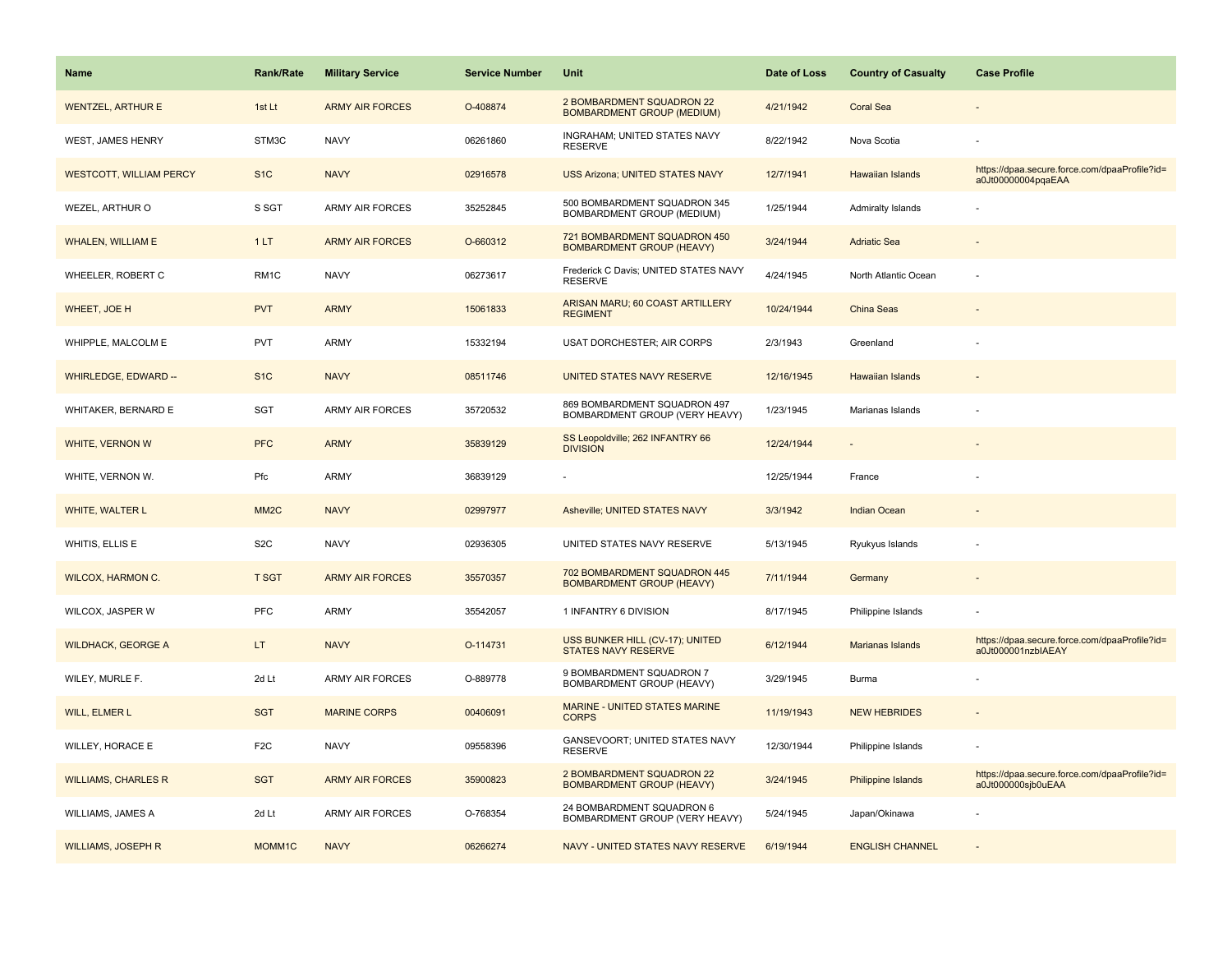| Name | Rank/Rate | Military Service | Service Number | Unit | Date of Loss | Country of Casualty | Case Profile |
|---|---|---|---|---|---|---|---|
| WENTZEL, ARTHUR E | 1st Lt | ARMY AIR FORCES | O-408874 | 2 BOMBARDMENT SQUADRON 22 BOMBARDMENT GROUP (MEDIUM) | 4/21/1942 | Coral Sea | - |
| WEST, JAMES HENRY | STM3C | NAVY | 06261860 | INGRAHAM; UNITED STATES NAVY RESERVE | 8/22/1942 | Nova Scotia | - |
| WESTCOTT, WILLIAM PERCY | S1C | NAVY | 02916578 | USS Arizona; UNITED STATES NAVY | 12/7/1941 | Hawaiian Islands | https://dpaa.secure.force.com/dpaaProfile?id=a0Jt00000004pqaEAA |
| WEZEL, ARTHUR O | S SGT | ARMY AIR FORCES | 35252845 | 500 BOMBARDMENT SQUADRON 345 BOMBARDMENT GROUP (MEDIUM) | 1/25/1944 | Admiralty Islands | - |
| WHALEN, WILLIAM E | 1 LT | ARMY AIR FORCES | O-660312 | 721 BOMBARDMENT SQUADRON 450 BOMBARDMENT GROUP (HEAVY) | 3/24/1944 | Adriatic Sea | - |
| WHEELER, ROBERT C | RM1C | NAVY | 06273617 | Frederick C Davis; UNITED STATES NAVY RESERVE | 4/24/1945 | North Atlantic Ocean | - |
| WHEET, JOE H | PVT | ARMY | 15061833 | ARISAN MARU; 60 COAST ARTILLERY REGIMENT | 10/24/1944 | China Seas | - |
| WHIPPLE, MALCOLM E | PVT | ARMY | 15332194 | USAT DORCHESTER; AIR CORPS | 2/3/1943 | Greenland | - |
| WHIRLEDGE, EDWARD -- | S1C | NAVY | 08511746 | UNITED STATES NAVY RESERVE | 12/16/1945 | Hawaiian Islands | - |
| WHITAKER, BERNARD E | SGT | ARMY AIR FORCES | 35720532 | 869 BOMBARDMENT SQUADRON 497 BOMBARDMENT GROUP (VERY HEAVY) | 1/23/1945 | Marianas Islands | - |
| WHITE, VERNON W | PFC | ARMY | 35839129 | SS Leopoldville; 262 INFANTRY 66 DIVISION | 12/24/1944 | - | - |
| WHITE, VERNON W. | Pfc | ARMY | 36839129 | - | 12/25/1944 | France | - |
| WHITE, WALTER L | MM2C | NAVY | 02997977 | Asheville; UNITED STATES NAVY | 3/3/1942 | Indian Ocean | - |
| WHITIS, ELLIS E | S2C | NAVY | 02936305 | UNITED STATES NAVY RESERVE | 5/13/1945 | Ryukyus Islands | - |
| WILCOX, HARMON C. | T SGT | ARMY AIR FORCES | 35570357 | 702 BOMBARDMENT SQUADRON 445 BOMBARDMENT GROUP (HEAVY) | 7/11/1944 | Germany | - |
| WILCOX, JASPER W | PFC | ARMY | 35542057 | 1 INFANTRY 6 DIVISION | 8/17/1945 | Philippine Islands | - |
| WILDHACK, GEORGE A | LT | NAVY | O-114731 | USS BUNKER HILL (CV-17); UNITED STATES NAVY RESERVE | 6/12/1944 | Marianas Islands | https://dpaa.secure.force.com/dpaaProfile?id=a0Jt000001nzbIAEAY |
| WILEY, MURLE F. | 2d Lt | ARMY AIR FORCES | O-889778 | 9 BOMBARDMENT SQUADRON 7 BOMBARDMENT GROUP (HEAVY) | 3/29/1945 | Burma | - |
| WILL, ELMER L | SGT | MARINE CORPS | 00406091 | MARINE - UNITED STATES MARINE CORPS | 11/19/1943 | NEW HEBRIDES | - |
| WILLEY, HORACE E | F2C | NAVY | 09558396 | GANSEVOORT; UNITED STATES NAVY RESERVE | 12/30/1944 | Philippine Islands | - |
| WILLIAMS, CHARLES R | SGT | ARMY AIR FORCES | 35900823 | 2 BOMBARDMENT SQUADRON 22 BOMBARDMENT GROUP (HEAVY) | 3/24/1945 | Philippine Islands | https://dpaa.secure.force.com/dpaaProfile?id=a0Jt000000sjb0uEAA |
| WILLIAMS, JAMES A | 2d Lt | ARMY AIR FORCES | O-768354 | 24 BOMBARDMENT SQUADRON 6 BOMBARDMENT GROUP (VERY HEAVY) | 5/24/1945 | Japan/Okinawa | - |
| WILLIAMS, JOSEPH R | MOMM1C | NAVY | 06266274 | NAVY - UNITED STATES NAVY RESERVE | 6/19/1944 | ENGLISH CHANNEL | - |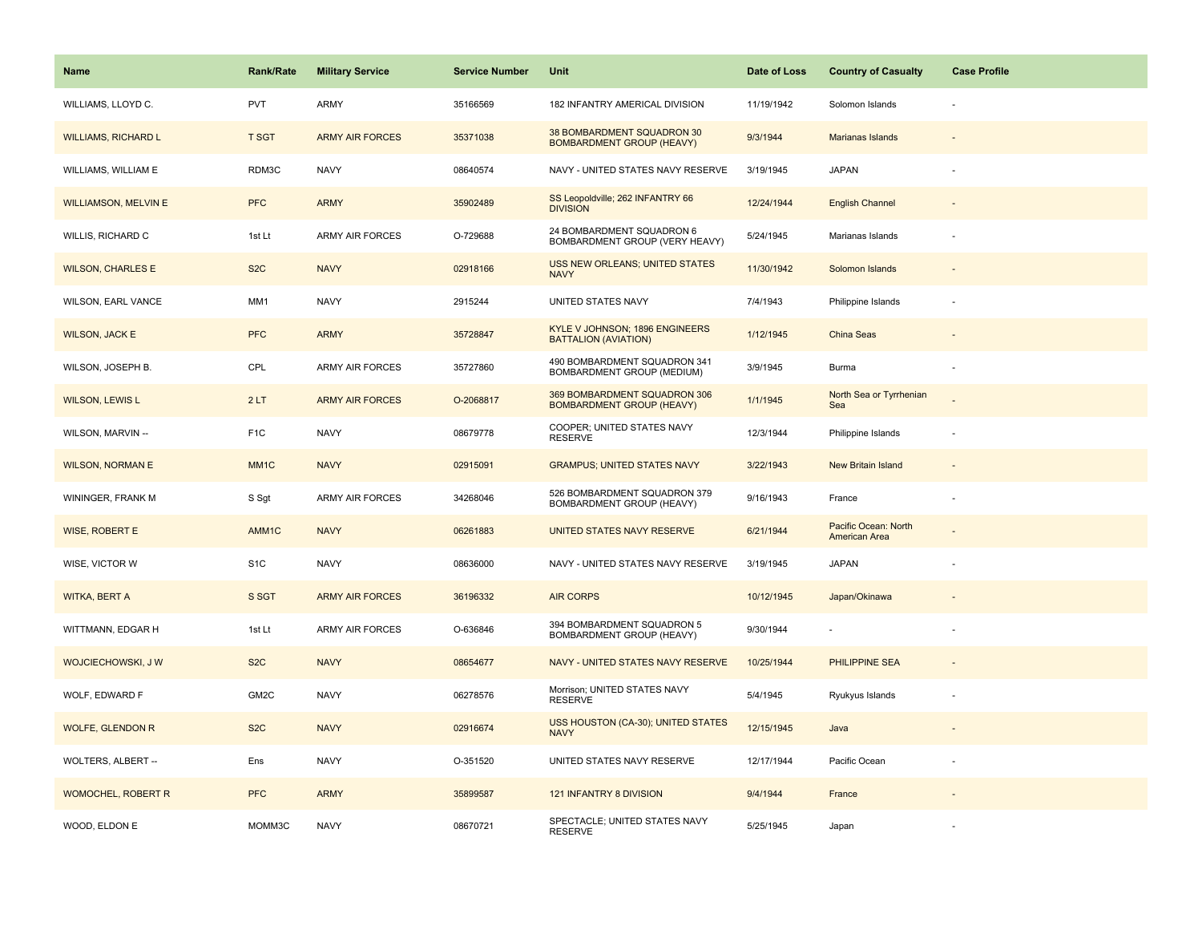| Name | Rank/Rate | Military Service | Service Number | Unit | Date of Loss | Country of Casualty | Case Profile |
|---|---|---|---|---|---|---|---|
| WILLIAMS, LLOYD C. | PVT | ARMY | 35166569 | 182 INFANTRY AMERICAL DIVISION | 11/19/1942 | Solomon Islands | - |
| WILLIAMS, RICHARD L | T SGT | ARMY AIR FORCES | 35371038 | 38 BOMBARDMENT SQUADRON 30 BOMBARDMENT GROUP (HEAVY) | 9/3/1944 | Marianas Islands | - |
| WILLIAMS, WILLIAM E | RDM3C | NAVY | 08640574 | NAVY - UNITED STATES NAVY RESERVE | 3/19/1945 | JAPAN | - |
| WILLIAMSON, MELVIN E | PFC | ARMY | 35902489 | SS Leopoldville; 262 INFANTRY 66 DIVISION | 12/24/1944 | English Channel | - |
| WILLIS, RICHARD C | 1st Lt | ARMY AIR FORCES | O-729688 | 24 BOMBARDMENT SQUADRON 6 BOMBARDMENT GROUP (VERY HEAVY) | 5/24/1945 | Marianas Islands | - |
| WILSON, CHARLES E | S2C | NAVY | 02918166 | USS NEW ORLEANS; UNITED STATES NAVY | 11/30/1942 | Solomon Islands | - |
| WILSON, EARL VANCE | MM1 | NAVY | 2915244 | UNITED STATES NAVY | 7/4/1943 | Philippine Islands | - |
| WILSON, JACK E | PFC | ARMY | 35728847 | KYLE V JOHNSON; 1896 ENGINEERS BATTALION (AVIATION) | 1/12/1945 | China Seas | - |
| WILSON, JOSEPH B. | CPL | ARMY AIR FORCES | 35727860 | 490 BOMBARDMENT SQUADRON 341 BOMBARDMENT GROUP (MEDIUM) | 3/9/1945 | Burma | - |
| WILSON, LEWIS L | 2 LT | ARMY AIR FORCES | O-2068817 | 369 BOMBARDMENT SQUADRON 306 BOMBARDMENT GROUP (HEAVY) | 1/1/1945 | North Sea or Tyrrhenian Sea | - |
| WILSON, MARVIN -- | F1C | NAVY | 08679778 | COOPER; UNITED STATES NAVY RESERVE | 12/3/1944 | Philippine Islands | - |
| WILSON, NORMAN E | MM1C | NAVY | 02915091 | GRAMPUS; UNITED STATES NAVY | 3/22/1943 | New Britain Island | - |
| WININGER, FRANK M | S Sgt | ARMY AIR FORCES | 34268046 | 526 BOMBARDMENT SQUADRON 379 BOMBARDMENT GROUP (HEAVY) | 9/16/1943 | France | - |
| WISE, ROBERT E | AMM1C | NAVY | 06261883 | UNITED STATES NAVY RESERVE | 6/21/1944 | Pacific Ocean: North American Area | - |
| WISE, VICTOR W | S1C | NAVY | 08636000 | NAVY - UNITED STATES NAVY RESERVE | 3/19/1945 | JAPAN | - |
| WITKA, BERT A | S SGT | ARMY AIR FORCES | 36196332 | AIR CORPS | 10/12/1945 | Japan/Okinawa | - |
| WITTMANN, EDGAR H | 1st Lt | ARMY AIR FORCES | O-636846 | 394 BOMBARDMENT SQUADRON 5 BOMBARDMENT GROUP (HEAVY) | 9/30/1944 | - | - |
| WOJCIECHOWSKI, J W | S2C | NAVY | 08654677 | NAVY - UNITED STATES NAVY RESERVE | 10/25/1944 | PHILIPPINE SEA | - |
| WOLF, EDWARD F | GM2C | NAVY | 06278576 | Morrison; UNITED STATES NAVY RESERVE | 5/4/1945 | Ryukyus Islands | - |
| WOLFE, GLENDON R | S2C | NAVY | 02916674 | USS HOUSTON (CA-30); UNITED STATES NAVY | 12/15/1945 | Java | - |
| WOLTERS, ALBERT -- | Ens | NAVY | O-351520 | UNITED STATES NAVY RESERVE | 12/17/1944 | Pacific Ocean | - |
| WOMOCHEL, ROBERT R | PFC | ARMY | 35899587 | 121 INFANTRY 8 DIVISION | 9/4/1944 | France | - |
| WOOD, ELDON E | MOMM3C | NAVY | 08670721 | SPECTACLE; UNITED STATES NAVY RESERVE | 5/25/1945 | Japan | - |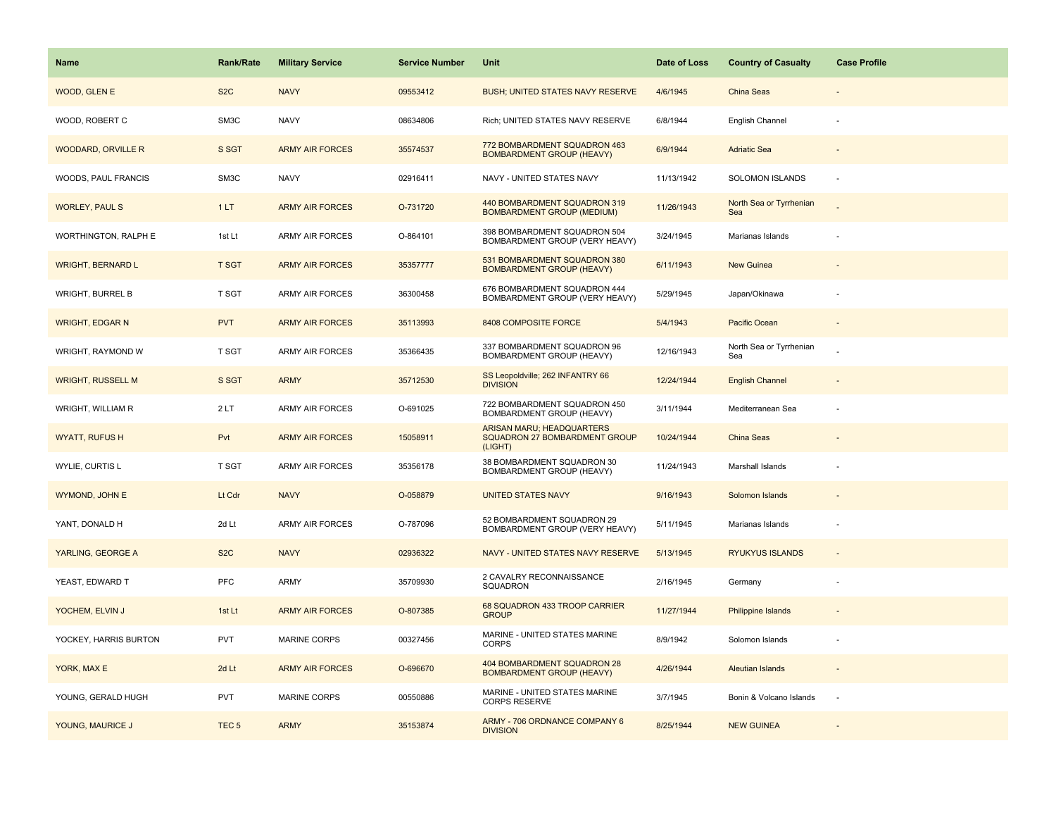| Name | Rank/Rate | Military Service | Service Number | Unit | Date of Loss | Country of Casualty | Case Profile |
|---|---|---|---|---|---|---|---|
| WOOD, GLEN E | S2C | NAVY | 09553412 | BUSH; UNITED STATES NAVY RESERVE | 4/6/1945 | China Seas | - |
| WOOD, ROBERT C | SM3C | NAVY | 08634806 | Rich; UNITED STATES NAVY RESERVE | 6/8/1944 | English Channel | - |
| WOODARD, ORVILLE R | S SGT | ARMY AIR FORCES | 35574537 | 772 BOMBARDMENT SQUADRON 463 BOMBARDMENT GROUP (HEAVY) | 6/9/1944 | Adriatic Sea | - |
| WOODS, PAUL FRANCIS | SM3C | NAVY | 02916411 | NAVY - UNITED STATES NAVY | 11/13/1942 | SOLOMON ISLANDS | - |
| WORLEY, PAUL S | 1 LT | ARMY AIR FORCES | O-731720 | 440 BOMBARDMENT SQUADRON 319 BOMBARDMENT GROUP (MEDIUM) | 11/26/1943 | North Sea or Tyrrhenian Sea | - |
| WORTHINGTON, RALPH E | 1st Lt | ARMY AIR FORCES | O-864101 | 398 BOMBARDMENT SQUADRON 504 BOMBARDMENT GROUP (VERY HEAVY) | 3/24/1945 | Marianas Islands | - |
| WRIGHT, BERNARD L | T SGT | ARMY AIR FORCES | 35357777 | 531 BOMBARDMENT SQUADRON 380 BOMBARDMENT GROUP (HEAVY) | 6/11/1943 | New Guinea | - |
| WRIGHT, BURREL B | T SGT | ARMY AIR FORCES | 36300458 | 676 BOMBARDMENT SQUADRON 444 BOMBARDMENT GROUP (VERY HEAVY) | 5/29/1945 | Japan/Okinawa | - |
| WRIGHT, EDGAR N | PVT | ARMY AIR FORCES | 35113993 | 8408 COMPOSITE FORCE | 5/4/1943 | Pacific Ocean | - |
| WRIGHT, RAYMOND W | T SGT | ARMY AIR FORCES | 35366435 | 337 BOMBARDMENT SQUADRON 96 BOMBARDMENT GROUP (HEAVY) | 12/16/1943 | North Sea or Tyrrhenian Sea | - |
| WRIGHT, RUSSELL M | S SGT | ARMY | 35712530 | SS Leopoldville; 262 INFANTRY 66 DIVISION | 12/24/1944 | English Channel | - |
| WRIGHT, WILLIAM R | 2 LT | ARMY AIR FORCES | O-691025 | 722 BOMBARDMENT SQUADRON 450 BOMBARDMENT GROUP (HEAVY) | 3/11/1944 | Mediterranean Sea | - |
| WYATT, RUFUS H | Pvt | ARMY AIR FORCES | 15058911 | ARISAN MARU; HEADQUARTERS SQUADRON 27 BOMBARDMENT GROUP (LIGHT) | 10/24/1944 | China Seas | - |
| WYLIE, CURTIS L | T SGT | ARMY AIR FORCES | 35356178 | 38 BOMBARDMENT SQUADRON 30 BOMBARDMENT GROUP (HEAVY) | 11/24/1943 | Marshall Islands | - |
| WYMOND, JOHN E | Lt Cdr | NAVY | O-058879 | UNITED STATES NAVY | 9/16/1943 | Solomon Islands | - |
| YANT, DONALD H | 2d Lt | ARMY AIR FORCES | O-787096 | 52 BOMBARDMENT SQUADRON 29 BOMBARDMENT GROUP (VERY HEAVY) | 5/11/1945 | Marianas Islands | - |
| YARLING, GEORGE A | S2C | NAVY | 02936322 | NAVY - UNITED STATES NAVY RESERVE | 5/13/1945 | RYUKYUS ISLANDS | - |
| YEAST, EDWARD T | PFC | ARMY | 35709930 | 2 CAVALRY RECONNAISSANCE SQUADRON | 2/16/1945 | Germany | - |
| YOCHEM, ELVIN J | 1st Lt | ARMY AIR FORCES | O-807385 | 68 SQUADRON 433 TROOP CARRIER GROUP | 11/27/1944 | Philippine Islands | - |
| YOCKEY, HARRIS BURTON | PVT | MARINE CORPS | 00327456 | MARINE - UNITED STATES MARINE CORPS | 8/9/1942 | Solomon Islands | - |
| YORK, MAX E | 2d Lt | ARMY AIR FORCES | O-696670 | 404 BOMBARDMENT SQUADRON 28 BOMBARDMENT GROUP (HEAVY) | 4/26/1944 | Aleutian Islands | - |
| YOUNG, GERALD HUGH | PVT | MARINE CORPS | 00550886 | MARINE - UNITED STATES MARINE CORPS RESERVE | 3/7/1945 | Bonin & Volcano Islands | - |
| YOUNG, MAURICE J | TEC 5 | ARMY | 35153874 | ARMY - 706 ORDNANCE COMPANY 6 DIVISION | 8/25/1944 | NEW GUINEA | - |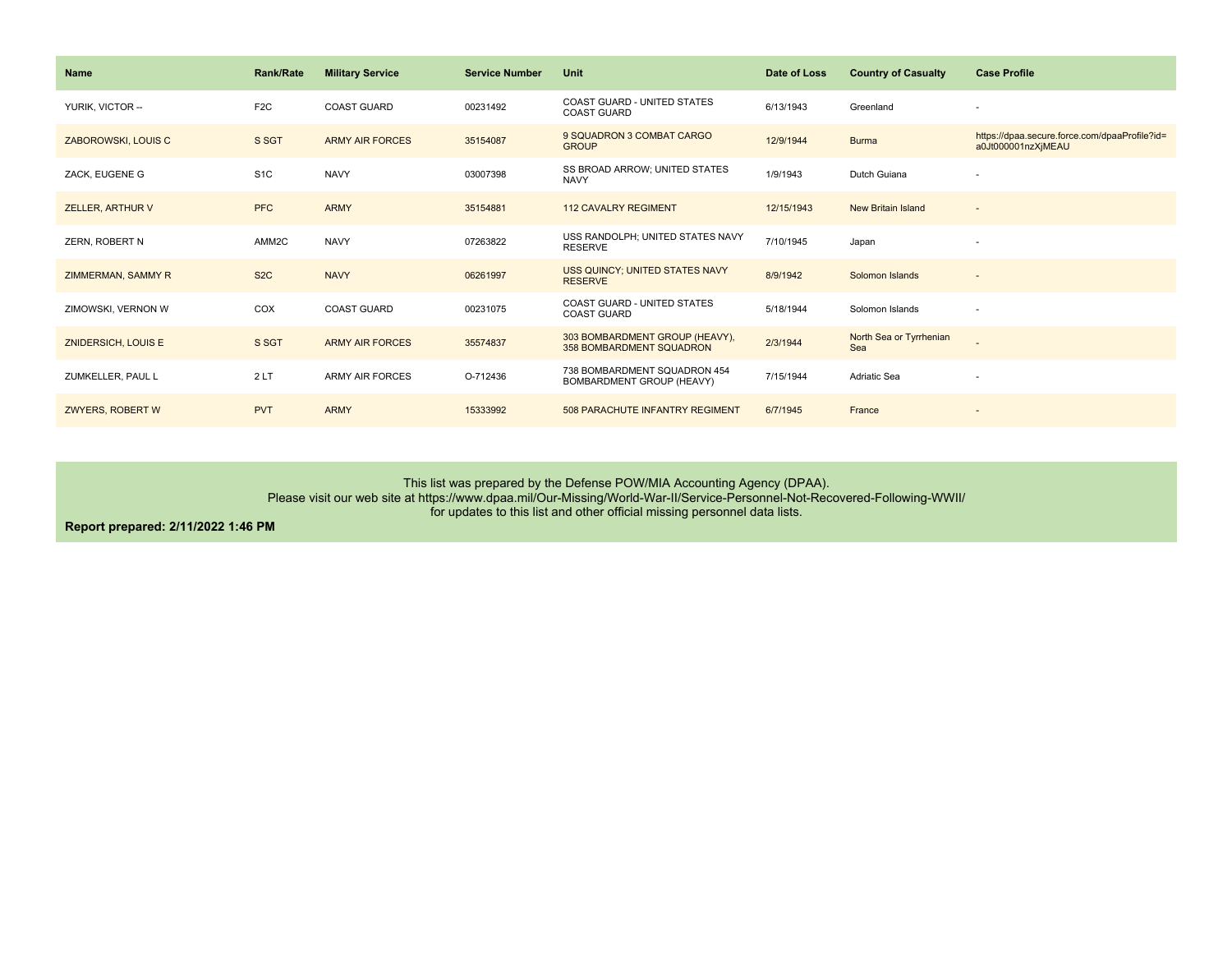| Name | Rank/Rate | Military Service | Service Number | Unit | Date of Loss | Country of Casualty | Case Profile |
|---|---|---|---|---|---|---|---|
| YURIK, VICTOR -- | F2C | COAST GUARD | 00231492 | COAST GUARD - UNITED STATES COAST GUARD | 6/13/1943 | Greenland | - |
| ZABOROWSKI, LOUIS C | S SGT | ARMY AIR FORCES | 35154087 | 9 SQUADRON 3 COMBAT CARGO GROUP | 12/9/1944 | Burma | https://dpaa.secure.force.com/dpaaProfile?id=a0Jt000001nzXjMEAU |
| ZACK, EUGENE G | S1C | NAVY | 03007398 | SS BROAD ARROW; UNITED STATES NAVY | 1/9/1943 | Dutch Guiana | - |
| ZELLER, ARTHUR V | PFC | ARMY | 35154881 | 112 CAVALRY REGIMENT | 12/15/1943 | New Britain Island | - |
| ZERN, ROBERT N | AMM2C | NAVY | 07263822 | USS RANDOLPH; UNITED STATES NAVY RESERVE | 7/10/1945 | Japan | - |
| ZIMMERMAN, SAMMY R | S2C | NAVY | 06261997 | USS QUINCY; UNITED STATES NAVY RESERVE | 8/9/1942 | Solomon Islands | - |
| ZIMOWSKI, VERNON W | COX | COAST GUARD | 00231075 | COAST GUARD - UNITED STATES COAST GUARD | 5/18/1944 | Solomon Islands | - |
| ZNIDERSICH, LOUIS E | S SGT | ARMY AIR FORCES | 35574837 | 303 BOMBARDMENT GROUP (HEAVY), 358 BOMBARDMENT SQUADRON | 2/3/1944 | North Sea or Tyrrhenian Sea | - |
| ZUMKELLER, PAUL L | 2 LT | ARMY AIR FORCES | O-712436 | 738 BOMBARDMENT SQUADRON 454 BOMBARDMENT GROUP (HEAVY) | 7/15/1944 | Adriatic Sea | - |
| ZWYERS, ROBERT W | PVT | ARMY | 15333992 | 508 PARACHUTE INFANTRY REGIMENT | 6/7/1945 | France | - |

This list was prepared by the Defense POW/MIA Accounting Agency (DPAA).
Please visit our web site at https://www.dpaa.mil/Our-Missing/World-War-II/Service-Personnel-Not-Recovered-Following-WWII/
for updates to this list and other official missing personnel data lists.

**Report prepared: 2/11/2022 1:46 PM**